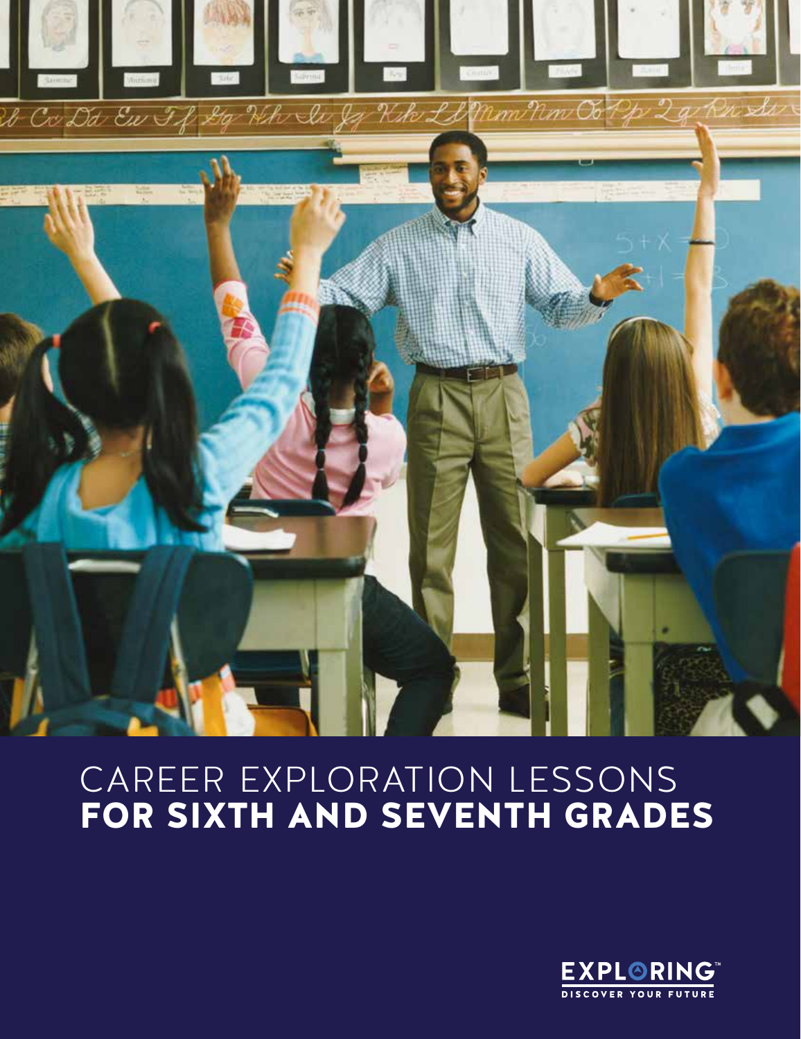# CAREER EXPLORATION LESSONS
# FOR SIXTH AND SEVENTH GRADES

EXPLORING™
DISCOVER YOUR FUTURE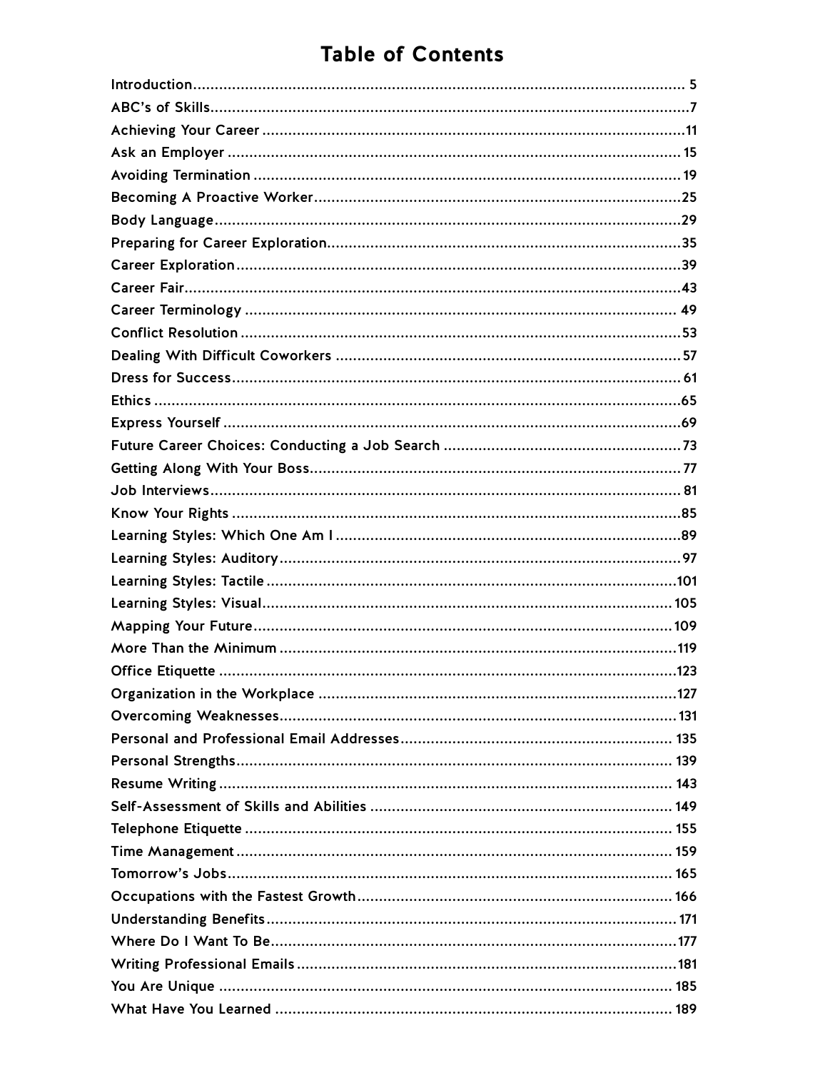# Table of Contents

| | |
|---|---|
| Introduction | 5 |
| ABC's of Skills | 7 |
| Achieving Your Career | 11 |
| Ask an Employer | 15 |
| Avoiding Termination | 19 |
| Becoming A Proactive Worker | 25 |
| Body Language | 29 |
| Preparing for Career Exploration | 35 |
| Career Exploration | 39 |
| Career Fair | 43 |
| Career Terminology | 49 |
| Conflict Resolution | 53 |
| Dealing With Difficult Coworkers | 57 |
| Dress for Success | 61 |
| Ethics | 65 |
| Express Yourself | 69 |
| Future Career Choices: Conducting a Job Search | 73 |
| Getting Along With Your Boss | 77 |
| Job Interviews | 81 |
| Know Your Rights | 85 |
| Learning Styles: Which One Am I | 89 |
| Learning Styles: Auditory | 97 |
| Learning Styles: Tactile | 101 |
| Learning Styles: Visual | 105 |
| Mapping Your Future | 109 |
| More Than the Minimum | 119 |
| Office Etiquette | 123 |
| Organization in the Workplace | 127 |
| Overcoming Weaknesses | 131 |
| Personal and Professional Email Addresses | 135 |
| Personal Strengths | 139 |
| Resume Writing | 143 |
| Self-Assessment of Skills and Abilities | 149 |
| Telephone Etiquette | 155 |
| Time Management | 159 |
| Tomorrow's Jobs | 165 |
| Occupations with the Fastest Growth | 166 |
| Understanding Benefits | 171 |
| Where Do I Want To Be | 177 |
| Writing Professional Emails | 181 |
| You Are Unique | 185 |
| What Have You Learned | 189 |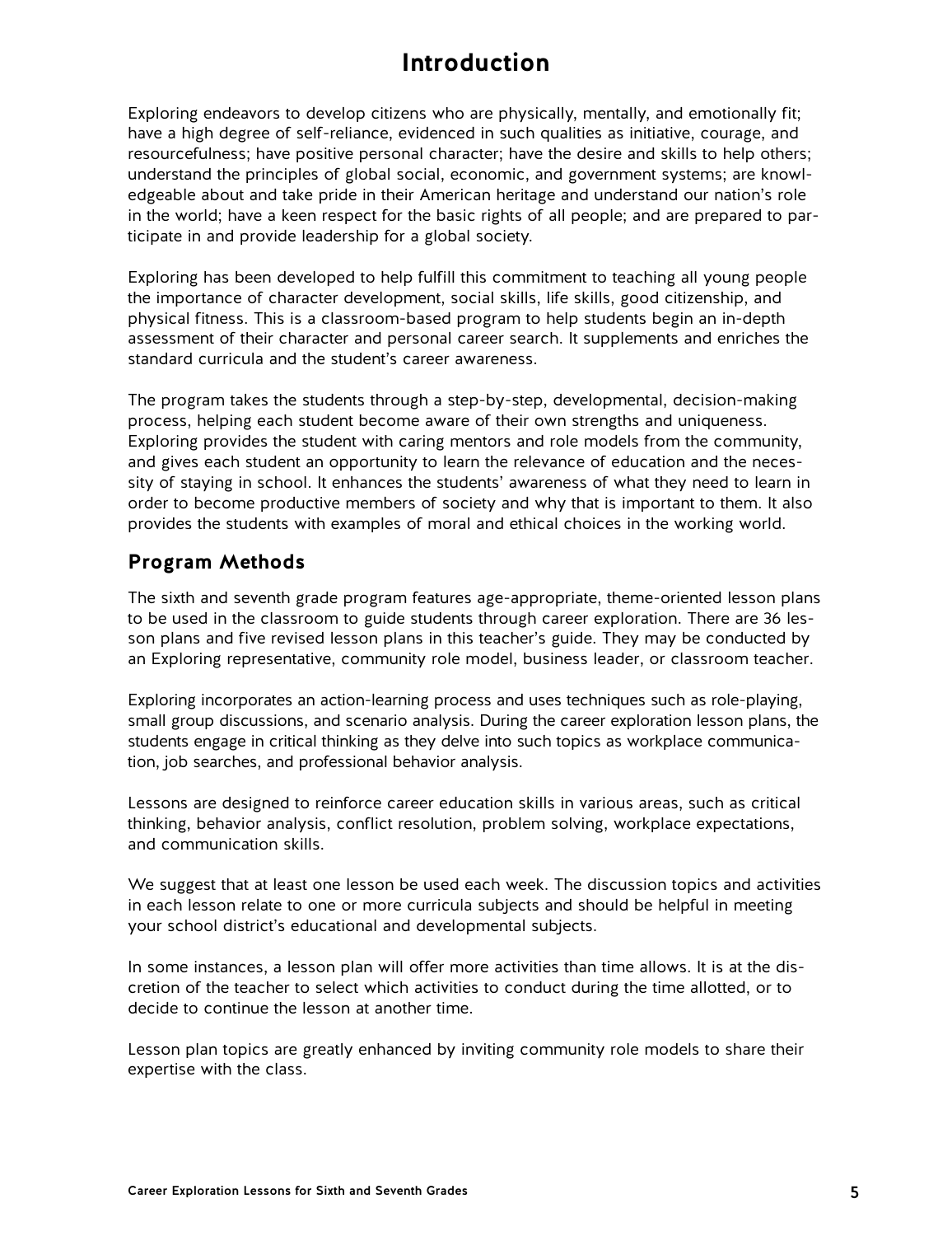# Introduction

Exploring endeavors to develop citizens who are physically, mentally, and emotionally fit; have a high degree of self-reliance, evidenced in such qualities as initiative, courage, and resourcefulness; have positive personal character; have the desire and skills to help others; understand the principles of global social, economic, and government systems; are knowledgeable about and take pride in their American heritage and understand our nation's role in the world; have a keen respect for the basic rights of all people; and are prepared to participate in and provide leadership for a global society.

Exploring has been developed to help fulfill this commitment to teaching all young people the importance of character development, social skills, life skills, good citizenship, and physical fitness. This is a classroom-based program to help students begin an in-depth assessment of their character and personal career search. It supplements and enriches the standard curricula and the student's career awareness.

The program takes the students through a step-by-step, developmental, decision-making process, helping each student become aware of their own strengths and uniqueness. Exploring provides the student with caring mentors and role models from the community, and gives each student an opportunity to learn the relevance of education and the necessity of staying in school. It enhances the students' awareness of what they need to learn in order to become productive members of society and why that is important to them. It also provides the students with examples of moral and ethical choices in the working world.

## Program Methods

The sixth and seventh grade program features age-appropriate, theme-oriented lesson plans to be used in the classroom to guide students through career exploration. There are 36 lesson plans and five revised lesson plans in this teacher's guide. They may be conducted by an Exploring representative, community role model, business leader, or classroom teacher.

Exploring incorporates an action-learning process and uses techniques such as role-playing, small group discussions, and scenario analysis. During the career exploration lesson plans, the students engage in critical thinking as they delve into such topics as workplace communication, job searches, and professional behavior analysis.

Lessons are designed to reinforce career education skills in various areas, such as critical thinking, behavior analysis, conflict resolution, problem solving, workplace expectations, and communication skills.

We suggest that at least one lesson be used each week. The discussion topics and activities in each lesson relate to one or more curricula subjects and should be helpful in meeting your school district's educational and developmental subjects.

In some instances, a lesson plan will offer more activities than time allows. It is at the discretion of the teacher to select which activities to conduct during the time allotted, or to decide to continue the lesson at another time.

Lesson plan topics are greatly enhanced by inviting community role models to share their expertise with the class.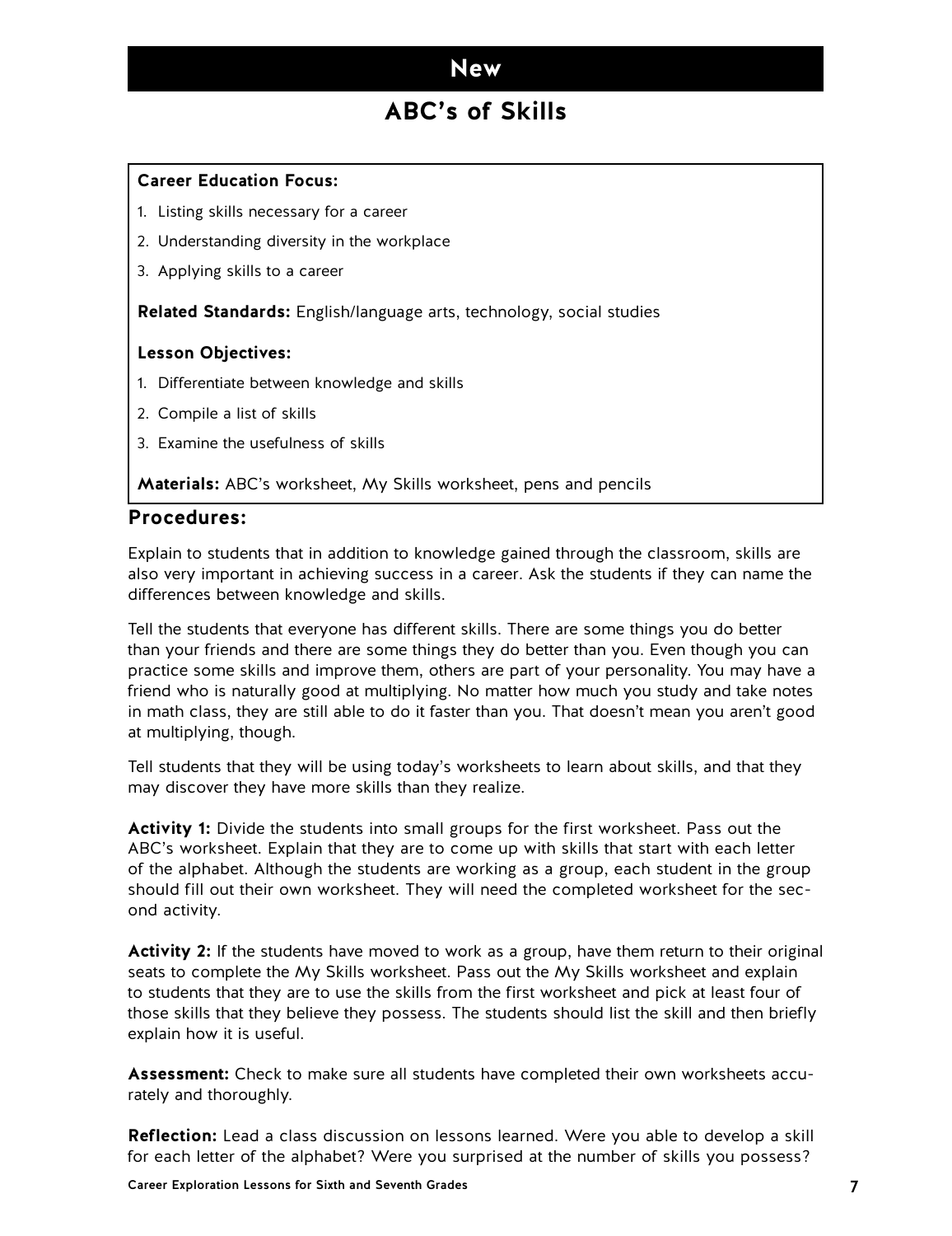# New

## ABC's of Skills

**Career Education Focus:**

1. Listing skills necessary for a career
2. Understanding diversity in the workplace
3. Applying skills to a career

**Related Standards:** English/language arts, technology, social studies

**Lesson Objectives:**

1. Differentiate between knowledge and skills
2. Compile a list of skills
3. Examine the usefulness of skills

**Materials:** ABC's worksheet, My Skills worksheet, pens and pencils

### Procedures:

Explain to students that in addition to knowledge gained through the classroom, skills are also very important in achieving success in a career. Ask the students if they can name the differences between knowledge and skills.

Tell the students that everyone has different skills. There are some things you do better than your friends and there are some things they do better than you. Even though you can practice some skills and improve them, others are part of your personality. You may have a friend who is naturally good at multiplying. No matter how much you study and take notes in math class, they are still able to do it faster than you. That doesn't mean you aren't good at multiplying, though.

Tell students that they will be using today's worksheets to learn about skills, and that they may discover they have more skills than they realize.

**Activity 1:** Divide the students into small groups for the first worksheet. Pass out the ABC's worksheet. Explain that they are to come up with skills that start with each letter of the alphabet. Although the students are working as a group, each student in the group should fill out their own worksheet. They will need the completed worksheet for the second activity.

**Activity 2:** If the students have moved to work as a group, have them return to their original seats to complete the My Skills worksheet. Pass out the My Skills worksheet and explain to students that they are to use the skills from the first worksheet and pick at least four of those skills that they believe they possess. The students should list the skill and then briefly explain how it is useful.

**Assessment:** Check to make sure all students have completed their own worksheets accurately and thoroughly.

**Reflection:** Lead a class discussion on lessons learned. Were you able to develop a skill for each letter of the alphabet? Were you surprised at the number of skills you possess?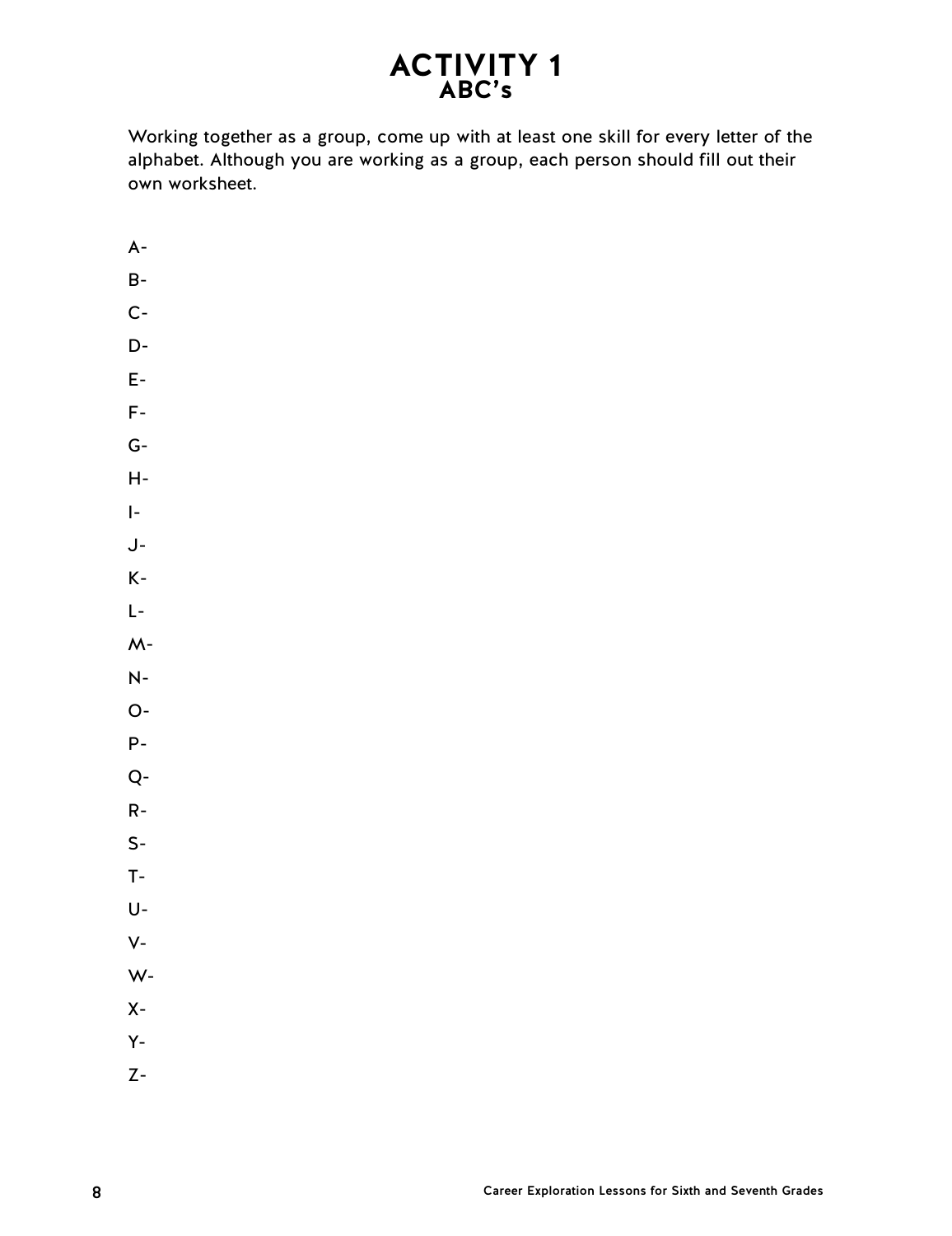# ACTIVITY 1
## ABC's

Working together as a group, come up with at least one skill for every letter of the alphabet. Although you are working as a group, each person should fill out their own worksheet.

A-

B-

C-

D-

E-

F-

G-

H-

I-

J-

K-

L-

M-

N-

O-

P-

Q-

R-

S-

T-

U-

V-

W-

X-

Y-

Z-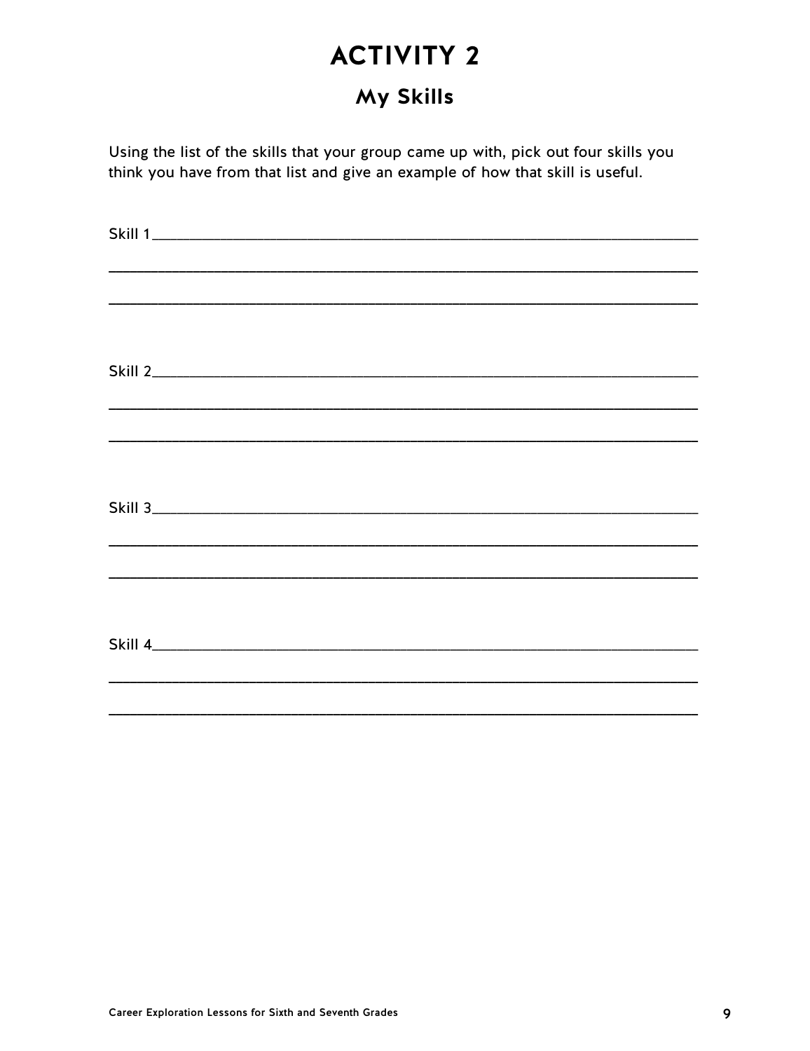# ACTIVITY 2

## My Skills

Using the list of the skills that your group came up with, pick out four skills you think you have from that list and give an example of how that skill is useful.

Skill 1\_\_\_\_\_\_\_\_\_\_\_\_\_\_\_\_\_\_\_\_\_\_\_\_\_\_\_\_\_\_\_\_\_\_\_\_\_\_\_\_\_\_\_\_\_\_\_\_\_\_\_\_\_\_\_\_

\_\_\_\_\_\_\_\_\_\_\_\_\_\_\_\_\_\_\_\_\_\_\_\_\_\_\_\_\_\_\_\_\_\_\_\_\_\_\_\_\_\_\_\_\_\_\_\_\_\_\_\_\_\_\_\_\_\_\_\_\_\_

\_\_\_\_\_\_\_\_\_\_\_\_\_\_\_\_\_\_\_\_\_\_\_\_\_\_\_\_\_\_\_\_\_\_\_\_\_\_\_\_\_\_\_\_\_\_\_\_\_\_\_\_\_\_\_\_\_\_\_\_\_\_

Skill 2\_\_\_\_\_\_\_\_\_\_\_\_\_\_\_\_\_\_\_\_\_\_\_\_\_\_\_\_\_\_\_\_\_\_\_\_\_\_\_\_\_\_\_\_\_\_\_\_\_\_\_\_\_\_\_\_

\_\_\_\_\_\_\_\_\_\_\_\_\_\_\_\_\_\_\_\_\_\_\_\_\_\_\_\_\_\_\_\_\_\_\_\_\_\_\_\_\_\_\_\_\_\_\_\_\_\_\_\_\_\_\_\_\_\_\_\_\_\_

\_\_\_\_\_\_\_\_\_\_\_\_\_\_\_\_\_\_\_\_\_\_\_\_\_\_\_\_\_\_\_\_\_\_\_\_\_\_\_\_\_\_\_\_\_\_\_\_\_\_\_\_\_\_\_\_\_\_\_\_\_\_

Skill 3\_\_\_\_\_\_\_\_\_\_\_\_\_\_\_\_\_\_\_\_\_\_\_\_\_\_\_\_\_\_\_\_\_\_\_\_\_\_\_\_\_\_\_\_\_\_\_\_\_\_\_\_\_\_\_\_

\_\_\_\_\_\_\_\_\_\_\_\_\_\_\_\_\_\_\_\_\_\_\_\_\_\_\_\_\_\_\_\_\_\_\_\_\_\_\_\_\_\_\_\_\_\_\_\_\_\_\_\_\_\_\_\_\_\_\_\_\_\_

\_\_\_\_\_\_\_\_\_\_\_\_\_\_\_\_\_\_\_\_\_\_\_\_\_\_\_\_\_\_\_\_\_\_\_\_\_\_\_\_\_\_\_\_\_\_\_\_\_\_\_\_\_\_\_\_\_\_\_\_\_\_

Skill 4\_\_\_\_\_\_\_\_\_\_\_\_\_\_\_\_\_\_\_\_\_\_\_\_\_\_\_\_\_\_\_\_\_\_\_\_\_\_\_\_\_\_\_\_\_\_\_\_\_\_\_\_\_\_\_\_

\_\_\_\_\_\_\_\_\_\_\_\_\_\_\_\_\_\_\_\_\_\_\_\_\_\_\_\_\_\_\_\_\_\_\_\_\_\_\_\_\_\_\_\_\_\_\_\_\_\_\_\_\_\_\_\_\_\_\_\_\_\_

\_\_\_\_\_\_\_\_\_\_\_\_\_\_\_\_\_\_\_\_\_\_\_\_\_\_\_\_\_\_\_\_\_\_\_\_\_\_\_\_\_\_\_\_\_\_\_\_\_\_\_\_\_\_\_\_\_\_\_\_\_\_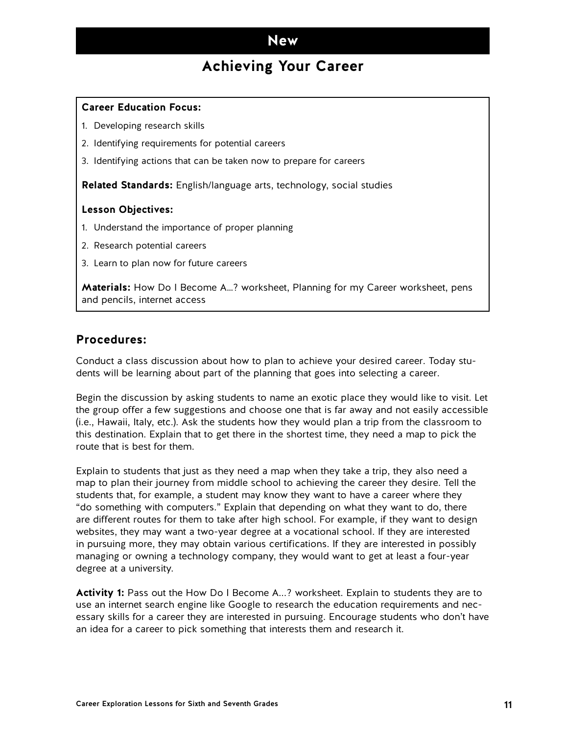## New

# Achieving Your Career

**Career Education Focus:**

1. Developing research skills
2. Identifying requirements for potential careers
3. Identifying actions that can be taken now to prepare for careers

**Related Standards:** English/language arts, technology, social studies

**Lesson Objectives:**

1. Understand the importance of proper planning
2. Research potential careers
3. Learn to plan now for future careers

**Materials:** How Do I Become A...? worksheet, Planning for my Career worksheet, pens and pencils, internet access

## Procedures:

Conduct a class discussion about how to plan to achieve your desired career. Today students will be learning about part of the planning that goes into selecting a career.

Begin the discussion by asking students to name an exotic place they would like to visit. Let the group offer a few suggestions and choose one that is far away and not easily accessible (i.e., Hawaii, Italy, etc.). Ask the students how they would plan a trip from the classroom to this destination. Explain that to get there in the shortest time, they need a map to pick the route that is best for them.

Explain to students that just as they need a map when they take a trip, they also need a map to plan their journey from middle school to achieving the career they desire. Tell the students that, for example, a student may know they want to have a career where they "do something with computers." Explain that depending on what they want to do, there are different routes for them to take after high school. For example, if they want to design websites, they may want a two-year degree at a vocational school. If they are interested in pursuing more, they may obtain various certifications. If they are interested in possibly managing or owning a technology company, they would want to get at least a four-year degree at a university.

**Activity 1:** Pass out the How Do I Become A...? worksheet. Explain to students they are to use an internet search engine like Google to research the education requirements and necessary skills for a career they are interested in pursuing. Encourage students who don't have an idea for a career to pick something that interests them and research it.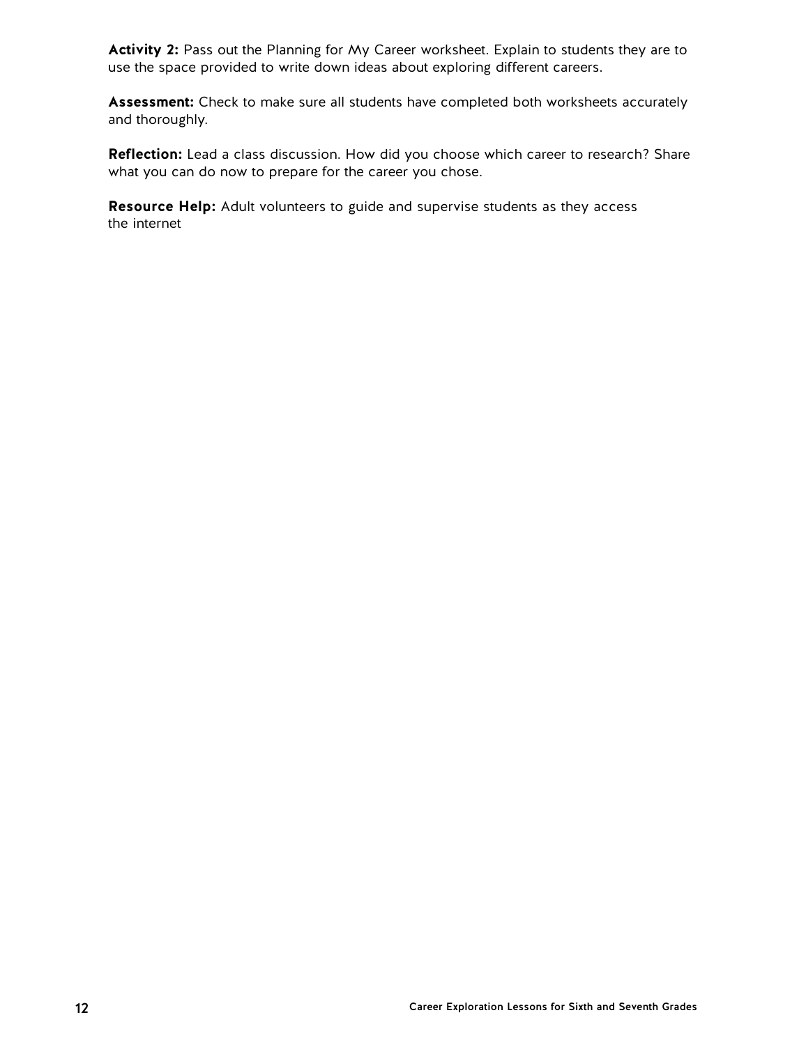**Activity 2:** Pass out the Planning for My Career worksheet. Explain to students they are to use the space provided to write down ideas about exploring different careers.

**Assessment:** Check to make sure all students have completed both worksheets accurately and thoroughly.

**Reflection:** Lead a class discussion. How did you choose which career to research? Share what you can do now to prepare for the career you chose.

**Resource Help:** Adult volunteers to guide and supervise students as they access the internet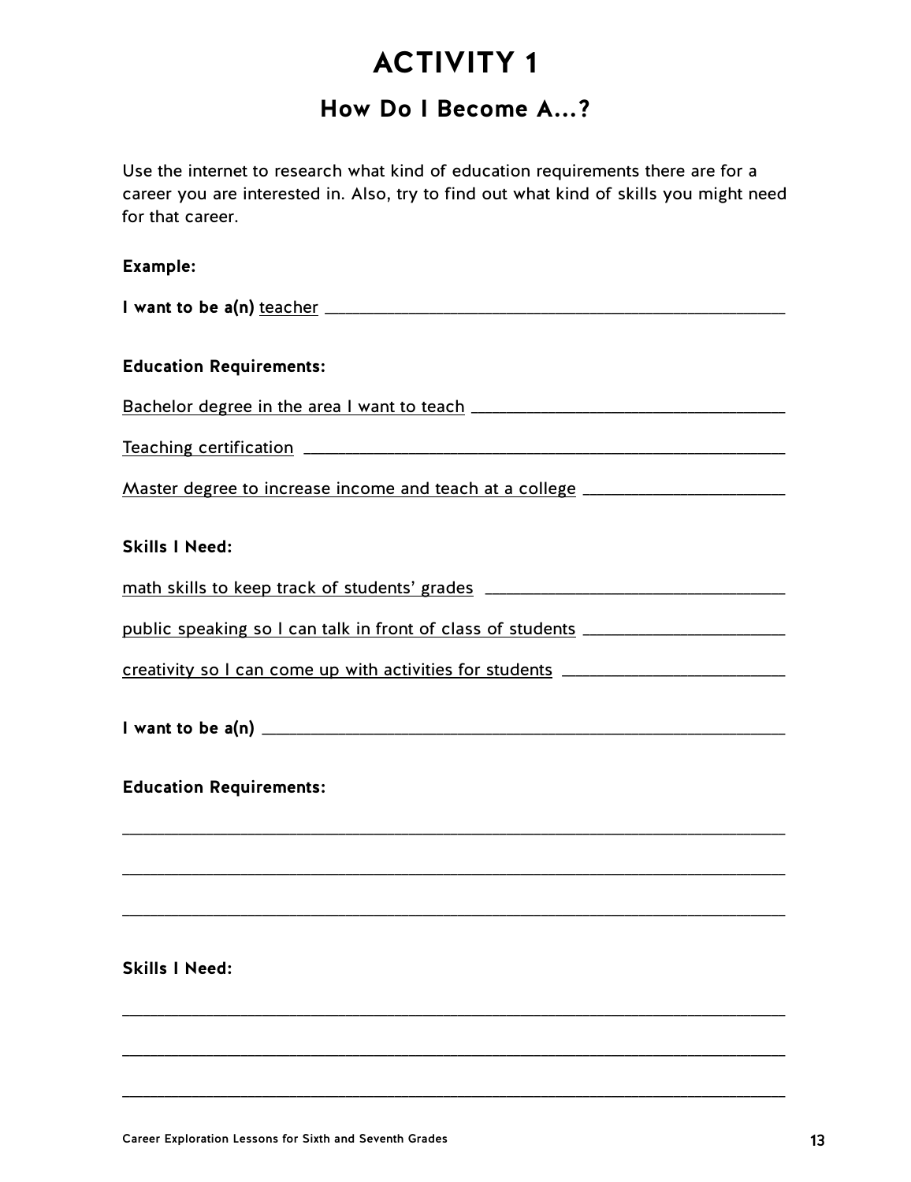# ACTIVITY 1

## How Do I Become A…?

Use the internet to research what kind of education requirements there are for a career you are interested in. Also, try to find out what kind of skills you might need for that career.

**Example:**

**I want to be a(n)** teacher ______________________________________________

**Education Requirements:**

Bachelor degree in the area I want to teach ______________________________

Teaching certification ______________________________________________

Master degree to increase income and teach at a college ___________________

**Skills I Need:**

math skills to keep track of students' grades ______________________________

public speaking so I can talk in front of class of students ___________________

creativity so I can come up with activities for students ______________________

**I want to be a(n)** ______________________________________________

**Education Requirements:**

______________________________________________________________

______________________________________________________________

______________________________________________________________

**Skills I Need:**

______________________________________________________________

______________________________________________________________

______________________________________________________________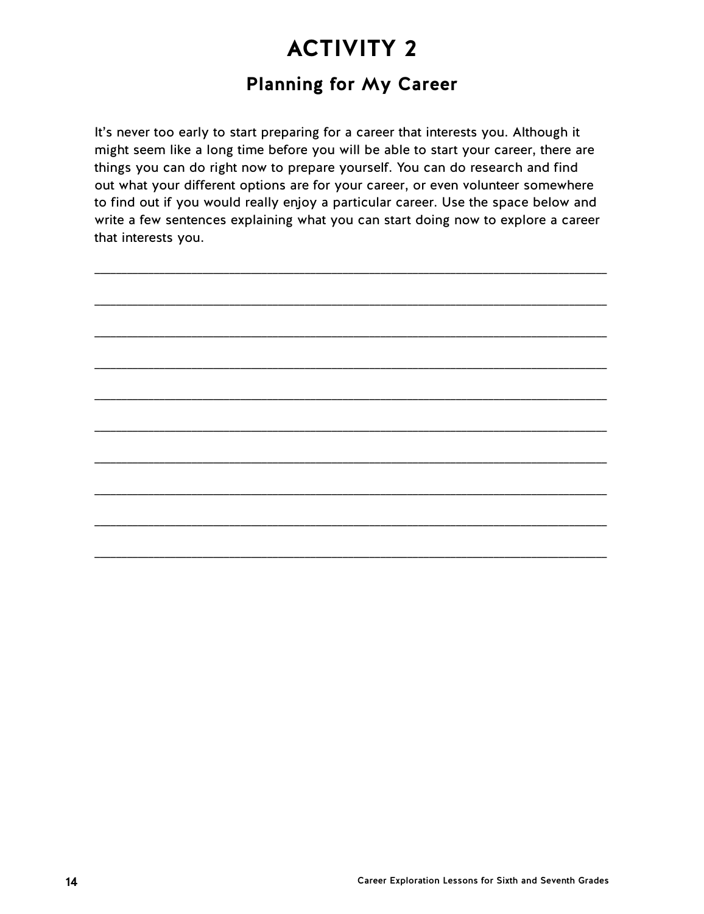# ACTIVITY 2

## Planning for My Career

It's never too early to start preparing for a career that interests you. Although it might seem like a long time before you will be able to start your career, there are things you can do right now to prepare yourself. You can do research and find out what your different options are for your career, or even volunteer somewhere to find out if you would really enjoy a particular career. Use the space below and write a few sentences explaining what you can start doing now to explore a career that interests you.

______________________________________________________________________

______________________________________________________________________

______________________________________________________________________

______________________________________________________________________

______________________________________________________________________

______________________________________________________________________

______________________________________________________________________

______________________________________________________________________

______________________________________________________________________

______________________________________________________________________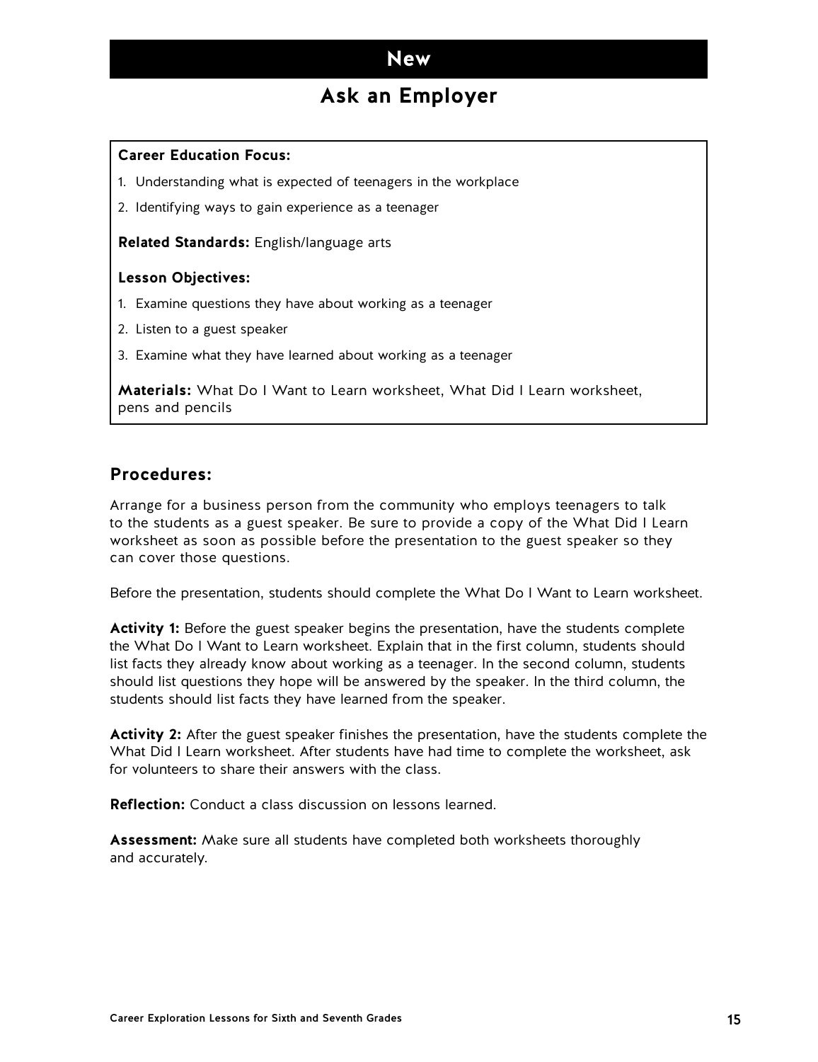# New

## Ask an Employer

**Career Education Focus:**

1. Understanding what is expected of teenagers in the workplace
2. Identifying ways to gain experience as a teenager

**Related Standards:** English/language arts

**Lesson Objectives:**

1. Examine questions they have about working as a teenager
2. Listen to a guest speaker
3. Examine what they have learned about working as a teenager

**Materials:** What Do I Want to Learn worksheet, What Did I Learn worksheet, pens and pencils

### Procedures:

Arrange for a business person from the community who employs teenagers to talk to the students as a guest speaker. Be sure to provide a copy of the What Did I Learn worksheet as soon as possible before the presentation to the guest speaker so they can cover those questions.

Before the presentation, students should complete the What Do I Want to Learn worksheet.

**Activity 1:** Before the guest speaker begins the presentation, have the students complete the What Do I Want to Learn worksheet. Explain that in the first column, students should list facts they already know about working as a teenager. In the second column, students should list questions they hope will be answered by the speaker. In the third column, the students should list facts they have learned from the speaker.

**Activity 2:** After the guest speaker finishes the presentation, have the students complete the What Did I Learn worksheet. After students have had time to complete the worksheet, ask for volunteers to share their answers with the class.

**Reflection:** Conduct a class discussion on lessons learned.

**Assessment:** Make sure all students have completed both worksheets thoroughly and accurately.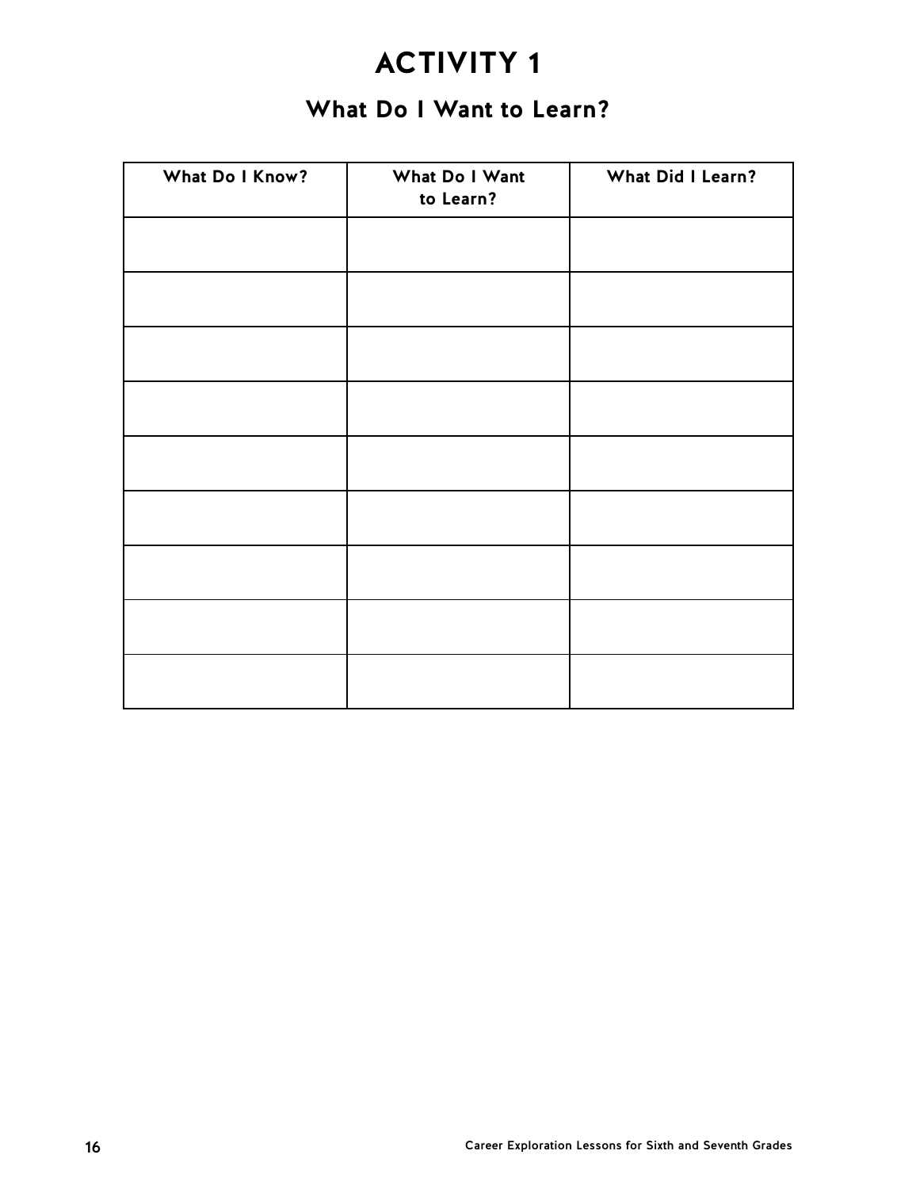# ACTIVITY 1

## What Do I Want to Learn?

| What Do I Know? | What Do I Want to Learn? | What Did I Learn? |
|---|---|---|
| | | |
| | | |
| | | |
| | | |
| | | |
| | | |
| | | |
| | | |
| | | |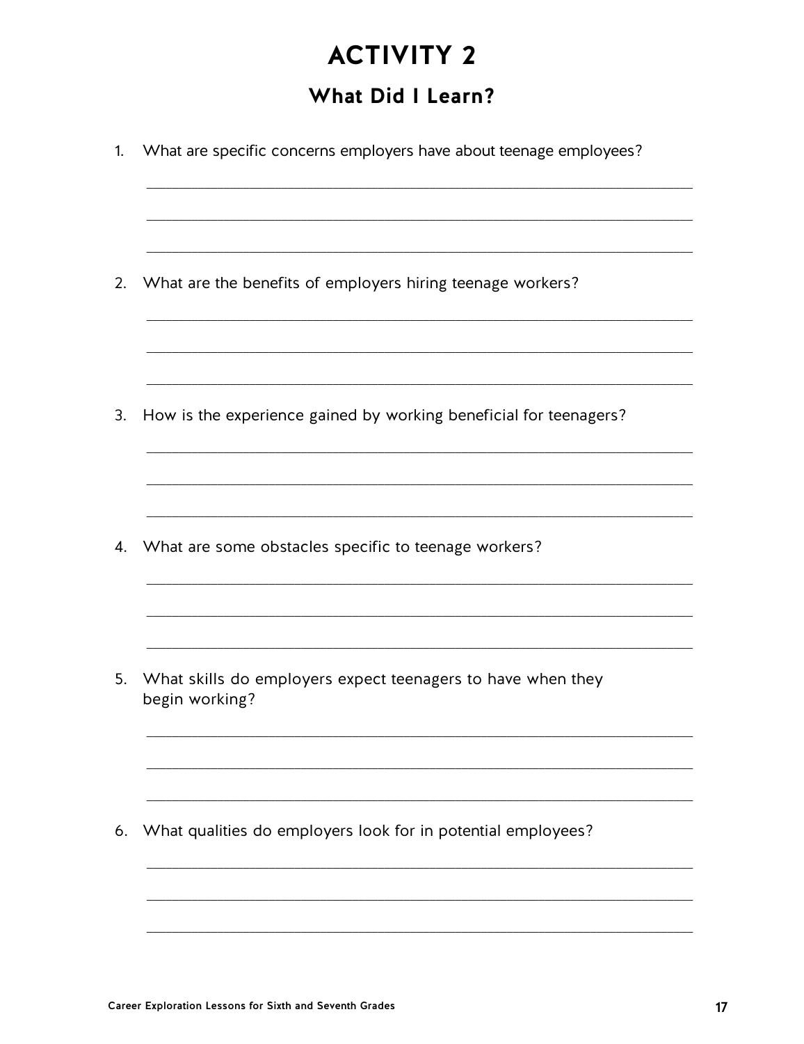# ACTIVITY 2

## What Did I Learn?

1. What are specific concerns employers have about teenage employees?

   ______________________________________________________________________

   ______________________________________________________________________

   ______________________________________________________________________

2. What are the benefits of employers hiring teenage workers?

   ______________________________________________________________________

   ______________________________________________________________________

   ______________________________________________________________________

3. How is the experience gained by working beneficial for teenagers?

   ______________________________________________________________________

   ______________________________________________________________________

   ______________________________________________________________________

4. What are some obstacles specific to teenage workers?

   ______________________________________________________________________

   ______________________________________________________________________

   ______________________________________________________________________

5. What skills do employers expect teenagers to have when they begin working?

   ______________________________________________________________________

   ______________________________________________________________________

   ______________________________________________________________________

6. What qualities do employers look for in potential employees?

   ______________________________________________________________________

   ______________________________________________________________________

   ______________________________________________________________________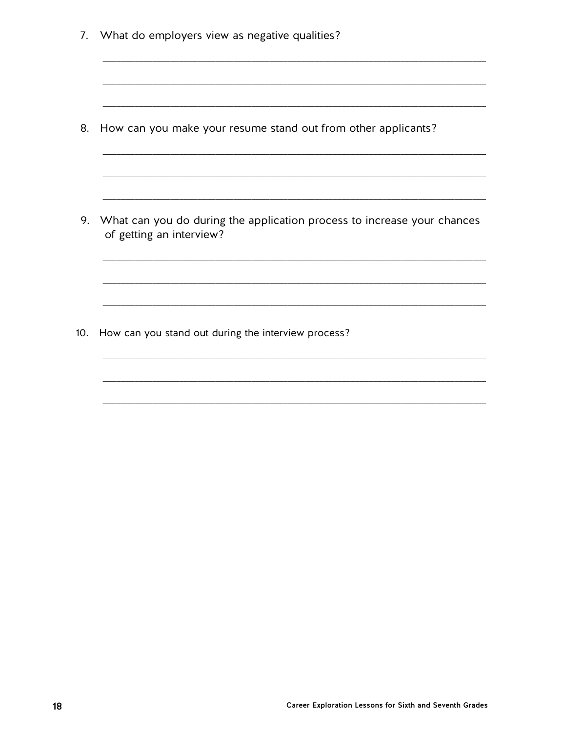7. What do employers view as negative qualities?

_______________________________________________________________

_______________________________________________________________

_______________________________________________________________

8. How can you make your resume stand out from other applicants?

_______________________________________________________________

_______________________________________________________________

_______________________________________________________________

9. What can you do during the application process to increase your chances of getting an interview?

_______________________________________________________________

_______________________________________________________________

_______________________________________________________________

10. How can you stand out during the interview process?

_______________________________________________________________

_______________________________________________________________

_______________________________________________________________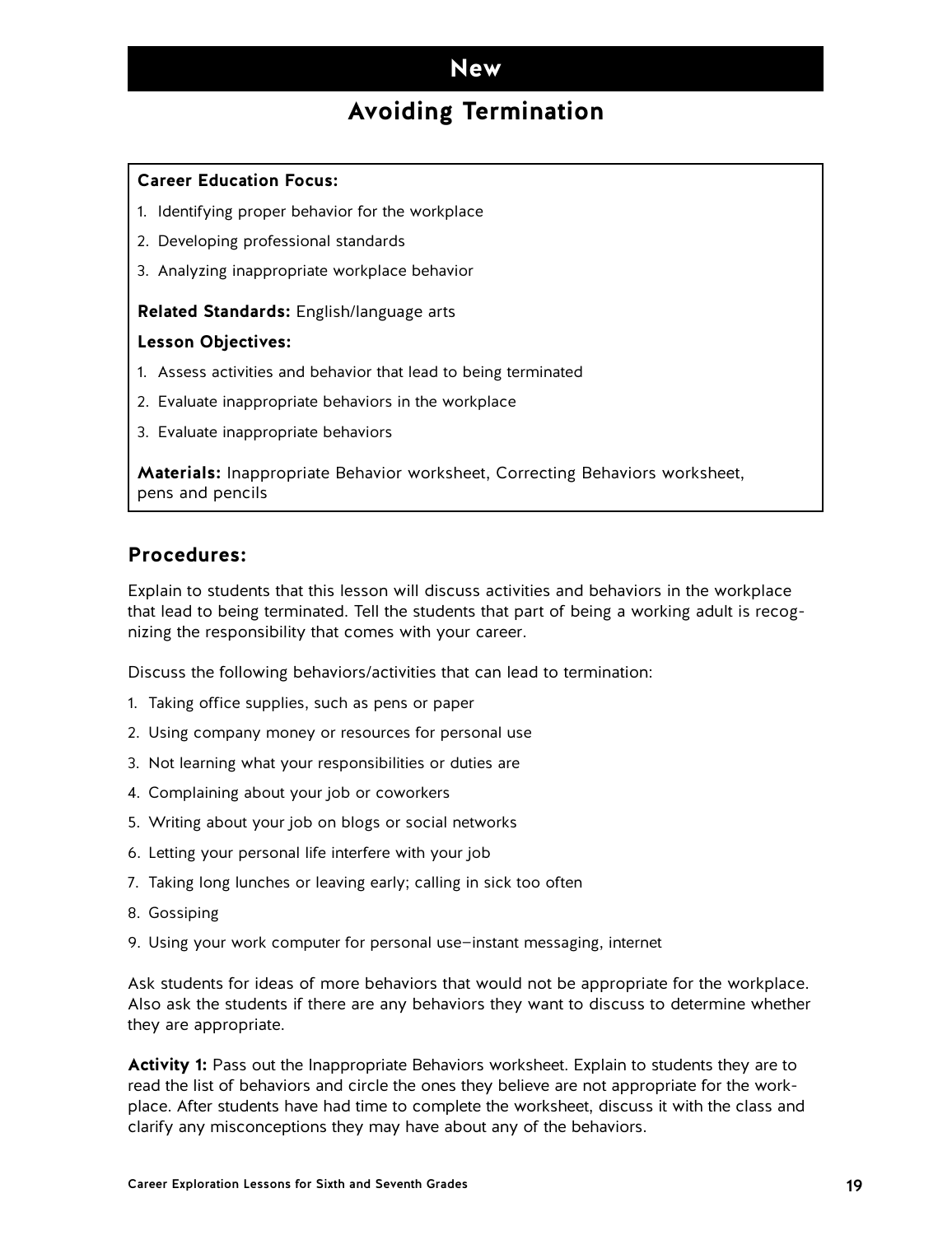# New

## Avoiding Termination

**Career Education Focus:**

1. Identifying proper behavior for the workplace
2. Developing professional standards
3. Analyzing inappropriate workplace behavior

**Related Standards:** English/language arts

**Lesson Objectives:**

1. Assess activities and behavior that lead to being terminated
2. Evaluate inappropriate behaviors in the workplace
3. Evaluate inappropriate behaviors

**Materials:** Inappropriate Behavior worksheet, Correcting Behaviors worksheet, pens and pencils

### Procedures:

Explain to students that this lesson will discuss activities and behaviors in the workplace that lead to being terminated. Tell the students that part of being a working adult is recognizing the responsibility that comes with your career.

Discuss the following behaviors/activities that can lead to termination:

1. Taking office supplies, such as pens or paper
2. Using company money or resources for personal use
3. Not learning what your responsibilities or duties are
4. Complaining about your job or coworkers
5. Writing about your job on blogs or social networks
6. Letting your personal life interfere with your job
7. Taking long lunches or leaving early; calling in sick too often
8. Gossiping
9. Using your work computer for personal use—instant messaging, internet

Ask students for ideas of more behaviors that would not be appropriate for the workplace. Also ask the students if there are any behaviors they want to discuss to determine whether they are appropriate.

**Activity 1:** Pass out the Inappropriate Behaviors worksheet. Explain to students they are to read the list of behaviors and circle the ones they believe are not appropriate for the workplace. After students have had time to complete the worksheet, discuss it with the class and clarify any misconceptions they may have about any of the behaviors.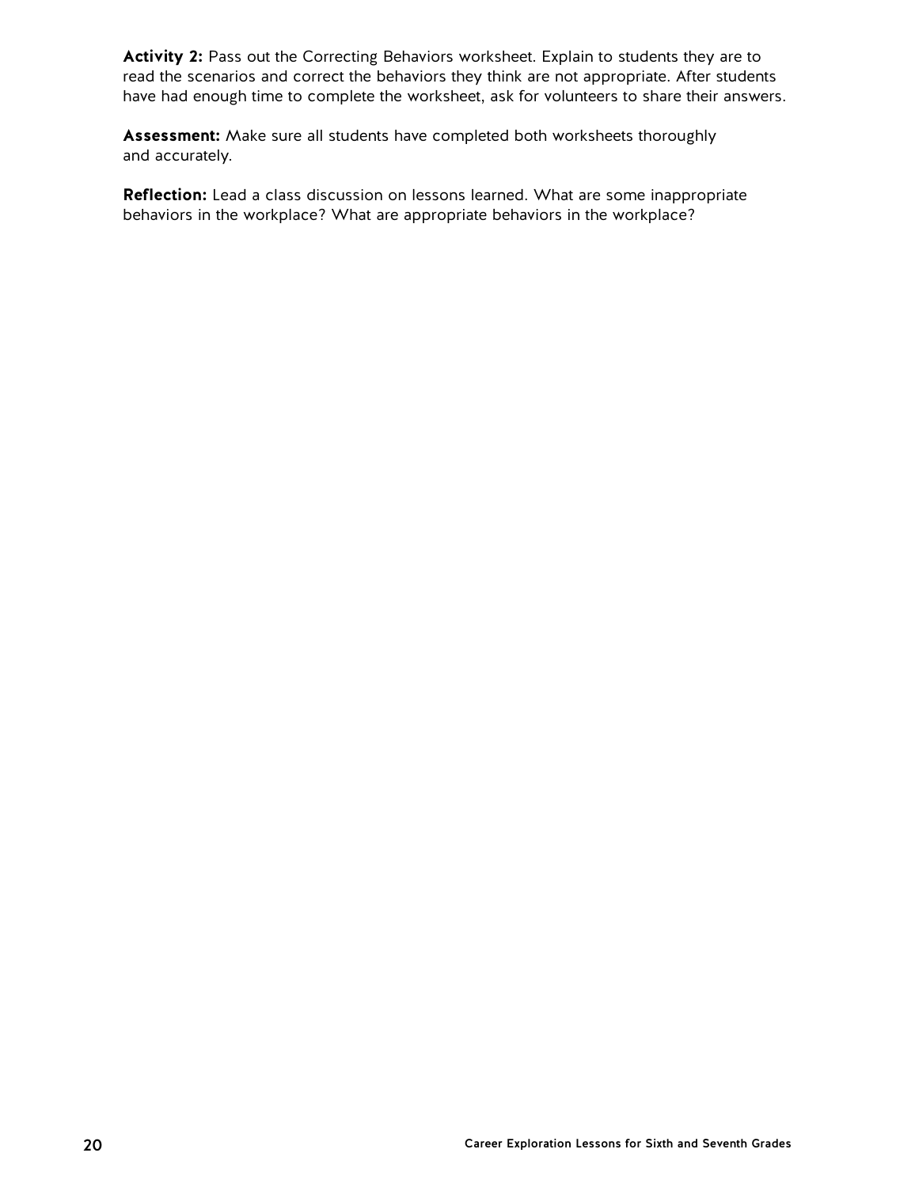**Activity 2:** Pass out the Correcting Behaviors worksheet. Explain to students they are to read the scenarios and correct the behaviors they think are not appropriate. After students have had enough time to complete the worksheet, ask for volunteers to share their answers.

**Assessment:** Make sure all students have completed both worksheets thoroughly and accurately.

**Reflection:** Lead a class discussion on lessons learned. What are some inappropriate behaviors in the workplace? What are appropriate behaviors in the workplace?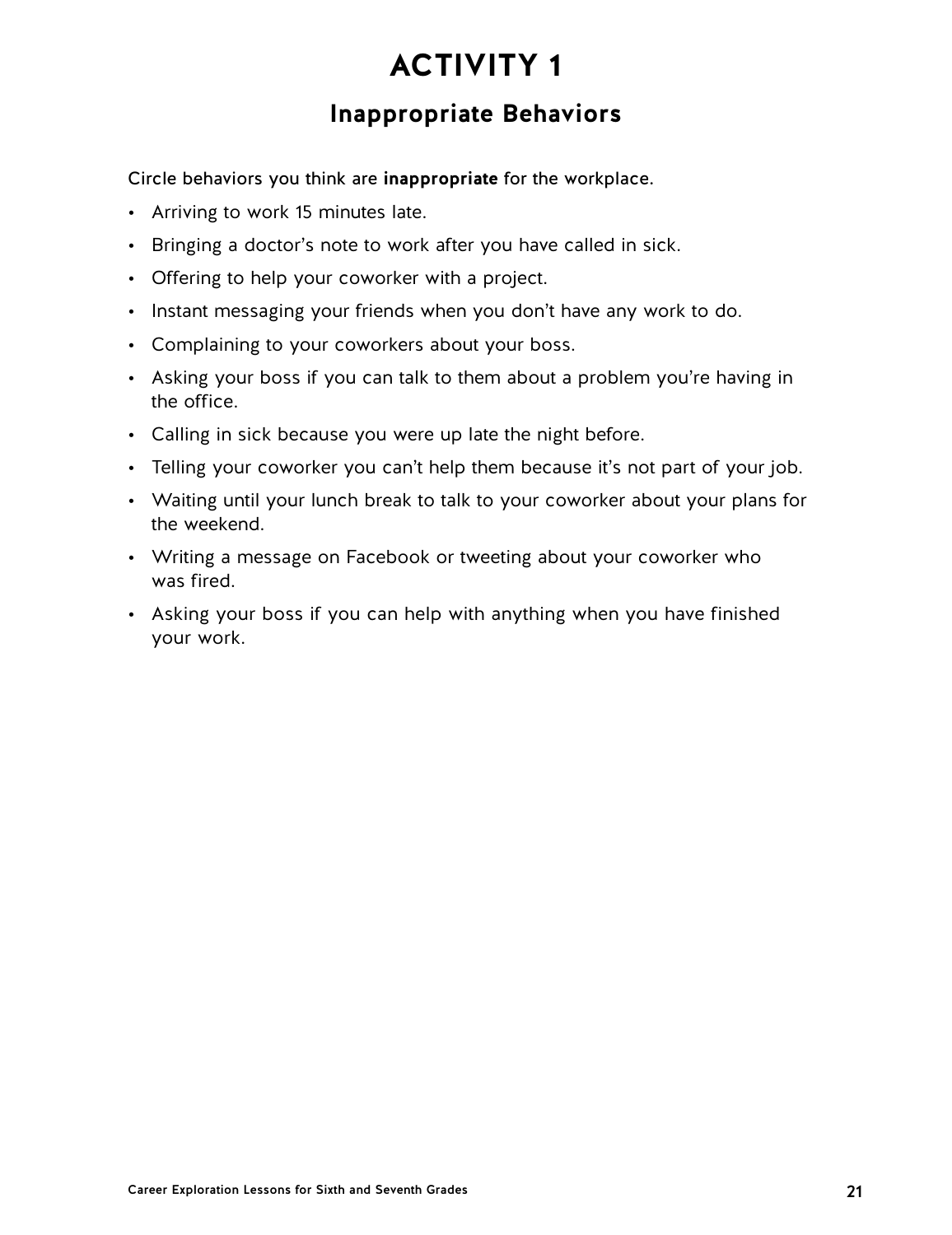# ACTIVITY 1

## Inappropriate Behaviors

Circle behaviors you think are **inappropriate** for the workplace.

- Arriving to work 15 minutes late.
- Bringing a doctor's note to work after you have called in sick.
- Offering to help your coworker with a project.
- Instant messaging your friends when you don't have any work to do.
- Complaining to your coworkers about your boss.
- Asking your boss if you can talk to them about a problem you're having in the office.
- Calling in sick because you were up late the night before.
- Telling your coworker you can't help them because it's not part of your job.
- Waiting until your lunch break to talk to your coworker about your plans for the weekend.
- Writing a message on Facebook or tweeting about your coworker who was fired.
- Asking your boss if you can help with anything when you have finished your work.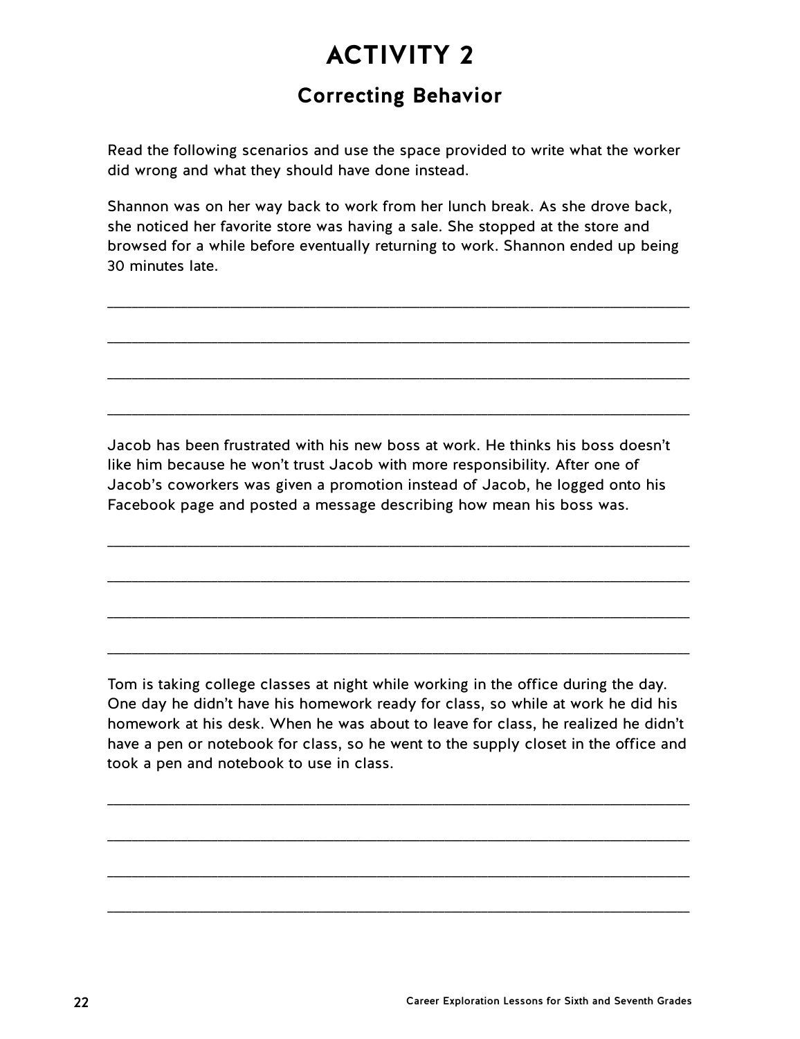# ACTIVITY 2

## Correcting Behavior

Read the following scenarios and use the space provided to write what the worker did wrong and what they should have done instead.

Shannon was on her way back to work from her lunch break. As she drove back, she noticed her favorite store was having a sale. She stopped at the store and browsed for a while before eventually returning to work. Shannon ended up being 30 minutes late.

\_\_\_\_\_\_\_\_\_\_\_\_\_\_\_\_\_\_\_\_\_\_\_\_\_\_\_\_\_\_\_\_\_\_\_\_\_\_\_\_\_\_\_\_\_\_\_\_\_\_\_\_\_\_\_\_\_\_\_\_

\_\_\_\_\_\_\_\_\_\_\_\_\_\_\_\_\_\_\_\_\_\_\_\_\_\_\_\_\_\_\_\_\_\_\_\_\_\_\_\_\_\_\_\_\_\_\_\_\_\_\_\_\_\_\_\_\_\_\_\_

\_\_\_\_\_\_\_\_\_\_\_\_\_\_\_\_\_\_\_\_\_\_\_\_\_\_\_\_\_\_\_\_\_\_\_\_\_\_\_\_\_\_\_\_\_\_\_\_\_\_\_\_\_\_\_\_\_\_\_\_

\_\_\_\_\_\_\_\_\_\_\_\_\_\_\_\_\_\_\_\_\_\_\_\_\_\_\_\_\_\_\_\_\_\_\_\_\_\_\_\_\_\_\_\_\_\_\_\_\_\_\_\_\_\_\_\_\_\_\_\_

Jacob has been frustrated with his new boss at work. He thinks his boss doesn't like him because he won't trust Jacob with more responsibility. After one of Jacob's coworkers was given a promotion instead of Jacob, he logged onto his Facebook page and posted a message describing how mean his boss was.

\_\_\_\_\_\_\_\_\_\_\_\_\_\_\_\_\_\_\_\_\_\_\_\_\_\_\_\_\_\_\_\_\_\_\_\_\_\_\_\_\_\_\_\_\_\_\_\_\_\_\_\_\_\_\_\_\_\_\_\_

\_\_\_\_\_\_\_\_\_\_\_\_\_\_\_\_\_\_\_\_\_\_\_\_\_\_\_\_\_\_\_\_\_\_\_\_\_\_\_\_\_\_\_\_\_\_\_\_\_\_\_\_\_\_\_\_\_\_\_\_

\_\_\_\_\_\_\_\_\_\_\_\_\_\_\_\_\_\_\_\_\_\_\_\_\_\_\_\_\_\_\_\_\_\_\_\_\_\_\_\_\_\_\_\_\_\_\_\_\_\_\_\_\_\_\_\_\_\_\_\_

\_\_\_\_\_\_\_\_\_\_\_\_\_\_\_\_\_\_\_\_\_\_\_\_\_\_\_\_\_\_\_\_\_\_\_\_\_\_\_\_\_\_\_\_\_\_\_\_\_\_\_\_\_\_\_\_\_\_\_\_

Tom is taking college classes at night while working in the office during the day. One day he didn't have his homework ready for class, so while at work he did his homework at his desk. When he was about to leave for class, he realized he didn't have a pen or notebook for class, so he went to the supply closet in the office and took a pen and notebook to use in class.

\_\_\_\_\_\_\_\_\_\_\_\_\_\_\_\_\_\_\_\_\_\_\_\_\_\_\_\_\_\_\_\_\_\_\_\_\_\_\_\_\_\_\_\_\_\_\_\_\_\_\_\_\_\_\_\_\_\_\_\_

\_\_\_\_\_\_\_\_\_\_\_\_\_\_\_\_\_\_\_\_\_\_\_\_\_\_\_\_\_\_\_\_\_\_\_\_\_\_\_\_\_\_\_\_\_\_\_\_\_\_\_\_\_\_\_\_\_\_\_\_

\_\_\_\_\_\_\_\_\_\_\_\_\_\_\_\_\_\_\_\_\_\_\_\_\_\_\_\_\_\_\_\_\_\_\_\_\_\_\_\_\_\_\_\_\_\_\_\_\_\_\_\_\_\_\_\_\_\_\_\_

\_\_\_\_\_\_\_\_\_\_\_\_\_\_\_\_\_\_\_\_\_\_\_\_\_\_\_\_\_\_\_\_\_\_\_\_\_\_\_\_\_\_\_\_\_\_\_\_\_\_\_\_\_\_\_\_\_\_\_\_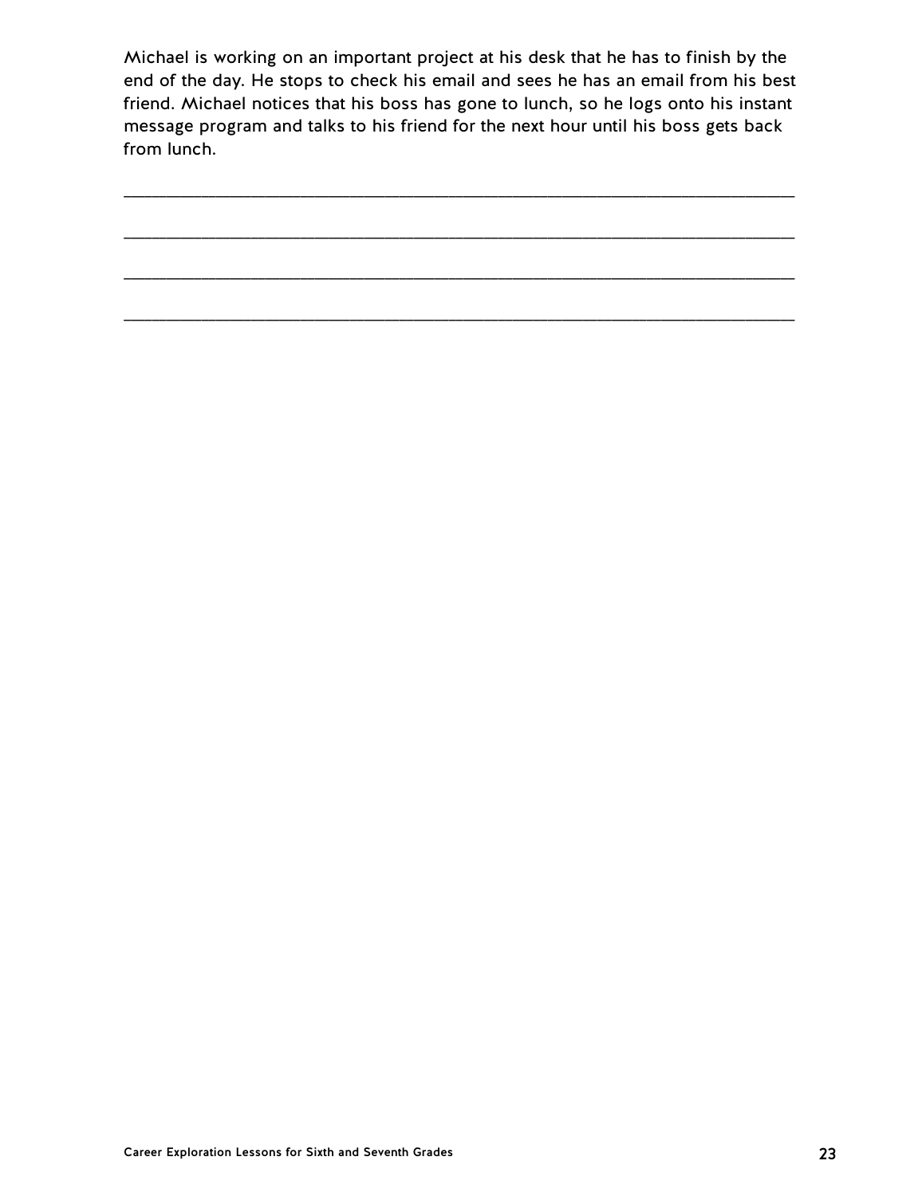Michael is working on an important project at his desk that he has to finish by the end of the day. He stops to check his email and sees he has an email from his best friend. Michael notices that his boss has gone to lunch, so he logs onto his instant message program and talks to his friend for the next hour until his boss gets back from lunch.

___________________________________________________________________________

___________________________________________________________________________

___________________________________________________________________________

___________________________________________________________________________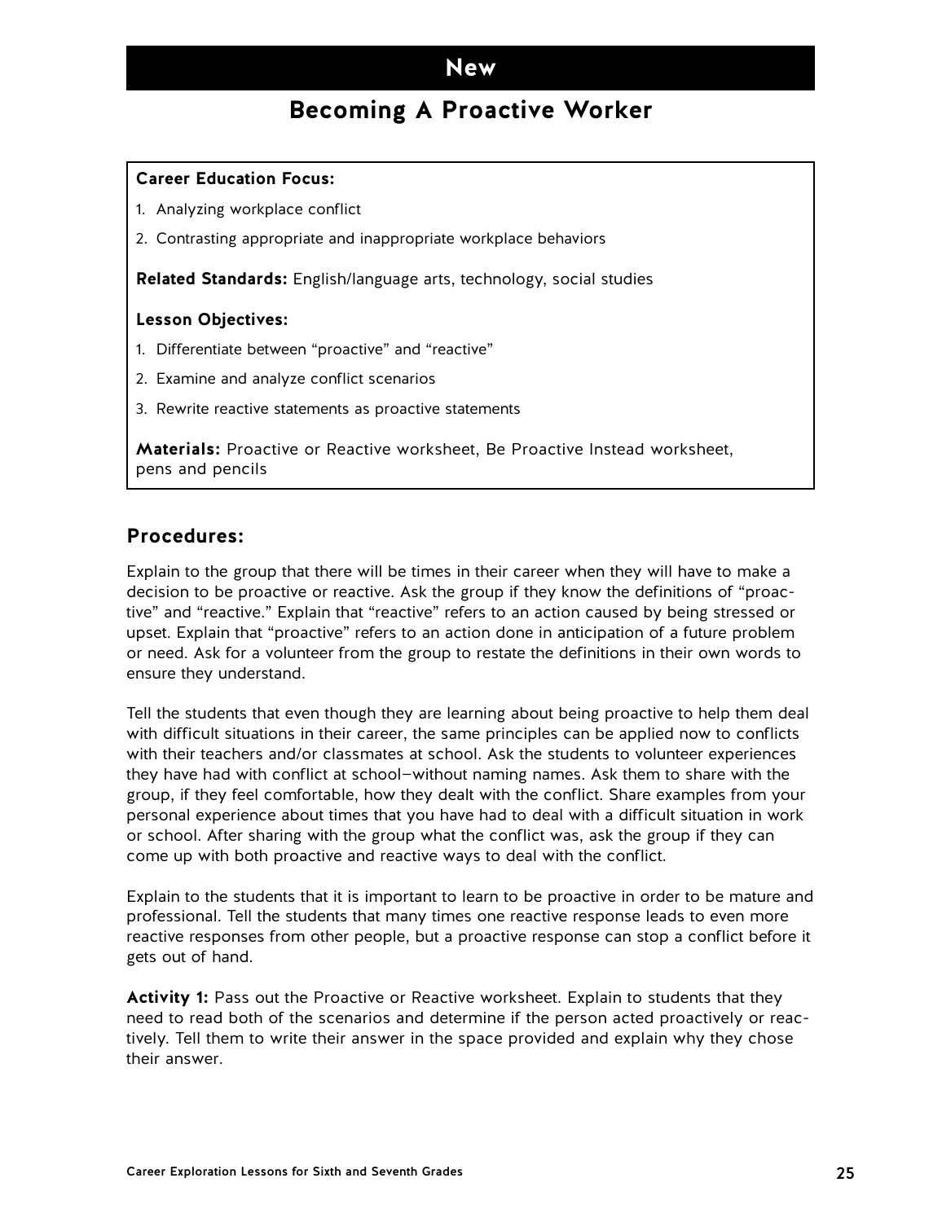# New

## Becoming A Proactive Worker

**Career Education Focus:**

1. Analyzing workplace conflict
2. Contrasting appropriate and inappropriate workplace behaviors

**Related Standards:** English/language arts, technology, social studies

**Lesson Objectives:**

1. Differentiate between "proactive" and "reactive"
2. Examine and analyze conflict scenarios
3. Rewrite reactive statements as proactive statements

**Materials:** Proactive or Reactive worksheet, Be Proactive Instead worksheet, pens and pencils

### Procedures:

Explain to the group that there will be times in their career when they will have to make a decision to be proactive or reactive. Ask the group if they know the definitions of "proactive" and "reactive." Explain that "reactive" refers to an action caused by being stressed or upset. Explain that "proactive" refers to an action done in anticipation of a future problem or need. Ask for a volunteer from the group to restate the definitions in their own words to ensure they understand.

Tell the students that even though they are learning about being proactive to help them deal with difficult situations in their career, the same principles can be applied now to conflicts with their teachers and/or classmates at school. Ask the students to volunteer experiences they have had with conflict at school—without naming names. Ask them to share with the group, if they feel comfortable, how they dealt with the conflict. Share examples from your personal experience about times that you have had to deal with a difficult situation in work or school. After sharing with the group what the conflict was, ask the group if they can come up with both proactive and reactive ways to deal with the conflict.

Explain to the students that it is important to learn to be proactive in order to be mature and professional. Tell the students that many times one reactive response leads to even more reactive responses from other people, but a proactive response can stop a conflict before it gets out of hand.

**Activity 1:** Pass out the Proactive or Reactive worksheet. Explain to students that they need to read both of the scenarios and determine if the person acted proactively or reactively. Tell them to write their answer in the space provided and explain why they chose their answer.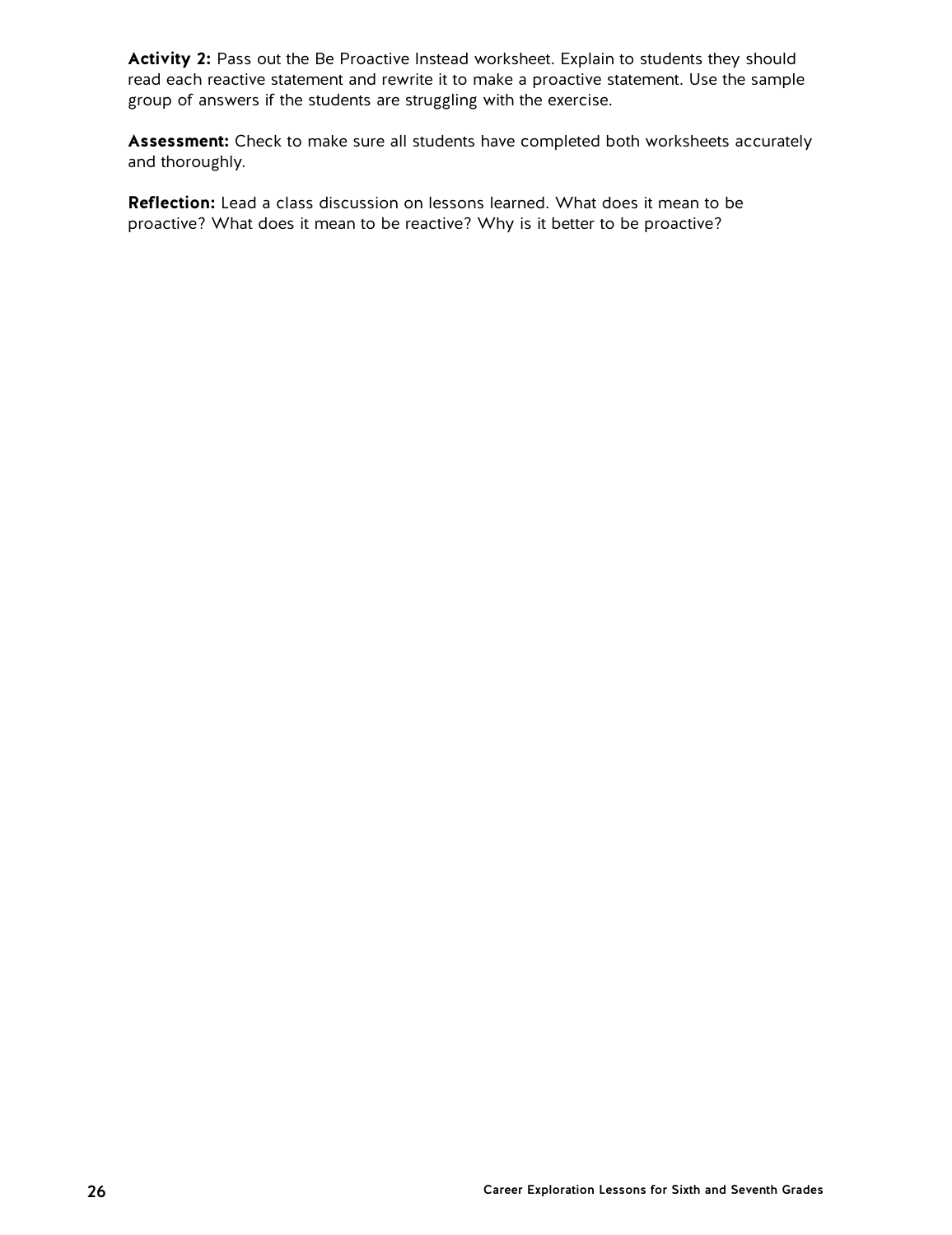**Activity 2:** Pass out the Be Proactive Instead worksheet. Explain to students they should read each reactive statement and rewrite it to make a proactive statement. Use the sample group of answers if the students are struggling with the exercise.

**Assessment:** Check to make sure all students have completed both worksheets accurately and thoroughly.

**Reflection:** Lead a class discussion on lessons learned. What does it mean to be proactive? What does it mean to be reactive? Why is it better to be proactive?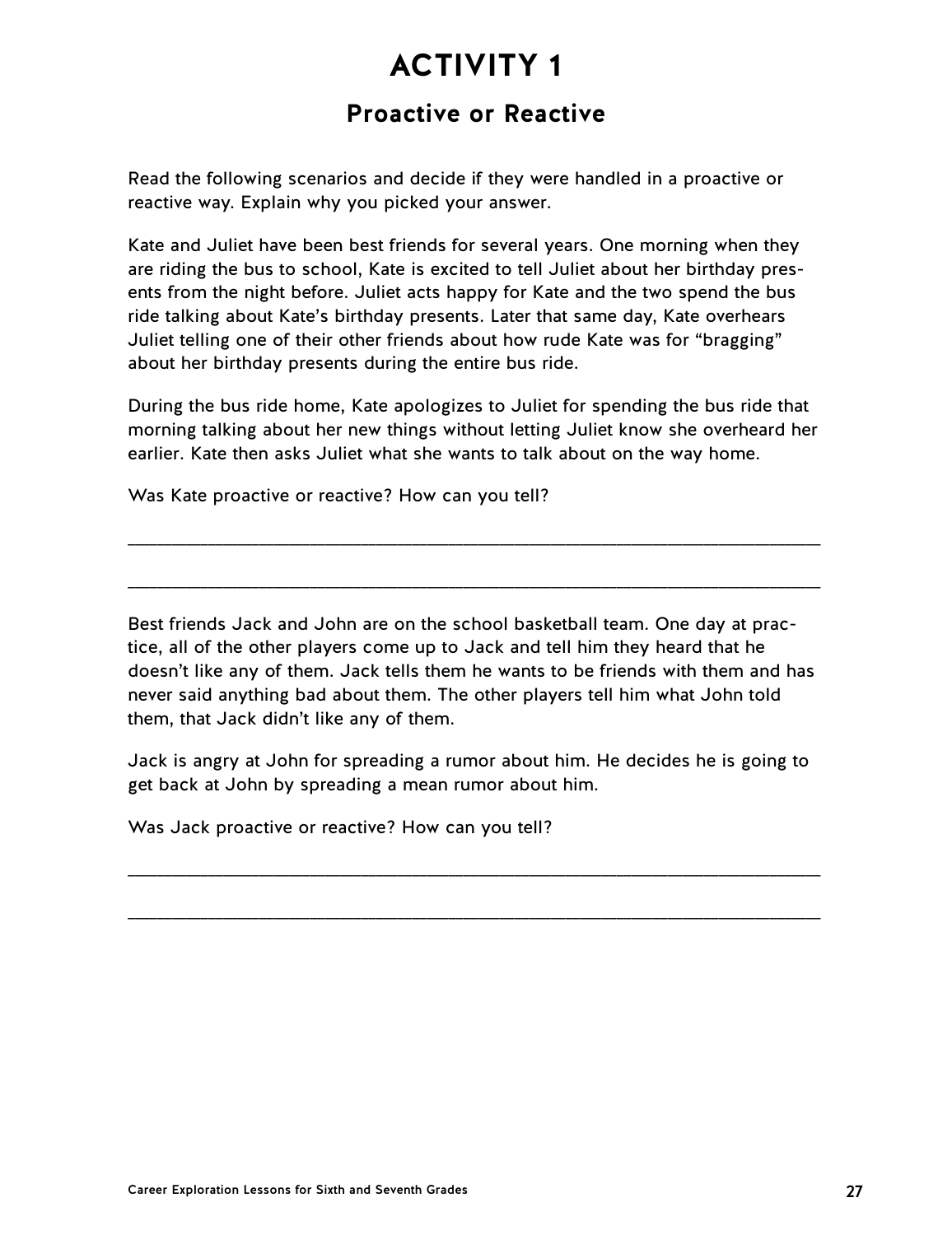# ACTIVITY 1

## Proactive or Reactive

Read the following scenarios and decide if they were handled in a proactive or reactive way. Explain why you picked your answer.

Kate and Juliet have been best friends for several years. One morning when they are riding the bus to school, Kate is excited to tell Juliet about her birthday presents from the night before. Juliet acts happy for Kate and the two spend the bus ride talking about Kate's birthday presents. Later that same day, Kate overhears Juliet telling one of their other friends about how rude Kate was for "bragging" about her birthday presents during the entire bus ride.

During the bus ride home, Kate apologizes to Juliet for spending the bus ride that morning talking about her new things without letting Juliet know she overheard her earlier. Kate then asks Juliet what she wants to talk about on the way home.

Was Kate proactive or reactive? How can you tell?

_______________________________________________________________________

_______________________________________________________________________

Best friends Jack and John are on the school basketball team. One day at practice, all of the other players come up to Jack and tell him they heard that he doesn't like any of them. Jack tells them he wants to be friends with them and has never said anything bad about them. The other players tell him what John told them, that Jack didn't like any of them.

Jack is angry at John for spreading a rumor about him. He decides he is going to get back at John by spreading a mean rumor about him.

Was Jack proactive or reactive? How can you tell?

_______________________________________________________________________

_______________________________________________________________________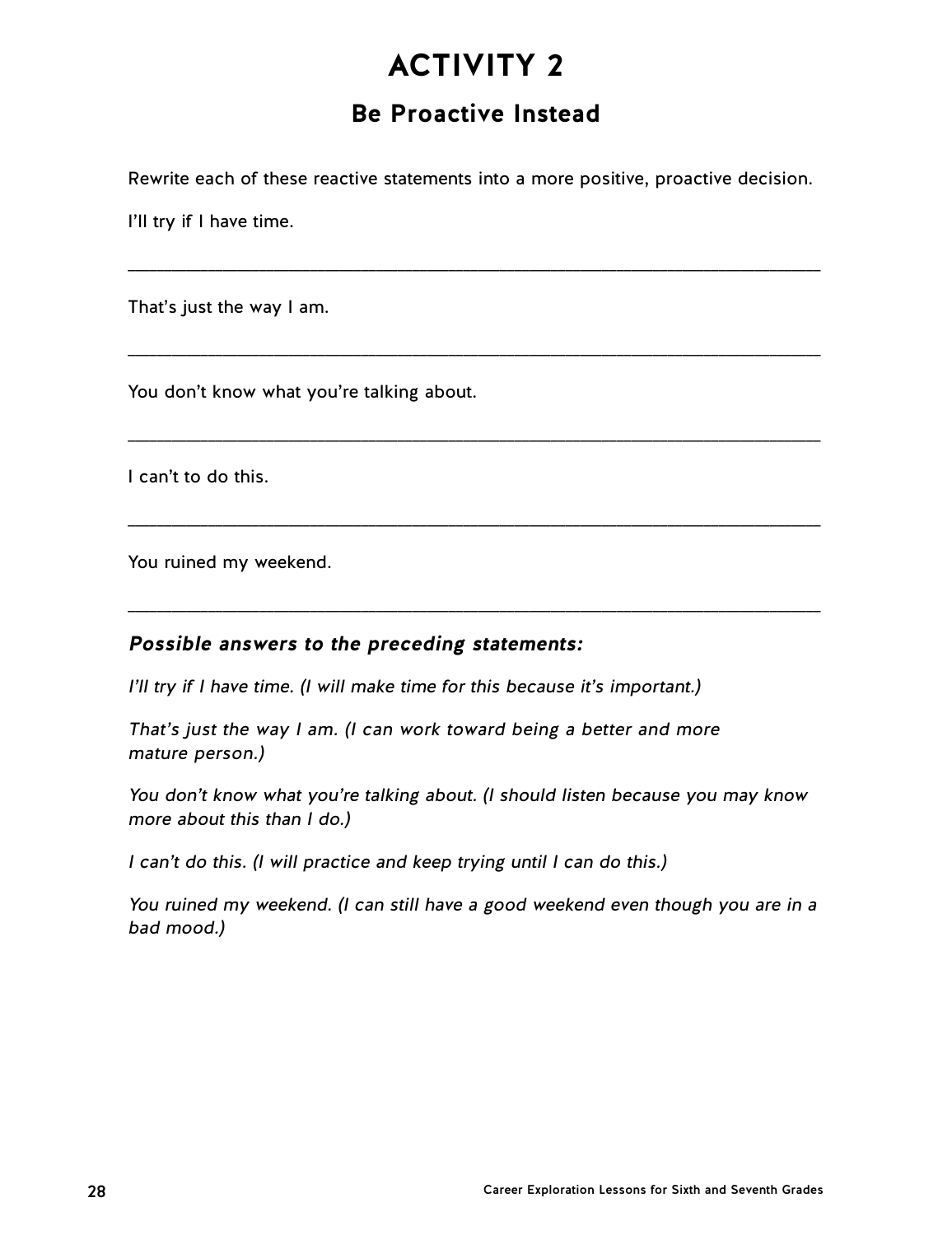# ACTIVITY 2

## Be Proactive Instead

Rewrite each of these reactive statements into a more positive, proactive decision.

I'll try if I have time.

___________________________________________________________________________

That's just the way I am.

___________________________________________________________________________

You don't know what you're talking about.

___________________________________________________________________________

I can't to do this.

___________________________________________________________________________

You ruined my weekend.

___________________________________________________________________________

### *Possible answers to the preceding statements:*

*I'll try if I have time. (I will make time for this because it's important.)*

*That's just the way I am. (I can work toward being a better and more mature person.)*

*You don't know what you're talking about. (I should listen because you may know more about this than I do.)*

*I can't do this. (I will practice and keep trying until I can do this.)*

*You ruined my weekend. (I can still have a good weekend even though you are in a bad mood.)*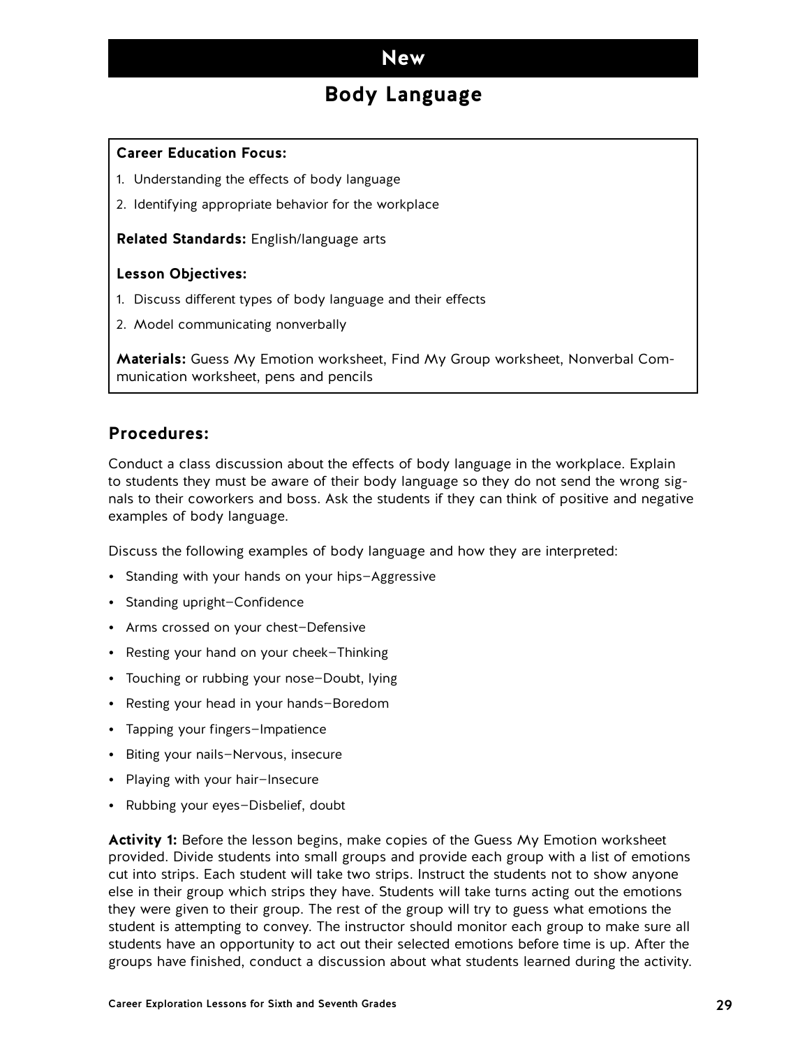# New

## Body Language

**Career Education Focus:**

1. Understanding the effects of body language
2. Identifying appropriate behavior for the workplace

**Related Standards:** English/language arts

**Lesson Objectives:**

1. Discuss different types of body language and their effects
2. Model communicating nonverbally

**Materials:** Guess My Emotion worksheet, Find My Group worksheet, Nonverbal Communication worksheet, pens and pencils

### Procedures:

Conduct a class discussion about the effects of body language in the workplace. Explain to students they must be aware of their body language so they do not send the wrong signals to their coworkers and boss. Ask the students if they can think of positive and negative examples of body language.

Discuss the following examples of body language and how they are interpreted:

- Standing with your hands on your hips—Aggressive
- Standing upright—Confidence
- Arms crossed on your chest—Defensive
- Resting your hand on your cheek—Thinking
- Touching or rubbing your nose—Doubt, lying
- Resting your head in your hands—Boredom
- Tapping your fingers—Impatience
- Biting your nails—Nervous, insecure
- Playing with your hair—Insecure
- Rubbing your eyes—Disbelief, doubt

**Activity 1:** Before the lesson begins, make copies of the Guess My Emotion worksheet provided. Divide students into small groups and provide each group with a list of emotions cut into strips. Each student will take two strips. Instruct the students not to show anyone else in their group which strips they have. Students will take turns acting out the emotions they were given to their group. The rest of the group will try to guess what emotions the student is attempting to convey. The instructor should monitor each group to make sure all students have an opportunity to act out their selected emotions before time is up. After the groups have finished, conduct a discussion about what students learned during the activity.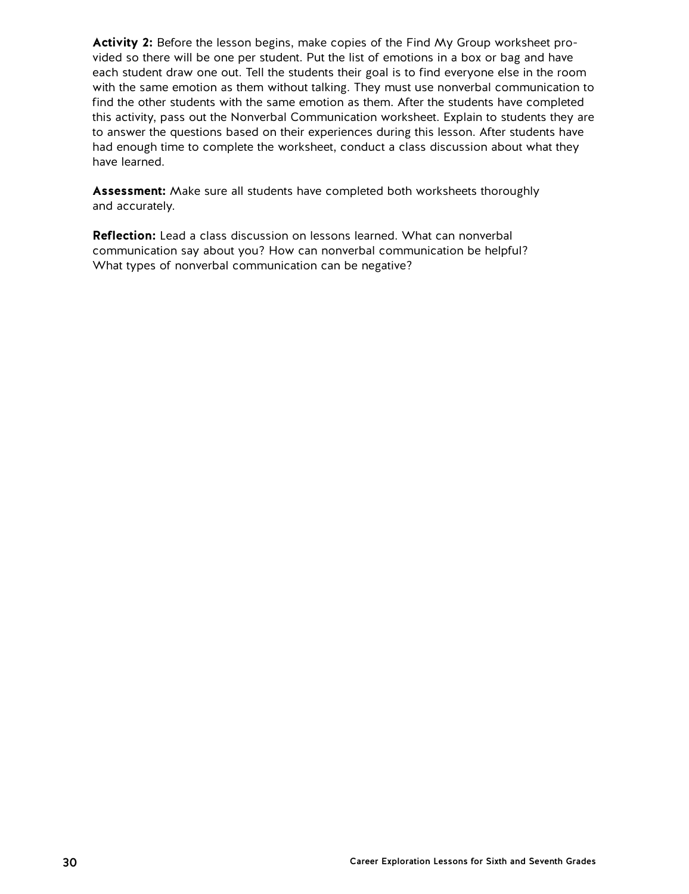**Activity 2:** Before the lesson begins, make copies of the Find My Group worksheet provided so there will be one per student. Put the list of emotions in a box or bag and have each student draw one out. Tell the students their goal is to find everyone else in the room with the same emotion as them without talking. They must use nonverbal communication to find the other students with the same emotion as them. After the students have completed this activity, pass out the Nonverbal Communication worksheet. Explain to students they are to answer the questions based on their experiences during this lesson. After students have had enough time to complete the worksheet, conduct a class discussion about what they have learned.

**Assessment:** Make sure all students have completed both worksheets thoroughly and accurately.

**Reflection:** Lead a class discussion on lessons learned. What can nonverbal communication say about you? How can nonverbal communication be helpful? What types of nonverbal communication can be negative?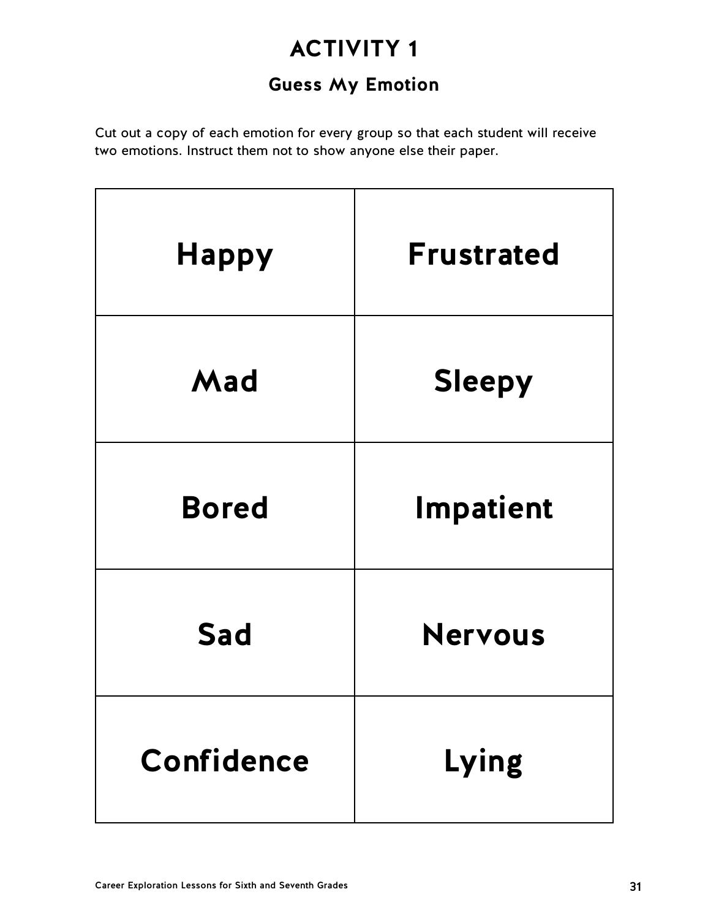# ACTIVITY 1

## Guess My Emotion

Cut out a copy of each emotion for every group so that each student will receive two emotions. Instruct them not to show anyone else their paper.

| | |
|---|---|
| **Happy** | **Frustrated** |
| **Mad** | **Sleepy** |
| **Bored** | **Impatient** |
| **Sad** | **Nervous** |
| **Confidence** | **Lying** |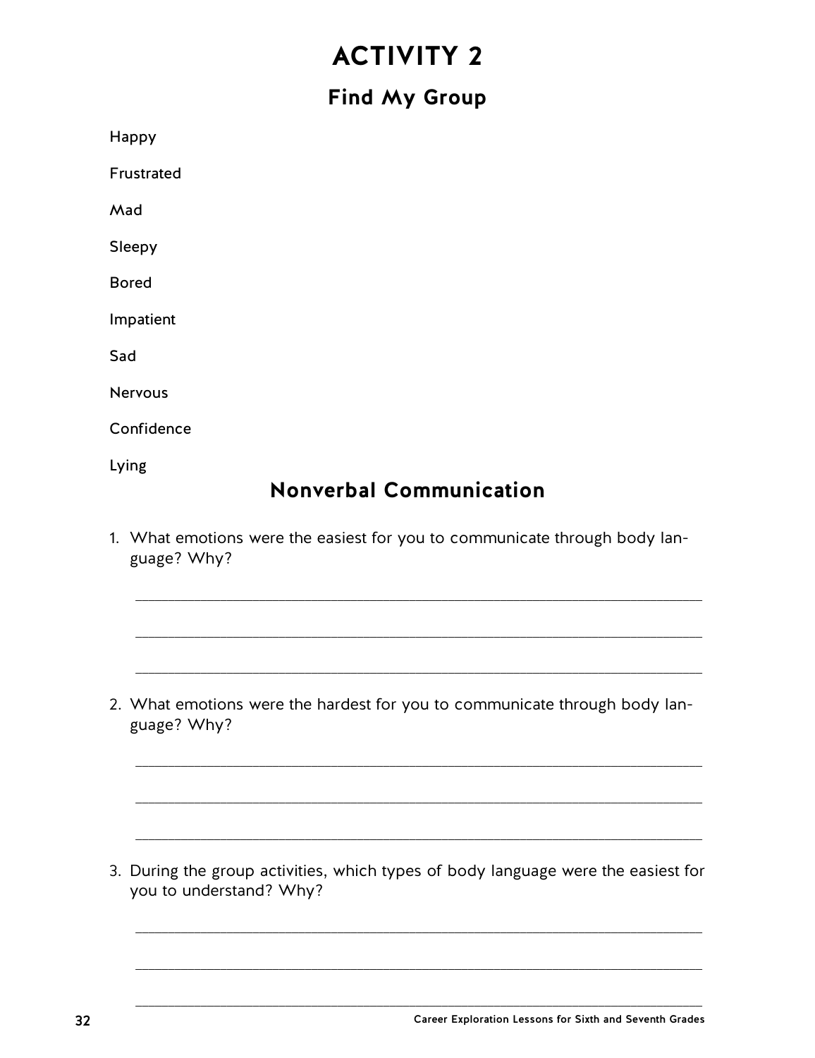# ACTIVITY 2

## Find My Group

Happy

Frustrated

Mad

Sleepy

Bored

Impatient

Sad

Nervous

Confidence

Lying

## Nonverbal Communication

1. What emotions were the easiest for you to communicate through body language? Why?

___________________________________________________________________

___________________________________________________________________

___________________________________________________________________

2. What emotions were the hardest for you to communicate through body language? Why?

___________________________________________________________________

___________________________________________________________________

___________________________________________________________________

3. During the group activities, which types of body language were the easiest for you to understand? Why?

___________________________________________________________________

___________________________________________________________________

___________________________________________________________________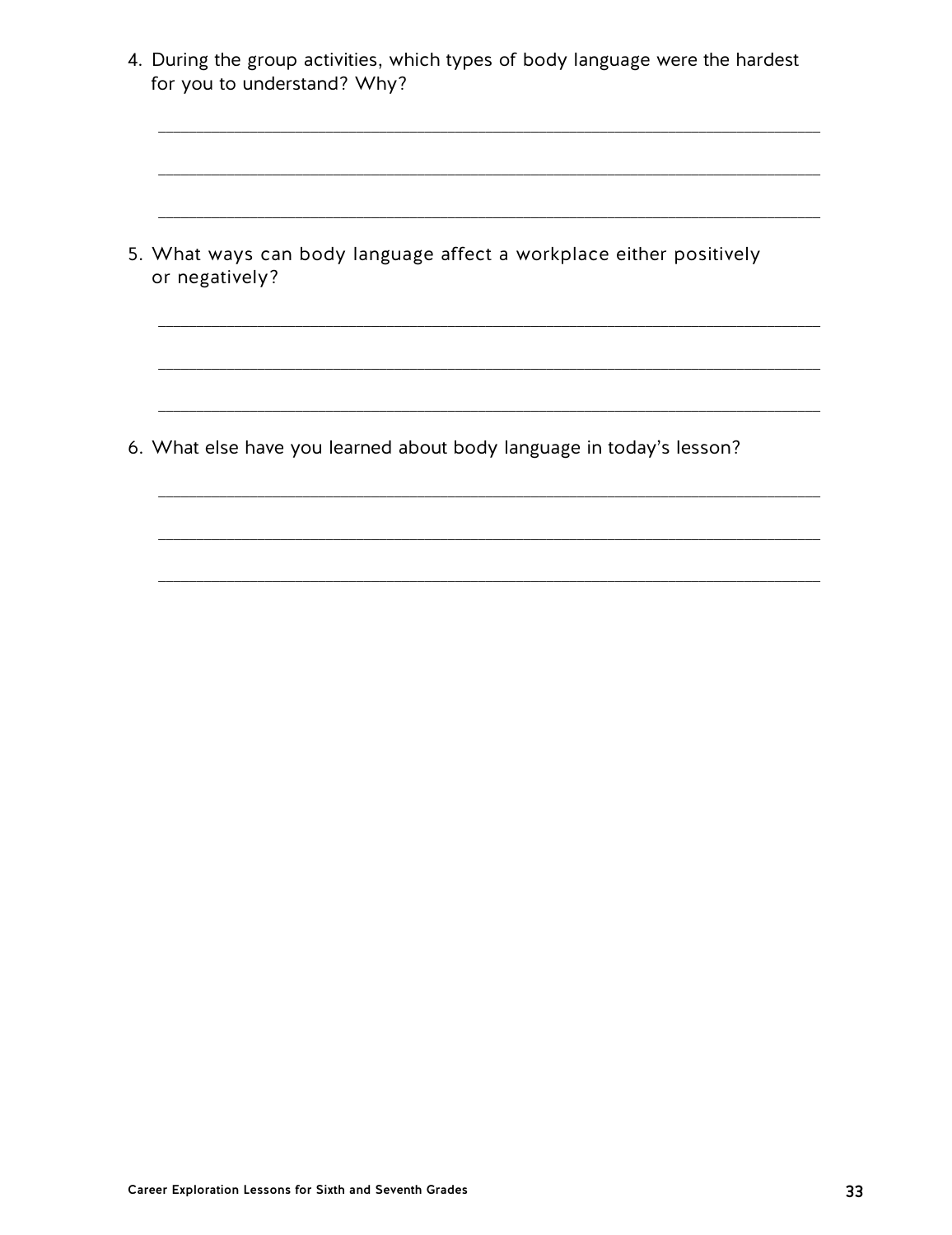4. During the group activities, which types of body language were the hardest for you to understand? Why?

\_\_\_\_\_\_\_\_\_\_\_\_\_\_\_\_\_\_\_\_\_\_\_\_\_\_\_\_\_\_\_\_\_\_\_\_\_\_\_\_\_\_\_\_\_\_\_\_\_\_\_\_\_\_\_\_\_\_\_\_\_\_\_\_\_\_

\_\_\_\_\_\_\_\_\_\_\_\_\_\_\_\_\_\_\_\_\_\_\_\_\_\_\_\_\_\_\_\_\_\_\_\_\_\_\_\_\_\_\_\_\_\_\_\_\_\_\_\_\_\_\_\_\_\_\_\_\_\_\_\_\_\_

\_\_\_\_\_\_\_\_\_\_\_\_\_\_\_\_\_\_\_\_\_\_\_\_\_\_\_\_\_\_\_\_\_\_\_\_\_\_\_\_\_\_\_\_\_\_\_\_\_\_\_\_\_\_\_\_\_\_\_\_\_\_\_\_\_\_

5. What ways can body language affect a workplace either positively or negatively?

\_\_\_\_\_\_\_\_\_\_\_\_\_\_\_\_\_\_\_\_\_\_\_\_\_\_\_\_\_\_\_\_\_\_\_\_\_\_\_\_\_\_\_\_\_\_\_\_\_\_\_\_\_\_\_\_\_\_\_\_\_\_\_\_\_\_

\_\_\_\_\_\_\_\_\_\_\_\_\_\_\_\_\_\_\_\_\_\_\_\_\_\_\_\_\_\_\_\_\_\_\_\_\_\_\_\_\_\_\_\_\_\_\_\_\_\_\_\_\_\_\_\_\_\_\_\_\_\_\_\_\_\_

\_\_\_\_\_\_\_\_\_\_\_\_\_\_\_\_\_\_\_\_\_\_\_\_\_\_\_\_\_\_\_\_\_\_\_\_\_\_\_\_\_\_\_\_\_\_\_\_\_\_\_\_\_\_\_\_\_\_\_\_\_\_\_\_\_\_

6. What else have you learned about body language in today's lesson?

\_\_\_\_\_\_\_\_\_\_\_\_\_\_\_\_\_\_\_\_\_\_\_\_\_\_\_\_\_\_\_\_\_\_\_\_\_\_\_\_\_\_\_\_\_\_\_\_\_\_\_\_\_\_\_\_\_\_\_\_\_\_\_\_\_\_

\_\_\_\_\_\_\_\_\_\_\_\_\_\_\_\_\_\_\_\_\_\_\_\_\_\_\_\_\_\_\_\_\_\_\_\_\_\_\_\_\_\_\_\_\_\_\_\_\_\_\_\_\_\_\_\_\_\_\_\_\_\_\_\_\_\_

\_\_\_\_\_\_\_\_\_\_\_\_\_\_\_\_\_\_\_\_\_\_\_\_\_\_\_\_\_\_\_\_\_\_\_\_\_\_\_\_\_\_\_\_\_\_\_\_\_\_\_\_\_\_\_\_\_\_\_\_\_\_\_\_\_\_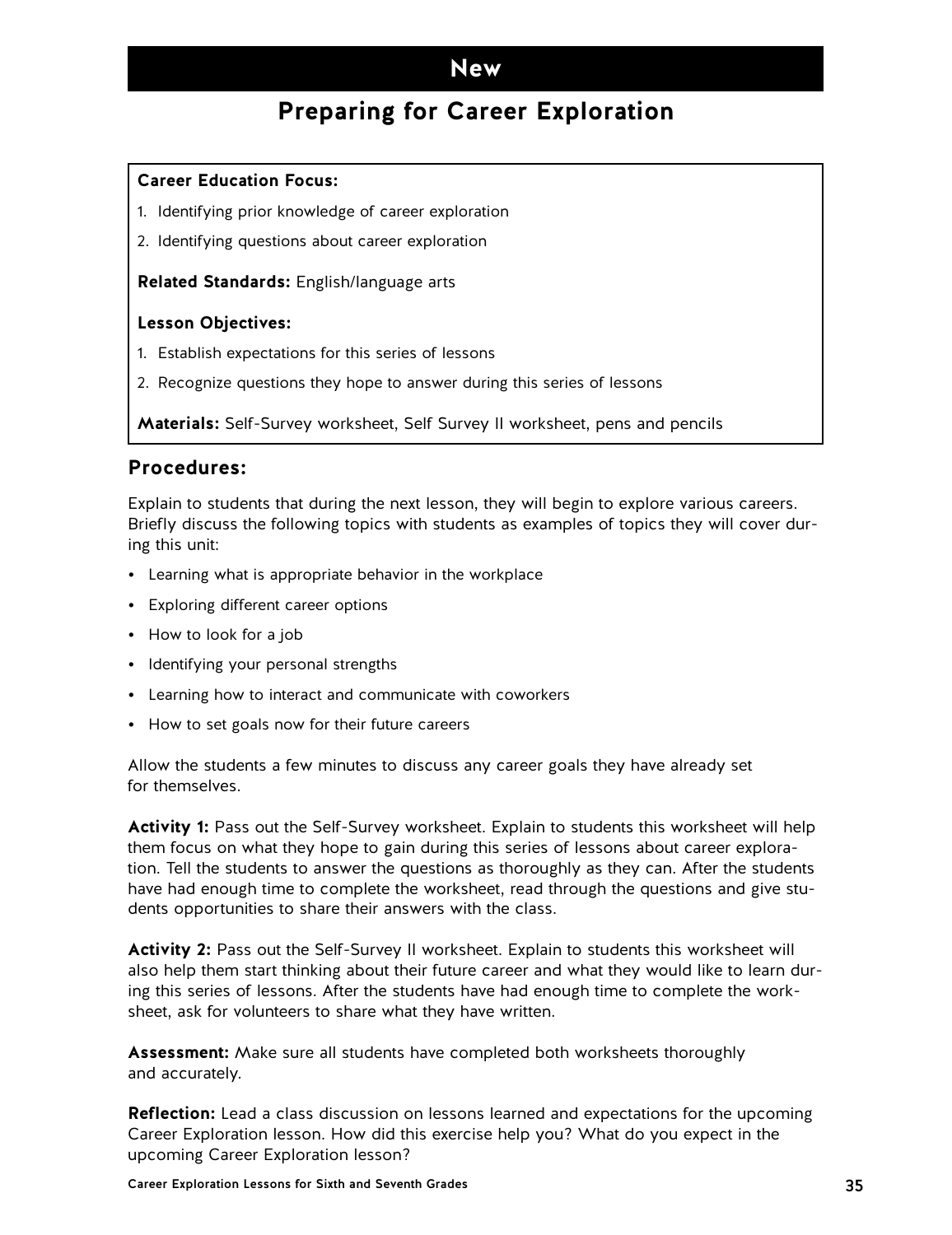# New

## Preparing for Career Exploration

**Career Education Focus:**

1. Identifying prior knowledge of career exploration
2. Identifying questions about career exploration

**Related Standards:** English/language arts

**Lesson Objectives:**

1. Establish expectations for this series of lessons
2. Recognize questions they hope to answer during this series of lessons

**Materials:** Self-Survey worksheet, Self Survey II worksheet, pens and pencils

### Procedures:

Explain to students that during the next lesson, they will begin to explore various careers. Briefly discuss the following topics with students as examples of topics they will cover during this unit:

- Learning what is appropriate behavior in the workplace
- Exploring different career options
- How to look for a job
- Identifying your personal strengths
- Learning how to interact and communicate with coworkers
- How to set goals now for their future careers

Allow the students a few minutes to discuss any career goals they have already set for themselves.

**Activity 1:** Pass out the Self-Survey worksheet. Explain to students this worksheet will help them focus on what they hope to gain during this series of lessons about career exploration. Tell the students to answer the questions as thoroughly as they can. After the students have had enough time to complete the worksheet, read through the questions and give students opportunities to share their answers with the class.

**Activity 2:** Pass out the Self-Survey II worksheet. Explain to students this worksheet will also help them start thinking about their future career and what they would like to learn during this series of lessons. After the students have had enough time to complete the worksheet, ask for volunteers to share what they have written.

**Assessment:** Make sure all students have completed both worksheets thoroughly and accurately.

**Reflection:** Lead a class discussion on lessons learned and expectations for the upcoming Career Exploration lesson. How did this exercise help you? What do you expect in the upcoming Career Exploration lesson?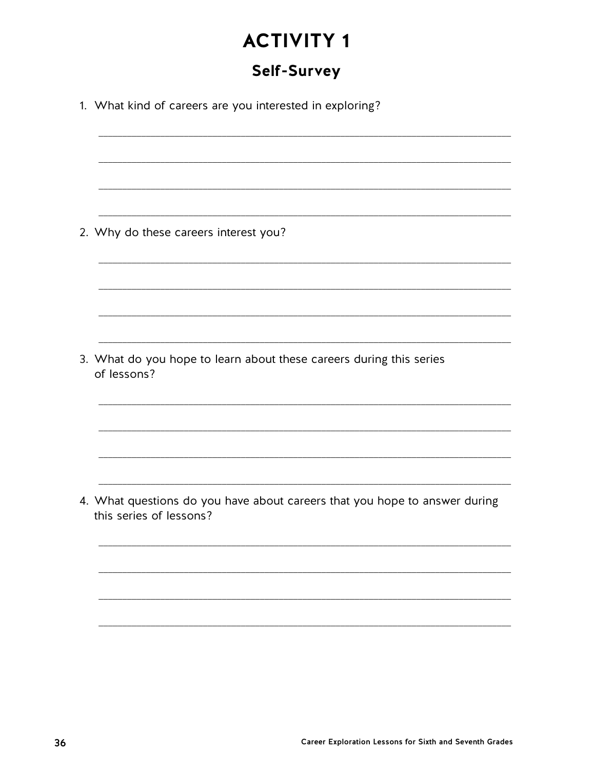# ACTIVITY 1

## Self-Survey

1. What kind of careers are you interested in exploring?

2. Why do these careers interest you?

3. What do you hope to learn about these careers during this series of lessons?

4. What questions do you have about careers that you hope to answer during this series of lessons?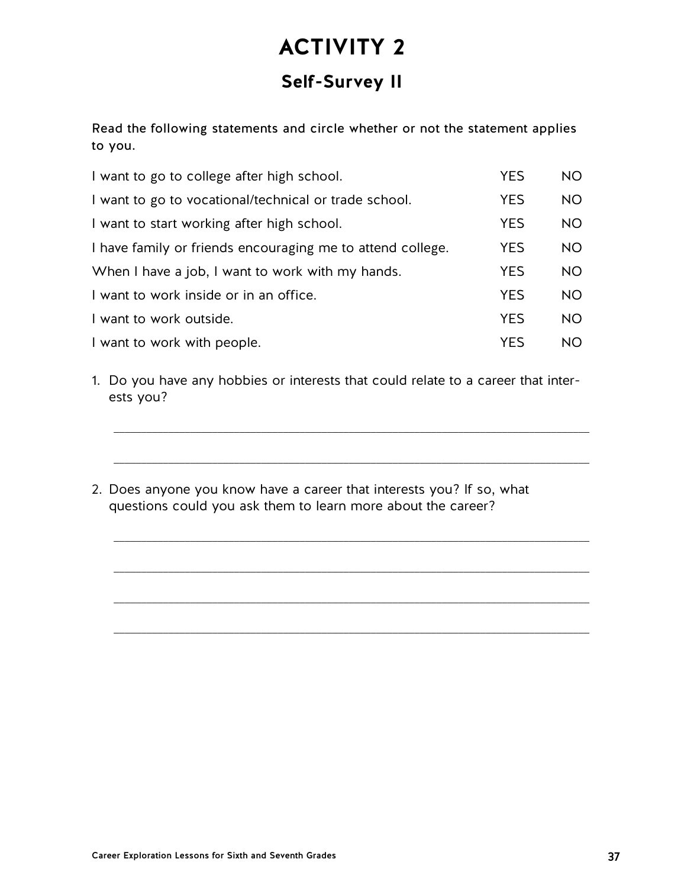# ACTIVITY 2

## Self-Survey II

Read the following statements and circle whether or not the statement applies to you.

| | | |
|---|---|---|
| I want to go to college after high school. | YES | NO |
| I want to go to vocational/technical or trade school. | YES | NO |
| I want to start working after high school. | YES | NO |
| I have family or friends encouraging me to attend college. | YES | NO |
| When I have a job, I want to work with my hands. | YES | NO |
| I want to work inside or in an office. | YES | NO |
| I want to work outside. | YES | NO |
| I want to work with people. | YES | NO |

1. Do you have any hobbies or interests that could relate to a career that interests you?

   ______________________________________________________________

   ______________________________________________________________

2. Does anyone you know have a career that interests you? If so, what questions could you ask them to learn more about the career?

   ______________________________________________________________

   ______________________________________________________________

   ______________________________________________________________

   ______________________________________________________________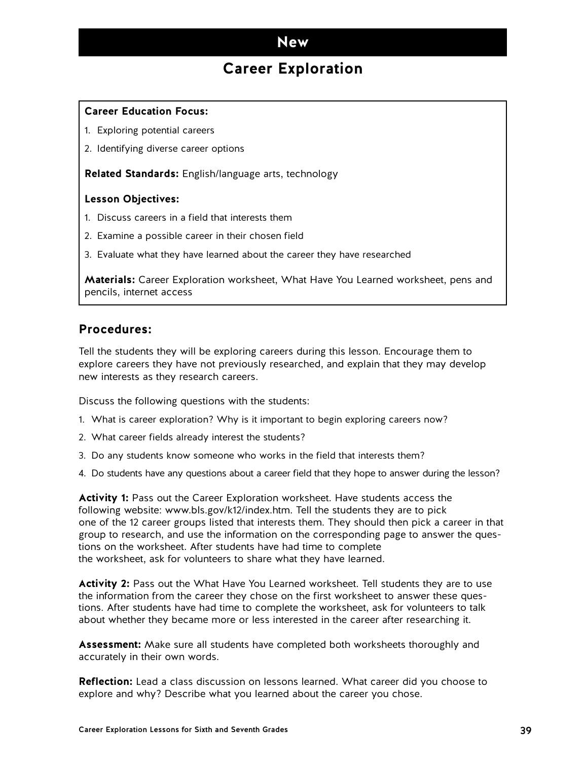# New

## Career Exploration

**Career Education Focus:**

1. Exploring potential careers
2. Identifying diverse career options

**Related Standards:** English/language arts, technology

**Lesson Objectives:**

1. Discuss careers in a field that interests them
2. Examine a possible career in their chosen field
3. Evaluate what they have learned about the career they have researched

**Materials:** Career Exploration worksheet, What Have You Learned worksheet, pens and pencils, internet access

### Procedures:

Tell the students they will be exploring careers during this lesson. Encourage them to explore careers they have not previously researched, and explain that they may develop new interests as they research careers.

Discuss the following questions with the students:

1. What is career exploration? Why is it important to begin exploring careers now?
2. What career fields already interest the students?
3. Do any students know someone who works in the field that interests them?
4. Do students have any questions about a career field that they hope to answer during the lesson?

**Activity 1:** Pass out the Career Exploration worksheet. Have students access the following website: www.bls.gov/k12/index.htm. Tell the students they are to pick one of the 12 career groups listed that interests them. They should then pick a career in that group to research, and use the information on the corresponding page to answer the questions on the worksheet. After students have had time to complete the worksheet, ask for volunteers to share what they have learned.

**Activity 2:** Pass out the What Have You Learned worksheet. Tell students they are to use the information from the career they chose on the first worksheet to answer these questions. After students have had time to complete the worksheet, ask for volunteers to talk about whether they became more or less interested in the career after researching it.

**Assessment:** Make sure all students have completed both worksheets thoroughly and accurately in their own words.

**Reflection:** Lead a class discussion on lessons learned. What career did you choose to explore and why? Describe what you learned about the career you chose.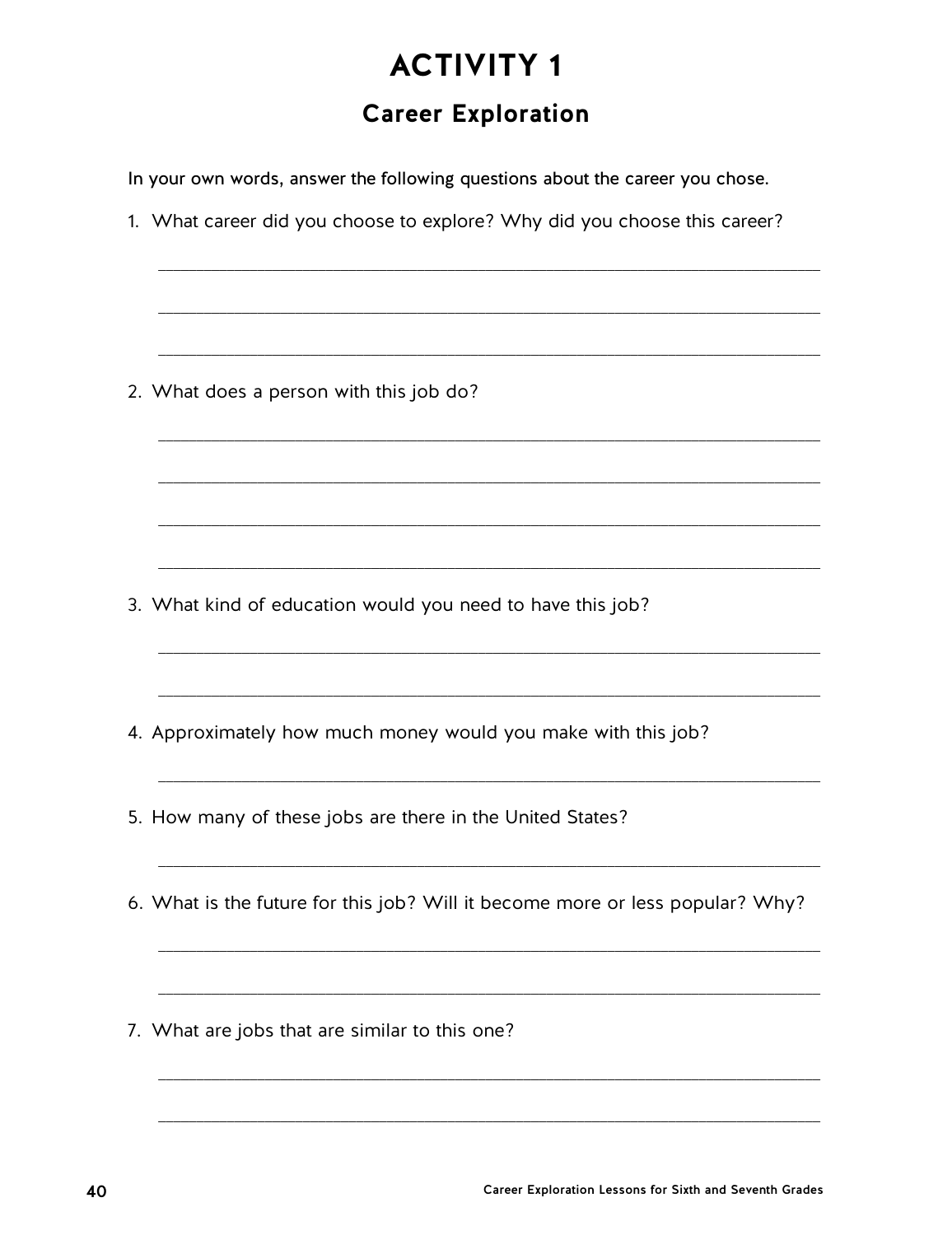# ACTIVITY 1

## Career Exploration

In your own words, answer the following questions about the career you chose.

1. What career did you choose to explore? Why did you choose this career?

_______________________________________________________________

_______________________________________________________________

_______________________________________________________________

2. What does a person with this job do?

_______________________________________________________________

_______________________________________________________________

_______________________________________________________________

_______________________________________________________________

3. What kind of education would you need to have this job?

_______________________________________________________________

_______________________________________________________________

4. Approximately how much money would you make with this job?

_______________________________________________________________

5. How many of these jobs are there in the United States?

_______________________________________________________________

6. What is the future for this job? Will it become more or less popular? Why?

_______________________________________________________________

_______________________________________________________________

7. What are jobs that are similar to this one?

_______________________________________________________________

_______________________________________________________________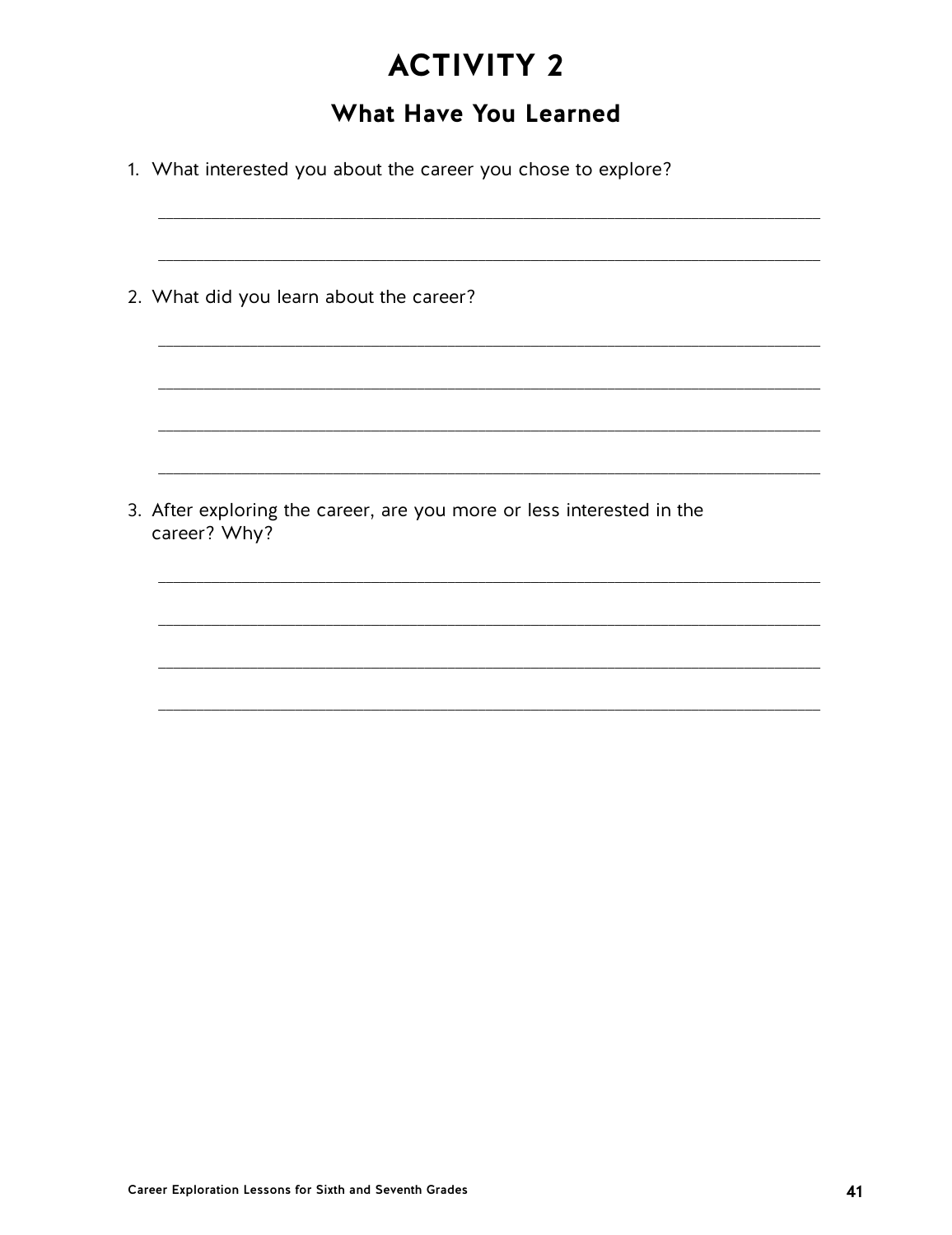# ACTIVITY 2

## What Have You Learned

1. What interested you about the career you chose to explore?

_______________________________________________________________

_______________________________________________________________

2. What did you learn about the career?

_______________________________________________________________

_______________________________________________________________

_______________________________________________________________

_______________________________________________________________

3. After exploring the career, are you more or less interested in the career? Why?

_______________________________________________________________

_______________________________________________________________

_______________________________________________________________

_______________________________________________________________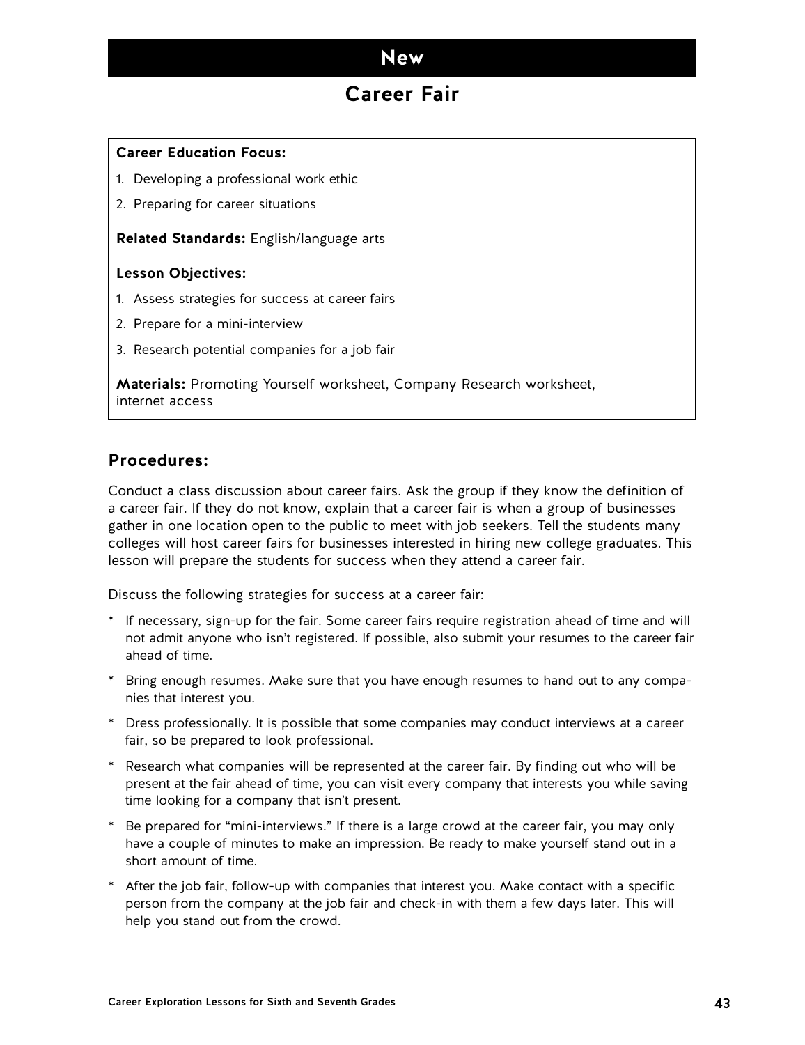# New

## Career Fair

**Career Education Focus:**

1. Developing a professional work ethic
2. Preparing for career situations

**Related Standards:** English/language arts

**Lesson Objectives:**

1. Assess strategies for success at career fairs
2. Prepare for a mini-interview
3. Research potential companies for a job fair

**Materials:** Promoting Yourself worksheet, Company Research worksheet, internet access

### Procedures:

Conduct a class discussion about career fairs. Ask the group if they know the definition of a career fair. If they do not know, explain that a career fair is when a group of businesses gather in one location open to the public to meet with job seekers. Tell the students many colleges will host career fairs for businesses interested in hiring new college graduates. This lesson will prepare the students for success when they attend a career fair.

Discuss the following strategies for success at a career fair:

* If necessary, sign-up for the fair. Some career fairs require registration ahead of time and will not admit anyone who isn't registered. If possible, also submit your resumes to the career fair ahead of time.
* Bring enough resumes. Make sure that you have enough resumes to hand out to any companies that interest you.
* Dress professionally. It is possible that some companies may conduct interviews at a career fair, so be prepared to look professional.
* Research what companies will be represented at the career fair. By finding out who will be present at the fair ahead of time, you can visit every company that interests you while saving time looking for a company that isn't present.
* Be prepared for "mini-interviews." If there is a large crowd at the career fair, you may only have a couple of minutes to make an impression. Be ready to make yourself stand out in a short amount of time.
* After the job fair, follow-up with companies that interest you. Make contact with a specific person from the company at the job fair and check-in with them a few days later. This will help you stand out from the crowd.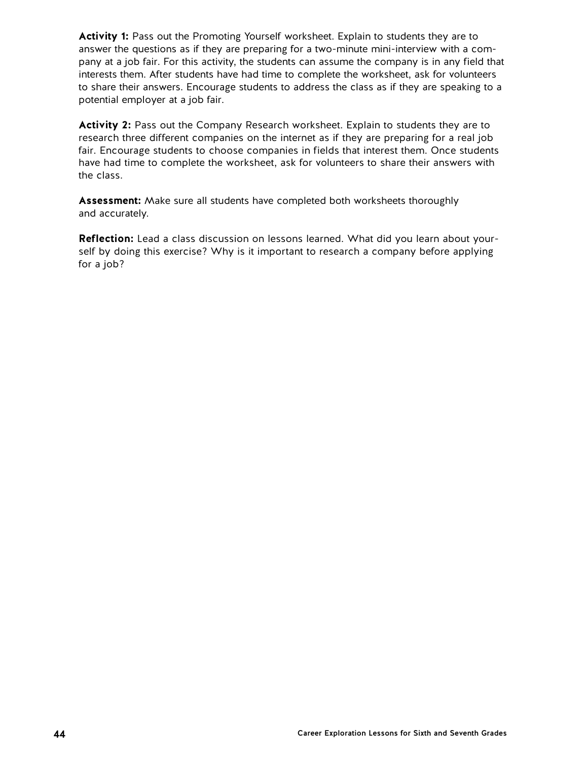**Activity 1:** Pass out the Promoting Yourself worksheet. Explain to students they are to answer the questions as if they are preparing for a two-minute mini-interview with a company at a job fair. For this activity, the students can assume the company is in any field that interests them. After students have had time to complete the worksheet, ask for volunteers to share their answers. Encourage students to address the class as if they are speaking to a potential employer at a job fair.

**Activity 2:** Pass out the Company Research worksheet. Explain to students they are to research three different companies on the internet as if they are preparing for a real job fair. Encourage students to choose companies in fields that interest them. Once students have had time to complete the worksheet, ask for volunteers to share their answers with the class.

**Assessment:** Make sure all students have completed both worksheets thoroughly and accurately.

**Reflection:** Lead a class discussion on lessons learned. What did you learn about yourself by doing this exercise? Why is it important to research a company before applying for a job?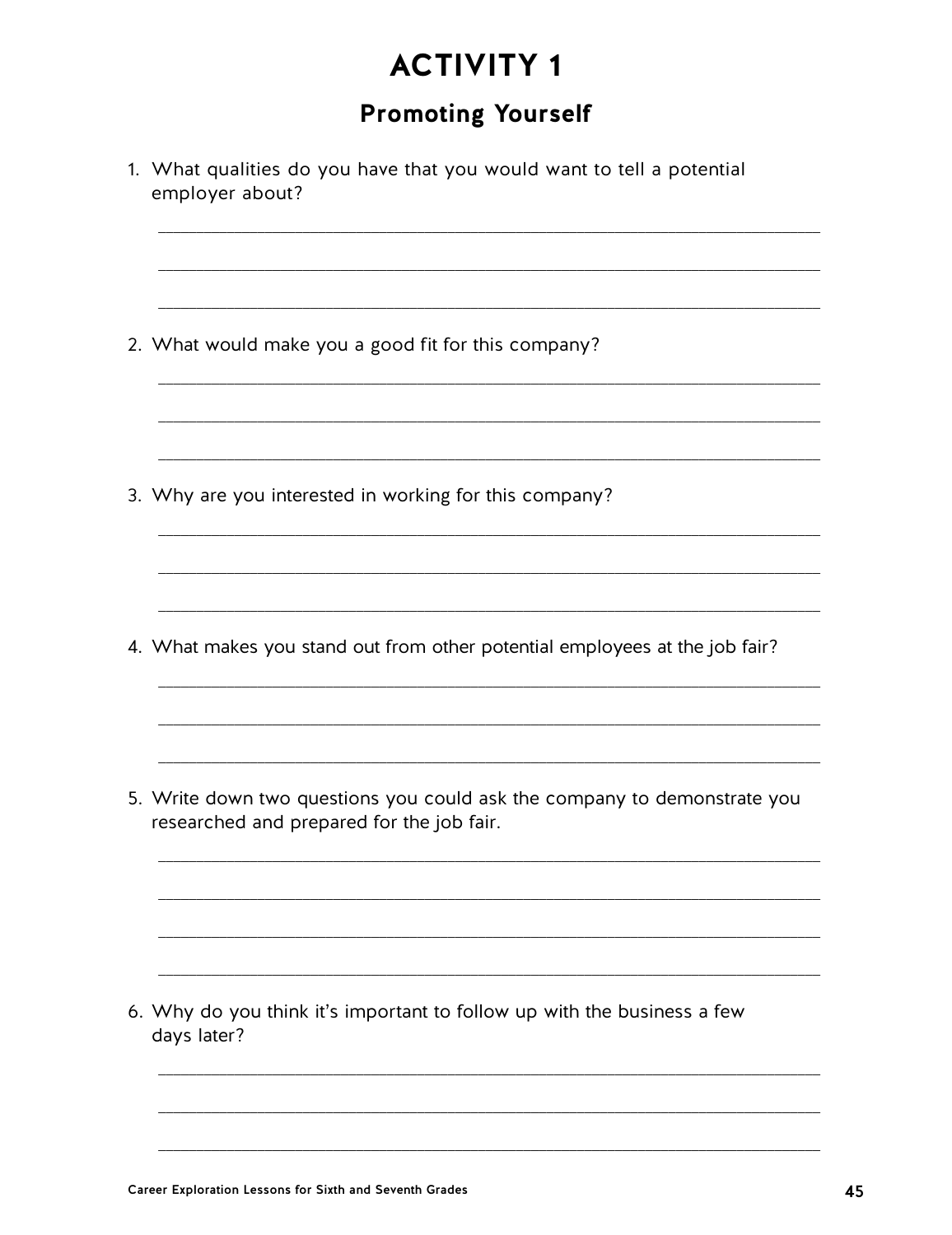# ACTIVITY 1

## Promoting Yourself

1. What qualities do you have that you would want to tell a potential employer about?

2. What would make you a good fit for this company?

3. Why are you interested in working for this company?

4. What makes you stand out from other potential employees at the job fair?

5. Write down two questions you could ask the company to demonstrate you researched and prepared for the job fair.

6. Why do you think it's important to follow up with the business a few days later?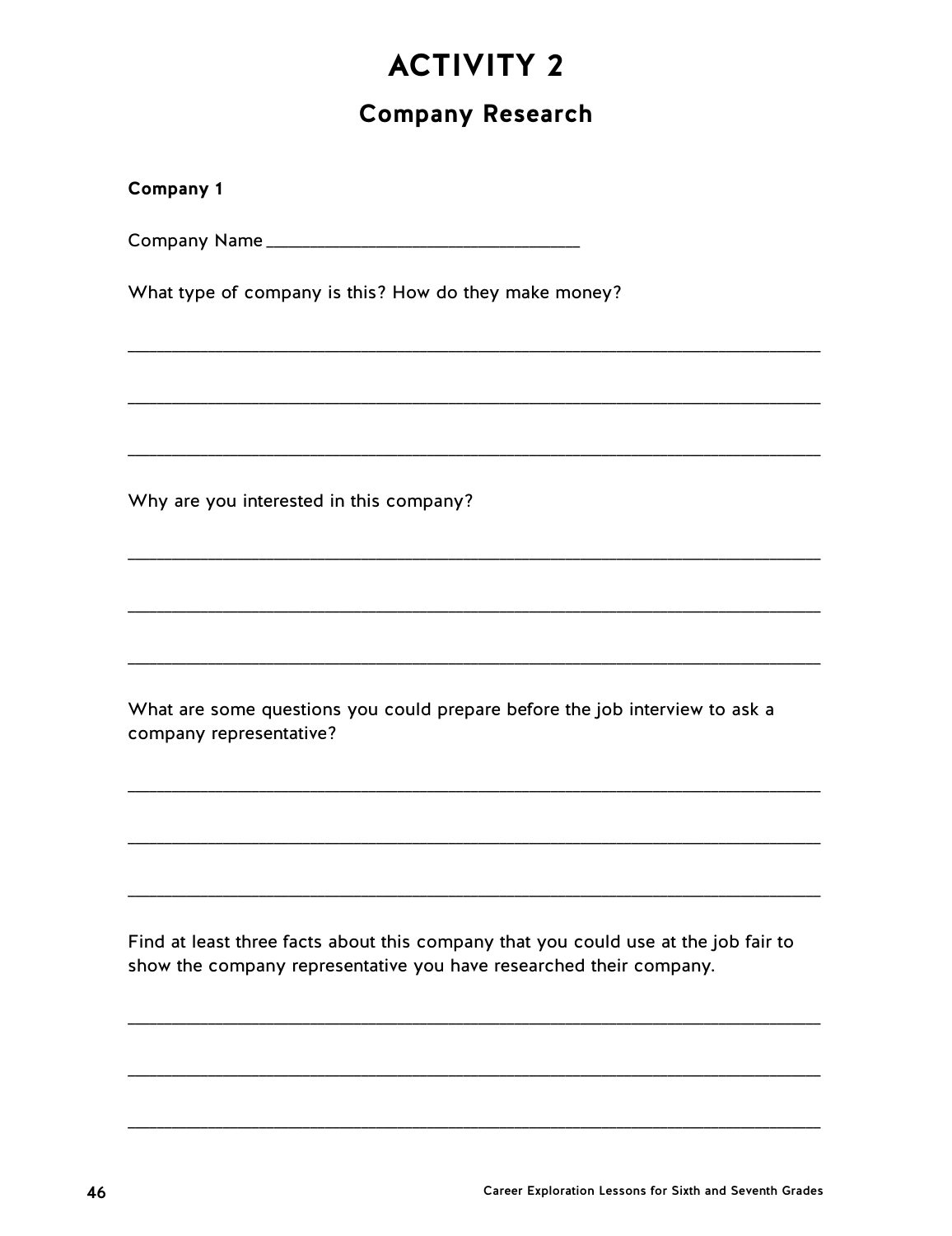# ACTIVITY 2

## Company Research

**Company 1**

Company Name ______________________________

What type of company is this? How do they make money?

_______________________________________________________________________

_______________________________________________________________________

_______________________________________________________________________

Why are you interested in this company?

_______________________________________________________________________

_______________________________________________________________________

_______________________________________________________________________

What are some questions you could prepare before the job interview to ask a company representative?

_______________________________________________________________________

_______________________________________________________________________

_______________________________________________________________________

Find at least three facts about this company that you could use at the job fair to show the company representative you have researched their company.

_______________________________________________________________________

_______________________________________________________________________

_______________________________________________________________________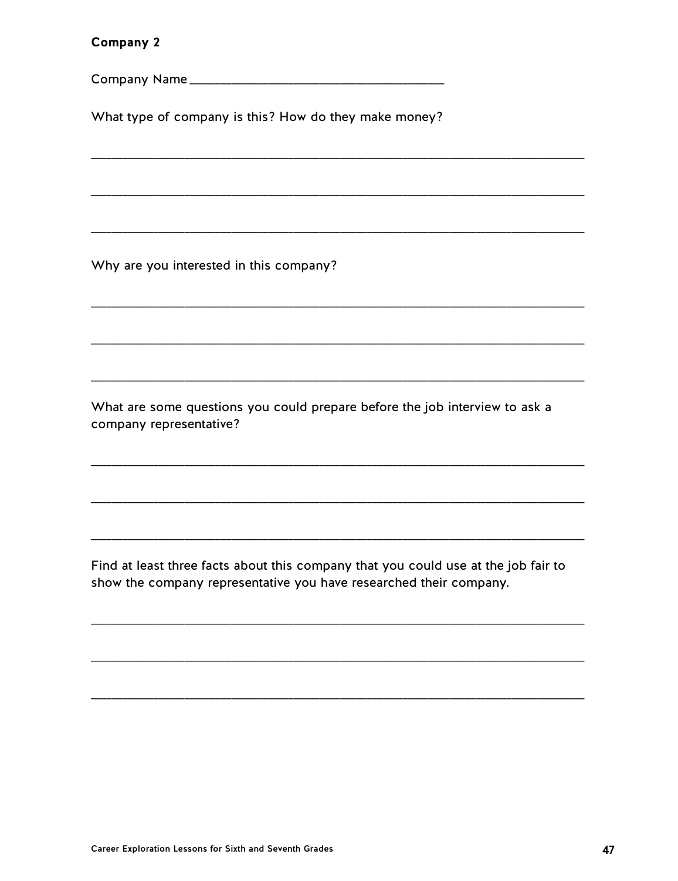**Company 2**

Company Name ____________________________________

What type of company is this? How do they make money?

____________________________________________________________________

____________________________________________________________________

____________________________________________________________________

Why are you interested in this company?

____________________________________________________________________

____________________________________________________________________

____________________________________________________________________

What are some questions you could prepare before the job interview to ask a company representative?

____________________________________________________________________

____________________________________________________________________

____________________________________________________________________

Find at least three facts about this company that you could use at the job fair to show the company representative you have researched their company.

____________________________________________________________________

____________________________________________________________________

____________________________________________________________________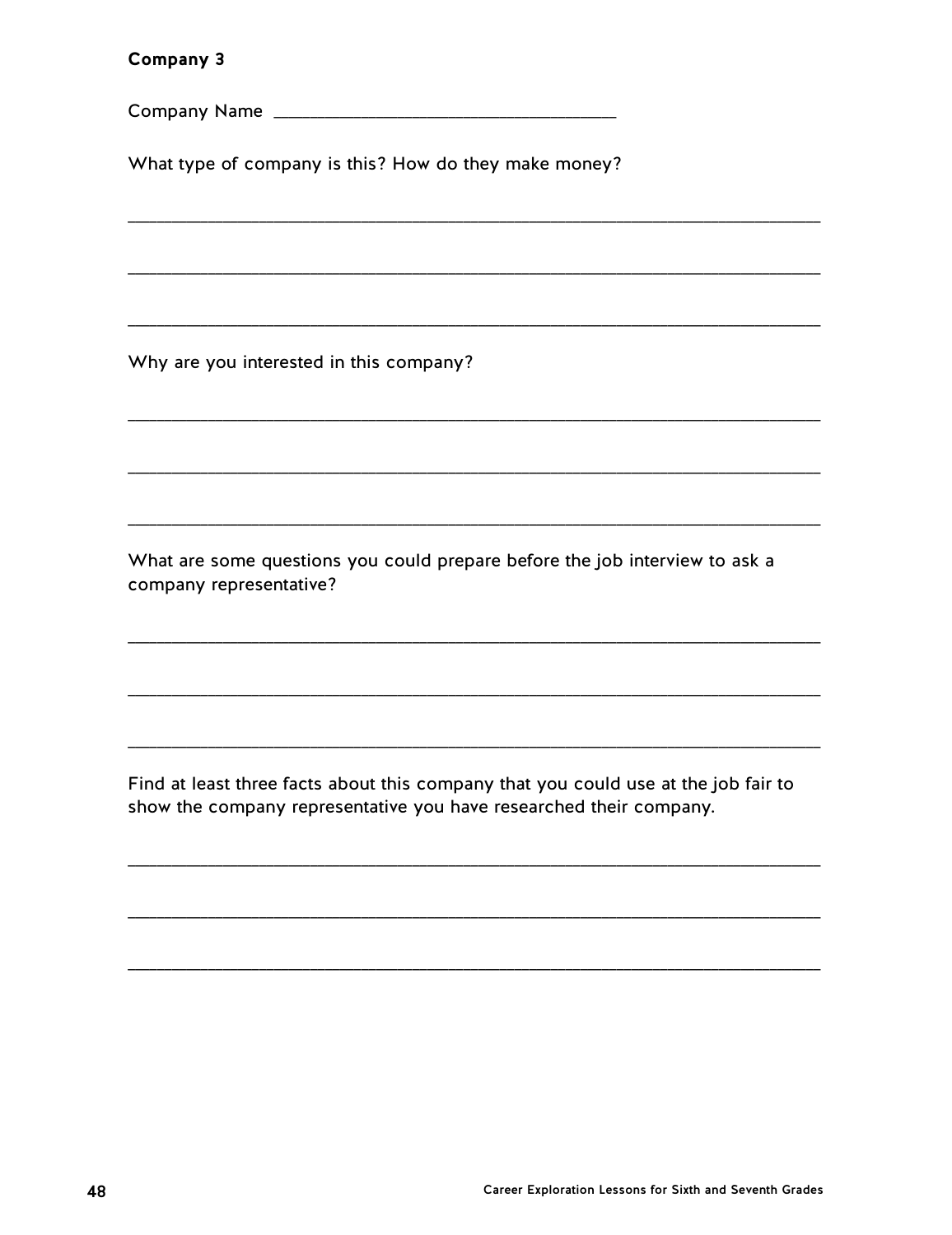**Company 3**

Company Name ___________________________________

What type of company is this? How do they make money?

_______________________________________________________________________

_______________________________________________________________________

_______________________________________________________________________

Why are you interested in this company?

_______________________________________________________________________

_______________________________________________________________________

_______________________________________________________________________

What are some questions you could prepare before the job interview to ask a company representative?

_______________________________________________________________________

_______________________________________________________________________

_______________________________________________________________________

Find at least three facts about this company that you could use at the job fair to show the company representative you have researched their company.

_______________________________________________________________________

_______________________________________________________________________

_______________________________________________________________________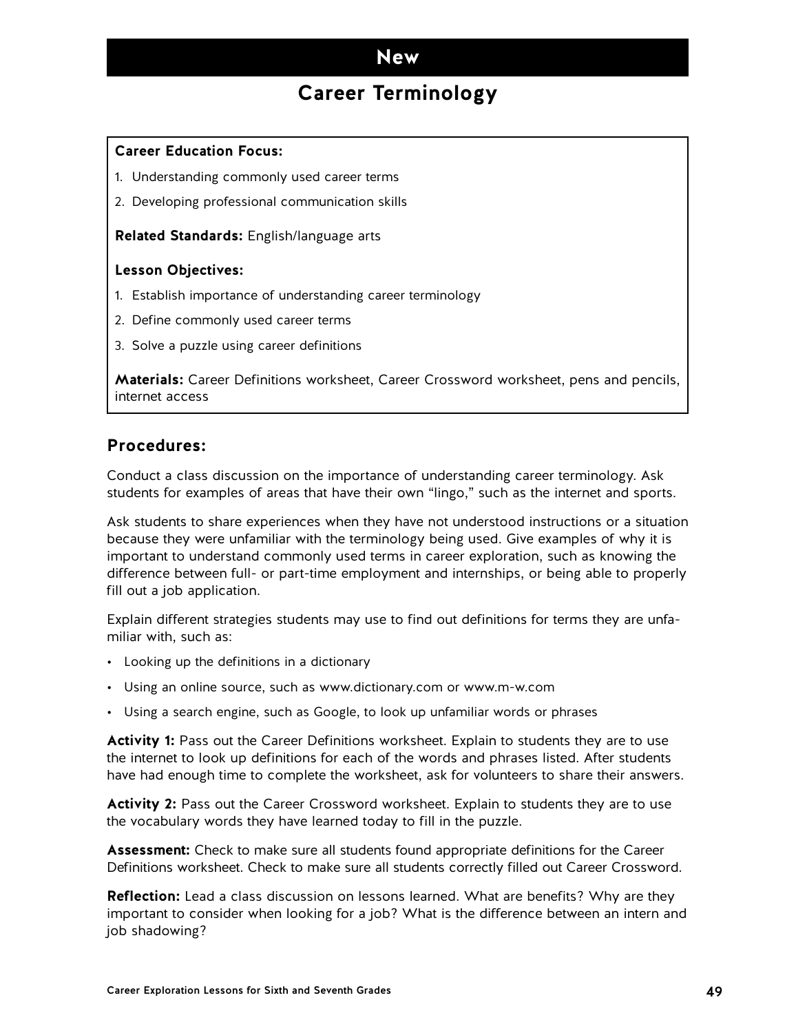# New

## Career Terminology

**Career Education Focus:**

1. Understanding commonly used career terms
2. Developing professional communication skills

**Related Standards:** English/language arts

**Lesson Objectives:**

1. Establish importance of understanding career terminology
2. Define commonly used career terms
3. Solve a puzzle using career definitions

**Materials:** Career Definitions worksheet, Career Crossword worksheet, pens and pencils, internet access

### Procedures:

Conduct a class discussion on the importance of understanding career terminology. Ask students for examples of areas that have their own "lingo," such as the internet and sports.

Ask students to share experiences when they have not understood instructions or a situation because they were unfamiliar with the terminology being used. Give examples of why it is important to understand commonly used terms in career exploration, such as knowing the difference between full- or part-time employment and internships, or being able to properly fill out a job application.

Explain different strategies students may use to find out definitions for terms they are unfamiliar with, such as:

- Looking up the definitions in a dictionary
- Using an online source, such as www.dictionary.com or www.m-w.com
- Using a search engine, such as Google, to look up unfamiliar words or phrases

**Activity 1:** Pass out the Career Definitions worksheet. Explain to students they are to use the internet to look up definitions for each of the words and phrases listed. After students have had enough time to complete the worksheet, ask for volunteers to share their answers.

**Activity 2:** Pass out the Career Crossword worksheet. Explain to students they are to use the vocabulary words they have learned today to fill in the puzzle.

**Assessment:** Check to make sure all students found appropriate definitions for the Career Definitions worksheet. Check to make sure all students correctly filled out Career Crossword.

**Reflection:** Lead a class discussion on lessons learned. What are benefits? Why are they important to consider when looking for a job? What is the difference between an intern and job shadowing?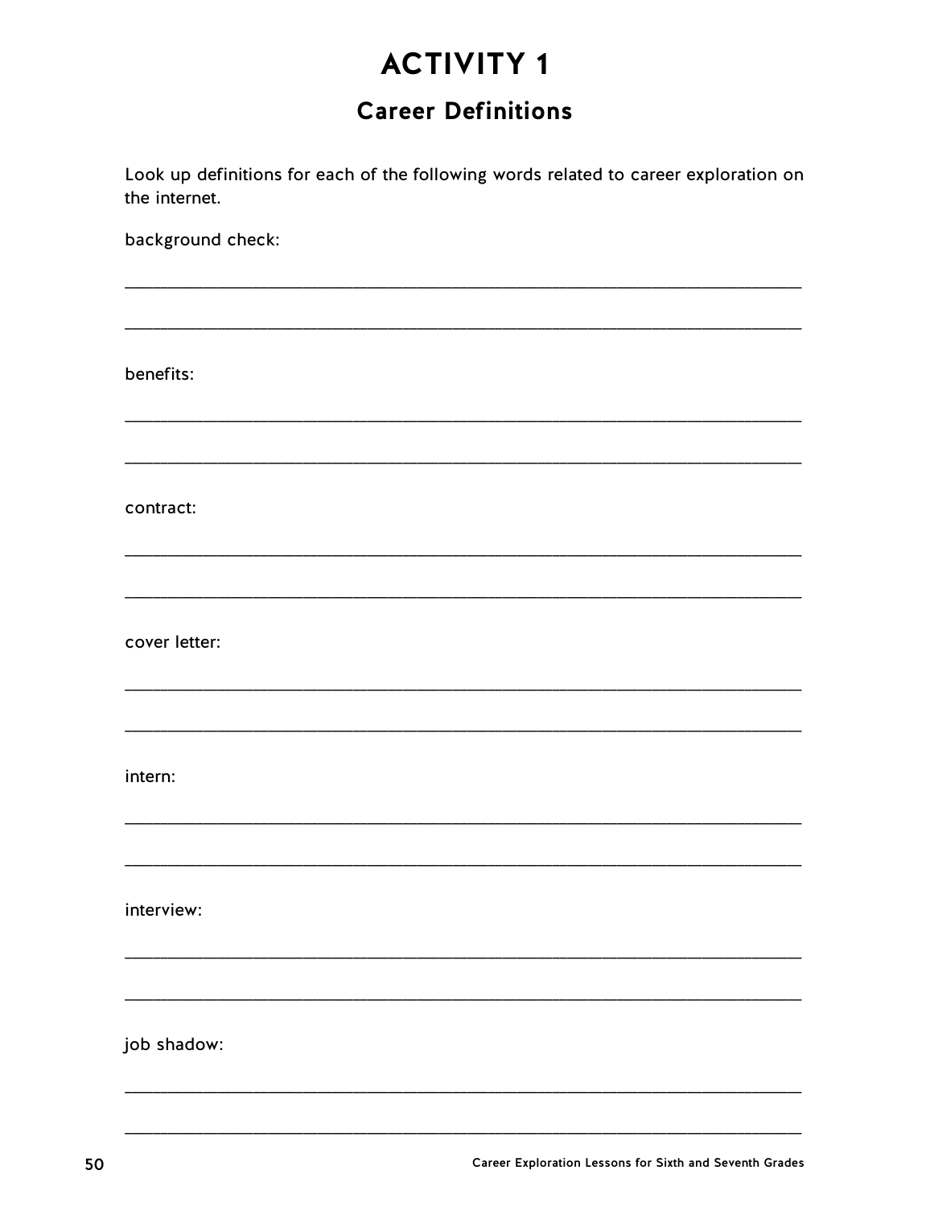# ACTIVITY 1

## Career Definitions

Look up definitions for each of the following words related to career exploration on the internet.

background check:

_______________________________________________________________________________

_______________________________________________________________________________

benefits:

_______________________________________________________________________________

_______________________________________________________________________________

contract:

_______________________________________________________________________________

_______________________________________________________________________________

cover letter:

_______________________________________________________________________________

_______________________________________________________________________________

intern:

_______________________________________________________________________________

_______________________________________________________________________________

interview:

_______________________________________________________________________________

_______________________________________________________________________________

job shadow:

_______________________________________________________________________________

_______________________________________________________________________________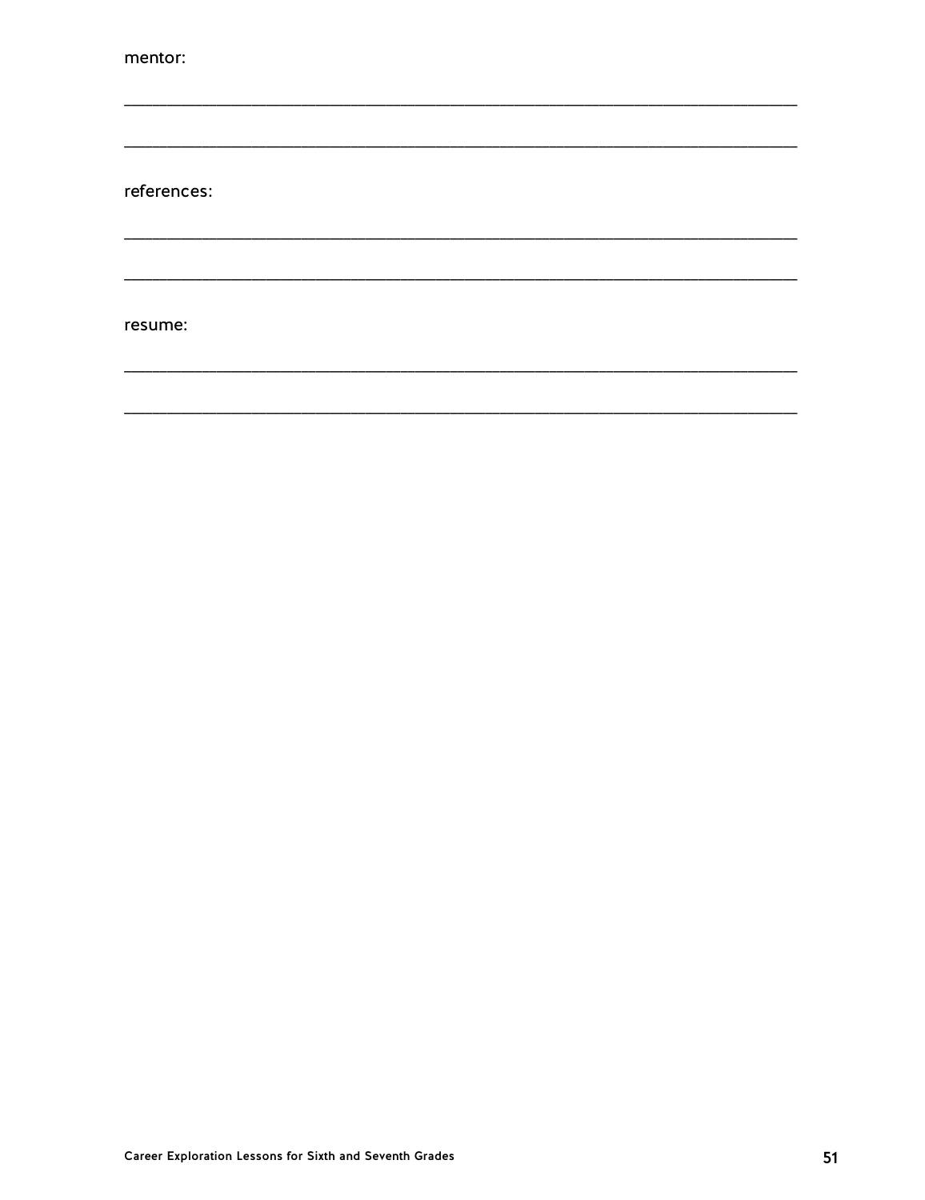mentor:

______________________________________________________________________

______________________________________________________________________

references:

______________________________________________________________________

______________________________________________________________________

resume:

______________________________________________________________________

______________________________________________________________________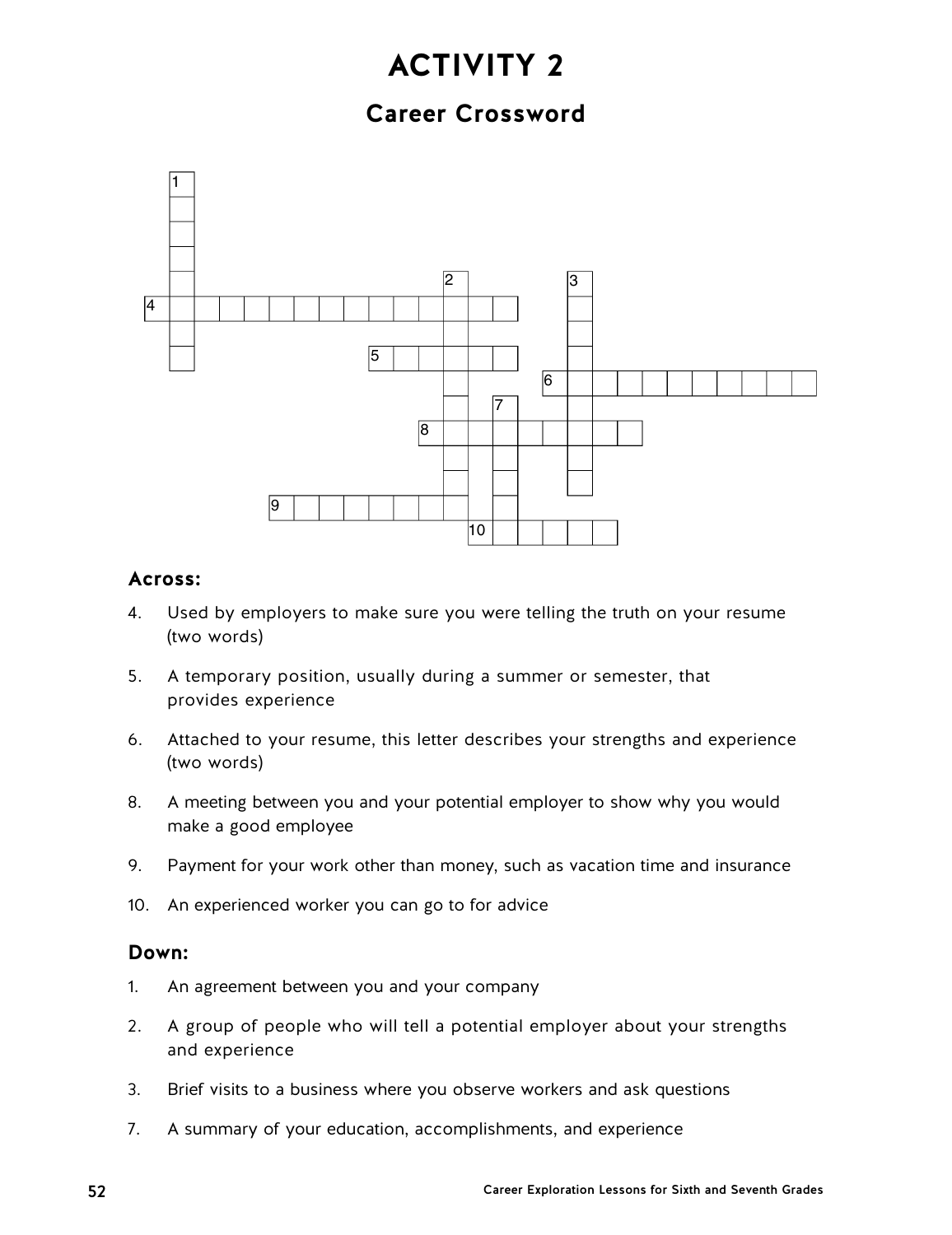# ACTIVITY 2

## Career Crossword

### Across:

4. Used by employers to make sure you were telling the truth on your resume (two words)
5. A temporary position, usually during a summer or semester, that provides experience
6. Attached to your resume, this letter describes your strengths and experience (two words)
8. A meeting between you and your potential employer to show why you would make a good employee
9. Payment for your work other than money, such as vacation time and insurance
10. An experienced worker you can go to for advice

### Down:

1. An agreement between you and your company
2. A group of people who will tell a potential employer about your strengths and experience
3. Brief visits to a business where you observe workers and ask questions
7. A summary of your education, accomplishments, and experience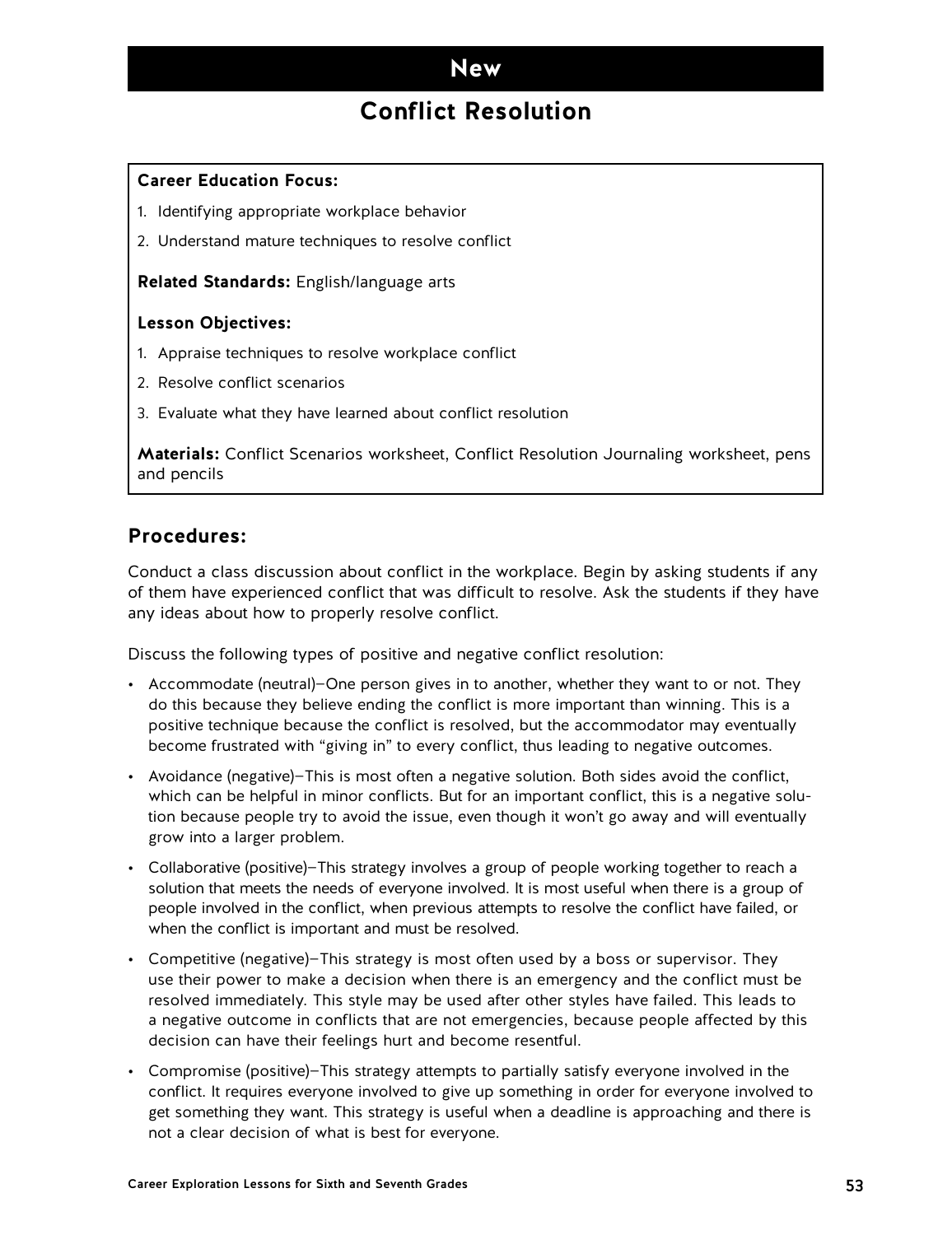# New

# Conflict Resolution

**Career Education Focus:**

1. Identifying appropriate workplace behavior
2. Understand mature techniques to resolve conflict

**Related Standards:** English/language arts

**Lesson Objectives:**

1. Appraise techniques to resolve workplace conflict
2. Resolve conflict scenarios
3. Evaluate what they have learned about conflict resolution

**Materials:** Conflict Scenarios worksheet, Conflict Resolution Journaling worksheet, pens and pencils

## Procedures:

Conduct a class discussion about conflict in the workplace. Begin by asking students if any of them have experienced conflict that was difficult to resolve. Ask the students if they have any ideas about how to properly resolve conflict.

Discuss the following types of positive and negative conflict resolution:

- Accommodate (neutral)—One person gives in to another, whether they want to or not. They do this because they believe ending the conflict is more important than winning. This is a positive technique because the conflict is resolved, but the accommodator may eventually become frustrated with "giving in" to every conflict, thus leading to negative outcomes.
- Avoidance (negative)—This is most often a negative solution. Both sides avoid the conflict, which can be helpful in minor conflicts. But for an important conflict, this is a negative solution because people try to avoid the issue, even though it won't go away and will eventually grow into a larger problem.
- Collaborative (positive)—This strategy involves a group of people working together to reach a solution that meets the needs of everyone involved. It is most useful when there is a group of people involved in the conflict, when previous attempts to resolve the conflict have failed, or when the conflict is important and must be resolved.
- Competitive (negative)—This strategy is most often used by a boss or supervisor. They use their power to make a decision when there is an emergency and the conflict must be resolved immediately. This style may be used after other styles have failed. This leads to a negative outcome in conflicts that are not emergencies, because people affected by this decision can have their feelings hurt and become resentful.
- Compromise (positive)—This strategy attempts to partially satisfy everyone involved in the conflict. It requires everyone involved to give up something in order for everyone involved to get something they want. This strategy is useful when a deadline is approaching and there is not a clear decision of what is best for everyone.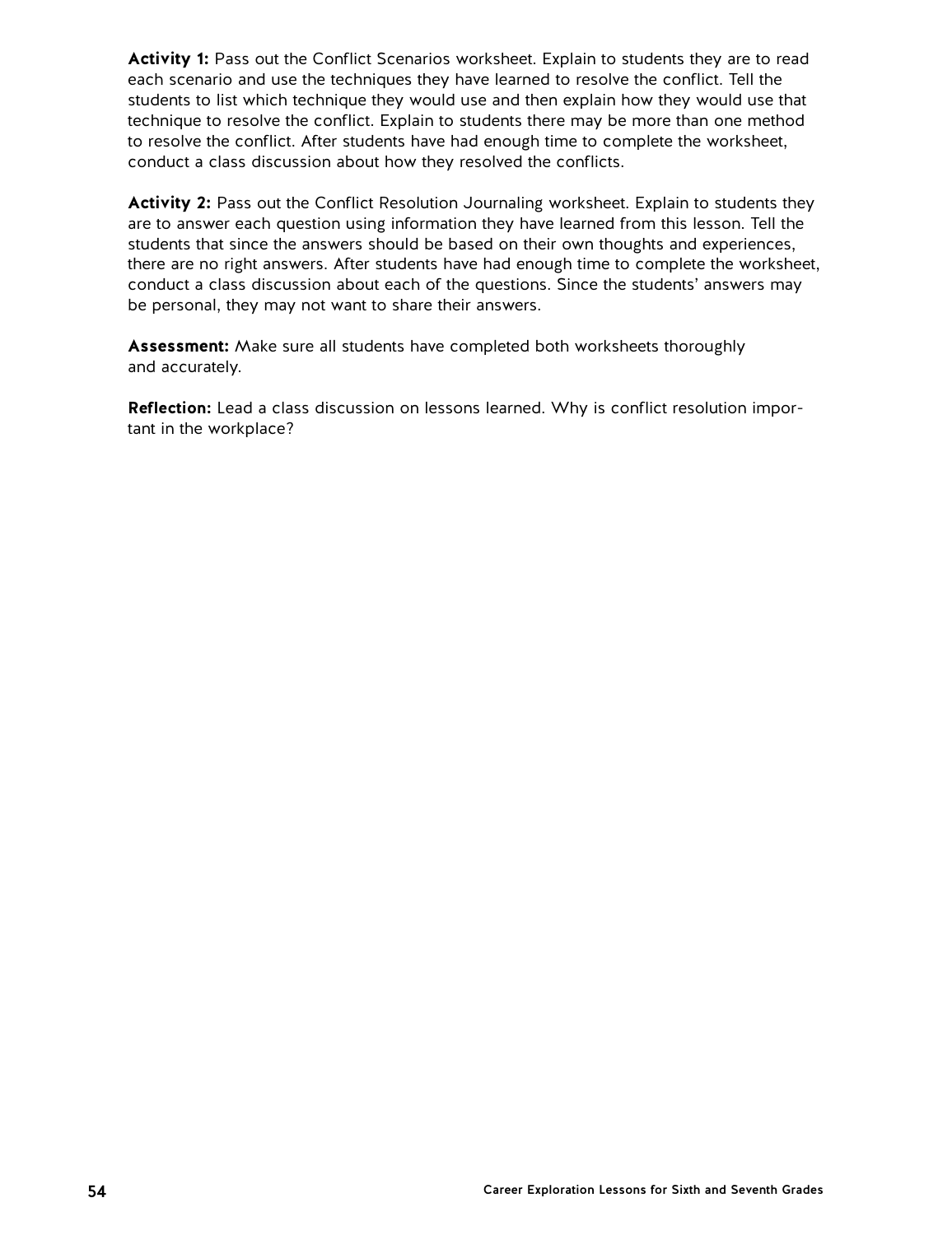**Activity 1:** Pass out the Conflict Scenarios worksheet. Explain to students they are to read each scenario and use the techniques they have learned to resolve the conflict. Tell the students to list which technique they would use and then explain how they would use that technique to resolve the conflict. Explain to students there may be more than one method to resolve the conflict. After students have had enough time to complete the worksheet, conduct a class discussion about how they resolved the conflicts.

**Activity 2:** Pass out the Conflict Resolution Journaling worksheet. Explain to students they are to answer each question using information they have learned from this lesson. Tell the students that since the answers should be based on their own thoughts and experiences, there are no right answers. After students have had enough time to complete the worksheet, conduct a class discussion about each of the questions. Since the students' answers may be personal, they may not want to share their answers.

**Assessment:** Make sure all students have completed both worksheets thoroughly and accurately.

**Reflection:** Lead a class discussion on lessons learned. Why is conflict resolution important in the workplace?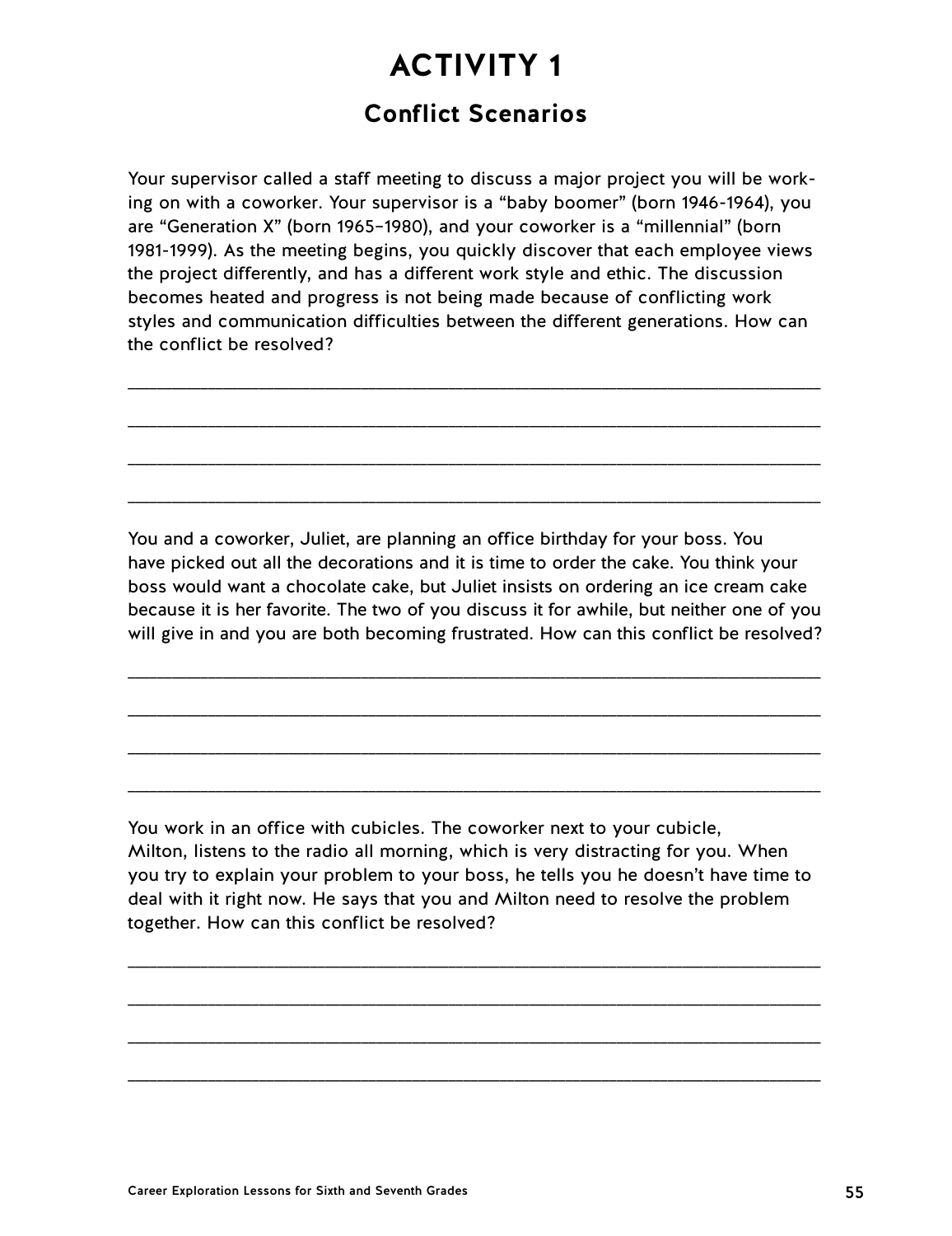# ACTIVITY 1

## Conflict Scenarios

Your supervisor called a staff meeting to discuss a major project you will be working on with a coworker. Your supervisor is a "baby boomer" (born 1946-1964), you are "Generation X" (born 1965–1980), and your coworker is a "millennial" (born 1981-1999). As the meeting begins, you quickly discover that each employee views the project differently, and has a different work style and ethic. The discussion becomes heated and progress is not being made because of conflicting work styles and communication difficulties between the different generations. How can the conflict be resolved?

______________________________________________________________________

______________________________________________________________________

______________________________________________________________________

______________________________________________________________________

You and a coworker, Juliet, are planning an office birthday for your boss. You have picked out all the decorations and it is time to order the cake. You think your boss would want a chocolate cake, but Juliet insists on ordering an ice cream cake because it is her favorite. The two of you discuss it for awhile, but neither one of you will give in and you are both becoming frustrated. How can this conflict be resolved?

______________________________________________________________________

______________________________________________________________________

______________________________________________________________________

______________________________________________________________________

You work in an office with cubicles. The coworker next to your cubicle, Milton, listens to the radio all morning, which is very distracting for you. When you try to explain your problem to your boss, he tells you he doesn't have time to deal with it right now. He says that you and Milton need to resolve the problem together. How can this conflict be resolved?

______________________________________________________________________

______________________________________________________________________

______________________________________________________________________

______________________________________________________________________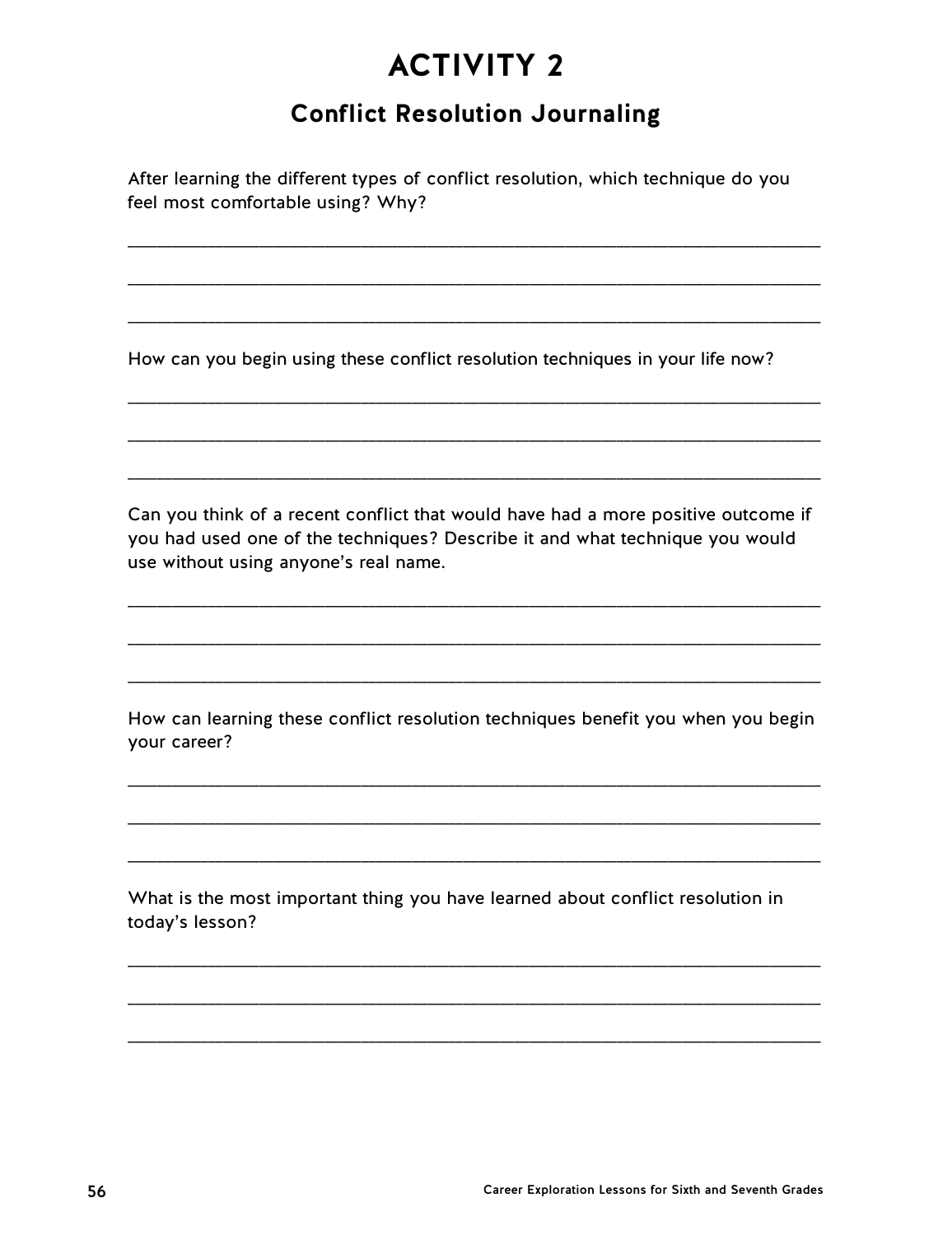# ACTIVITY 2

## Conflict Resolution Journaling

After learning the different types of conflict resolution, which technique do you feel most comfortable using? Why?

___________________________________________________________________

___________________________________________________________________

___________________________________________________________________

How can you begin using these conflict resolution techniques in your life now?

___________________________________________________________________

___________________________________________________________________

___________________________________________________________________

Can you think of a recent conflict that would have had a more positive outcome if you had used one of the techniques? Describe it and what technique you would use without using anyone's real name.

___________________________________________________________________

___________________________________________________________________

___________________________________________________________________

How can learning these conflict resolution techniques benefit you when you begin your career?

___________________________________________________________________

___________________________________________________________________

___________________________________________________________________

What is the most important thing you have learned about conflict resolution in today's lesson?

___________________________________________________________________

___________________________________________________________________

___________________________________________________________________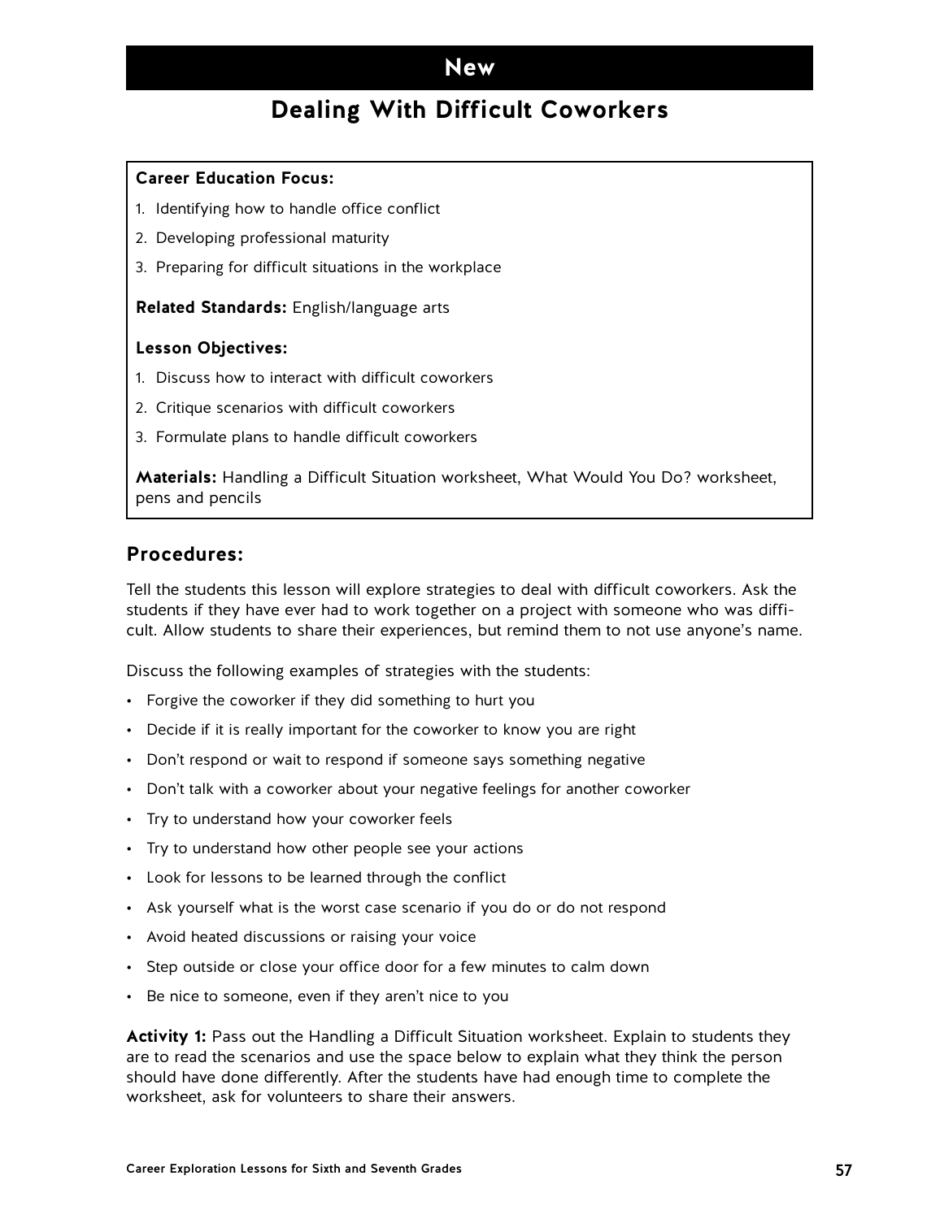**New**

# Dealing With Difficult Coworkers

**Career Education Focus:**

1. Identifying how to handle office conflict
2. Developing professional maturity
3. Preparing for difficult situations in the workplace

**Related Standards:** English/language arts

**Lesson Objectives:**

1. Discuss how to interact with difficult coworkers
2. Critique scenarios with difficult coworkers
3. Formulate plans to handle difficult coworkers

**Materials:** Handling a Difficult Situation worksheet, What Would You Do? worksheet, pens and pencils

## Procedures:

Tell the students this lesson will explore strategies to deal with difficult coworkers. Ask the students if they have ever had to work together on a project with someone who was difficult. Allow students to share their experiences, but remind them to not use anyone's name.

Discuss the following examples of strategies with the students:

- Forgive the coworker if they did something to hurt you
- Decide if it is really important for the coworker to know you are right
- Don't respond or wait to respond if someone says something negative
- Don't talk with a coworker about your negative feelings for another coworker
- Try to understand how your coworker feels
- Try to understand how other people see your actions
- Look for lessons to be learned through the conflict
- Ask yourself what is the worst case scenario if you do or do not respond
- Avoid heated discussions or raising your voice
- Step outside or close your office door for a few minutes to calm down
- Be nice to someone, even if they aren't nice to you

**Activity 1:** Pass out the Handling a Difficult Situation worksheet. Explain to students they are to read the scenarios and use the space below to explain what they think the person should have done differently. After the students have had enough time to complete the worksheet, ask for volunteers to share their answers.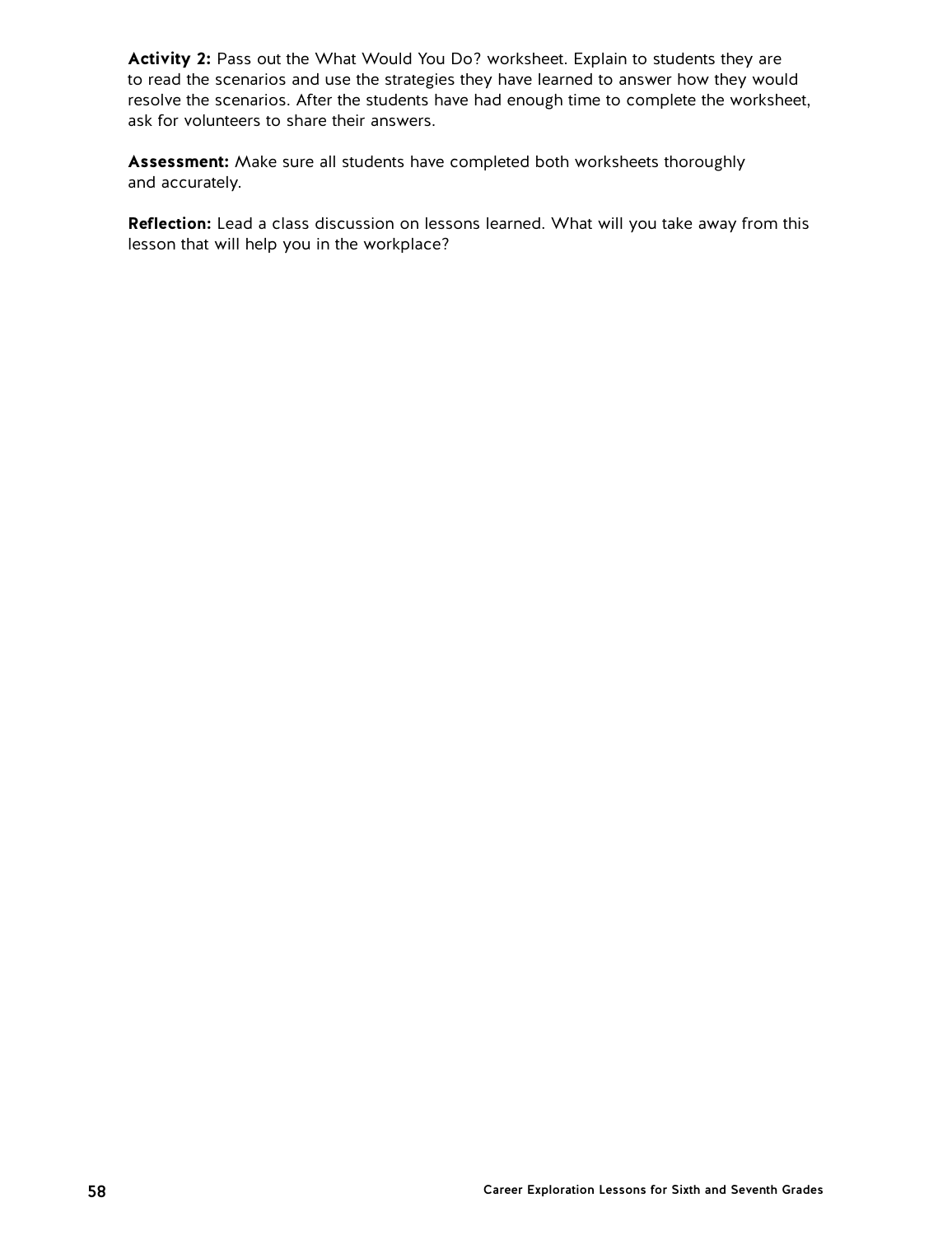**Activity 2:** Pass out the What Would You Do? worksheet. Explain to students they are to read the scenarios and use the strategies they have learned to answer how they would resolve the scenarios. After the students have had enough time to complete the worksheet, ask for volunteers to share their answers.

**Assessment:** Make sure all students have completed both worksheets thoroughly and accurately.

**Reflection:** Lead a class discussion on lessons learned. What will you take away from this lesson that will help you in the workplace?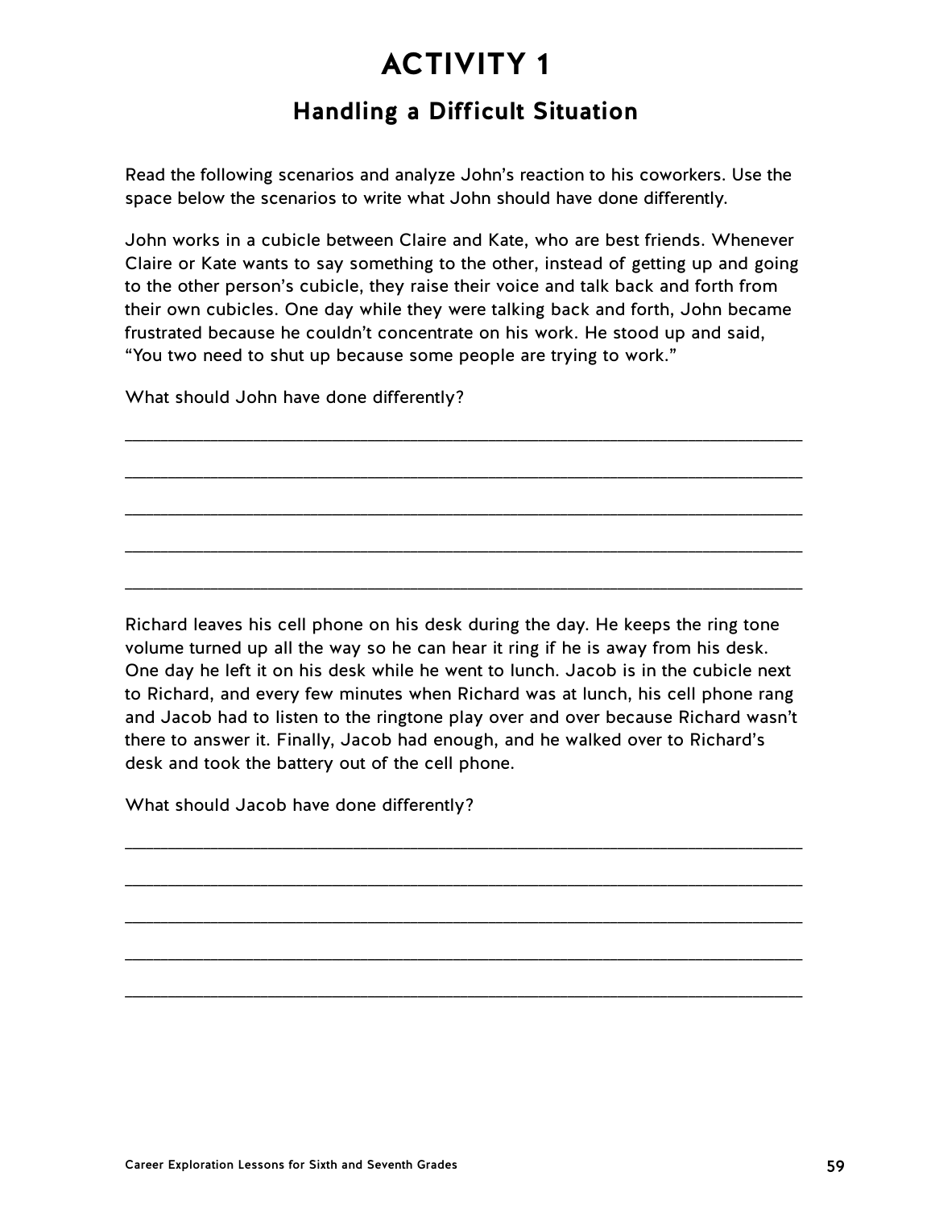# ACTIVITY 1

## Handling a Difficult Situation

Read the following scenarios and analyze John's reaction to his coworkers. Use the space below the scenarios to write what John should have done differently.

John works in a cubicle between Claire and Kate, who are best friends. Whenever Claire or Kate wants to say something to the other, instead of getting up and going to the other person's cubicle, they raise their voice and talk back and forth from their own cubicles. One day while they were talking back and forth, John became frustrated because he couldn't concentrate on his work. He stood up and said, "You two need to shut up because some people are trying to work."

What should John have done differently?

_______________________________________________________________________

_______________________________________________________________________

_______________________________________________________________________

_______________________________________________________________________

_______________________________________________________________________

Richard leaves his cell phone on his desk during the day. He keeps the ring tone volume turned up all the way so he can hear it ring if he is away from his desk. One day he left it on his desk while he went to lunch. Jacob is in the cubicle next to Richard, and every few minutes when Richard was at lunch, his cell phone rang and Jacob had to listen to the ringtone play over and over because Richard wasn't there to answer it. Finally, Jacob had enough, and he walked over to Richard's desk and took the battery out of the cell phone.

What should Jacob have done differently?

_______________________________________________________________________

_______________________________________________________________________

_______________________________________________________________________

_______________________________________________________________________

_______________________________________________________________________

Career Exploration Lessons for Sixth and Seventh Grades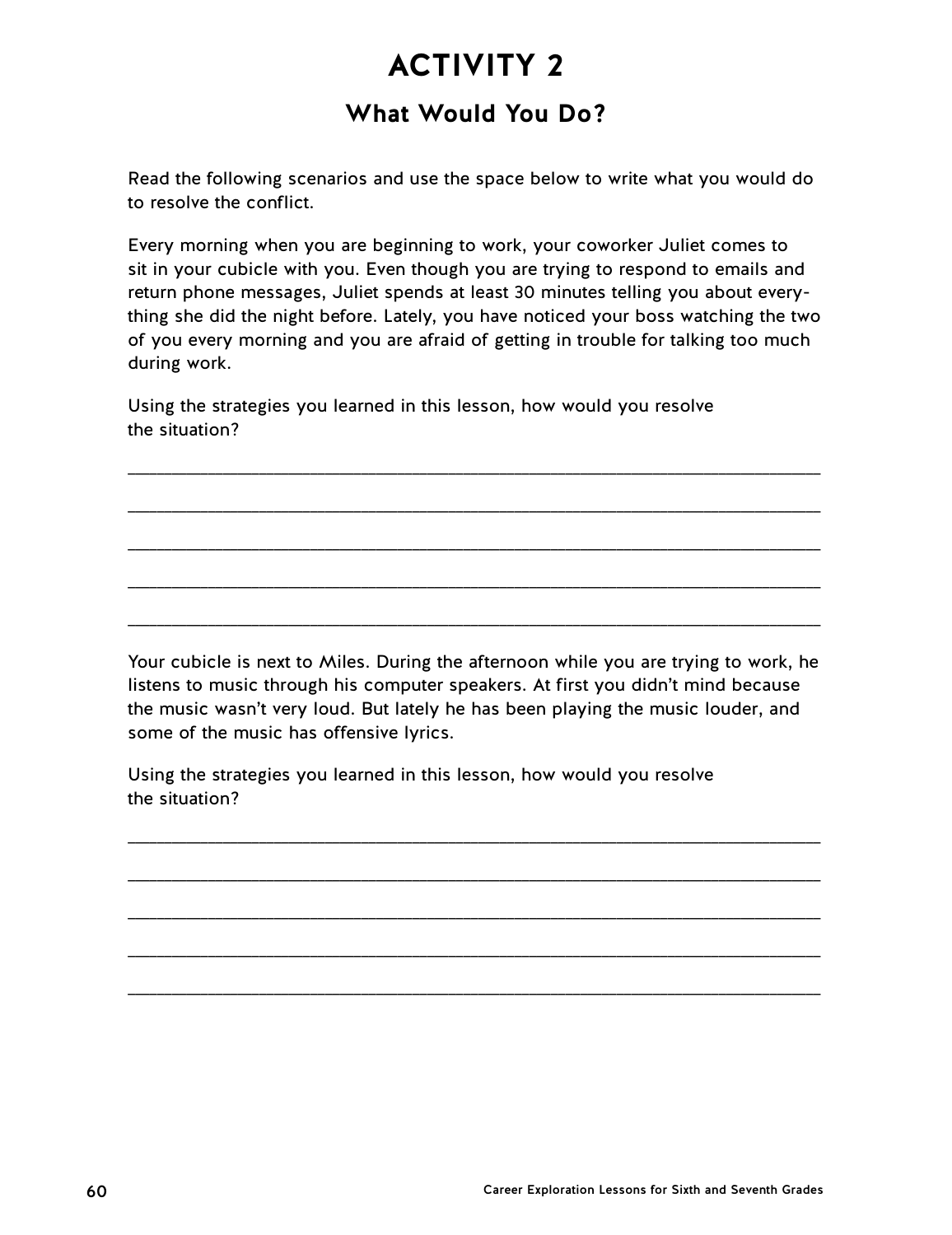# ACTIVITY 2

## What Would You Do?

Read the following scenarios and use the space below to write what you would do to resolve the conflict.

Every morning when you are beginning to work, your coworker Juliet comes to sit in your cubicle with you. Even though you are trying to respond to emails and return phone messages, Juliet spends at least 30 minutes telling you about everything she did the night before. Lately, you have noticed your boss watching the two of you every morning and you are afraid of getting in trouble for talking too much during work.

Using the strategies you learned in this lesson, how would you resolve the situation?

______________________________________________________________________

______________________________________________________________________

______________________________________________________________________

______________________________________________________________________

______________________________________________________________________

Your cubicle is next to Miles. During the afternoon while you are trying to work, he listens to music through his computer speakers. At first you didn't mind because the music wasn't very loud. But lately he has been playing the music louder, and some of the music has offensive lyrics.

Using the strategies you learned in this lesson, how would you resolve the situation?

______________________________________________________________________

______________________________________________________________________

______________________________________________________________________

______________________________________________________________________

______________________________________________________________________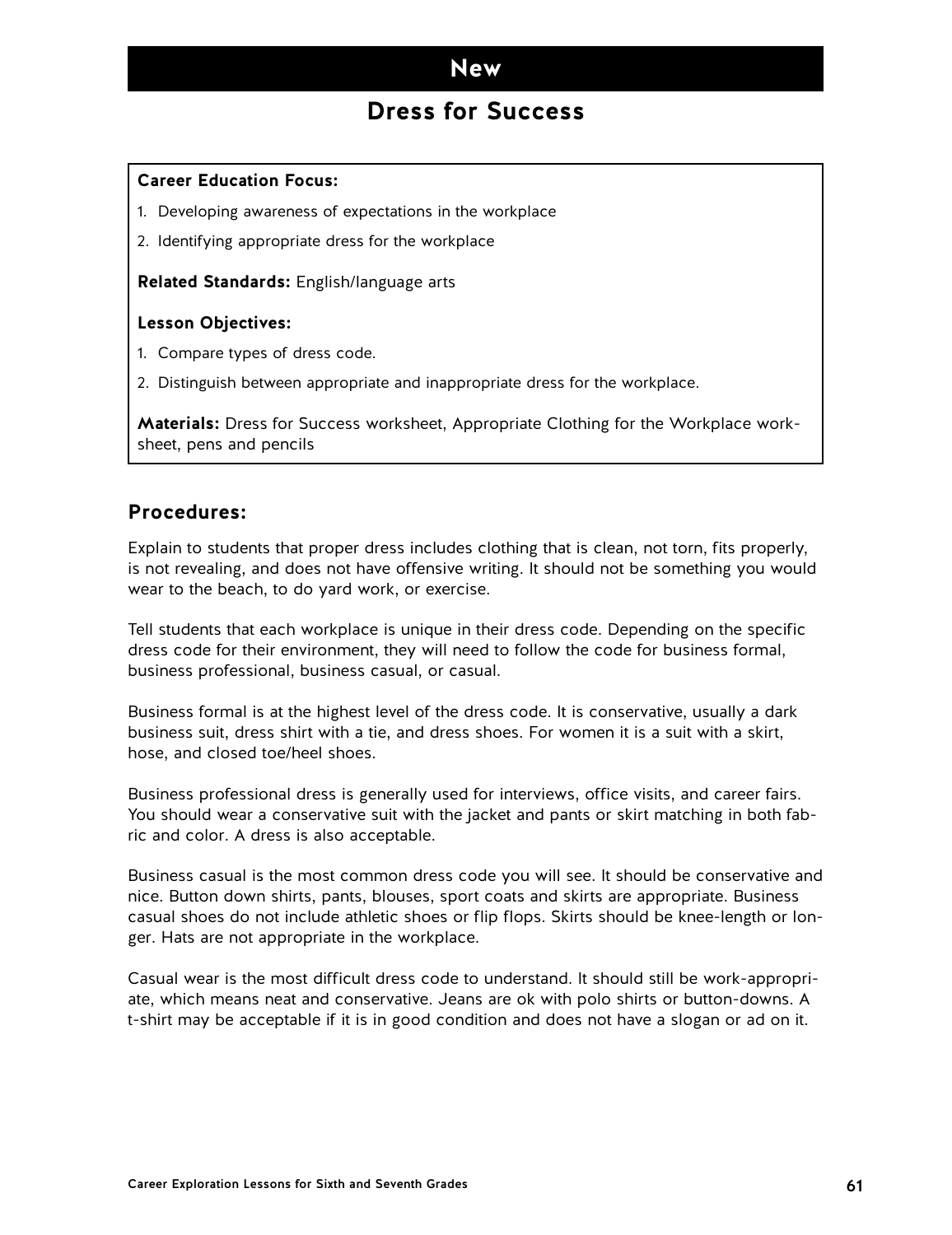# New

## Dress for Success

**Career Education Focus:**

1. Developing awareness of expectations in the workplace
2. Identifying appropriate dress for the workplace

**Related Standards:** English/language arts

**Lesson Objectives:**

1. Compare types of dress code.
2. Distinguish between appropriate and inappropriate dress for the workplace.

**Materials:** Dress for Success worksheet, Appropriate Clothing for the Workplace worksheet, pens and pencils

### Procedures:

Explain to students that proper dress includes clothing that is clean, not torn, fits properly, is not revealing, and does not have offensive writing. It should not be something you would wear to the beach, to do yard work, or exercise.

Tell students that each workplace is unique in their dress code. Depending on the specific dress code for their environment, they will need to follow the code for business formal, business professional, business casual, or casual.

Business formal is at the highest level of the dress code. It is conservative, usually a dark business suit, dress shirt with a tie, and dress shoes. For women it is a suit with a skirt, hose, and closed toe/heel shoes.

Business professional dress is generally used for interviews, office visits, and career fairs. You should wear a conservative suit with the jacket and pants or skirt matching in both fabric and color. A dress is also acceptable.

Business casual is the most common dress code you will see. It should be conservative and nice. Button down shirts, pants, blouses, sport coats and skirts are appropriate. Business casual shoes do not include athletic shoes or flip flops. Skirts should be knee-length or longer. Hats are not appropriate in the workplace.

Casual wear is the most difficult dress code to understand. It should still be work-appropriate, which means neat and conservative. Jeans are ok with polo shirts or button-downs. A t-shirt may be acceptable if it is in good condition and does not have a slogan or ad on it.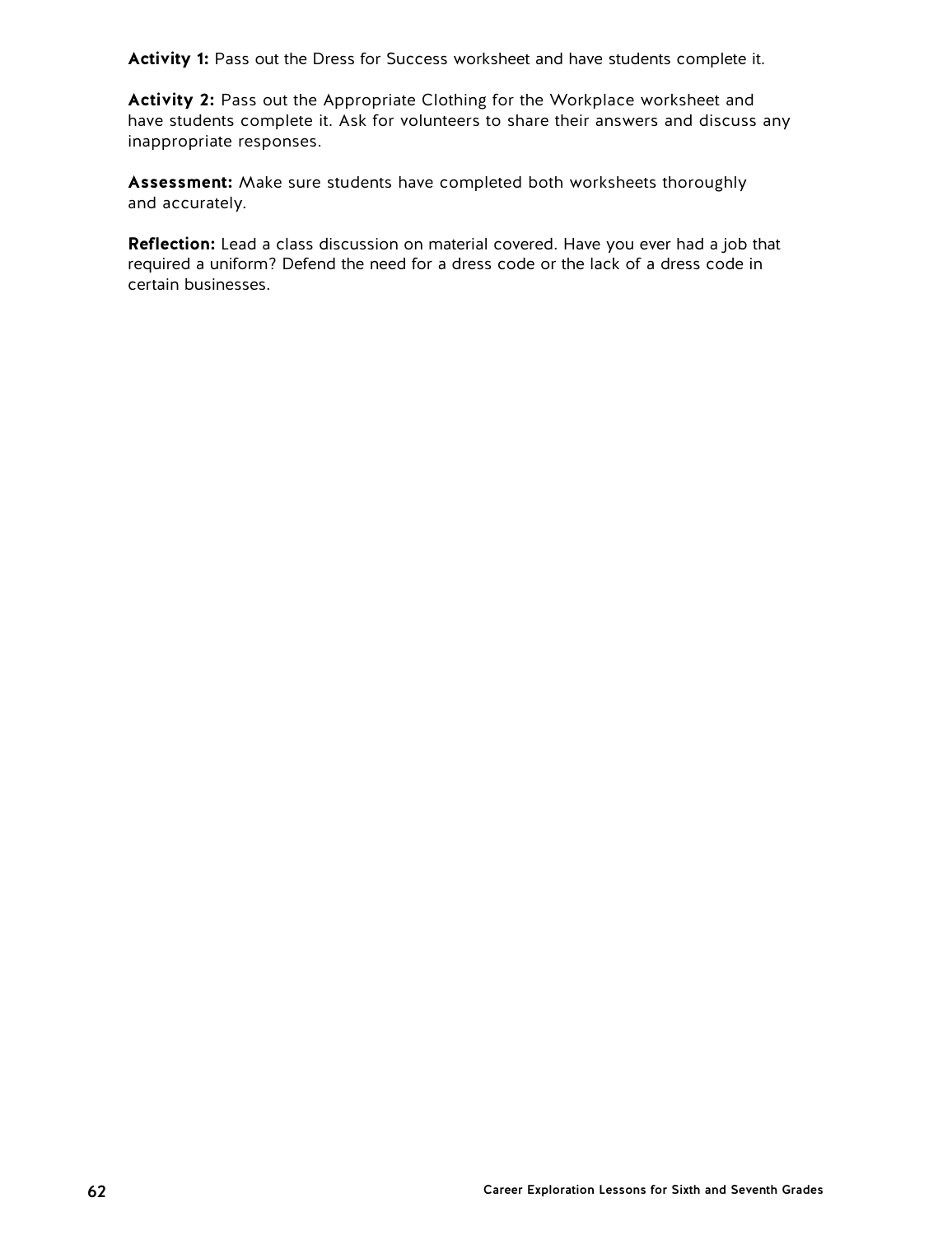**Activity 1:** Pass out the Dress for Success worksheet and have students complete it.

**Activity 2:** Pass out the Appropriate Clothing for the Workplace worksheet and have students complete it. Ask for volunteers to share their answers and discuss any inappropriate responses.

**Assessment:** Make sure students have completed both worksheets thoroughly and accurately.

**Reflection:** Lead a class discussion on material covered. Have you ever had a job that required a uniform? Defend the need for a dress code or the lack of a dress code in certain businesses.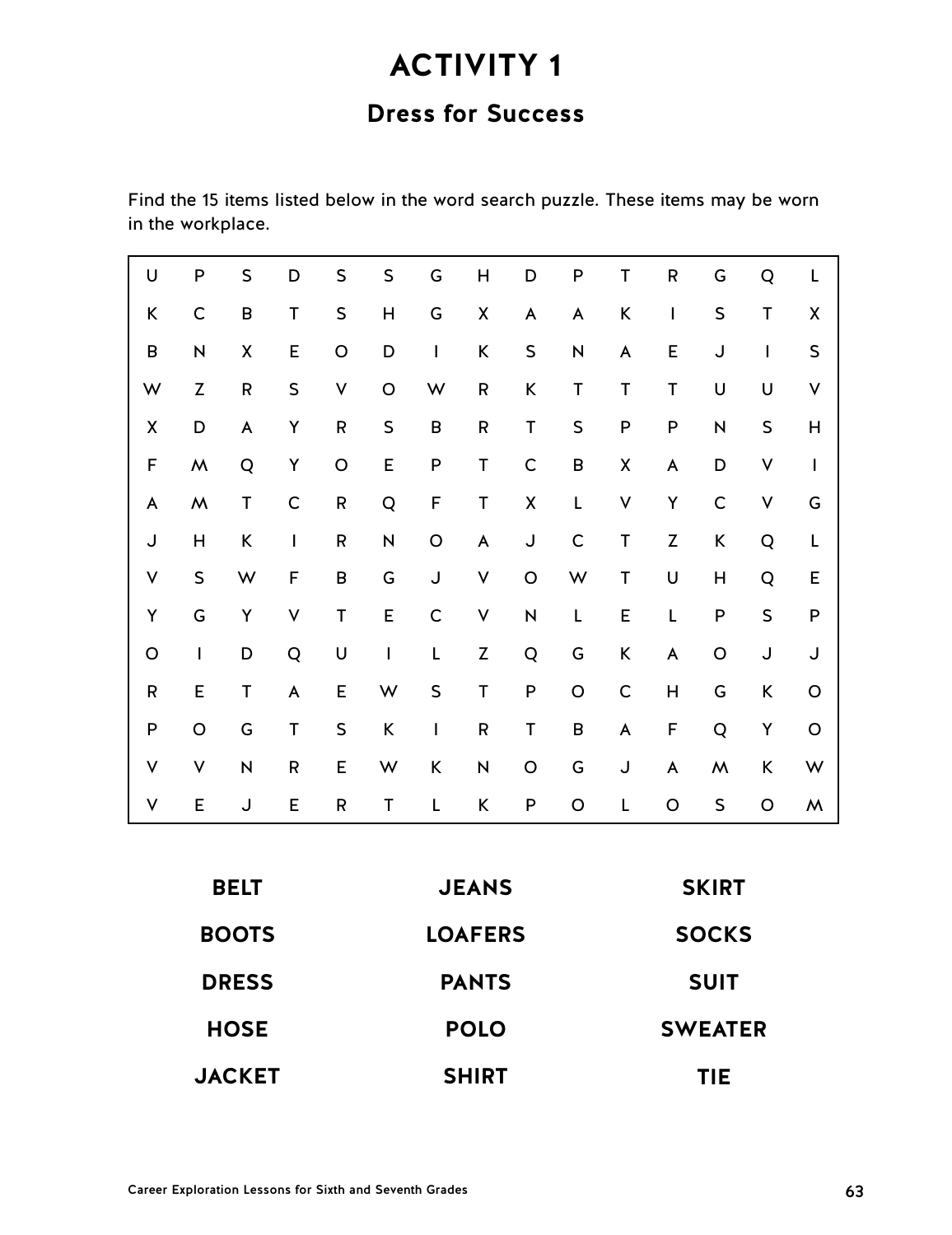# ACTIVITY 1

## Dress for Success

Find the 15 items listed below in the word search puzzle. These items may be worn in the workplace.

| | | | | | | | | | | | | | | |
|---|---|---|---|---|---|---|---|---|---|---|---|---|---|---|
| U | P | S | D | S | S | G | H | D | P | T | R | G | Q | L |
| K | C | B | T | S | H | G | X | A | A | K | I | S | T | X |
| B | N | X | E | O | D | I | K | S | N | A | E | J | I | S |
| W | Z | R | S | V | O | W | R | K | T | T | T | U | U | V |
| X | D | A | Y | R | S | B | R | T | S | P | P | N | S | H |
| F | M | Q | Y | O | E | P | T | C | B | X | A | D | V | I |
| A | M | T | C | R | Q | F | T | X | L | V | Y | C | V | G |
| J | H | K | I | R | N | O | A | J | C | T | Z | K | Q | L |
| V | S | W | F | B | G | J | V | O | W | T | U | H | Q | E |
| Y | G | Y | V | T | E | C | V | N | L | E | L | P | S | P |
| O | I | D | Q | U | I | L | Z | Q | G | K | A | O | J | J |
| R | E | T | A | E | W | S | T | P | O | C | H | G | K | O |
| P | O | G | T | S | K | I | R | T | B | A | F | Q | Y | O |
| V | V | N | R | E | W | K | N | O | G | J | A | M | K | W |
| V | E | J | E | R | T | L | K | P | O | L | O | S | O | M |

| | | |
|---|---|---|
| **BELT** | **JEANS** | **SKIRT** |
| **BOOTS** | **LOAFERS** | **SOCKS** |
| **DRESS** | **PANTS** | **SUIT** |
| **HOSE** | **POLO** | **SWEATER** |
| **JACKET** | **SHIRT** | **TIE** |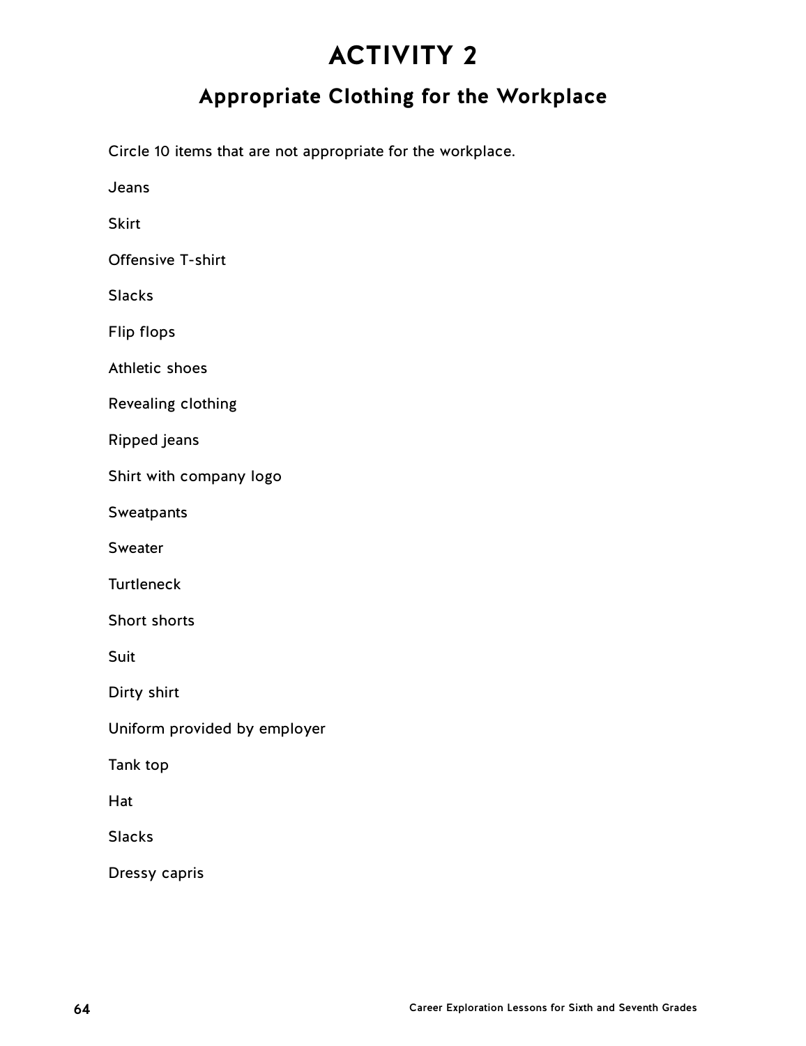# ACTIVITY 2

## Appropriate Clothing for the Workplace

Circle 10 items that are not appropriate for the workplace.

Jeans

Skirt

Offensive T-shirt

Slacks

Flip flops

Athletic shoes

Revealing clothing

Ripped jeans

Shirt with company logo

Sweatpants

Sweater

Turtleneck

Short shorts

Suit

Dirty shirt

Uniform provided by employer

Tank top

Hat

Slacks

Dressy capris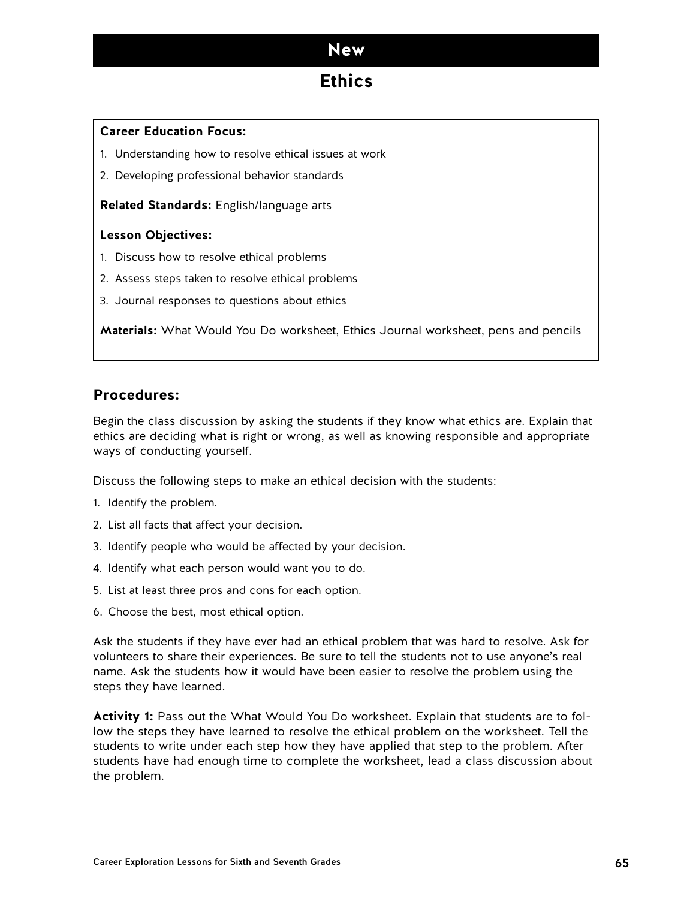# New

## Ethics

**Career Education Focus:**

1. Understanding how to resolve ethical issues at work
2. Developing professional behavior standards

**Related Standards:** English/language arts

**Lesson Objectives:**

1. Discuss how to resolve ethical problems
2. Assess steps taken to resolve ethical problems
3. Journal responses to questions about ethics

**Materials:** What Would You Do worksheet, Ethics Journal worksheet, pens and pencils

## Procedures:

Begin the class discussion by asking the students if they know what ethics are. Explain that ethics are deciding what is right or wrong, as well as knowing responsible and appropriate ways of conducting yourself.

Discuss the following steps to make an ethical decision with the students:

1. Identify the problem.
2. List all facts that affect your decision.
3. Identify people who would be affected by your decision.
4. Identify what each person would want you to do.
5. List at least three pros and cons for each option.
6. Choose the best, most ethical option.

Ask the students if they have ever had an ethical problem that was hard to resolve. Ask for volunteers to share their experiences. Be sure to tell the students not to use anyone's real name. Ask the students how it would have been easier to resolve the problem using the steps they have learned.

**Activity 1:** Pass out the What Would You Do worksheet. Explain that students are to follow the steps they have learned to resolve the ethical problem on the worksheet. Tell the students to write under each step how they have applied that step to the problem. After students have had enough time to complete the worksheet, lead a class discussion about the problem.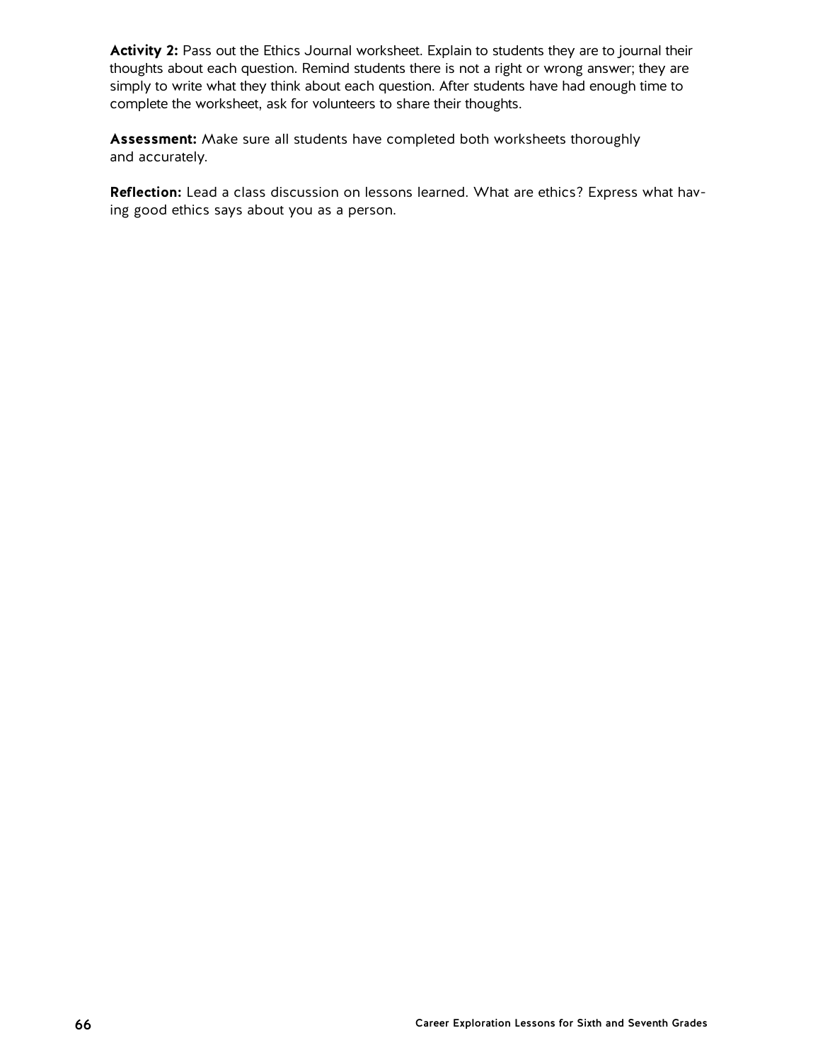**Activity 2:** Pass out the Ethics Journal worksheet. Explain to students they are to journal their thoughts about each question. Remind students there is not a right or wrong answer; they are simply to write what they think about each question. After students have had enough time to complete the worksheet, ask for volunteers to share their thoughts.

**Assessment:** Make sure all students have completed both worksheets thoroughly and accurately.

**Reflection:** Lead a class discussion on lessons learned. What are ethics? Express what having good ethics says about you as a person.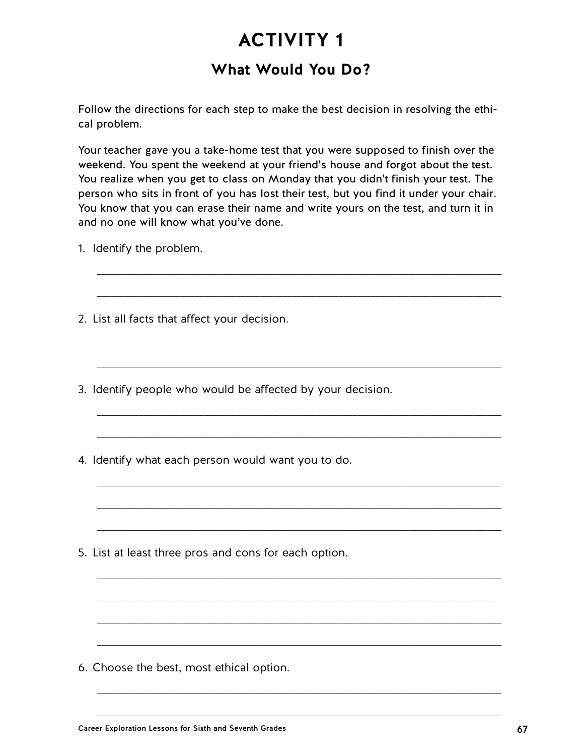# ACTIVITY 1

## What Would You Do?

Follow the directions for each step to make the best decision in resolving the ethical problem.

Your teacher gave you a take-home test that you were supposed to finish over the weekend. You spent the weekend at your friend's house and forgot about the test. You realize when you get to class on Monday that you didn't finish your test. The person who sits in front of you has lost their test, but you find it under your chair. You know that you can erase their name and write yours on the test, and turn it in and no one will know what you've done.

1. Identify the problem.

   ______________________________________________________________________

   ______________________________________________________________________

2. List all facts that affect your decision.

   ______________________________________________________________________

   ______________________________________________________________________

3. Identify people who would be affected by your decision.

   ______________________________________________________________________

   ______________________________________________________________________

4. Identify what each person would want you to do.

   ______________________________________________________________________

   ______________________________________________________________________

   ______________________________________________________________________

5. List at least three pros and cons for each option.

   ______________________________________________________________________

   ______________________________________________________________________

   ______________________________________________________________________

   ______________________________________________________________________

6. Choose the best, most ethical option.

   ______________________________________________________________________

   ______________________________________________________________________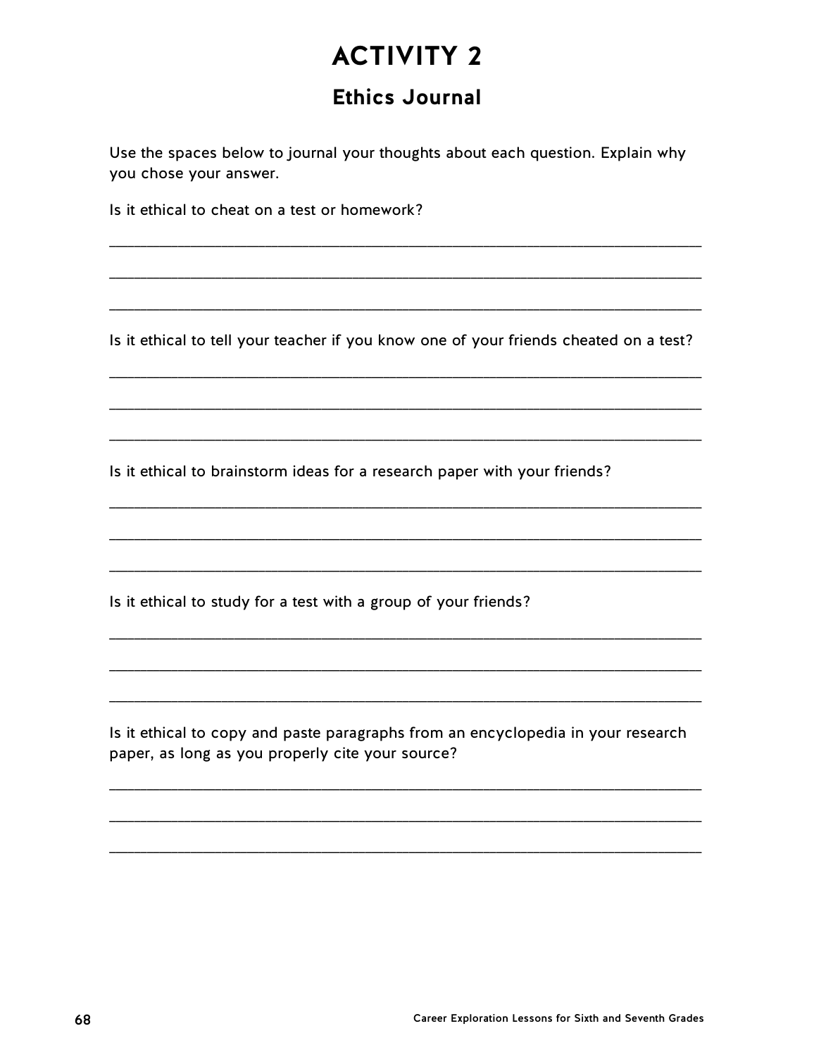# ACTIVITY 2

## Ethics Journal

Use the spaces below to journal your thoughts about each question. Explain why you chose your answer.

Is it ethical to cheat on a test or homework?

\_\_\_\_\_\_\_\_\_\_\_\_\_\_\_\_\_\_\_\_\_\_\_\_\_\_\_\_\_\_\_\_\_\_\_\_\_\_\_\_\_\_\_\_\_\_\_\_\_\_\_\_\_\_\_\_\_\_\_\_\_\_\_\_

\_\_\_\_\_\_\_\_\_\_\_\_\_\_\_\_\_\_\_\_\_\_\_\_\_\_\_\_\_\_\_\_\_\_\_\_\_\_\_\_\_\_\_\_\_\_\_\_\_\_\_\_\_\_\_\_\_\_\_\_\_\_\_\_

\_\_\_\_\_\_\_\_\_\_\_\_\_\_\_\_\_\_\_\_\_\_\_\_\_\_\_\_\_\_\_\_\_\_\_\_\_\_\_\_\_\_\_\_\_\_\_\_\_\_\_\_\_\_\_\_\_\_\_\_\_\_\_\_

Is it ethical to tell your teacher if you know one of your friends cheated on a test?

\_\_\_\_\_\_\_\_\_\_\_\_\_\_\_\_\_\_\_\_\_\_\_\_\_\_\_\_\_\_\_\_\_\_\_\_\_\_\_\_\_\_\_\_\_\_\_\_\_\_\_\_\_\_\_\_\_\_\_\_\_\_\_\_

\_\_\_\_\_\_\_\_\_\_\_\_\_\_\_\_\_\_\_\_\_\_\_\_\_\_\_\_\_\_\_\_\_\_\_\_\_\_\_\_\_\_\_\_\_\_\_\_\_\_\_\_\_\_\_\_\_\_\_\_\_\_\_\_

\_\_\_\_\_\_\_\_\_\_\_\_\_\_\_\_\_\_\_\_\_\_\_\_\_\_\_\_\_\_\_\_\_\_\_\_\_\_\_\_\_\_\_\_\_\_\_\_\_\_\_\_\_\_\_\_\_\_\_\_\_\_\_\_

Is it ethical to brainstorm ideas for a research paper with your friends?

\_\_\_\_\_\_\_\_\_\_\_\_\_\_\_\_\_\_\_\_\_\_\_\_\_\_\_\_\_\_\_\_\_\_\_\_\_\_\_\_\_\_\_\_\_\_\_\_\_\_\_\_\_\_\_\_\_\_\_\_\_\_\_\_

\_\_\_\_\_\_\_\_\_\_\_\_\_\_\_\_\_\_\_\_\_\_\_\_\_\_\_\_\_\_\_\_\_\_\_\_\_\_\_\_\_\_\_\_\_\_\_\_\_\_\_\_\_\_\_\_\_\_\_\_\_\_\_\_

\_\_\_\_\_\_\_\_\_\_\_\_\_\_\_\_\_\_\_\_\_\_\_\_\_\_\_\_\_\_\_\_\_\_\_\_\_\_\_\_\_\_\_\_\_\_\_\_\_\_\_\_\_\_\_\_\_\_\_\_\_\_\_\_

Is it ethical to study for a test with a group of your friends?

\_\_\_\_\_\_\_\_\_\_\_\_\_\_\_\_\_\_\_\_\_\_\_\_\_\_\_\_\_\_\_\_\_\_\_\_\_\_\_\_\_\_\_\_\_\_\_\_\_\_\_\_\_\_\_\_\_\_\_\_\_\_\_\_

\_\_\_\_\_\_\_\_\_\_\_\_\_\_\_\_\_\_\_\_\_\_\_\_\_\_\_\_\_\_\_\_\_\_\_\_\_\_\_\_\_\_\_\_\_\_\_\_\_\_\_\_\_\_\_\_\_\_\_\_\_\_\_\_

\_\_\_\_\_\_\_\_\_\_\_\_\_\_\_\_\_\_\_\_\_\_\_\_\_\_\_\_\_\_\_\_\_\_\_\_\_\_\_\_\_\_\_\_\_\_\_\_\_\_\_\_\_\_\_\_\_\_\_\_\_\_\_\_

Is it ethical to copy and paste paragraphs from an encyclopedia in your research paper, as long as you properly cite your source?

\_\_\_\_\_\_\_\_\_\_\_\_\_\_\_\_\_\_\_\_\_\_\_\_\_\_\_\_\_\_\_\_\_\_\_\_\_\_\_\_\_\_\_\_\_\_\_\_\_\_\_\_\_\_\_\_\_\_\_\_\_\_\_\_

\_\_\_\_\_\_\_\_\_\_\_\_\_\_\_\_\_\_\_\_\_\_\_\_\_\_\_\_\_\_\_\_\_\_\_\_\_\_\_\_\_\_\_\_\_\_\_\_\_\_\_\_\_\_\_\_\_\_\_\_\_\_\_\_

\_\_\_\_\_\_\_\_\_\_\_\_\_\_\_\_\_\_\_\_\_\_\_\_\_\_\_\_\_\_\_\_\_\_\_\_\_\_\_\_\_\_\_\_\_\_\_\_\_\_\_\_\_\_\_\_\_\_\_\_\_\_\_\_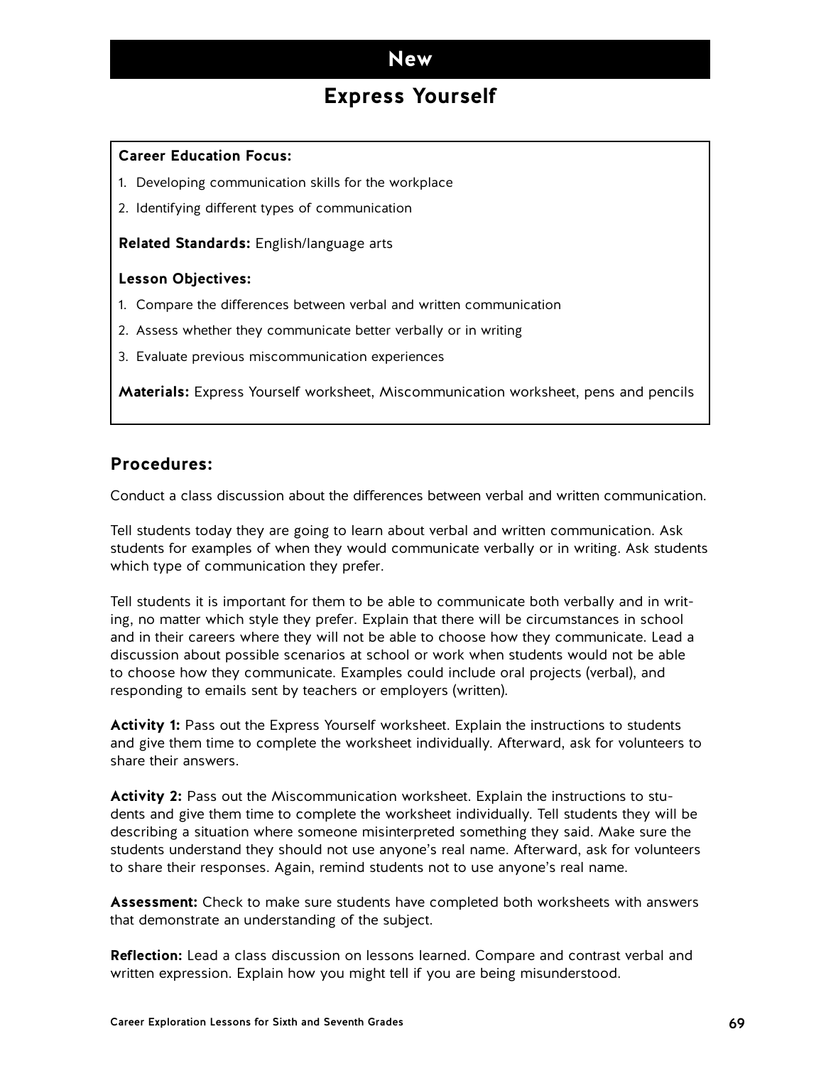# New

## Express Yourself

**Career Education Focus:**

1. Developing communication skills for the workplace
2. Identifying different types of communication

**Related Standards:** English/language arts

**Lesson Objectives:**

1. Compare the differences between verbal and written communication
2. Assess whether they communicate better verbally or in writing
3. Evaluate previous miscommunication experiences

**Materials:** Express Yourself worksheet, Miscommunication worksheet, pens and pencils

### Procedures:

Conduct a class discussion about the differences between verbal and written communication.

Tell students today they are going to learn about verbal and written communication. Ask students for examples of when they would communicate verbally or in writing. Ask students which type of communication they prefer.

Tell students it is important for them to be able to communicate both verbally and in writing, no matter which style they prefer. Explain that there will be circumstances in school and in their careers where they will not be able to choose how they communicate. Lead a discussion about possible scenarios at school or work when students would not be able to choose how they communicate. Examples could include oral projects (verbal), and responding to emails sent by teachers or employers (written).

**Activity 1:** Pass out the Express Yourself worksheet. Explain the instructions to students and give them time to complete the worksheet individually. Afterward, ask for volunteers to share their answers.

**Activity 2:** Pass out the Miscommunication worksheet. Explain the instructions to students and give them time to complete the worksheet individually. Tell students they will be describing a situation where someone misinterpreted something they said. Make sure the students understand they should not use anyone's real name. Afterward, ask for volunteers to share their responses. Again, remind students not to use anyone's real name.

**Assessment:** Check to make sure students have completed both worksheets with answers that demonstrate an understanding of the subject.

**Reflection:** Lead a class discussion on lessons learned. Compare and contrast verbal and written expression. Explain how you might tell if you are being misunderstood.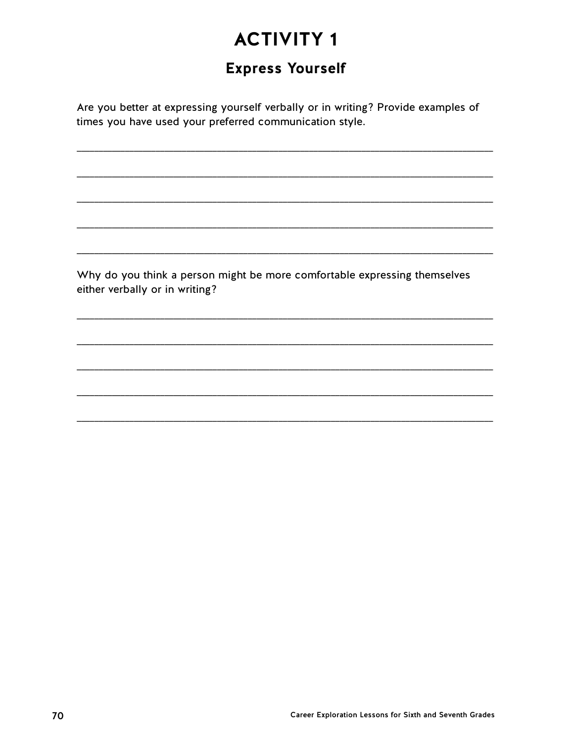# ACTIVITY 1

## Express Yourself

Are you better at expressing yourself verbally or in writing? Provide examples of times you have used your preferred communication style.

________________________________________________________________________

________________________________________________________________________

________________________________________________________________________

________________________________________________________________________

________________________________________________________________________

Why do you think a person might be more comfortable expressing themselves either verbally or in writing?

________________________________________________________________________

________________________________________________________________________

________________________________________________________________________

________________________________________________________________________

________________________________________________________________________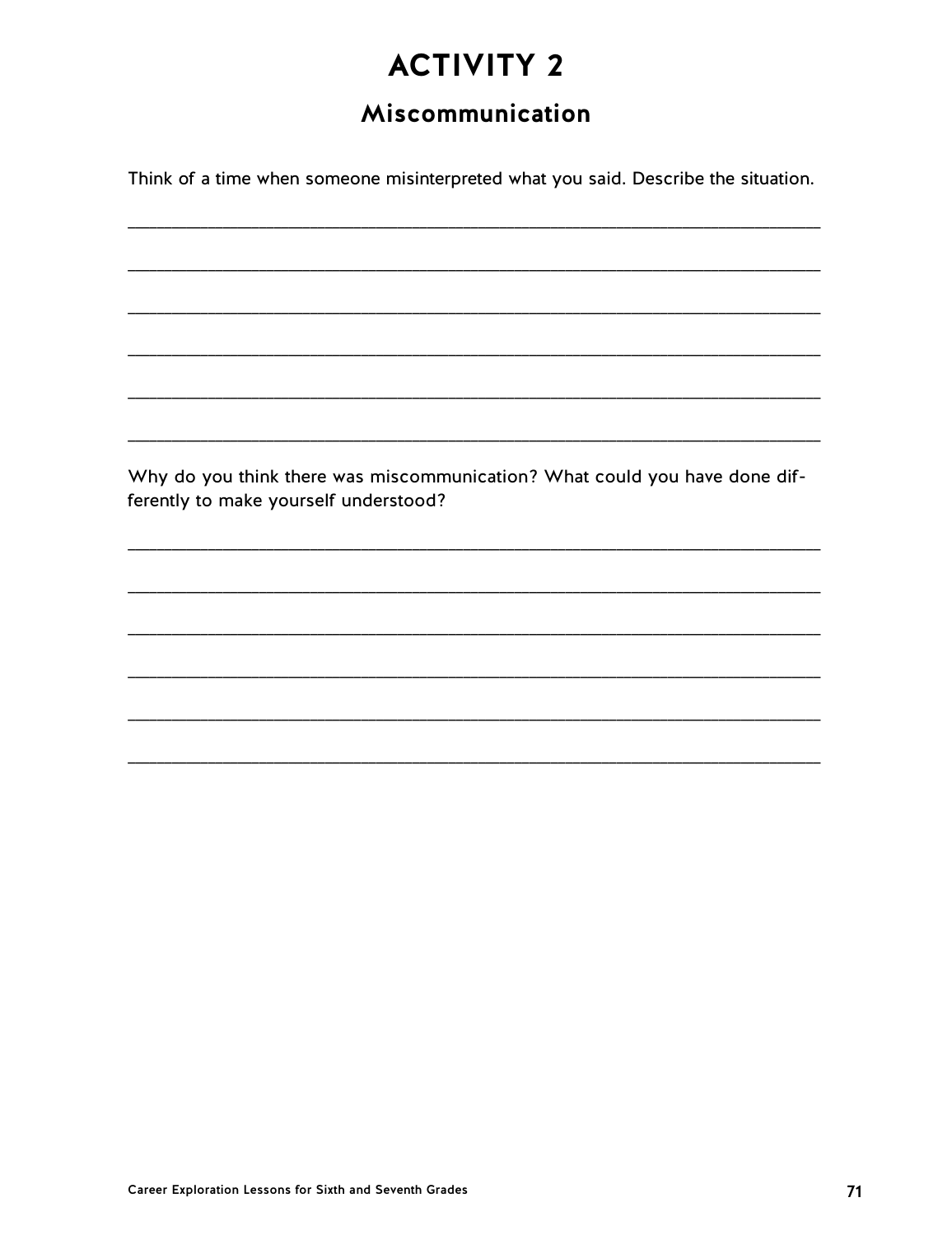# ACTIVITY 2

## Miscommunication

Think of a time when someone misinterpreted what you said. Describe the situation.

______________________________________________________________________

______________________________________________________________________

______________________________________________________________________

______________________________________________________________________

______________________________________________________________________

______________________________________________________________________

Why do you think there was miscommunication? What could you have done differently to make yourself understood?

______________________________________________________________________

______________________________________________________________________

______________________________________________________________________

______________________________________________________________________

______________________________________________________________________

______________________________________________________________________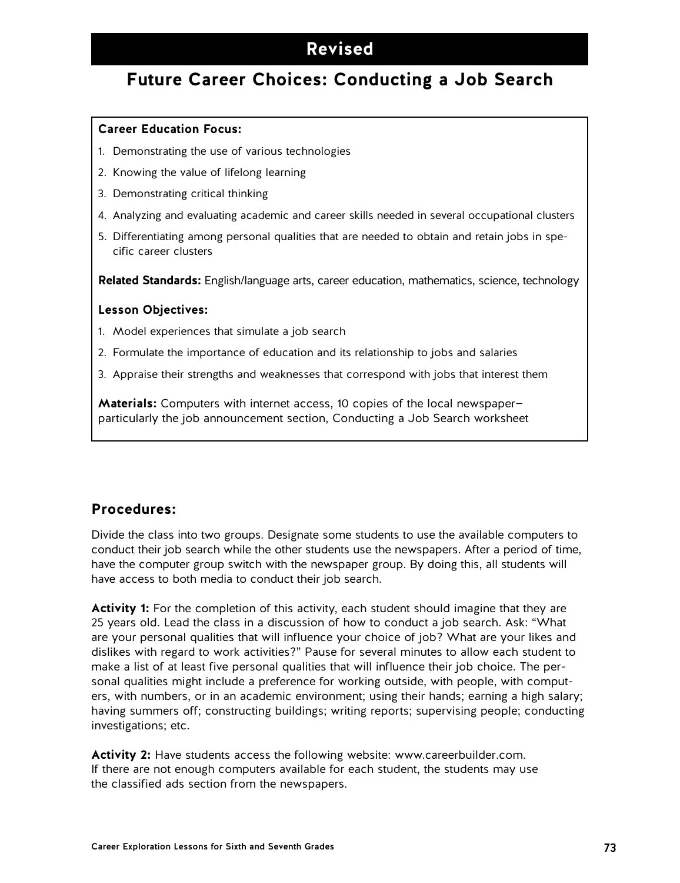# Revised

## Future Career Choices: Conducting a Job Search

**Career Education Focus:**

1. Demonstrating the use of various technologies
2. Knowing the value of lifelong learning
3. Demonstrating critical thinking
4. Analyzing and evaluating academic and career skills needed in several occupational clusters
5. Differentiating among personal qualities that are needed to obtain and retain jobs in specific career clusters

**Related Standards:** English/language arts, career education, mathematics, science, technology

**Lesson Objectives:**

1. Model experiences that simulate a job search
2. Formulate the importance of education and its relationship to jobs and salaries
3. Appraise their strengths and weaknesses that correspond with jobs that interest them

**Materials:** Computers with internet access, 10 copies of the local newspaper—particularly the job announcement section, Conducting a Job Search worksheet

### Procedures:

Divide the class into two groups. Designate some students to use the available computers to conduct their job search while the other students use the newspapers. After a period of time, have the computer group switch with the newspaper group. By doing this, all students will have access to both media to conduct their job search.

**Activity 1:** For the completion of this activity, each student should imagine that they are 25 years old. Lead the class in a discussion of how to conduct a job search. Ask: "What are your personal qualities that will influence your choice of job? What are your likes and dislikes with regard to work activities?" Pause for several minutes to allow each student to make a list of at least five personal qualities that will influence their job choice. The personal qualities might include a preference for working outside, with people, with computers, with numbers, or in an academic environment; using their hands; earning a high salary; having summers off; constructing buildings; writing reports; supervising people; conducting investigations; etc.

**Activity 2:** Have students access the following website: www.careerbuilder.com. If there are not enough computers available for each student, the students may use the classified ads section from the newspapers.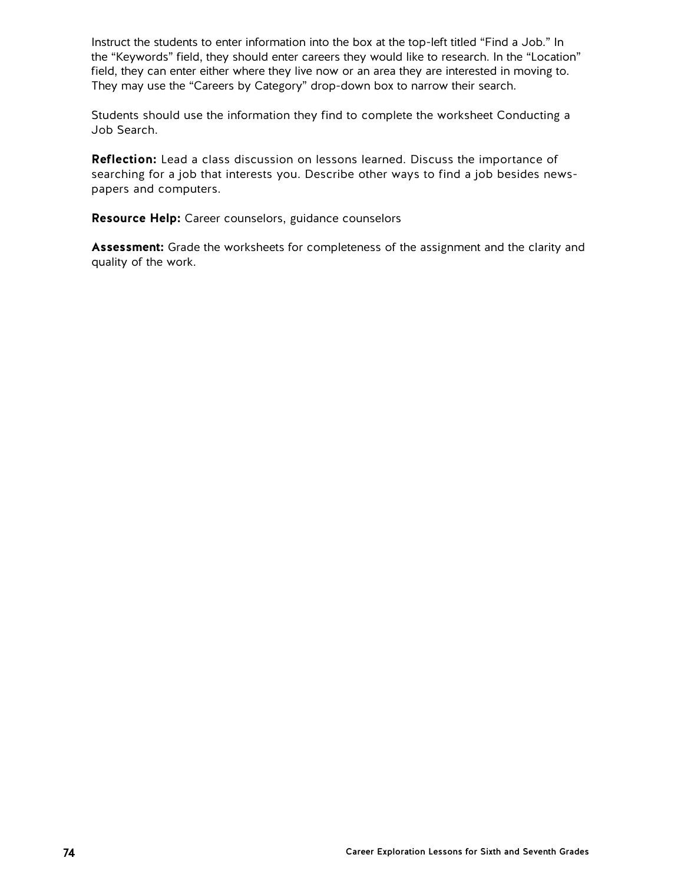Instruct the students to enter information into the box at the top-left titled “Find a Job.” In the “Keywords” field, they should enter careers they would like to research. In the “Location” field, they can enter either where they live now or an area they are interested in moving to. They may use the “Careers by Category” drop-down box to narrow their search.

Students should use the information they find to complete the worksheet Conducting a Job Search.

**Reflection:** Lead a class discussion on lessons learned. Discuss the importance of searching for a job that interests you. Describe other ways to find a job besides newspapers and computers.

**Resource Help:** Career counselors, guidance counselors

**Assessment:** Grade the worksheets for completeness of the assignment and the clarity and quality of the work.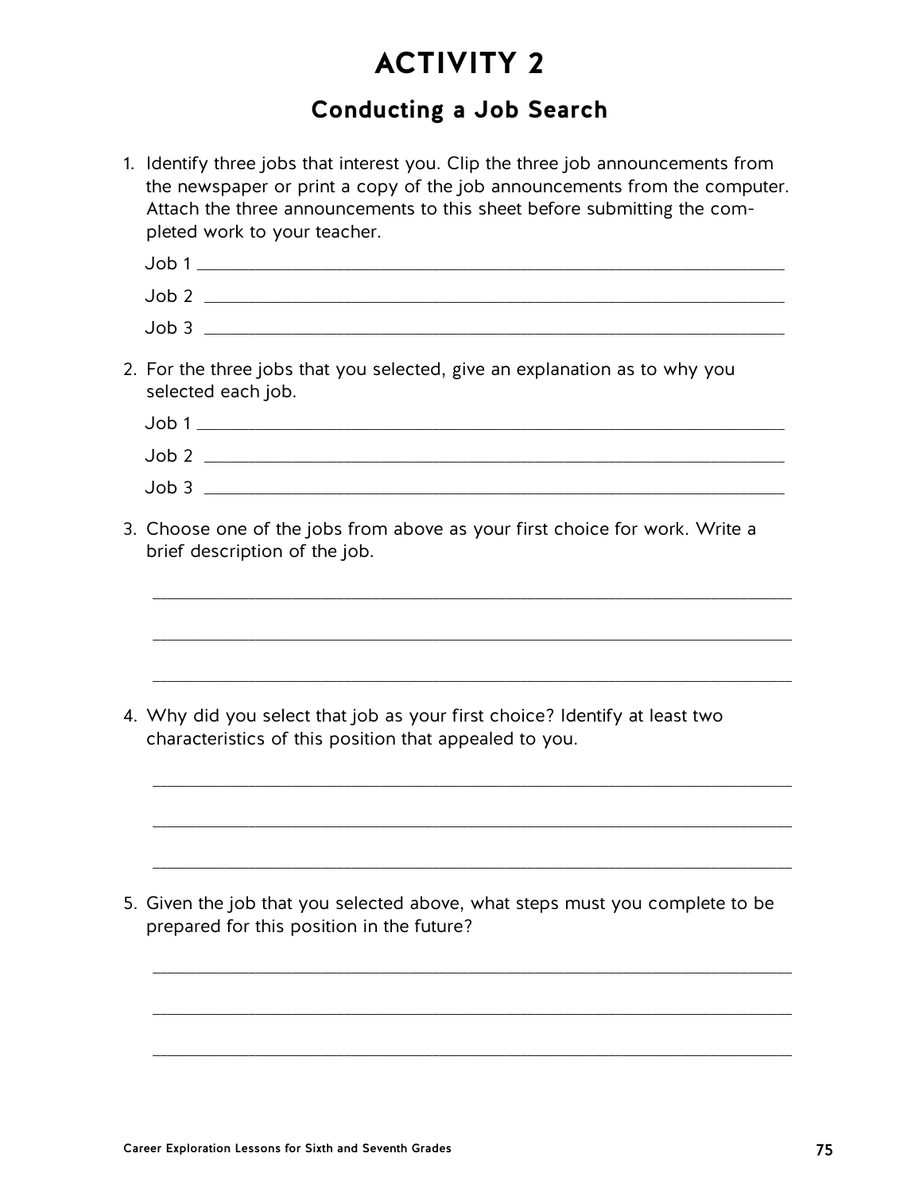# ACTIVITY 2

## Conducting a Job Search

1. Identify three jobs that interest you. Clip the three job announcements from the newspaper or print a copy of the job announcements from the computer. Attach the three announcements to this sheet before submitting the completed work to your teacher.

   Job 1 ____________________________________________________________

   Job 2 ____________________________________________________________

   Job 3 ____________________________________________________________

2. For the three jobs that you selected, give an explanation as to why you selected each job.

   Job 1 ____________________________________________________________

   Job 2 ____________________________________________________________

   Job 3 ____________________________________________________________

3. Choose one of the jobs from above as your first choice for work. Write a brief description of the job.

   ____________________________________________________________

   ____________________________________________________________

   ____________________________________________________________

4. Why did you select that job as your first choice? Identify at least two characteristics of this position that appealed to you.

   ____________________________________________________________

   ____________________________________________________________

   ____________________________________________________________

5. Given the job that you selected above, what steps must you complete to be prepared for this position in the future?

   ____________________________________________________________

   ____________________________________________________________

   ____________________________________________________________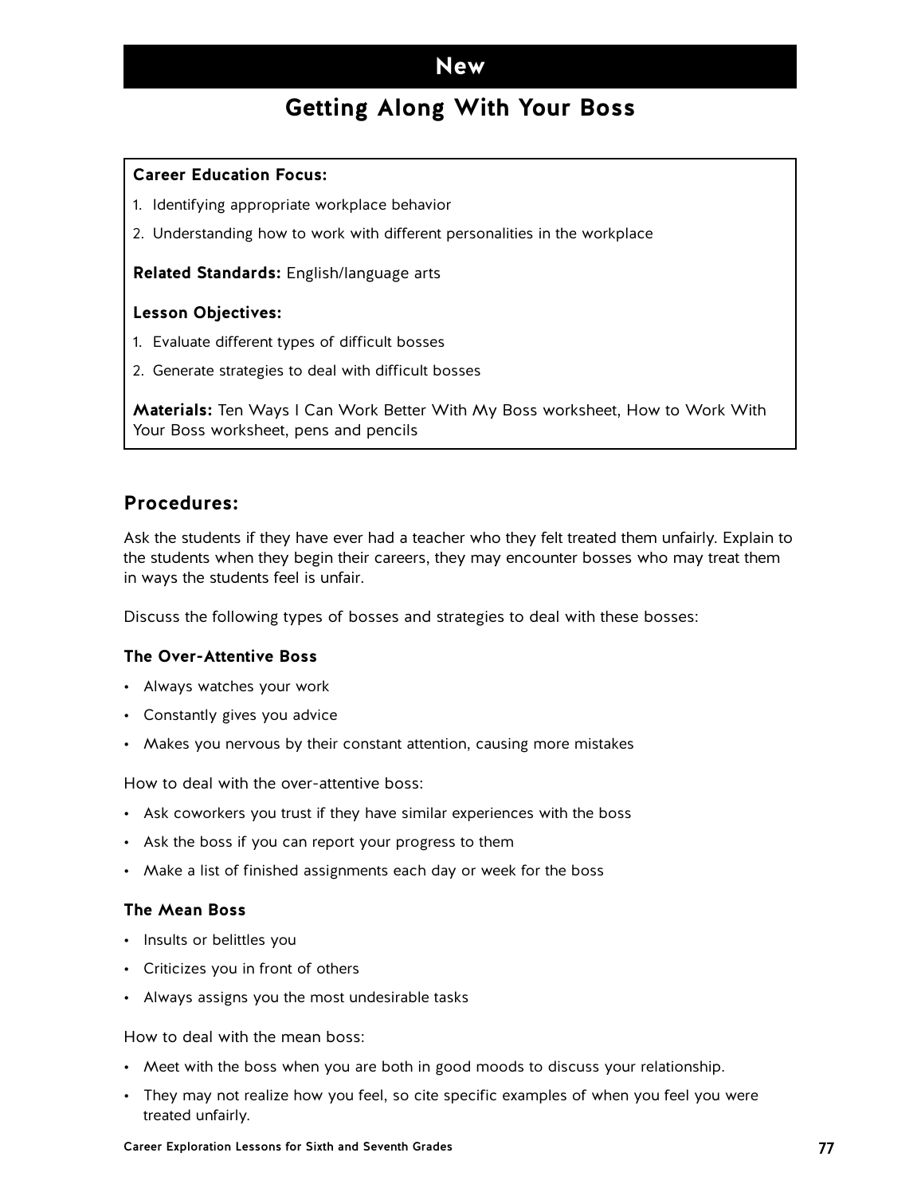## New

# Getting Along With Your Boss

**Career Education Focus:**

1. Identifying appropriate workplace behavior
2. Understanding how to work with different personalities in the workplace

**Related Standards:** English/language arts

**Lesson Objectives:**

1. Evaluate different types of difficult bosses
2. Generate strategies to deal with difficult bosses

**Materials:** Ten Ways I Can Work Better With My Boss worksheet, How to Work With Your Boss worksheet, pens and pencils

## Procedures:

Ask the students if they have ever had a teacher who they felt treated them unfairly. Explain to the students when they begin their careers, they may encounter bosses who may treat them in ways the students feel is unfair.

Discuss the following types of bosses and strategies to deal with these bosses:

### The Over-Attentive Boss

- Always watches your work
- Constantly gives you advice
- Makes you nervous by their constant attention, causing more mistakes

How to deal with the over-attentive boss:

- Ask coworkers you trust if they have similar experiences with the boss
- Ask the boss if you can report your progress to them
- Make a list of finished assignments each day or week for the boss

### The Mean Boss

- Insults or belittles you
- Criticizes you in front of others
- Always assigns you the most undesirable tasks

How to deal with the mean boss:

- Meet with the boss when you are both in good moods to discuss your relationship.
- They may not realize how you feel, so cite specific examples of when you feel you were treated unfairly.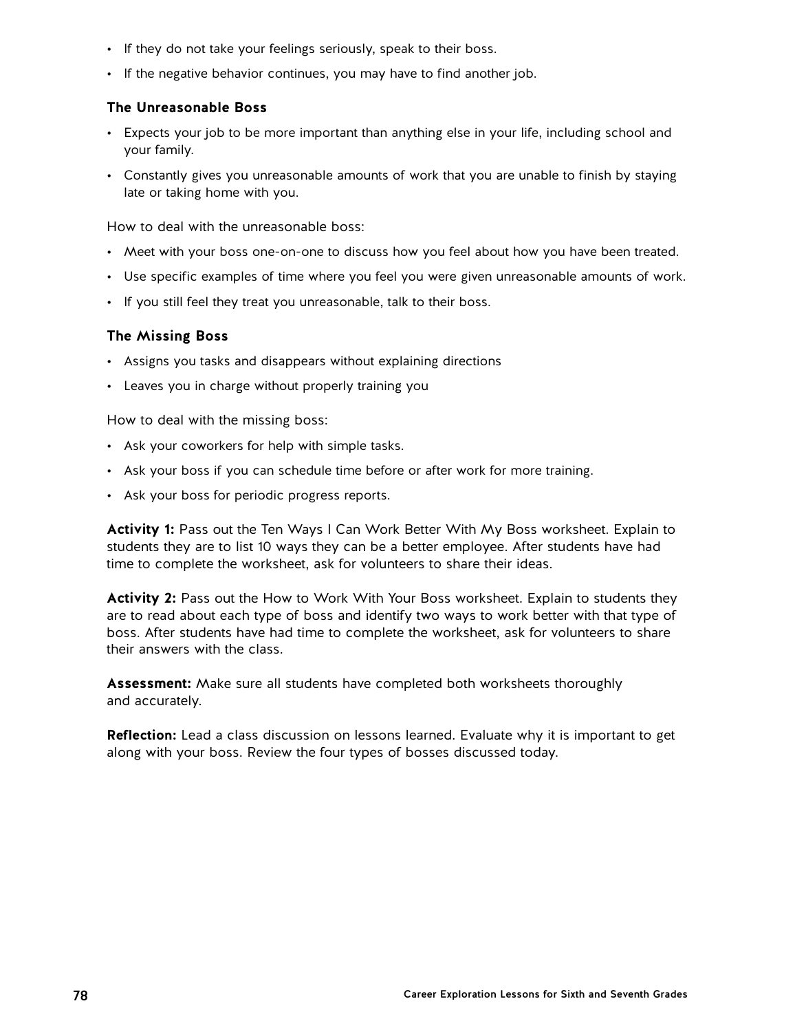- If they do not take your feelings seriously, speak to their boss.
- If the negative behavior continues, you may have to find another job.

### The Unreasonable Boss

- Expects your job to be more important than anything else in your life, including school and your family.
- Constantly gives you unreasonable amounts of work that you are unable to finish by staying late or taking home with you.

How to deal with the unreasonable boss:

- Meet with your boss one-on-one to discuss how you feel about how you have been treated.
- Use specific examples of time where you feel you were given unreasonable amounts of work.
- If you still feel they treat you unreasonable, talk to their boss.

### The Missing Boss

- Assigns you tasks and disappears without explaining directions
- Leaves you in charge without properly training you

How to deal with the missing boss:

- Ask your coworkers for help with simple tasks.
- Ask your boss if you can schedule time before or after work for more training.
- Ask your boss for periodic progress reports.

**Activity 1:** Pass out the Ten Ways I Can Work Better With My Boss worksheet. Explain to students they are to list 10 ways they can be a better employee. After students have had time to complete the worksheet, ask for volunteers to share their ideas.

**Activity 2:** Pass out the How to Work With Your Boss worksheet. Explain to students they are to read about each type of boss and identify two ways to work better with that type of boss. After students have had time to complete the worksheet, ask for volunteers to share their answers with the class.

**Assessment:** Make sure all students have completed both worksheets thoroughly and accurately.

**Reflection:** Lead a class discussion on lessons learned. Evaluate why it is important to get along with your boss. Review the four types of bosses discussed today.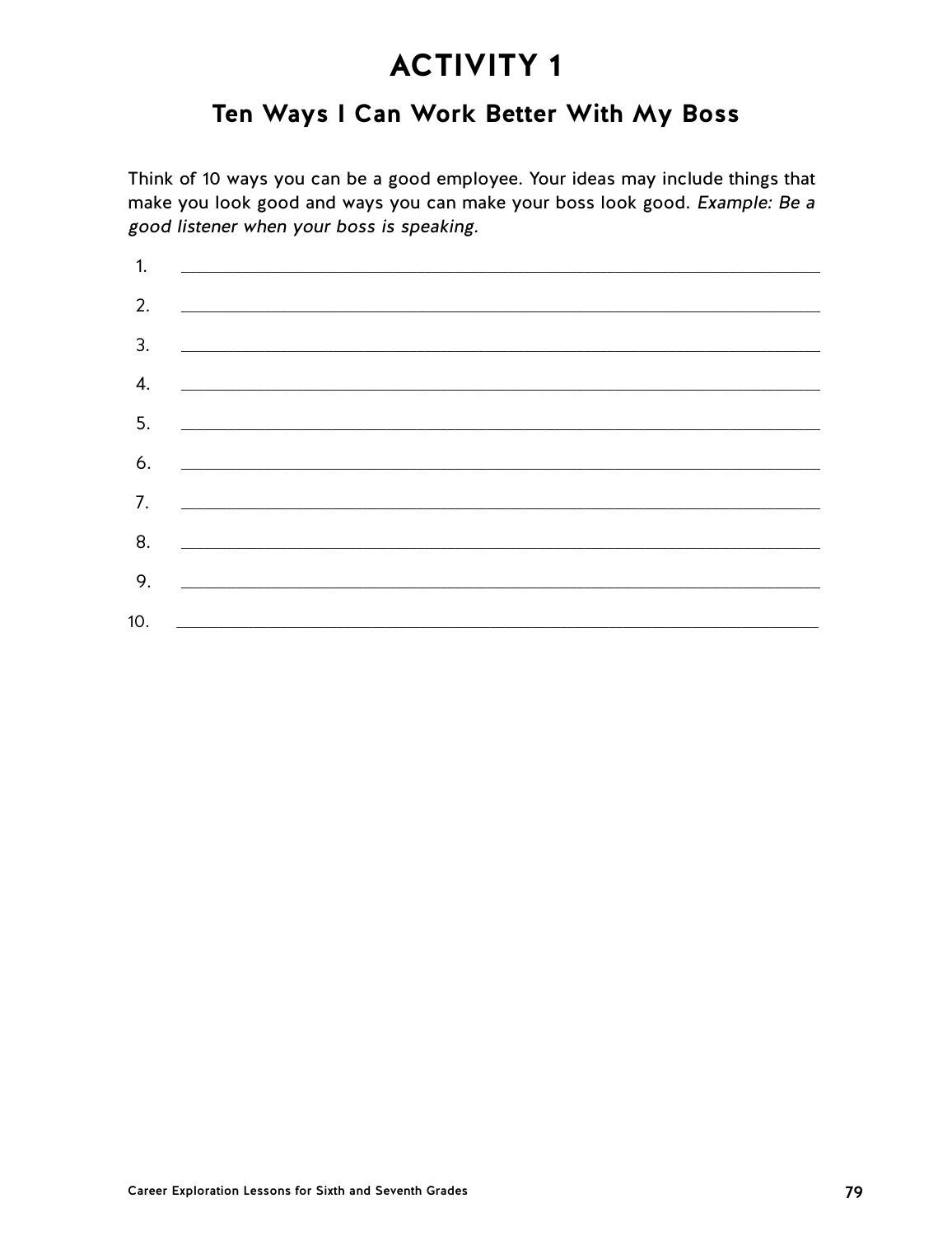# ACTIVITY 1

## Ten Ways I Can Work Better With My Boss

Think of 10 ways you can be a good employee. Your ideas may include things that make you look good and ways you can make your boss look good. *Example: Be a good listener when your boss is speaking.*

1. \_\_\_\_\_\_\_\_\_\_\_\_\_\_\_\_\_\_\_\_\_\_\_\_\_\_\_\_\_\_\_\_\_\_\_\_\_\_\_\_\_\_\_\_\_\_\_\_\_\_\_\_\_\_\_\_\_\_\_\_

2. \_\_\_\_\_\_\_\_\_\_\_\_\_\_\_\_\_\_\_\_\_\_\_\_\_\_\_\_\_\_\_\_\_\_\_\_\_\_\_\_\_\_\_\_\_\_\_\_\_\_\_\_\_\_\_\_\_\_\_\_

3. \_\_\_\_\_\_\_\_\_\_\_\_\_\_\_\_\_\_\_\_\_\_\_\_\_\_\_\_\_\_\_\_\_\_\_\_\_\_\_\_\_\_\_\_\_\_\_\_\_\_\_\_\_\_\_\_\_\_\_\_

4. \_\_\_\_\_\_\_\_\_\_\_\_\_\_\_\_\_\_\_\_\_\_\_\_\_\_\_\_\_\_\_\_\_\_\_\_\_\_\_\_\_\_\_\_\_\_\_\_\_\_\_\_\_\_\_\_\_\_\_\_

5. \_\_\_\_\_\_\_\_\_\_\_\_\_\_\_\_\_\_\_\_\_\_\_\_\_\_\_\_\_\_\_\_\_\_\_\_\_\_\_\_\_\_\_\_\_\_\_\_\_\_\_\_\_\_\_\_\_\_\_\_

6. \_\_\_\_\_\_\_\_\_\_\_\_\_\_\_\_\_\_\_\_\_\_\_\_\_\_\_\_\_\_\_\_\_\_\_\_\_\_\_\_\_\_\_\_\_\_\_\_\_\_\_\_\_\_\_\_\_\_\_\_

7. \_\_\_\_\_\_\_\_\_\_\_\_\_\_\_\_\_\_\_\_\_\_\_\_\_\_\_\_\_\_\_\_\_\_\_\_\_\_\_\_\_\_\_\_\_\_\_\_\_\_\_\_\_\_\_\_\_\_\_\_

8. \_\_\_\_\_\_\_\_\_\_\_\_\_\_\_\_\_\_\_\_\_\_\_\_\_\_\_\_\_\_\_\_\_\_\_\_\_\_\_\_\_\_\_\_\_\_\_\_\_\_\_\_\_\_\_\_\_\_\_\_

9. \_\_\_\_\_\_\_\_\_\_\_\_\_\_\_\_\_\_\_\_\_\_\_\_\_\_\_\_\_\_\_\_\_\_\_\_\_\_\_\_\_\_\_\_\_\_\_\_\_\_\_\_\_\_\_\_\_\_\_\_

10. \_\_\_\_\_\_\_\_\_\_\_\_\_\_\_\_\_\_\_\_\_\_\_\_\_\_\_\_\_\_\_\_\_\_\_\_\_\_\_\_\_\_\_\_\_\_\_\_\_\_\_\_\_\_\_\_\_\_\_\_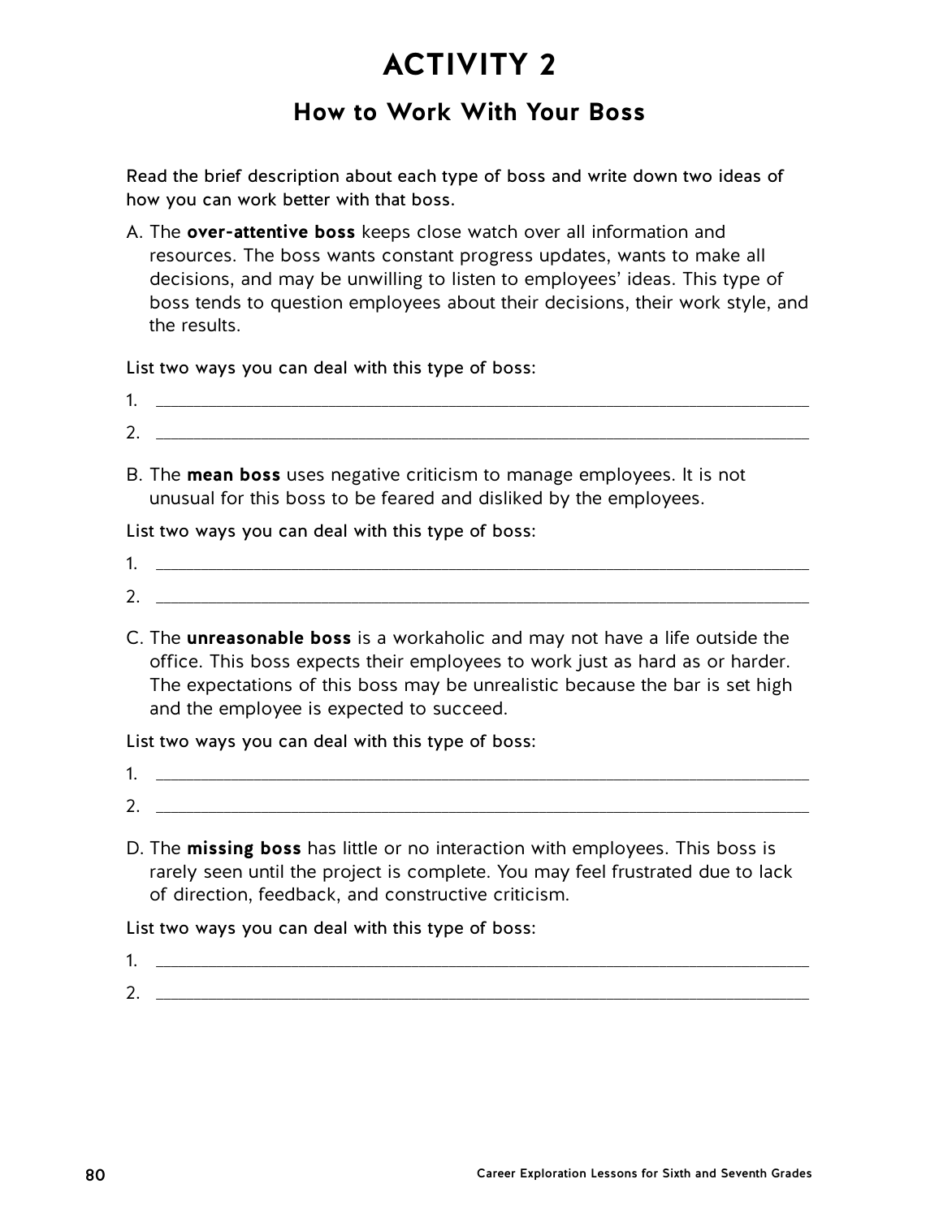# ACTIVITY 2

## How to Work With Your Boss

Read the brief description about each type of boss and write down two ideas of how you can work better with that boss.

A. The **over-attentive boss** keeps close watch over all information and resources. The boss wants constant progress updates, wants to make all decisions, and may be unwilling to listen to employees' ideas. This type of boss tends to question employees about their decisions, their work style, and the results.

List two ways you can deal with this type of boss:

1. ____________________________________________________________

2. ____________________________________________________________

B. The **mean boss** uses negative criticism to manage employees. It is not unusual for this boss to be feared and disliked by the employees.

List two ways you can deal with this type of boss:

1. ____________________________________________________________

2. ____________________________________________________________

C. The **unreasonable boss** is a workaholic and may not have a life outside the office. This boss expects their employees to work just as hard as or harder. The expectations of this boss may be unrealistic because the bar is set high and the employee is expected to succeed.

List two ways you can deal with this type of boss:

1. ____________________________________________________________

2. ____________________________________________________________

D. The **missing boss** has little or no interaction with employees. This boss is rarely seen until the project is complete. You may feel frustrated due to lack of direction, feedback, and constructive criticism.

List two ways you can deal with this type of boss:

1. ____________________________________________________________

2. ____________________________________________________________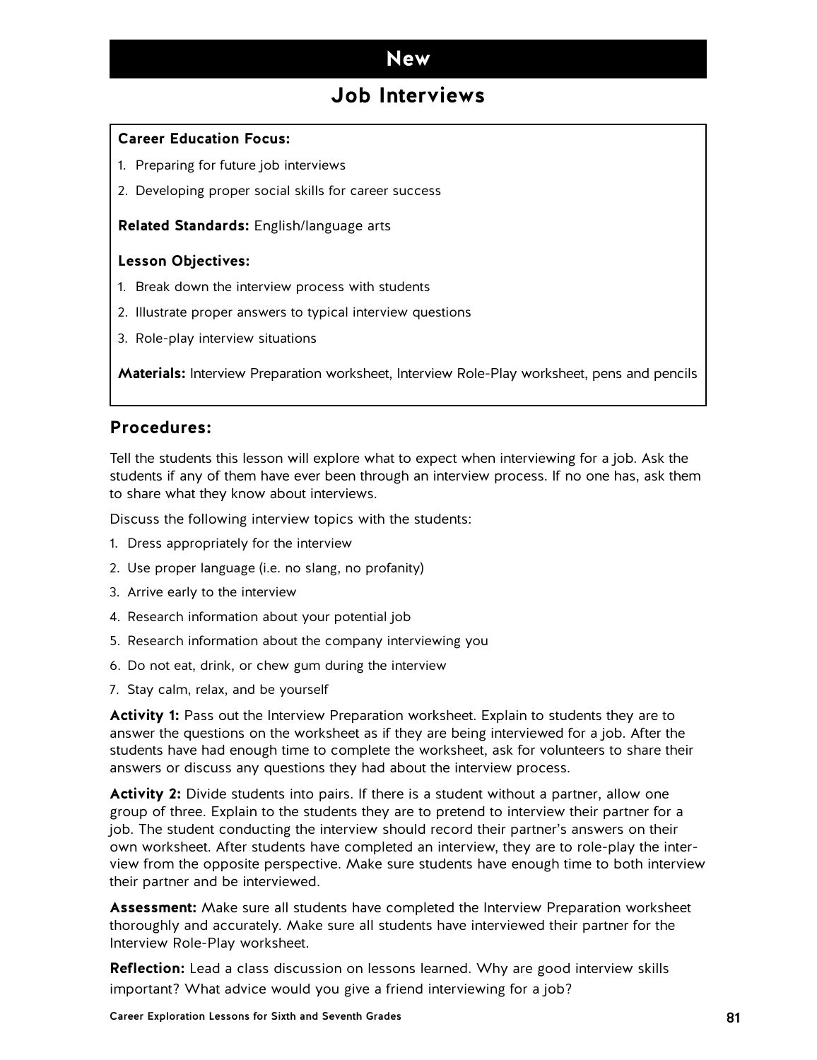# New

## Job Interviews

**Career Education Focus:**

1. Preparing for future job interviews
2. Developing proper social skills for career success

**Related Standards:** English/language arts

**Lesson Objectives:**

1. Break down the interview process with students
2. Illustrate proper answers to typical interview questions
3. Role-play interview situations

**Materials:** Interview Preparation worksheet, Interview Role-Play worksheet, pens and pencils

### Procedures:

Tell the students this lesson will explore what to expect when interviewing for a job. Ask the students if any of them have ever been through an interview process. If no one has, ask them to share what they know about interviews.

Discuss the following interview topics with the students:

1. Dress appropriately for the interview
2. Use proper language (i.e. no slang, no profanity)
3. Arrive early to the interview
4. Research information about your potential job
5. Research information about the company interviewing you
6. Do not eat, drink, or chew gum during the interview
7. Stay calm, relax, and be yourself

**Activity 1:** Pass out the Interview Preparation worksheet. Explain to students they are to answer the questions on the worksheet as if they are being interviewed for a job. After the students have had enough time to complete the worksheet, ask for volunteers to share their answers or discuss any questions they had about the interview process.

**Activity 2:** Divide students into pairs. If there is a student without a partner, allow one group of three. Explain to the students they are to pretend to interview their partner for a job. The student conducting the interview should record their partner's answers on their own worksheet. After students have completed an interview, they are to role-play the interview from the opposite perspective. Make sure students have enough time to both interview their partner and be interviewed.

**Assessment:** Make sure all students have completed the Interview Preparation worksheet thoroughly and accurately. Make sure all students have interviewed their partner for the Interview Role-Play worksheet.

**Reflection:** Lead a class discussion on lessons learned. Why are good interview skills important? What advice would you give a friend interviewing for a job?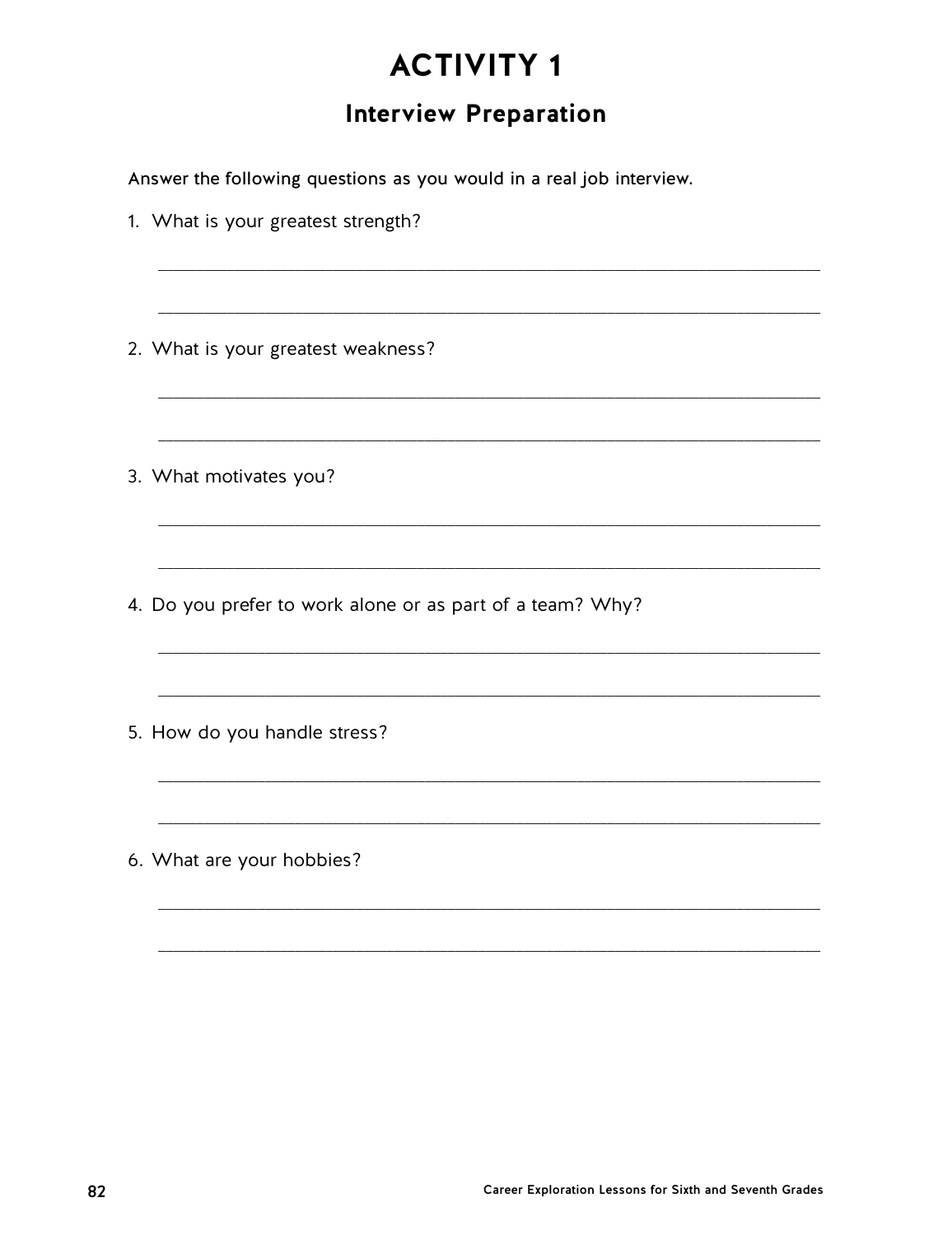# ACTIVITY 1

## Interview Preparation

Answer the following questions as you would in a real job interview.

1. What is your greatest strength?

_______________________________________________________________

_______________________________________________________________

2. What is your greatest weakness?

_______________________________________________________________

_______________________________________________________________

3. What motivates you?

_______________________________________________________________

_______________________________________________________________

4. Do you prefer to work alone or as part of a team? Why?

_______________________________________________________________

_______________________________________________________________

5. How do you handle stress?

_______________________________________________________________

_______________________________________________________________

6. What are your hobbies?

_______________________________________________________________

_______________________________________________________________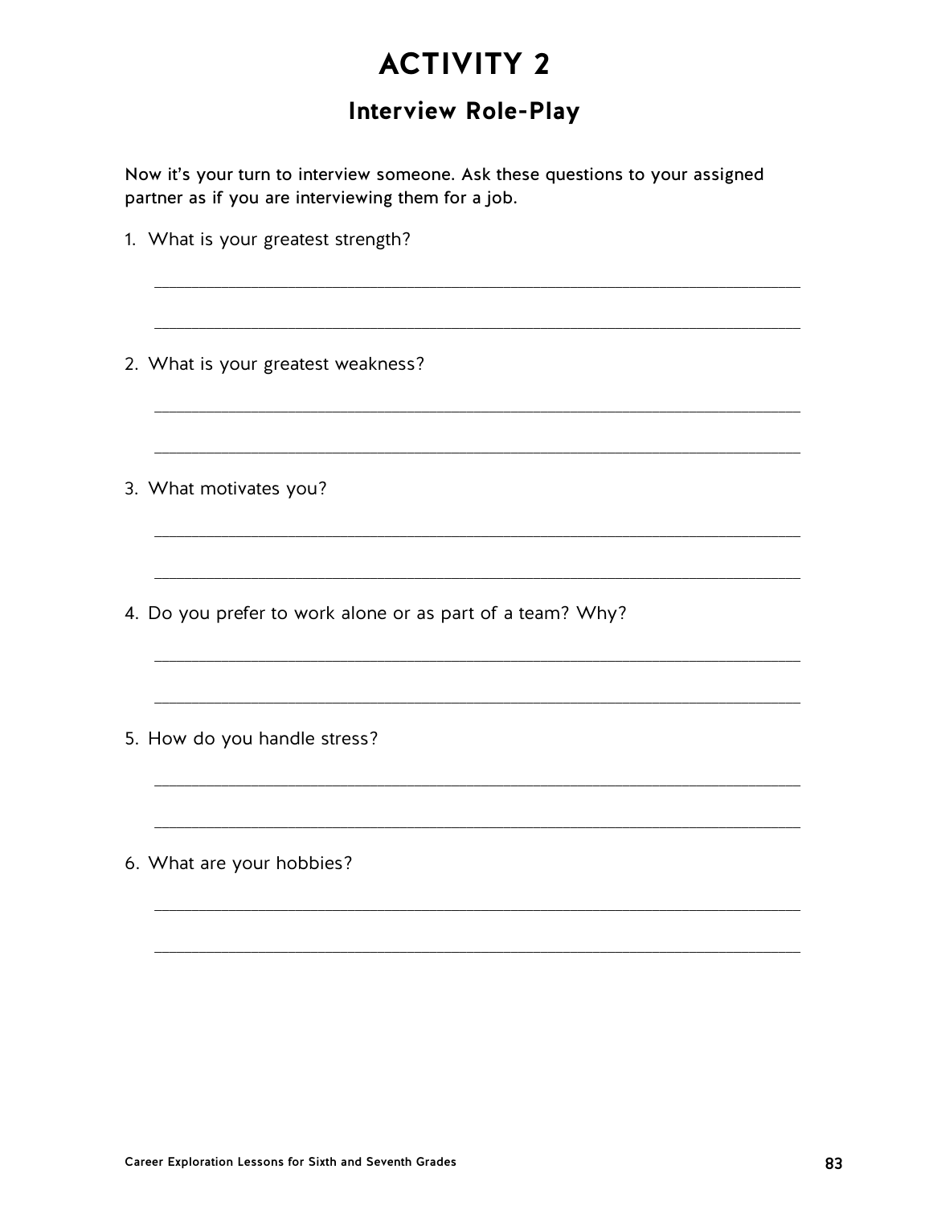# ACTIVITY 2

## Interview Role-Play

Now it's your turn to interview someone. Ask these questions to your assigned partner as if you are interviewing them for a job.

1. What is your greatest strength?

    ______________________________________________________________________

    ______________________________________________________________________

2. What is your greatest weakness?

    ______________________________________________________________________

    ______________________________________________________________________

3. What motivates you?

    ______________________________________________________________________

    ______________________________________________________________________

4. Do you prefer to work alone or as part of a team? Why?

    ______________________________________________________________________

    ______________________________________________________________________

5. How do you handle stress?

    ______________________________________________________________________

    ______________________________________________________________________

6. What are your hobbies?

    ______________________________________________________________________

    ______________________________________________________________________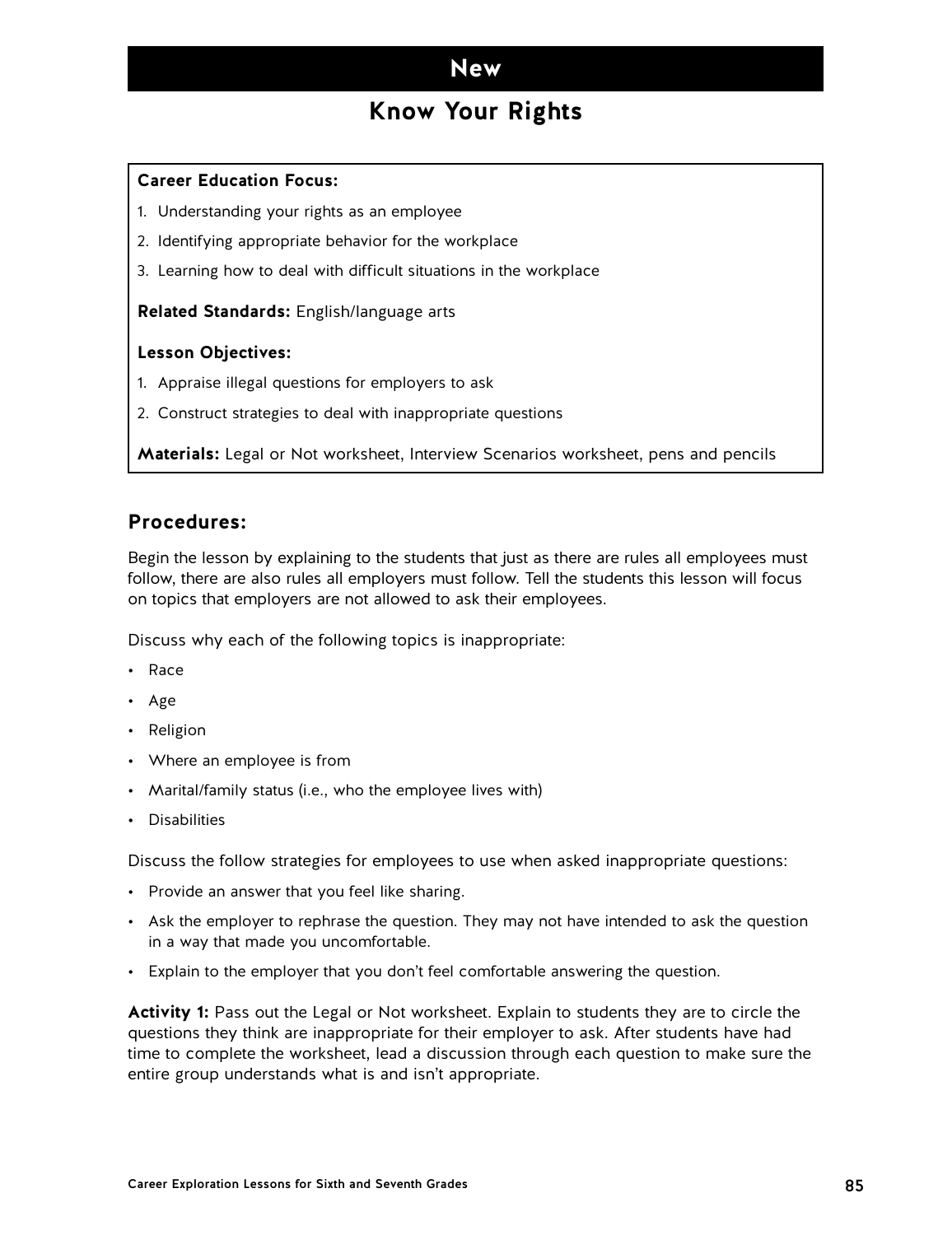# New

## Know Your Rights

**Career Education Focus:**

1. Understanding your rights as an employee
2. Identifying appropriate behavior for the workplace
3. Learning how to deal with difficult situations in the workplace

**Related Standards:** English/language arts

**Lesson Objectives:**

1. Appraise illegal questions for employers to ask
2. Construct strategies to deal with inappropriate questions

**Materials:** Legal or Not worksheet, Interview Scenarios worksheet, pens and pencils

### Procedures:

Begin the lesson by explaining to the students that just as there are rules all employees must follow, there are also rules all employers must follow. Tell the students this lesson will focus on topics that employers are not allowed to ask their employees.

Discuss why each of the following topics is inappropriate:

- Race
- Age
- Religion
- Where an employee is from
- Marital/family status (i.e., who the employee lives with)
- Disabilities

Discuss the follow strategies for employees to use when asked inappropriate questions:

- Provide an answer that you feel like sharing.
- Ask the employer to rephrase the question. They may not have intended to ask the question in a way that made you uncomfortable.
- Explain to the employer that you don't feel comfortable answering the question.

**Activity 1:** Pass out the Legal or Not worksheet. Explain to students they are to circle the questions they think are inappropriate for their employer to ask. After students have had time to complete the worksheet, lead a discussion through each question to make sure the entire group understands what is and isn't appropriate.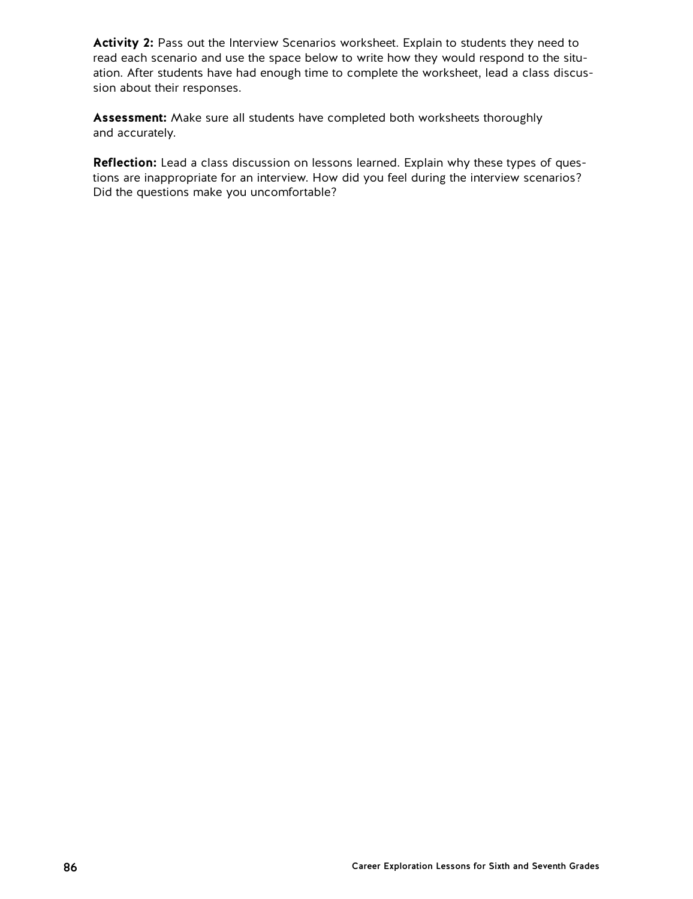**Activity 2:** Pass out the Interview Scenarios worksheet. Explain to students they need to read each scenario and use the space below to write how they would respond to the situation. After students have had enough time to complete the worksheet, lead a class discussion about their responses.

**Assessment:** Make sure all students have completed both worksheets thoroughly and accurately.

**Reflection:** Lead a class discussion on lessons learned. Explain why these types of questions are inappropriate for an interview. How did you feel during the interview scenarios? Did the questions make you uncomfortable?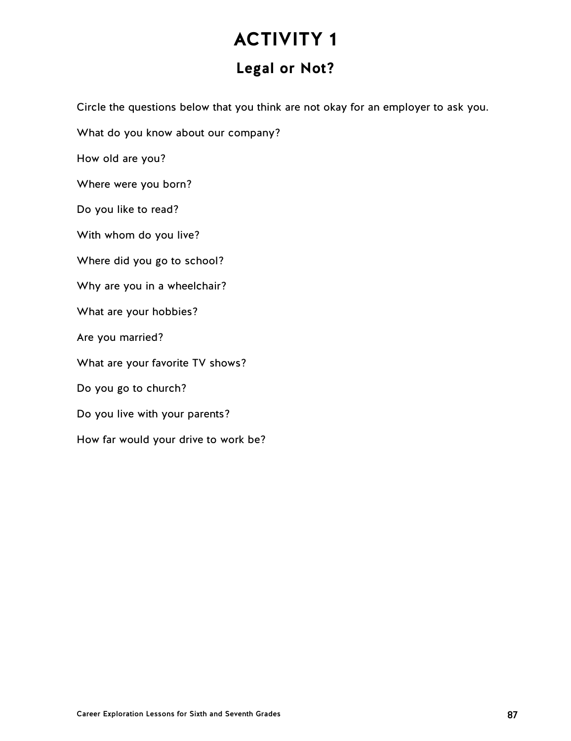# ACTIVITY 1

## Legal or Not?

Circle the questions below that you think are not okay for an employer to ask you.

What do you know about our company?

How old are you?

Where were you born?

Do you like to read?

With whom do you live?

Where did you go to school?

Why are you in a wheelchair?

What are your hobbies?

Are you married?

What are your favorite TV shows?

Do you go to church?

Do you live with your parents?

How far would your drive to work be?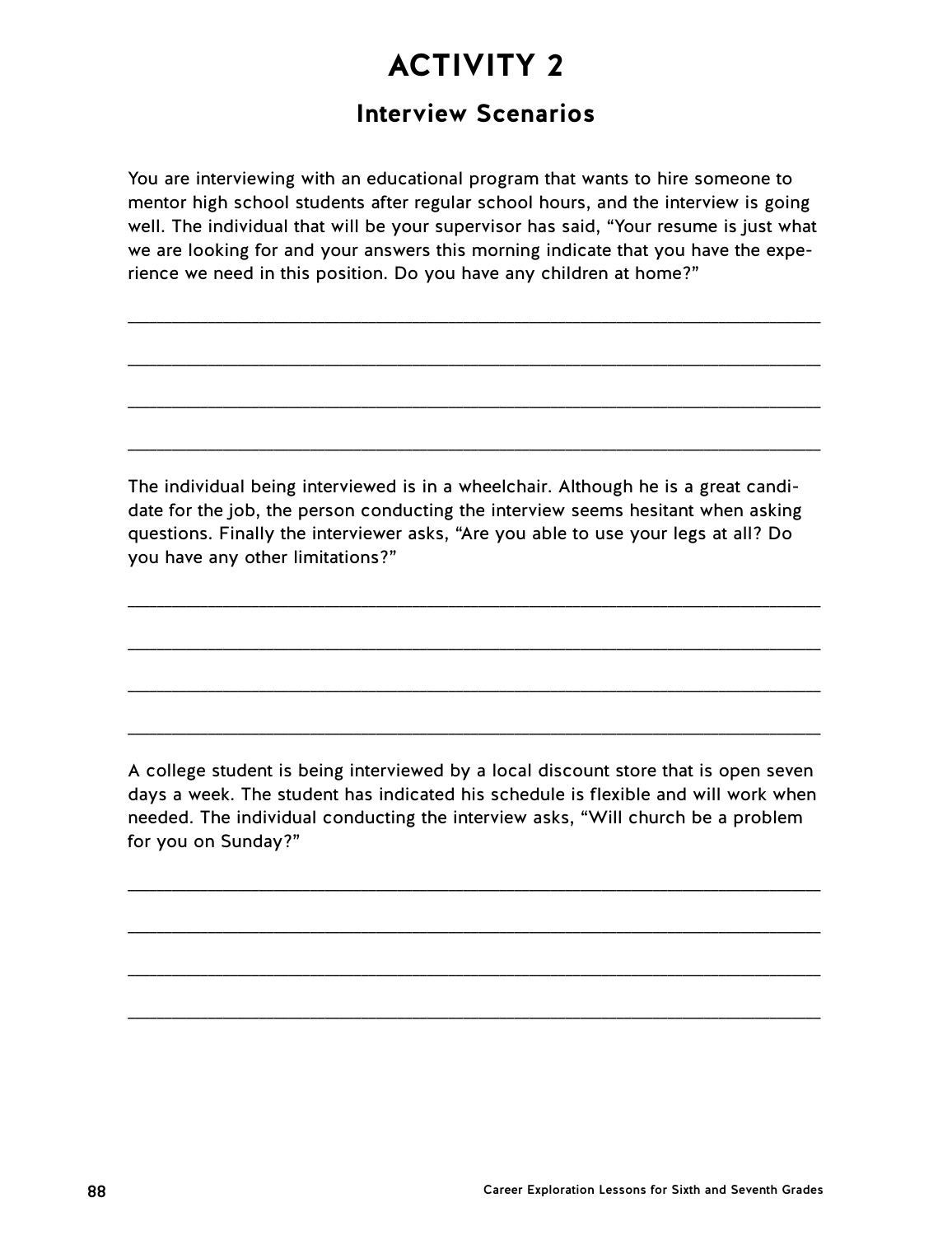# ACTIVITY 2

## Interview Scenarios

You are interviewing with an educational program that wants to hire someone to mentor high school students after regular school hours, and the interview is going well. The individual that will be your supervisor has said, "Your resume is just what we are looking for and your answers this morning indicate that you have the experience we need in this position. Do you have any children at home?"

\_\_\_\_\_\_\_\_\_\_\_\_\_\_\_\_\_\_\_\_\_\_\_\_\_\_\_\_\_\_\_\_\_\_\_\_\_\_\_\_\_\_\_\_\_\_\_\_\_\_\_\_\_\_\_\_\_\_\_\_\_\_\_\_

\_\_\_\_\_\_\_\_\_\_\_\_\_\_\_\_\_\_\_\_\_\_\_\_\_\_\_\_\_\_\_\_\_\_\_\_\_\_\_\_\_\_\_\_\_\_\_\_\_\_\_\_\_\_\_\_\_\_\_\_\_\_\_\_

\_\_\_\_\_\_\_\_\_\_\_\_\_\_\_\_\_\_\_\_\_\_\_\_\_\_\_\_\_\_\_\_\_\_\_\_\_\_\_\_\_\_\_\_\_\_\_\_\_\_\_\_\_\_\_\_\_\_\_\_\_\_\_\_

\_\_\_\_\_\_\_\_\_\_\_\_\_\_\_\_\_\_\_\_\_\_\_\_\_\_\_\_\_\_\_\_\_\_\_\_\_\_\_\_\_\_\_\_\_\_\_\_\_\_\_\_\_\_\_\_\_\_\_\_\_\_\_\_

The individual being interviewed is in a wheelchair. Although he is a great candidate for the job, the person conducting the interview seems hesitant when asking questions. Finally the interviewer asks, "Are you able to use your legs at all? Do you have any other limitations?"

\_\_\_\_\_\_\_\_\_\_\_\_\_\_\_\_\_\_\_\_\_\_\_\_\_\_\_\_\_\_\_\_\_\_\_\_\_\_\_\_\_\_\_\_\_\_\_\_\_\_\_\_\_\_\_\_\_\_\_\_\_\_\_\_

\_\_\_\_\_\_\_\_\_\_\_\_\_\_\_\_\_\_\_\_\_\_\_\_\_\_\_\_\_\_\_\_\_\_\_\_\_\_\_\_\_\_\_\_\_\_\_\_\_\_\_\_\_\_\_\_\_\_\_\_\_\_\_\_

\_\_\_\_\_\_\_\_\_\_\_\_\_\_\_\_\_\_\_\_\_\_\_\_\_\_\_\_\_\_\_\_\_\_\_\_\_\_\_\_\_\_\_\_\_\_\_\_\_\_\_\_\_\_\_\_\_\_\_\_\_\_\_\_

\_\_\_\_\_\_\_\_\_\_\_\_\_\_\_\_\_\_\_\_\_\_\_\_\_\_\_\_\_\_\_\_\_\_\_\_\_\_\_\_\_\_\_\_\_\_\_\_\_\_\_\_\_\_\_\_\_\_\_\_\_\_\_\_

A college student is being interviewed by a local discount store that is open seven days a week. The student has indicated his schedule is flexible and will work when needed. The individual conducting the interview asks, "Will church be a problem for you on Sunday?"

\_\_\_\_\_\_\_\_\_\_\_\_\_\_\_\_\_\_\_\_\_\_\_\_\_\_\_\_\_\_\_\_\_\_\_\_\_\_\_\_\_\_\_\_\_\_\_\_\_\_\_\_\_\_\_\_\_\_\_\_\_\_\_\_

\_\_\_\_\_\_\_\_\_\_\_\_\_\_\_\_\_\_\_\_\_\_\_\_\_\_\_\_\_\_\_\_\_\_\_\_\_\_\_\_\_\_\_\_\_\_\_\_\_\_\_\_\_\_\_\_\_\_\_\_\_\_\_\_

\_\_\_\_\_\_\_\_\_\_\_\_\_\_\_\_\_\_\_\_\_\_\_\_\_\_\_\_\_\_\_\_\_\_\_\_\_\_\_\_\_\_\_\_\_\_\_\_\_\_\_\_\_\_\_\_\_\_\_\_\_\_\_\_

\_\_\_\_\_\_\_\_\_\_\_\_\_\_\_\_\_\_\_\_\_\_\_\_\_\_\_\_\_\_\_\_\_\_\_\_\_\_\_\_\_\_\_\_\_\_\_\_\_\_\_\_\_\_\_\_\_\_\_\_\_\_\_\_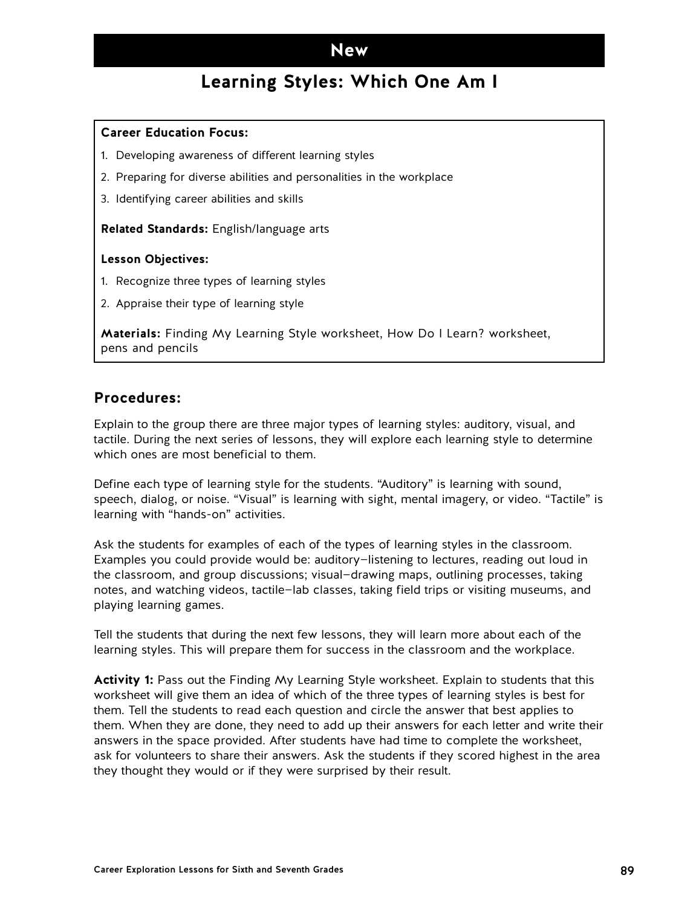# New

## Learning Styles: Which One Am I

**Career Education Focus:**

1. Developing awareness of different learning styles
2. Preparing for diverse abilities and personalities in the workplace
3. Identifying career abilities and skills

**Related Standards:** English/language arts

**Lesson Objectives:**

1. Recognize three types of learning styles
2. Appraise their type of learning style

**Materials:** Finding My Learning Style worksheet, How Do I Learn? worksheet, pens and pencils

### Procedures:

Explain to the group there are three major types of learning styles: auditory, visual, and tactile. During the next series of lessons, they will explore each learning style to determine which ones are most beneficial to them.

Define each type of learning style for the students. "Auditory" is learning with sound, speech, dialog, or noise. "Visual" is learning with sight, mental imagery, or video. "Tactile" is learning with "hands-on" activities.

Ask the students for examples of each of the types of learning styles in the classroom. Examples you could provide would be: auditory–listening to lectures, reading out loud in the classroom, and group discussions; visual–drawing maps, outlining processes, taking notes, and watching videos, tactile–lab classes, taking field trips or visiting museums, and playing learning games.

Tell the students that during the next few lessons, they will learn more about each of the learning styles. This will prepare them for success in the classroom and the workplace.

**Activity 1:** Pass out the Finding My Learning Style worksheet. Explain to students that this worksheet will give them an idea of which of the three types of learning styles is best for them. Tell the students to read each question and circle the answer that best applies to them. When they are done, they need to add up their answers for each letter and write their answers in the space provided. After students have had time to complete the worksheet, ask for volunteers to share their answers. Ask the students if they scored highest in the area they thought they would or if they were surprised by their result.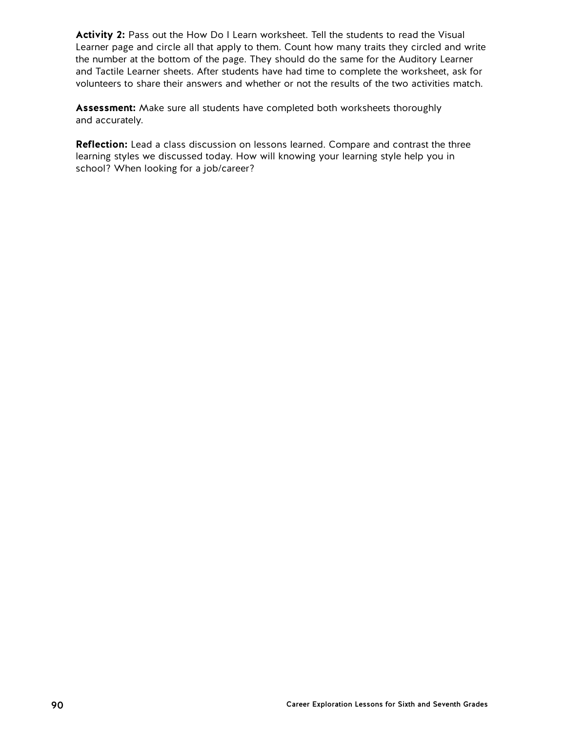**Activity 2:** Pass out the How Do I Learn worksheet. Tell the students to read the Visual Learner page and circle all that apply to them. Count how many traits they circled and write the number at the bottom of the page. They should do the same for the Auditory Learner and Tactile Learner sheets. After students have had time to complete the worksheet, ask for volunteers to share their answers and whether or not the results of the two activities match.

**Assessment:** Make sure all students have completed both worksheets thoroughly and accurately.

**Reflection:** Lead a class discussion on lessons learned. Compare and contrast the three learning styles we discussed today. How will knowing your learning style help you in school? When looking for a job/career?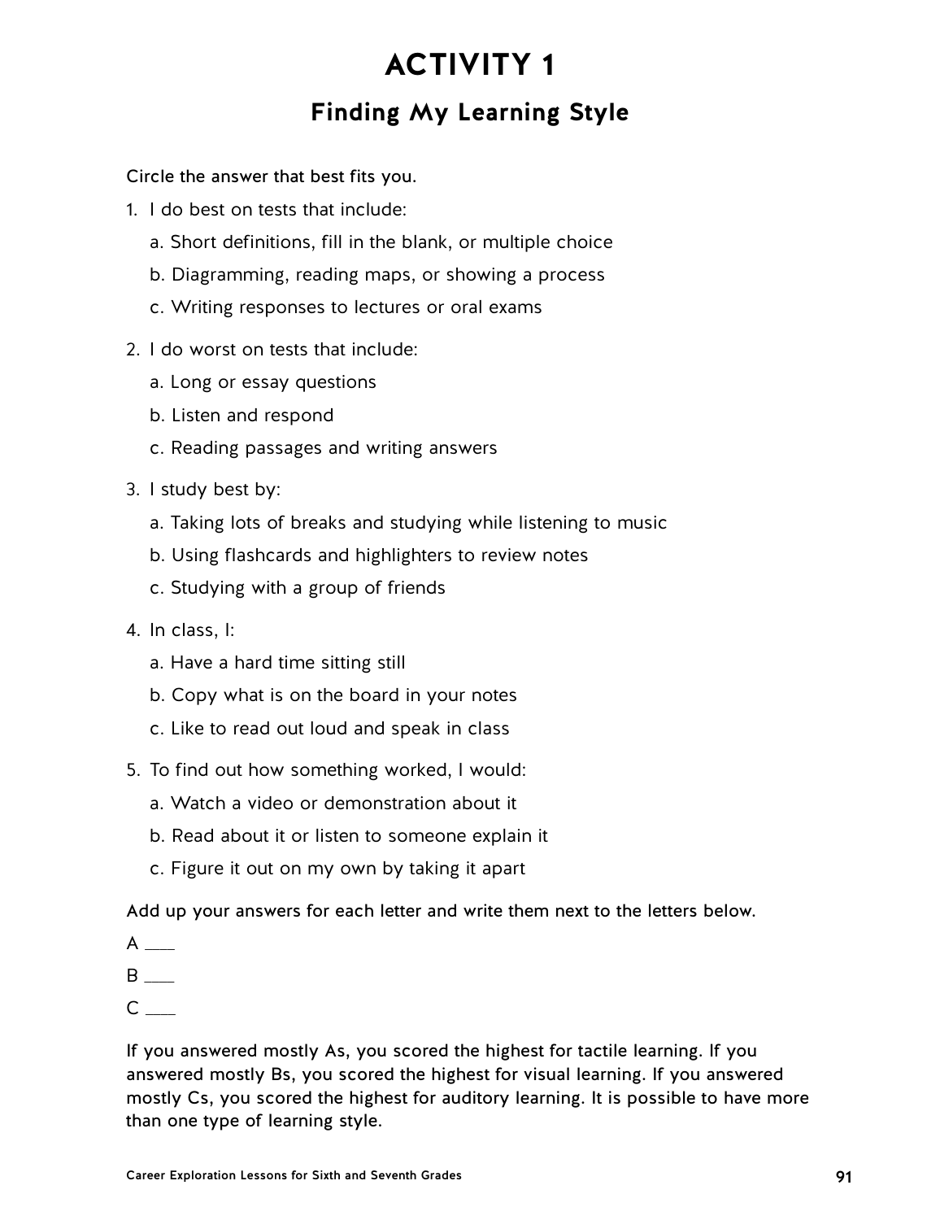# ACTIVITY 1

## Finding My Learning Style

Circle the answer that best fits you.

1. I do best on tests that include:
   a. Short definitions, fill in the blank, or multiple choice
   b. Diagramming, reading maps, or showing a process
   c. Writing responses to lectures or oral exams

2. I do worst on tests that include:
   a. Long or essay questions
   b. Listen and respond
   c. Reading passages and writing answers

3. I study best by:
   a. Taking lots of breaks and studying while listening to music
   b. Using flashcards and highlighters to review notes
   c. Studying with a group of friends

4. In class, I:
   a. Have a hard time sitting still
   b. Copy what is on the board in your notes
   c. Like to read out loud and speak in class

5. To find out how something worked, I would:
   a. Watch a video or demonstration about it
   b. Read about it or listen to someone explain it
   c. Figure it out on my own by taking it apart

Add up your answers for each letter and write them next to the letters below.

A ___

B ___

C ___

If you answered mostly As, you scored the highest for tactile learning. If you answered mostly Bs, you scored the highest for visual learning. If you answered mostly Cs, you scored the highest for auditory learning. It is possible to have more than one type of learning style.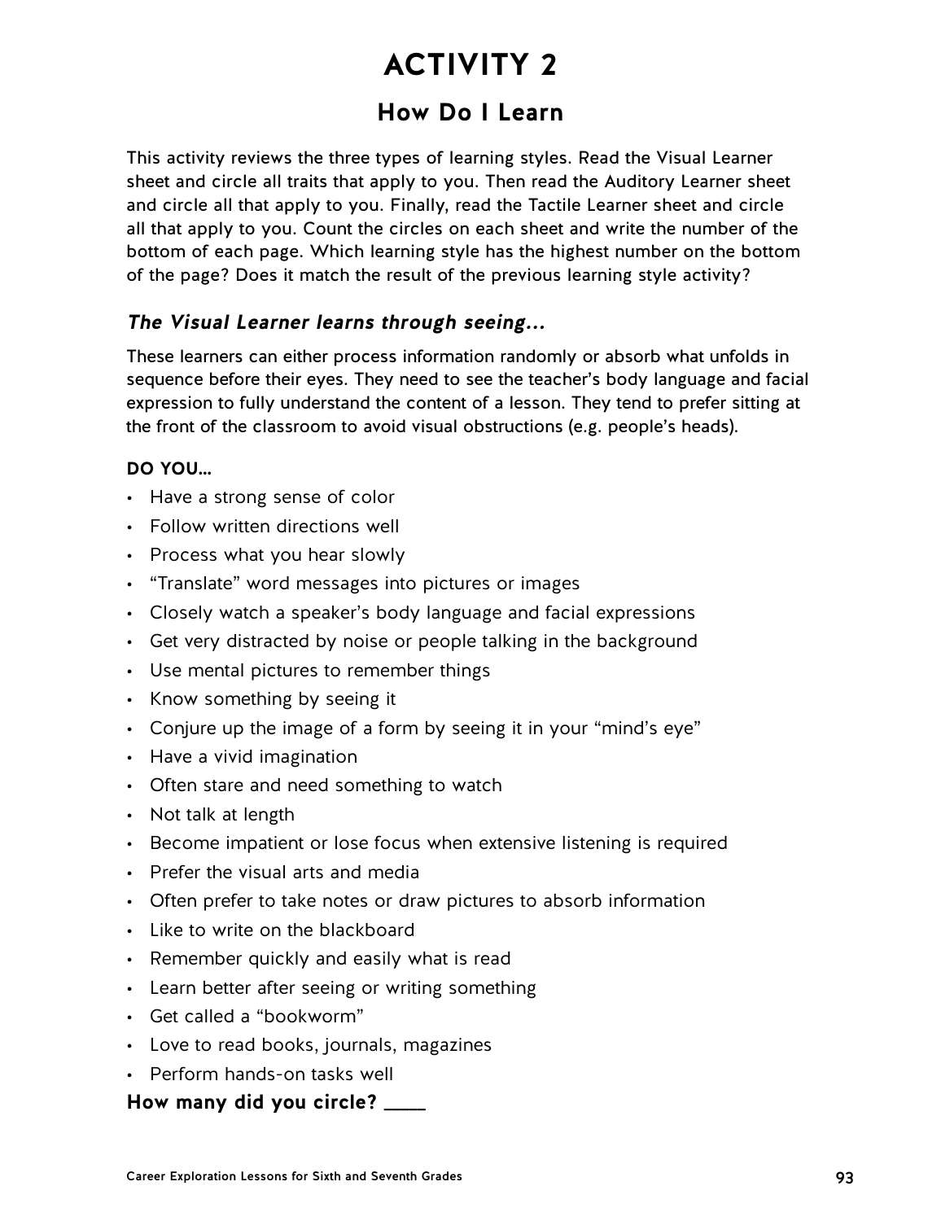# ACTIVITY 2

## How Do I Learn

This activity reviews the three types of learning styles. Read the Visual Learner sheet and circle all traits that apply to you. Then read the Auditory Learner sheet and circle all that apply to you. Finally, read the Tactile Learner sheet and circle all that apply to you. Count the circles on each sheet and write the number of the bottom of each page. Which learning style has the highest number on the bottom of the page? Does it match the result of the previous learning style activity?

### *The Visual Learner learns through seeing…*

These learners can either process information randomly or absorb what unfolds in sequence before their eyes. They need to see the teacher's body language and facial expression to fully understand the content of a lesson. They tend to prefer sitting at the front of the classroom to avoid visual obstructions (e.g. people's heads).

**DO YOU…**

- Have a strong sense of color
- Follow written directions well
- Process what you hear slowly
- "Translate" word messages into pictures or images
- Closely watch a speaker's body language and facial expressions
- Get very distracted by noise or people talking in the background
- Use mental pictures to remember things
- Know something by seeing it
- Conjure up the image of a form by seeing it in your "mind's eye"
- Have a vivid imagination
- Often stare and need something to watch
- Not talk at length
- Become impatient or lose focus when extensive listening is required
- Prefer the visual arts and media
- Often prefer to take notes or draw pictures to absorb information
- Like to write on the blackboard
- Remember quickly and easily what is read
- Learn better after seeing or writing something
- Get called a "bookworm"
- Love to read books, journals, magazines
- Perform hands-on tasks well

**How many did you circle? ____**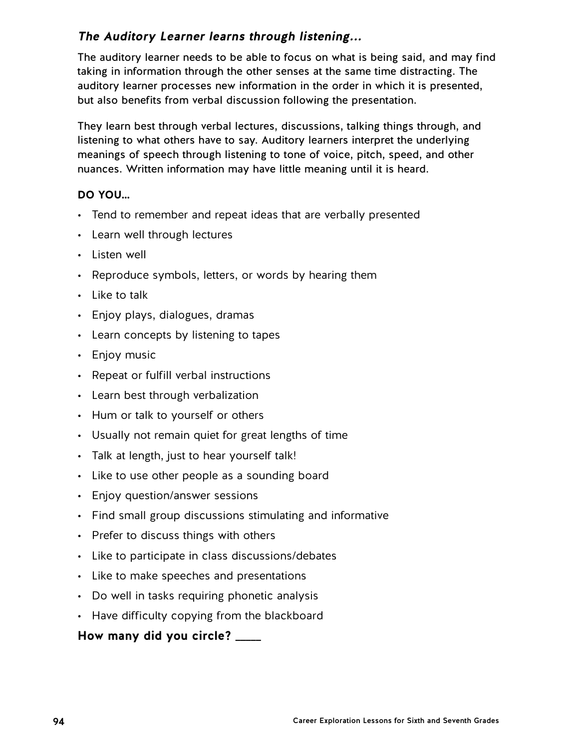### *The Auditory Learner learns through listening…*

The auditory learner needs to be able to focus on what is being said, and may find taking in information through the other senses at the same time distracting. The auditory learner processes new information in the order in which it is presented, but also benefits from verbal discussion following the presentation.

They learn best through verbal lectures, discussions, talking things through, and listening to what others have to say. Auditory learners interpret the underlying meanings of speech through listening to tone of voice, pitch, speed, and other nuances. Written information may have little meaning until it is heard.

**DO YOU…**

- Tend to remember and repeat ideas that are verbally presented
- Learn well through lectures
- Listen well
- Reproduce symbols, letters, or words by hearing them
- Like to talk
- Enjoy plays, dialogues, dramas
- Learn concepts by listening to tapes
- Enjoy music
- Repeat or fulfill verbal instructions
- Learn best through verbalization
- Hum or talk to yourself or others
- Usually not remain quiet for great lengths of time
- Talk at length, just to hear yourself talk!
- Like to use other people as a sounding board
- Enjoy question/answer sessions
- Find small group discussions stimulating and informative
- Prefer to discuss things with others
- Like to participate in class discussions/debates
- Like to make speeches and presentations
- Do well in tasks requiring phonetic analysis
- Have difficulty copying from the blackboard

**How many did you circle? ____**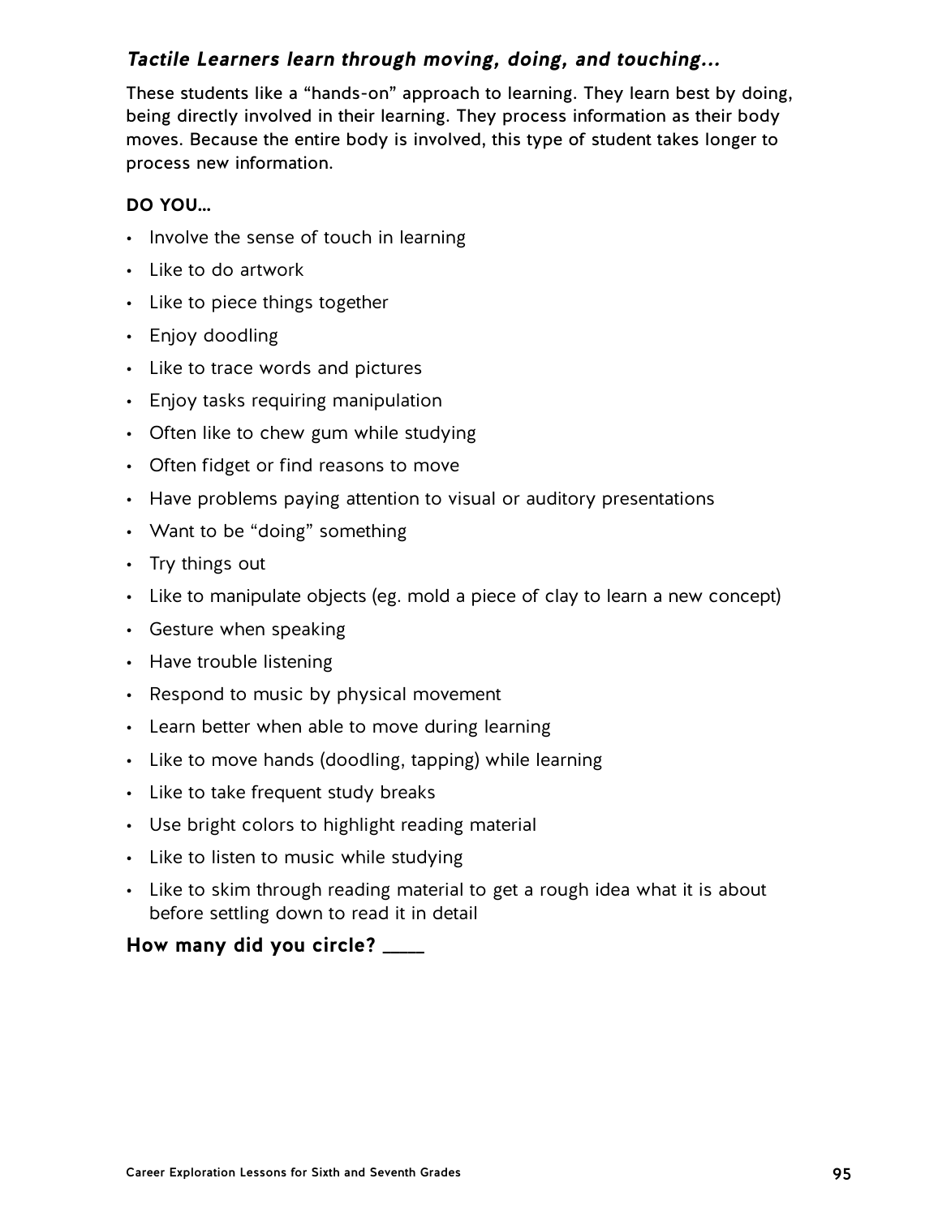### *Tactile Learners learn through moving, doing, and touching...*

These students like a "hands-on" approach to learning. They learn best by doing, being directly involved in their learning. They process information as their body moves. Because the entire body is involved, this type of student takes longer to process new information.

**DO YOU...**

- Involve the sense of touch in learning
- Like to do artwork
- Like to piece things together
- Enjoy doodling
- Like to trace words and pictures
- Enjoy tasks requiring manipulation
- Often like to chew gum while studying
- Often fidget or find reasons to move
- Have problems paying attention to visual or auditory presentations
- Want to be "doing" something
- Try things out
- Like to manipulate objects (eg. mold a piece of clay to learn a new concept)
- Gesture when speaking
- Have trouble listening
- Respond to music by physical movement
- Learn better when able to move during learning
- Like to move hands (doodling, tapping) while learning
- Like to take frequent study breaks
- Use bright colors to highlight reading material
- Like to listen to music while studying
- Like to skim through reading material to get a rough idea what it is about before settling down to read it in detail

**How many did you circle? ____**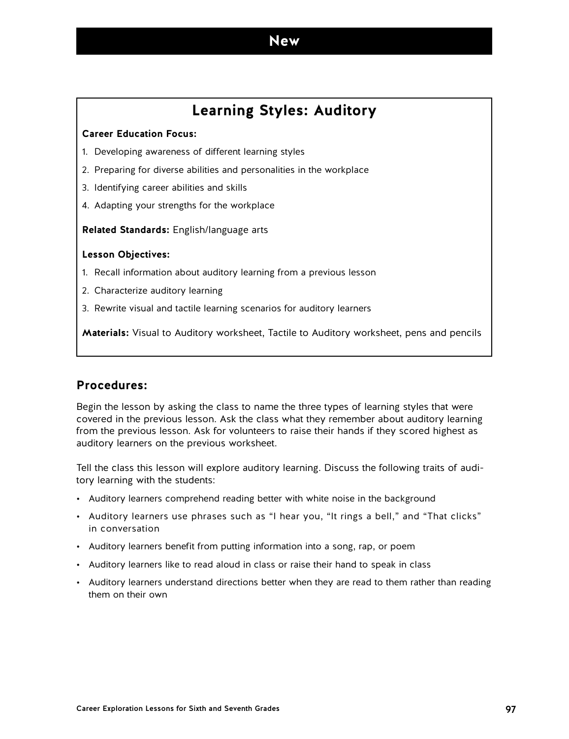# New

## Learning Styles: Auditory

**Career Education Focus:**

1. Developing awareness of different learning styles
2. Preparing for diverse abilities and personalities in the workplace
3. Identifying career abilities and skills
4. Adapting your strengths for the workplace

**Related Standards:** English/language arts

**Lesson Objectives:**

1. Recall information about auditory learning from a previous lesson
2. Characterize auditory learning
3. Rewrite visual and tactile learning scenarios for auditory learners

**Materials:** Visual to Auditory worksheet, Tactile to Auditory worksheet, pens and pencils

## Procedures:

Begin the lesson by asking the class to name the three types of learning styles that were covered in the previous lesson. Ask the class what they remember about auditory learning from the previous lesson. Ask for volunteers to raise their hands if they scored highest as auditory learners on the previous worksheet.

Tell the class this lesson will explore auditory learning. Discuss the following traits of auditory learning with the students:

- Auditory learners comprehend reading better with white noise in the background
- Auditory learners use phrases such as "I hear you, "It rings a bell," and "That clicks" in conversation
- Auditory learners benefit from putting information into a song, rap, or poem
- Auditory learners like to read aloud in class or raise their hand to speak in class
- Auditory learners understand directions better when they are read to them rather than reading them on their own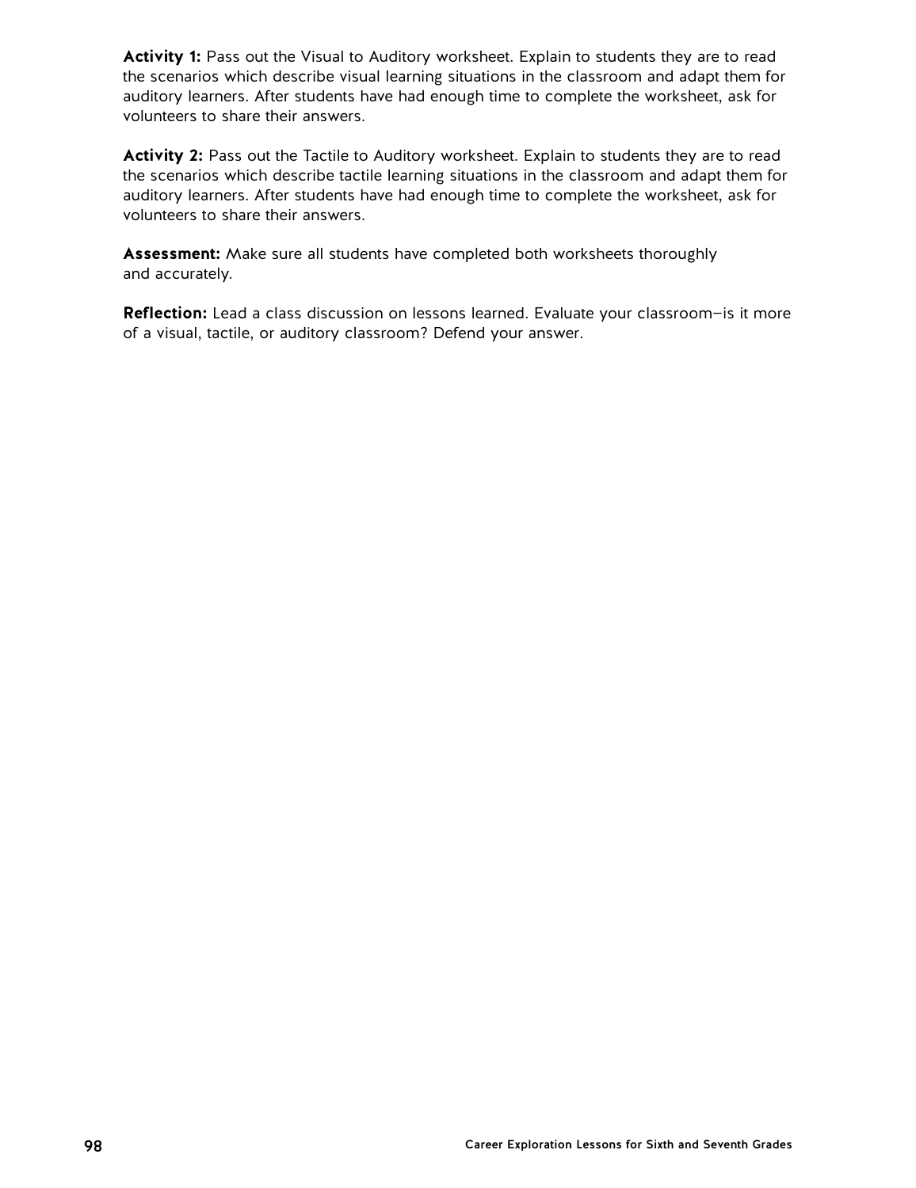**Activity 1:** Pass out the Visual to Auditory worksheet. Explain to students they are to read the scenarios which describe visual learning situations in the classroom and adapt them for auditory learners. After students have had enough time to complete the worksheet, ask for volunteers to share their answers.

**Activity 2:** Pass out the Tactile to Auditory worksheet. Explain to students they are to read the scenarios which describe tactile learning situations in the classroom and adapt them for auditory learners. After students have had enough time to complete the worksheet, ask for volunteers to share their answers.

**Assessment:** Make sure all students have completed both worksheets thoroughly and accurately.

**Reflection:** Lead a class discussion on lessons learned. Evaluate your classroom—is it more of a visual, tactile, or auditory classroom? Defend your answer.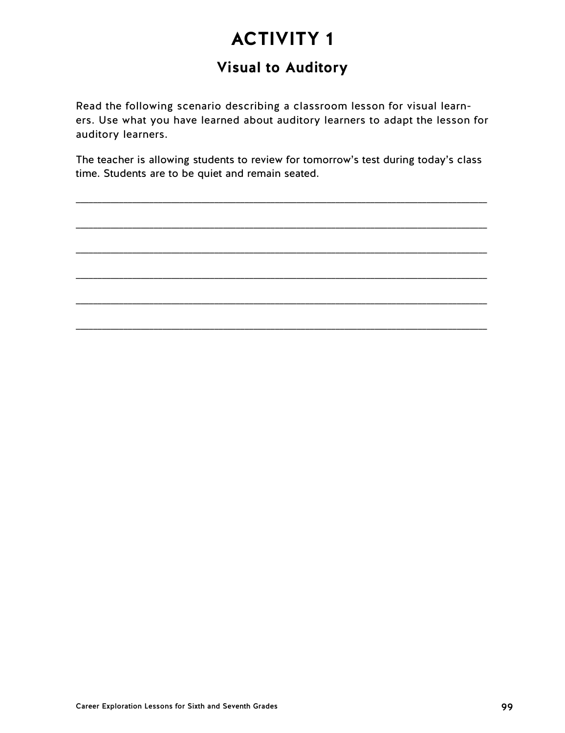# ACTIVITY 1

## Visual to Auditory

Read the following scenario describing a classroom lesson for visual learners. Use what you have learned about auditory learners to adapt the lesson for auditory learners.

The teacher is allowing students to review for tomorrow's test during today's class time. Students are to be quiet and remain seated.

______________________________________________________________________

______________________________________________________________________

______________________________________________________________________

______________________________________________________________________

______________________________________________________________________

______________________________________________________________________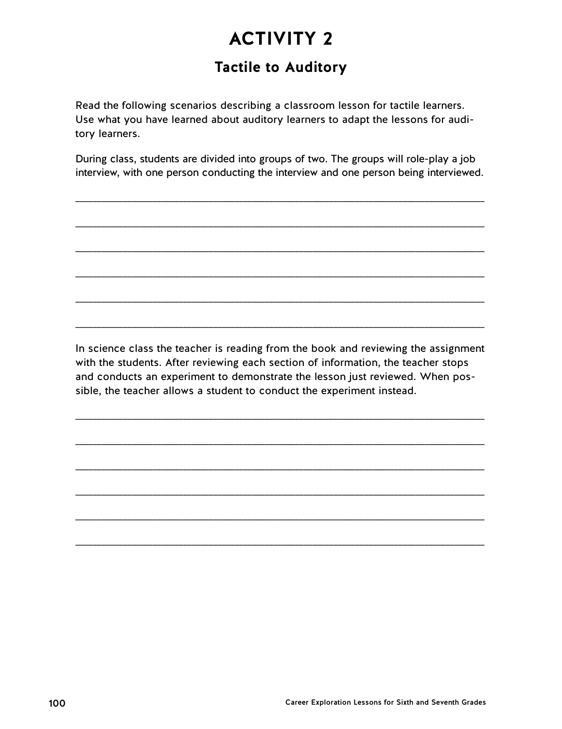# ACTIVITY 2

## Tactile to Auditory

Read the following scenarios describing a classroom lesson for tactile learners. Use what you have learned about auditory learners to adapt the lessons for auditory learners.

During class, students are divided into groups of two. The groups will role-play a job interview, with one person conducting the interview and one person being interviewed.

\_\_\_\_\_\_\_\_\_\_\_\_\_\_\_\_\_\_\_\_\_\_\_\_\_\_\_\_\_\_\_\_\_\_\_\_\_\_\_\_\_\_\_\_\_\_\_\_\_\_\_\_\_\_\_\_\_\_\_\_

\_\_\_\_\_\_\_\_\_\_\_\_\_\_\_\_\_\_\_\_\_\_\_\_\_\_\_\_\_\_\_\_\_\_\_\_\_\_\_\_\_\_\_\_\_\_\_\_\_\_\_\_\_\_\_\_\_\_\_\_

\_\_\_\_\_\_\_\_\_\_\_\_\_\_\_\_\_\_\_\_\_\_\_\_\_\_\_\_\_\_\_\_\_\_\_\_\_\_\_\_\_\_\_\_\_\_\_\_\_\_\_\_\_\_\_\_\_\_\_\_

\_\_\_\_\_\_\_\_\_\_\_\_\_\_\_\_\_\_\_\_\_\_\_\_\_\_\_\_\_\_\_\_\_\_\_\_\_\_\_\_\_\_\_\_\_\_\_\_\_\_\_\_\_\_\_\_\_\_\_\_

\_\_\_\_\_\_\_\_\_\_\_\_\_\_\_\_\_\_\_\_\_\_\_\_\_\_\_\_\_\_\_\_\_\_\_\_\_\_\_\_\_\_\_\_\_\_\_\_\_\_\_\_\_\_\_\_\_\_\_\_

\_\_\_\_\_\_\_\_\_\_\_\_\_\_\_\_\_\_\_\_\_\_\_\_\_\_\_\_\_\_\_\_\_\_\_\_\_\_\_\_\_\_\_\_\_\_\_\_\_\_\_\_\_\_\_\_\_\_\_\_

In science class the teacher is reading from the book and reviewing the assignment with the students. After reviewing each section of information, the teacher stops and conducts an experiment to demonstrate the lesson just reviewed. When possible, the teacher allows a student to conduct the experiment instead.

\_\_\_\_\_\_\_\_\_\_\_\_\_\_\_\_\_\_\_\_\_\_\_\_\_\_\_\_\_\_\_\_\_\_\_\_\_\_\_\_\_\_\_\_\_\_\_\_\_\_\_\_\_\_\_\_\_\_\_\_

\_\_\_\_\_\_\_\_\_\_\_\_\_\_\_\_\_\_\_\_\_\_\_\_\_\_\_\_\_\_\_\_\_\_\_\_\_\_\_\_\_\_\_\_\_\_\_\_\_\_\_\_\_\_\_\_\_\_\_\_

\_\_\_\_\_\_\_\_\_\_\_\_\_\_\_\_\_\_\_\_\_\_\_\_\_\_\_\_\_\_\_\_\_\_\_\_\_\_\_\_\_\_\_\_\_\_\_\_\_\_\_\_\_\_\_\_\_\_\_\_

\_\_\_\_\_\_\_\_\_\_\_\_\_\_\_\_\_\_\_\_\_\_\_\_\_\_\_\_\_\_\_\_\_\_\_\_\_\_\_\_\_\_\_\_\_\_\_\_\_\_\_\_\_\_\_\_\_\_\_\_

\_\_\_\_\_\_\_\_\_\_\_\_\_\_\_\_\_\_\_\_\_\_\_\_\_\_\_\_\_\_\_\_\_\_\_\_\_\_\_\_\_\_\_\_\_\_\_\_\_\_\_\_\_\_\_\_\_\_\_\_

\_\_\_\_\_\_\_\_\_\_\_\_\_\_\_\_\_\_\_\_\_\_\_\_\_\_\_\_\_\_\_\_\_\_\_\_\_\_\_\_\_\_\_\_\_\_\_\_\_\_\_\_\_\_\_\_\_\_\_\_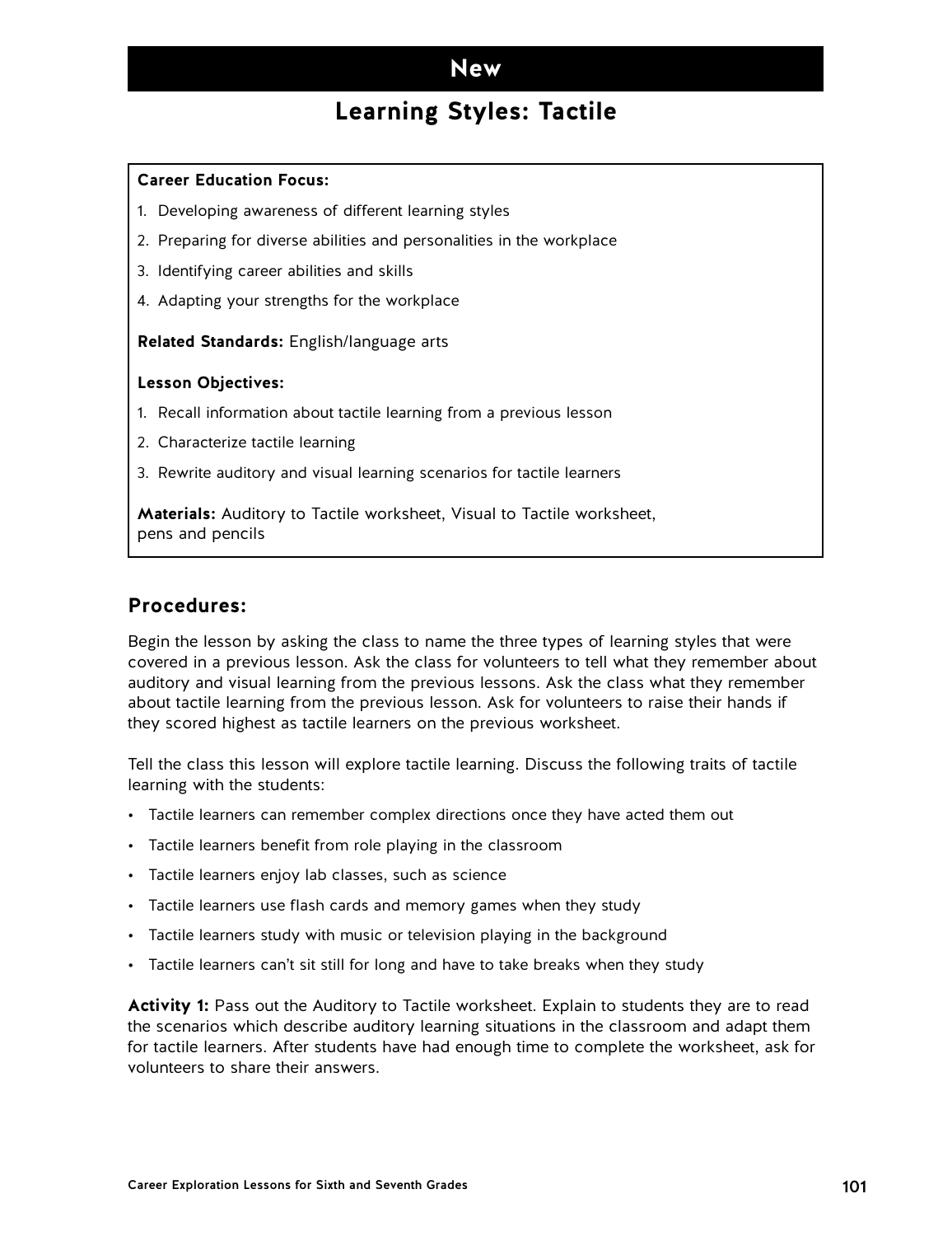**New**

# Learning Styles: Tactile

**Career Education Focus:**

1. Developing awareness of different learning styles
2. Preparing for diverse abilities and personalities in the workplace
3. Identifying career abilities and skills
4. Adapting your strengths for the workplace

**Related Standards:** English/language arts

**Lesson Objectives:**

1. Recall information about tactile learning from a previous lesson
2. Characterize tactile learning
3. Rewrite auditory and visual learning scenarios for tactile learners

**Materials:** Auditory to Tactile worksheet, Visual to Tactile worksheet, pens and pencils

## Procedures:

Begin the lesson by asking the class to name the three types of learning styles that were covered in a previous lesson. Ask the class for volunteers to tell what they remember about auditory and visual learning from the previous lessons. Ask the class what they remember about tactile learning from the previous lesson. Ask for volunteers to raise their hands if they scored highest as tactile learners on the previous worksheet.

Tell the class this lesson will explore tactile learning. Discuss the following traits of tactile learning with the students:

- Tactile learners can remember complex directions once they have acted them out
- Tactile learners benefit from role playing in the classroom
- Tactile learners enjoy lab classes, such as science
- Tactile learners use flash cards and memory games when they study
- Tactile learners study with music or television playing in the background
- Tactile learners can't sit still for long and have to take breaks when they study

**Activity 1:** Pass out the Auditory to Tactile worksheet. Explain to students they are to read the scenarios which describe auditory learning situations in the classroom and adapt them for tactile learners. After students have had enough time to complete the worksheet, ask for volunteers to share their answers.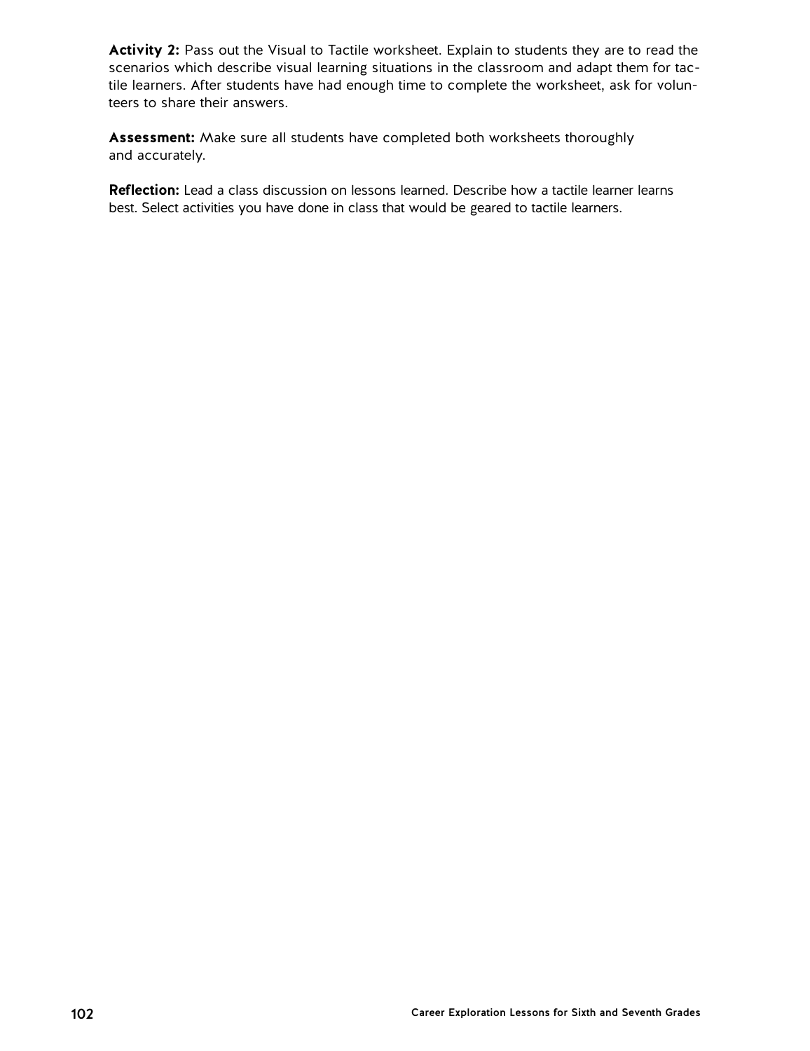**Activity 2:** Pass out the Visual to Tactile worksheet. Explain to students they are to read the scenarios which describe visual learning situations in the classroom and adapt them for tactile learners. After students have had enough time to complete the worksheet, ask for volunteers to share their answers.

**Assessment:** Make sure all students have completed both worksheets thoroughly and accurately.

**Reflection:** Lead a class discussion on lessons learned. Describe how a tactile learner learns best. Select activities you have done in class that would be geared to tactile learners.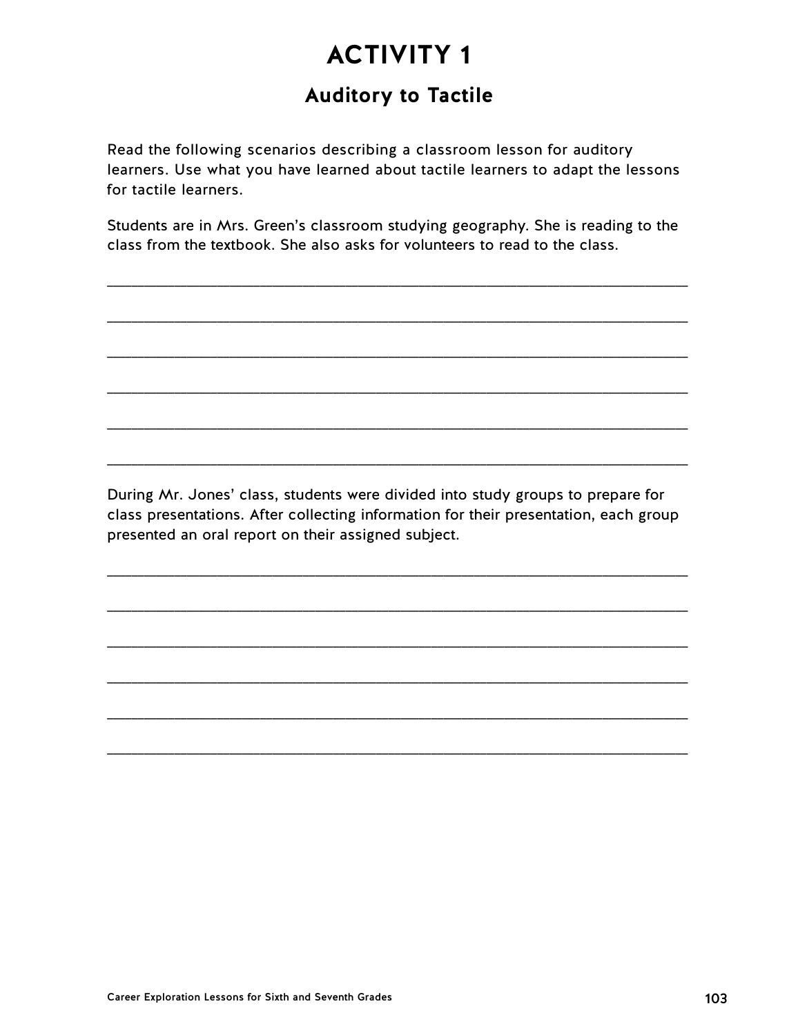# ACTIVITY 1

## Auditory to Tactile

Read the following scenarios describing a classroom lesson for auditory learners. Use what you have learned about tactile learners to adapt the lessons for tactile learners.

Students are in Mrs. Green's classroom studying geography. She is reading to the class from the textbook. She also asks for volunteers to read to the class.

_______________________________________________________________________

_______________________________________________________________________

_______________________________________________________________________

_______________________________________________________________________

_______________________________________________________________________

_______________________________________________________________________

During Mr. Jones' class, students were divided into study groups to prepare for class presentations. After collecting information for their presentation, each group presented an oral report on their assigned subject.

_______________________________________________________________________

_______________________________________________________________________

_______________________________________________________________________

_______________________________________________________________________

_______________________________________________________________________

_______________________________________________________________________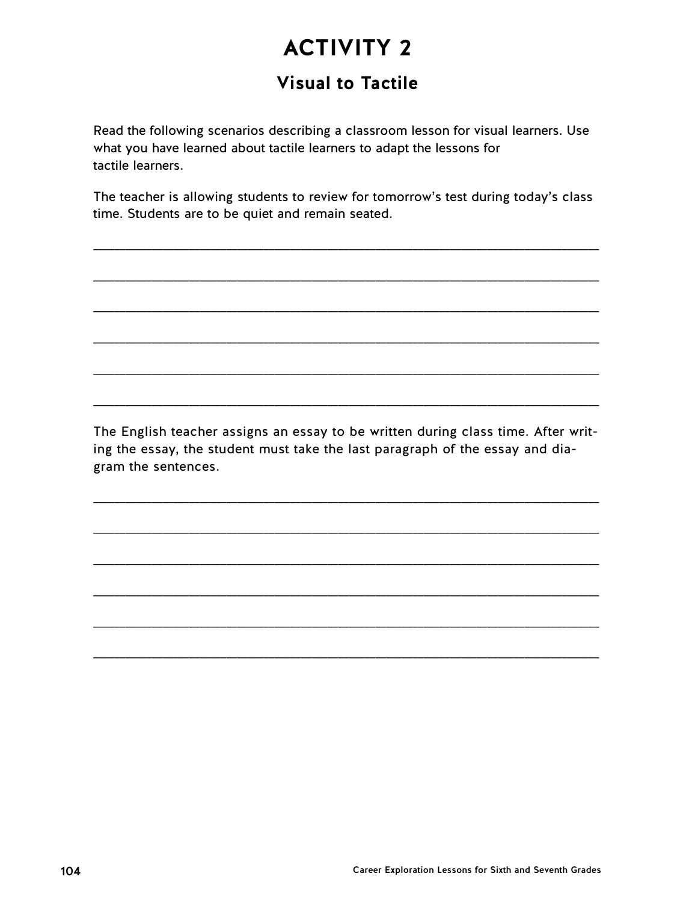# ACTIVITY 2

## Visual to Tactile

Read the following scenarios describing a classroom lesson for visual learners. Use what you have learned about tactile learners to adapt the lessons for tactile learners.

The teacher is allowing students to review for tomorrow's test during today's class time. Students are to be quiet and remain seated.

______________________________________________________________________

______________________________________________________________________

______________________________________________________________________

______________________________________________________________________

______________________________________________________________________

______________________________________________________________________

The English teacher assigns an essay to be written during class time. After writing the essay, the student must take the last paragraph of the essay and diagram the sentences.

______________________________________________________________________

______________________________________________________________________

______________________________________________________________________

______________________________________________________________________

______________________________________________________________________

______________________________________________________________________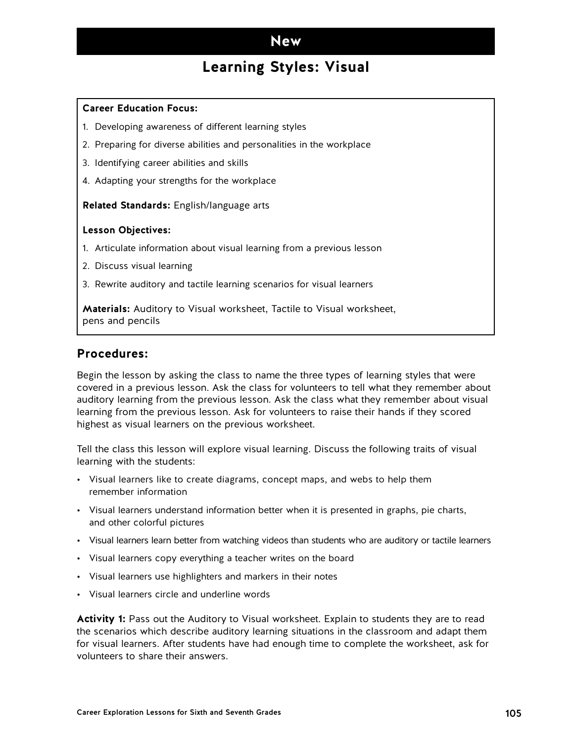# New

## Learning Styles: Visual

**Career Education Focus:**

1. Developing awareness of different learning styles
2. Preparing for diverse abilities and personalities in the workplace
3. Identifying career abilities and skills
4. Adapting your strengths for the workplace

**Related Standards:** English/language arts

**Lesson Objectives:**

1. Articulate information about visual learning from a previous lesson
2. Discuss visual learning
3. Rewrite auditory and tactile learning scenarios for visual learners

**Materials:** Auditory to Visual worksheet, Tactile to Visual worksheet, pens and pencils

### Procedures:

Begin the lesson by asking the class to name the three types of learning styles that were covered in a previous lesson. Ask the class for volunteers to tell what they remember about auditory learning from the previous lesson. Ask the class what they remember about visual learning from the previous lesson. Ask for volunteers to raise their hands if they scored highest as visual learners on the previous worksheet.

Tell the class this lesson will explore visual learning. Discuss the following traits of visual learning with the students:

- Visual learners like to create diagrams, concept maps, and webs to help them remember information
- Visual learners understand information better when it is presented in graphs, pie charts, and other colorful pictures
- Visual learners learn better from watching videos than students who are auditory or tactile learners
- Visual learners copy everything a teacher writes on the board
- Visual learners use highlighters and markers in their notes
- Visual learners circle and underline words

**Activity 1:** Pass out the Auditory to Visual worksheet. Explain to students they are to read the scenarios which describe auditory learning situations in the classroom and adapt them for visual learners. After students have had enough time to complete the worksheet, ask for volunteers to share their answers.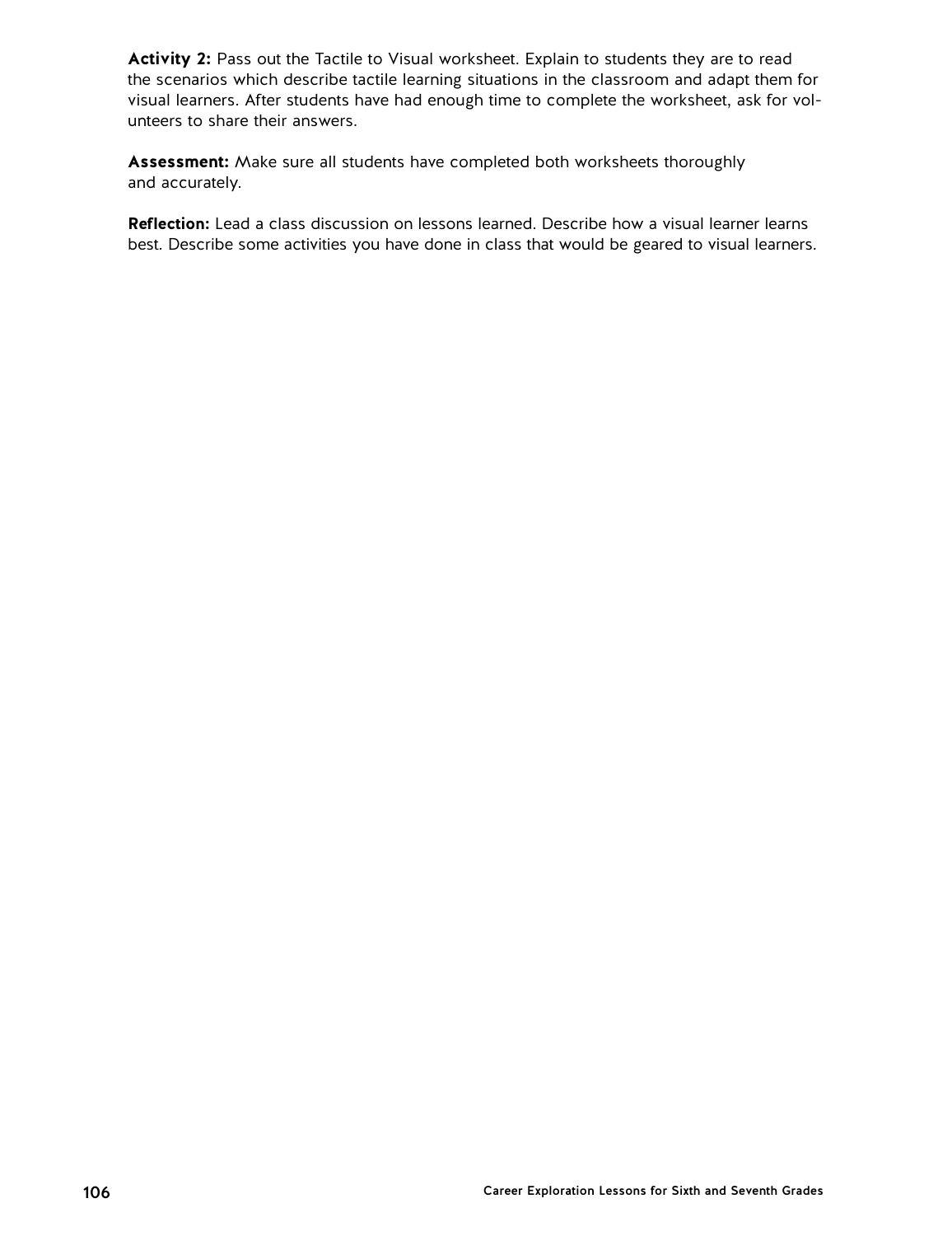**Activity 2:** Pass out the Tactile to Visual worksheet. Explain to students they are to read the scenarios which describe tactile learning situations in the classroom and adapt them for visual learners. After students have had enough time to complete the worksheet, ask for volunteers to share their answers.

**Assessment:** Make sure all students have completed both worksheets thoroughly and accurately.

**Reflection:** Lead a class discussion on lessons learned. Describe how a visual learner learns best. Describe some activities you have done in class that would be geared to visual learners.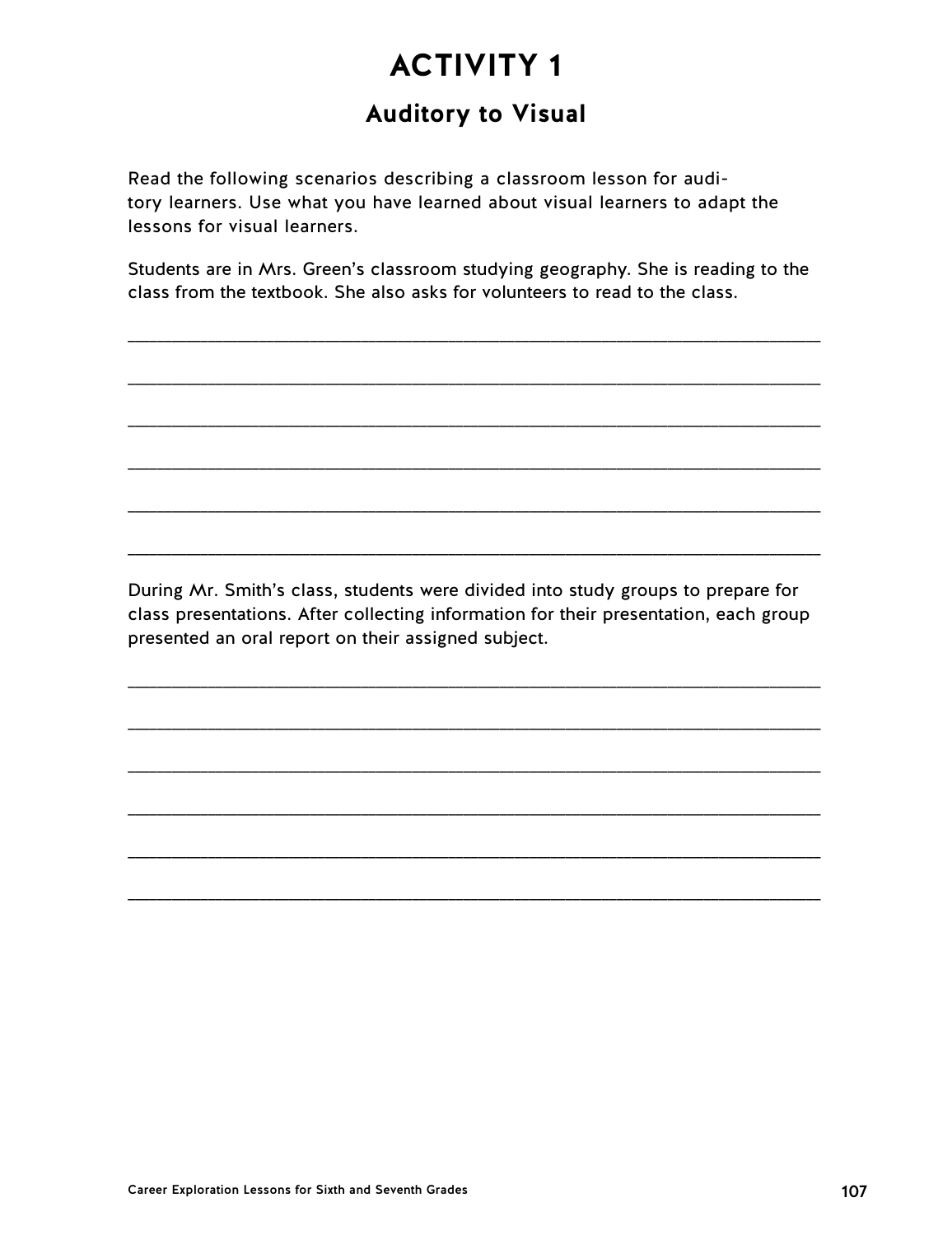# ACTIVITY 1

## Auditory to Visual

Read the following scenarios describing a classroom lesson for auditory learners. Use what you have learned about visual learners to adapt the lessons for visual learners.

Students are in Mrs. Green's classroom studying geography. She is reading to the class from the textbook. She also asks for volunteers to read to the class.

______________________________________________________________________

______________________________________________________________________

______________________________________________________________________

______________________________________________________________________

______________________________________________________________________

______________________________________________________________________

During Mr. Smith's class, students were divided into study groups to prepare for class presentations. After collecting information for their presentation, each group presented an oral report on their assigned subject.

______________________________________________________________________

______________________________________________________________________

______________________________________________________________________

______________________________________________________________________

______________________________________________________________________

______________________________________________________________________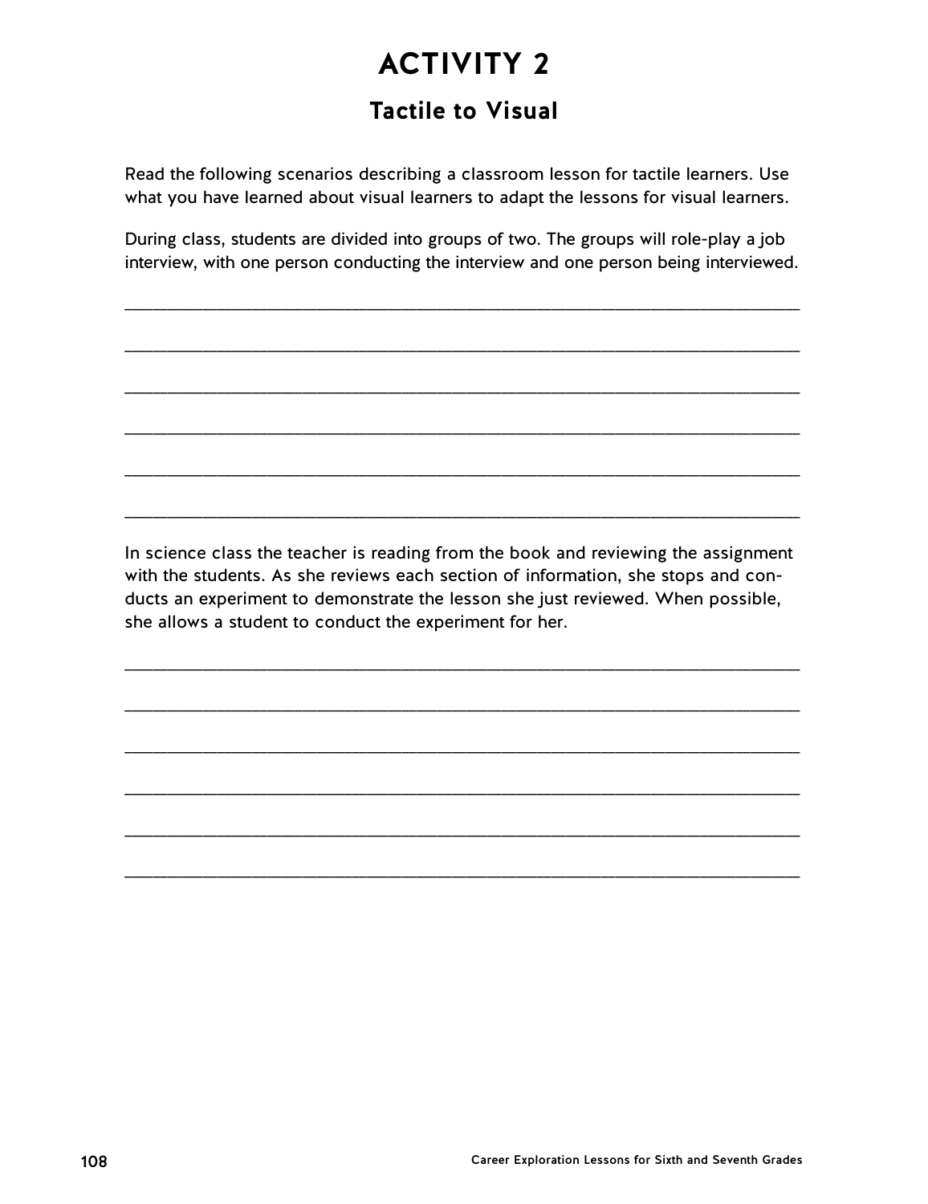# ACTIVITY 2

## Tactile to Visual

Read the following scenarios describing a classroom lesson for tactile learners. Use what you have learned about visual learners to adapt the lessons for visual learners.

During class, students are divided into groups of two. The groups will role-play a job interview, with one person conducting the interview and one person being interviewed.

\_\_\_\_\_\_\_\_\_\_\_\_\_\_\_\_\_\_\_\_\_\_\_\_\_\_\_\_\_\_\_\_\_\_\_\_\_\_\_\_\_\_\_\_\_\_\_\_\_\_\_\_\_\_\_\_\_\_\_\_\_\_\_\_

\_\_\_\_\_\_\_\_\_\_\_\_\_\_\_\_\_\_\_\_\_\_\_\_\_\_\_\_\_\_\_\_\_\_\_\_\_\_\_\_\_\_\_\_\_\_\_\_\_\_\_\_\_\_\_\_\_\_\_\_\_\_\_\_

\_\_\_\_\_\_\_\_\_\_\_\_\_\_\_\_\_\_\_\_\_\_\_\_\_\_\_\_\_\_\_\_\_\_\_\_\_\_\_\_\_\_\_\_\_\_\_\_\_\_\_\_\_\_\_\_\_\_\_\_\_\_\_\_

\_\_\_\_\_\_\_\_\_\_\_\_\_\_\_\_\_\_\_\_\_\_\_\_\_\_\_\_\_\_\_\_\_\_\_\_\_\_\_\_\_\_\_\_\_\_\_\_\_\_\_\_\_\_\_\_\_\_\_\_\_\_\_\_

\_\_\_\_\_\_\_\_\_\_\_\_\_\_\_\_\_\_\_\_\_\_\_\_\_\_\_\_\_\_\_\_\_\_\_\_\_\_\_\_\_\_\_\_\_\_\_\_\_\_\_\_\_\_\_\_\_\_\_\_\_\_\_\_

\_\_\_\_\_\_\_\_\_\_\_\_\_\_\_\_\_\_\_\_\_\_\_\_\_\_\_\_\_\_\_\_\_\_\_\_\_\_\_\_\_\_\_\_\_\_\_\_\_\_\_\_\_\_\_\_\_\_\_\_\_\_\_\_

In science class the teacher is reading from the book and reviewing the assignment with the students. As she reviews each section of information, she stops and conducts an experiment to demonstrate the lesson she just reviewed. When possible, she allows a student to conduct the experiment for her.

\_\_\_\_\_\_\_\_\_\_\_\_\_\_\_\_\_\_\_\_\_\_\_\_\_\_\_\_\_\_\_\_\_\_\_\_\_\_\_\_\_\_\_\_\_\_\_\_\_\_\_\_\_\_\_\_\_\_\_\_\_\_\_\_

\_\_\_\_\_\_\_\_\_\_\_\_\_\_\_\_\_\_\_\_\_\_\_\_\_\_\_\_\_\_\_\_\_\_\_\_\_\_\_\_\_\_\_\_\_\_\_\_\_\_\_\_\_\_\_\_\_\_\_\_\_\_\_\_

\_\_\_\_\_\_\_\_\_\_\_\_\_\_\_\_\_\_\_\_\_\_\_\_\_\_\_\_\_\_\_\_\_\_\_\_\_\_\_\_\_\_\_\_\_\_\_\_\_\_\_\_\_\_\_\_\_\_\_\_\_\_\_\_

\_\_\_\_\_\_\_\_\_\_\_\_\_\_\_\_\_\_\_\_\_\_\_\_\_\_\_\_\_\_\_\_\_\_\_\_\_\_\_\_\_\_\_\_\_\_\_\_\_\_\_\_\_\_\_\_\_\_\_\_\_\_\_\_

\_\_\_\_\_\_\_\_\_\_\_\_\_\_\_\_\_\_\_\_\_\_\_\_\_\_\_\_\_\_\_\_\_\_\_\_\_\_\_\_\_\_\_\_\_\_\_\_\_\_\_\_\_\_\_\_\_\_\_\_\_\_\_\_

\_\_\_\_\_\_\_\_\_\_\_\_\_\_\_\_\_\_\_\_\_\_\_\_\_\_\_\_\_\_\_\_\_\_\_\_\_\_\_\_\_\_\_\_\_\_\_\_\_\_\_\_\_\_\_\_\_\_\_\_\_\_\_\_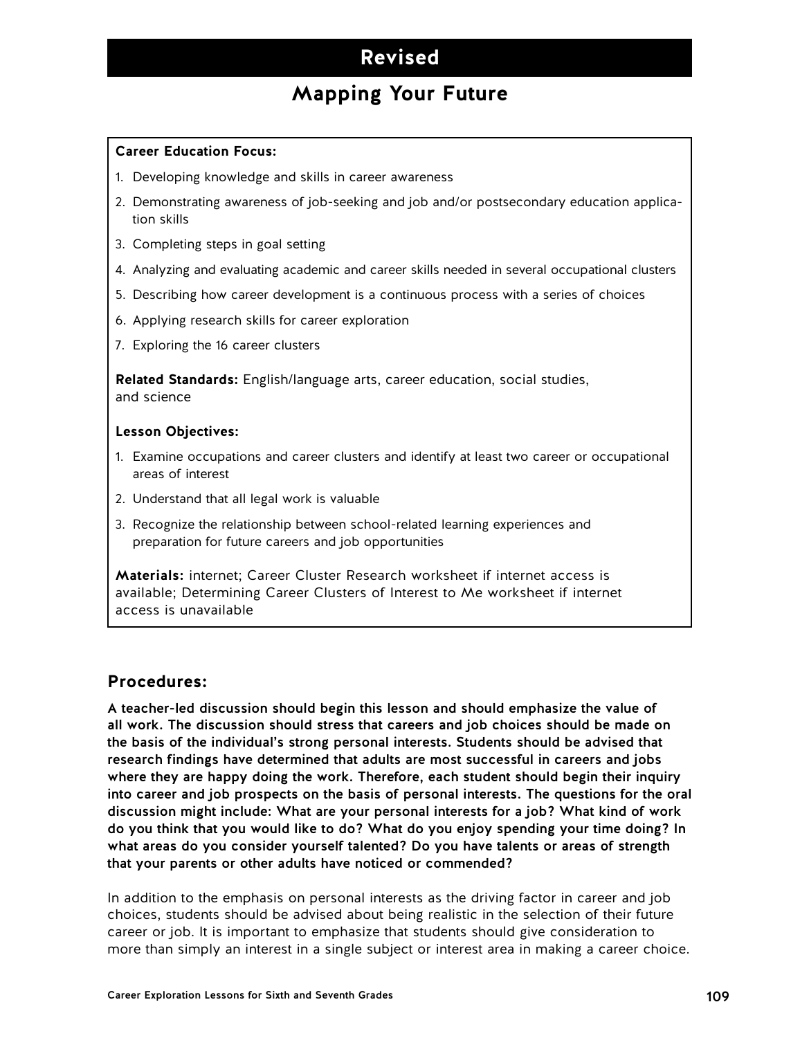# Revised

## Mapping Your Future

**Career Education Focus:**

1. Developing knowledge and skills in career awareness
2. Demonstrating awareness of job-seeking and job and/or postsecondary education application skills
3. Completing steps in goal setting
4. Analyzing and evaluating academic and career skills needed in several occupational clusters
5. Describing how career development is a continuous process with a series of choices
6. Applying research skills for career exploration
7. Exploring the 16 career clusters

**Related Standards:** English/language arts, career education, social studies, and science

**Lesson Objectives:**

1. Examine occupations and career clusters and identify at least two career or occupational areas of interest
2. Understand that all legal work is valuable
3. Recognize the relationship between school-related learning experiences and preparation for future careers and job opportunities

**Materials:** internet; Career Cluster Research worksheet if internet access is available; Determining Career Clusters of Interest to Me worksheet if internet access is unavailable

### Procedures:

**A teacher-led discussion should begin this lesson and should emphasize the value of all work. The discussion should stress that careers and job choices should be made on the basis of the individual's strong personal interests. Students should be advised that research findings have determined that adults are most successful in careers and jobs where they are happy doing the work. Therefore, each student should begin their inquiry into career and job prospects on the basis of personal interests. The questions for the oral discussion might include: What are your personal interests for a job? What kind of work do you think that you would like to do? What do you enjoy spending your time doing? In what areas do you consider yourself talented? Do you have talents or areas of strength that your parents or other adults have noticed or commended?**

In addition to the emphasis on personal interests as the driving factor in career and job choices, students should be advised about being realistic in the selection of their future career or job. It is important to emphasize that students should give consideration to more than simply an interest in a single subject or interest area in making a career choice.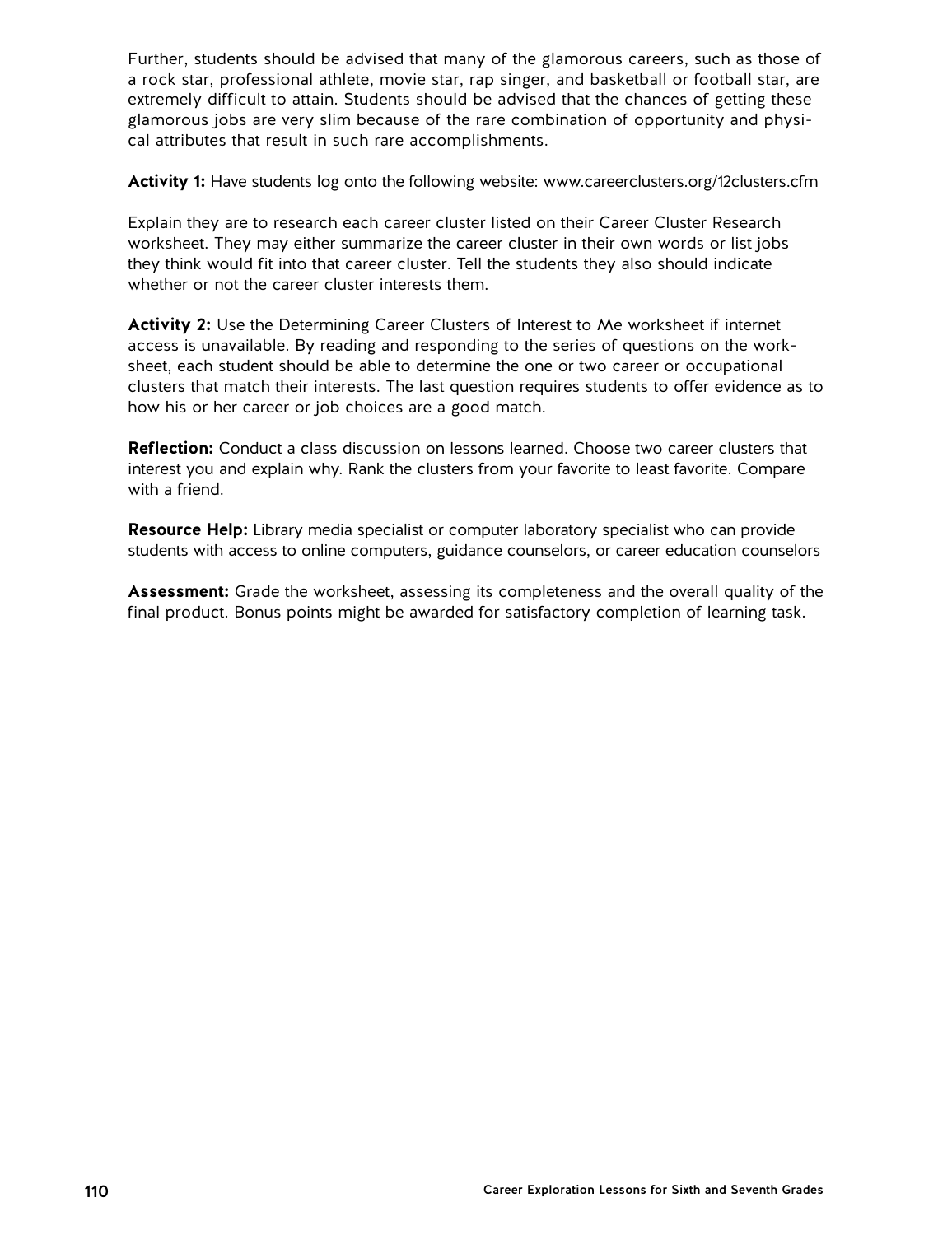Further, students should be advised that many of the glamorous careers, such as those of a rock star, professional athlete, movie star, rap singer, and basketball or football star, are extremely difficult to attain. Students should be advised that the chances of getting these glamorous jobs are very slim because of the rare combination of opportunity and physical attributes that result in such rare accomplishments.

**Activity 1:** Have students log onto the following website: www.careerclusters.org/12clusters.cfm

Explain they are to research each career cluster listed on their Career Cluster Research worksheet. They may either summarize the career cluster in their own words or list jobs they think would fit into that career cluster. Tell the students they also should indicate whether or not the career cluster interests them.

**Activity 2:** Use the Determining Career Clusters of Interest to Me worksheet if internet access is unavailable. By reading and responding to the series of questions on the worksheet, each student should be able to determine the one or two career or occupational clusters that match their interests. The last question requires students to offer evidence as to how his or her career or job choices are a good match.

**Reflection:** Conduct a class discussion on lessons learned. Choose two career clusters that interest you and explain why. Rank the clusters from your favorite to least favorite. Compare with a friend.

**Resource Help:** Library media specialist or computer laboratory specialist who can provide students with access to online computers, guidance counselors, or career education counselors

**Assessment:** Grade the worksheet, assessing its completeness and the overall quality of the final product. Bonus points might be awarded for satisfactory completion of learning task.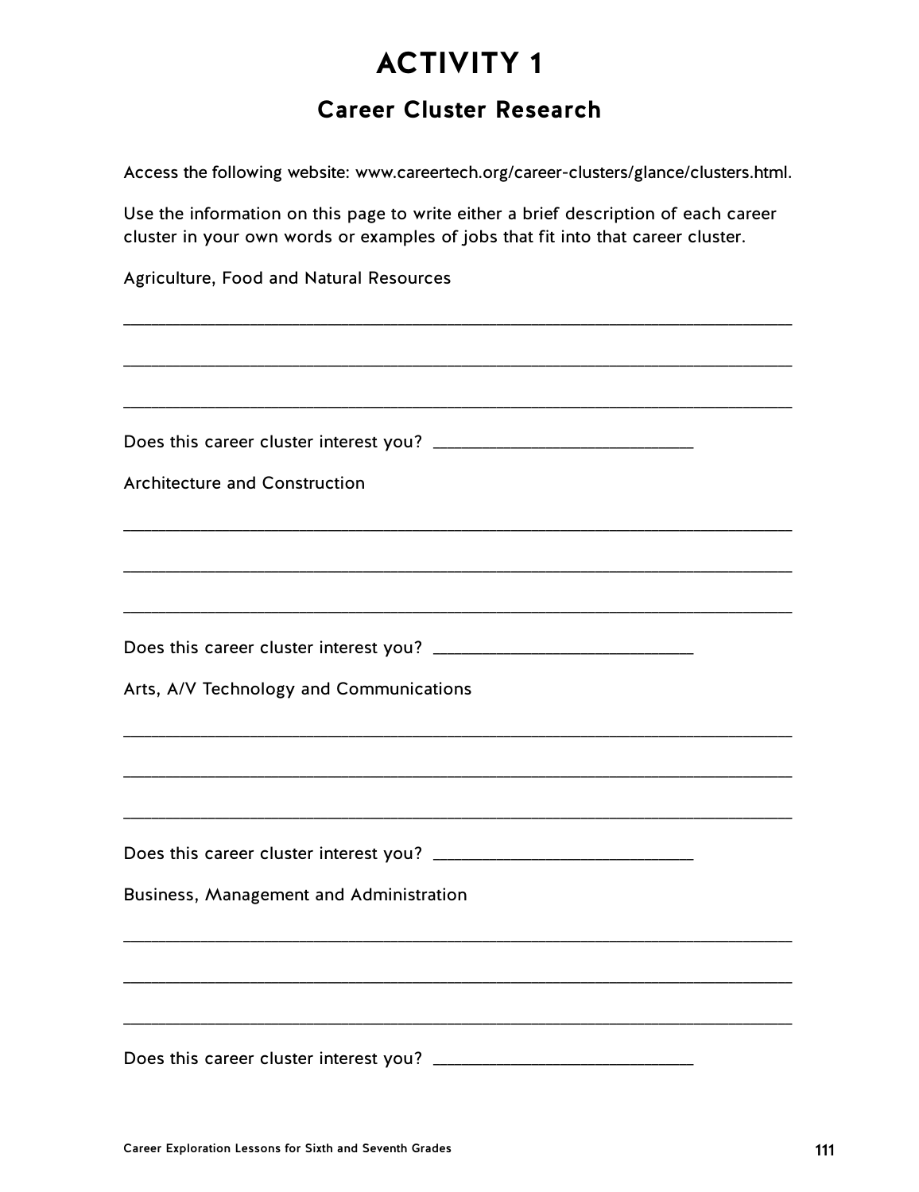# ACTIVITY 1

## Career Cluster Research

Access the following website: www.careertech.org/career-clusters/glance/clusters.html.

Use the information on this page to write either a brief description of each career cluster in your own words or examples of jobs that fit into that career cluster.

Agriculture, Food and Natural Resources

___________________________________________________________________________

___________________________________________________________________________

___________________________________________________________________________

Does this career cluster interest you? ____________________________

Architecture and Construction

___________________________________________________________________________

___________________________________________________________________________

___________________________________________________________________________

Does this career cluster interest you? ____________________________

Arts, A/V Technology and Communications

___________________________________________________________________________

___________________________________________________________________________

___________________________________________________________________________

Does this career cluster interest you? ____________________________

Business, Management and Administration

___________________________________________________________________________

___________________________________________________________________________

___________________________________________________________________________

Does this career cluster interest you? ____________________________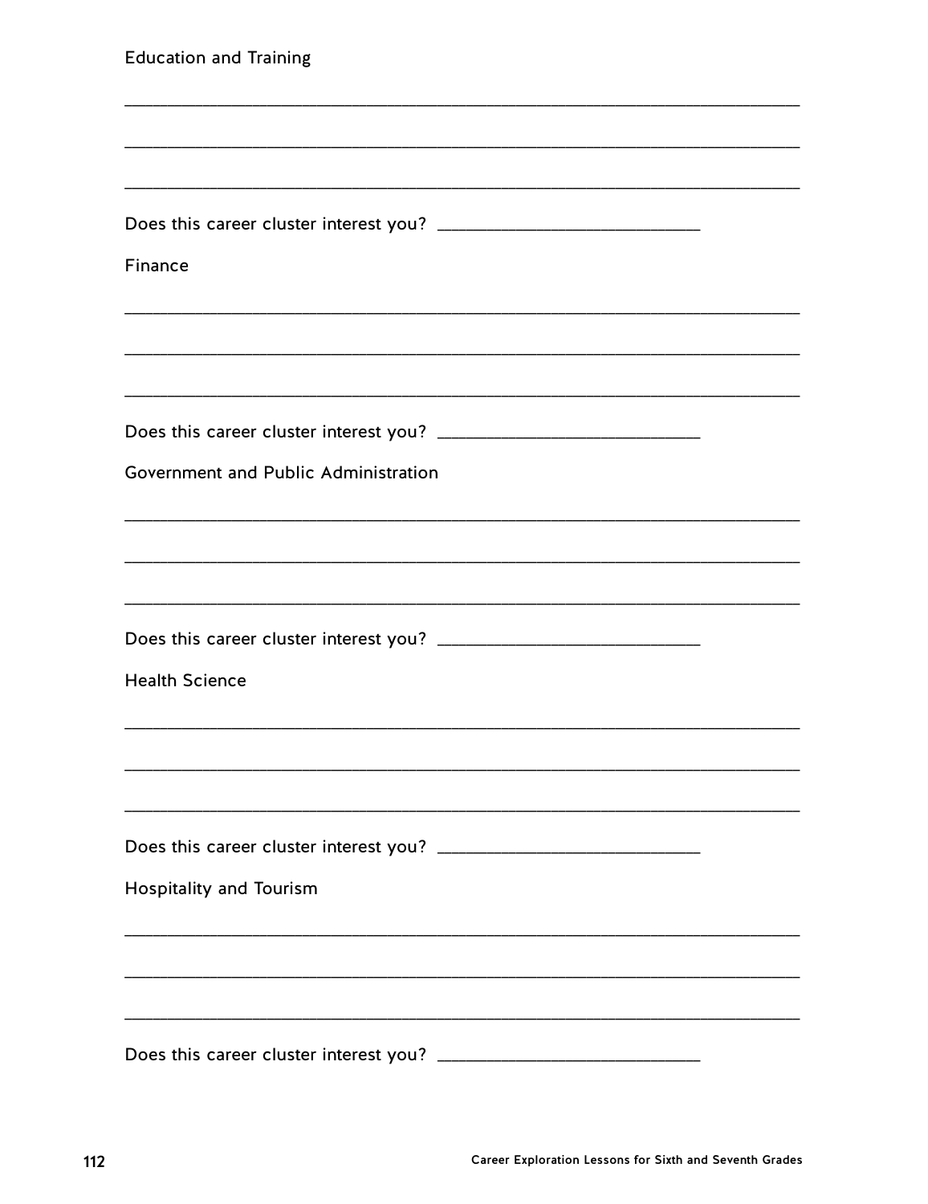Education and Training

\_\_\_\_\_\_\_\_\_\_\_\_\_\_\_\_\_\_\_\_\_\_\_\_\_\_\_\_\_\_\_\_\_\_\_\_\_\_\_\_\_\_\_\_\_\_\_\_\_\_\_\_\_\_\_\_\_\_\_\_\_\_\_\_\_\_\_\_

\_\_\_\_\_\_\_\_\_\_\_\_\_\_\_\_\_\_\_\_\_\_\_\_\_\_\_\_\_\_\_\_\_\_\_\_\_\_\_\_\_\_\_\_\_\_\_\_\_\_\_\_\_\_\_\_\_\_\_\_\_\_\_\_\_\_\_\_

\_\_\_\_\_\_\_\_\_\_\_\_\_\_\_\_\_\_\_\_\_\_\_\_\_\_\_\_\_\_\_\_\_\_\_\_\_\_\_\_\_\_\_\_\_\_\_\_\_\_\_\_\_\_\_\_\_\_\_\_\_\_\_\_\_\_\_\_

Does this career cluster interest you? \_\_\_\_\_\_\_\_\_\_\_\_\_\_\_\_\_\_\_\_\_\_\_\_\_\_\_\_

Finance

\_\_\_\_\_\_\_\_\_\_\_\_\_\_\_\_\_\_\_\_\_\_\_\_\_\_\_\_\_\_\_\_\_\_\_\_\_\_\_\_\_\_\_\_\_\_\_\_\_\_\_\_\_\_\_\_\_\_\_\_\_\_\_\_\_\_\_\_

\_\_\_\_\_\_\_\_\_\_\_\_\_\_\_\_\_\_\_\_\_\_\_\_\_\_\_\_\_\_\_\_\_\_\_\_\_\_\_\_\_\_\_\_\_\_\_\_\_\_\_\_\_\_\_\_\_\_\_\_\_\_\_\_\_\_\_\_

\_\_\_\_\_\_\_\_\_\_\_\_\_\_\_\_\_\_\_\_\_\_\_\_\_\_\_\_\_\_\_\_\_\_\_\_\_\_\_\_\_\_\_\_\_\_\_\_\_\_\_\_\_\_\_\_\_\_\_\_\_\_\_\_\_\_\_\_

Does this career cluster interest you? \_\_\_\_\_\_\_\_\_\_\_\_\_\_\_\_\_\_\_\_\_\_\_\_\_\_\_\_

Government and Public Administration

\_\_\_\_\_\_\_\_\_\_\_\_\_\_\_\_\_\_\_\_\_\_\_\_\_\_\_\_\_\_\_\_\_\_\_\_\_\_\_\_\_\_\_\_\_\_\_\_\_\_\_\_\_\_\_\_\_\_\_\_\_\_\_\_\_\_\_\_

\_\_\_\_\_\_\_\_\_\_\_\_\_\_\_\_\_\_\_\_\_\_\_\_\_\_\_\_\_\_\_\_\_\_\_\_\_\_\_\_\_\_\_\_\_\_\_\_\_\_\_\_\_\_\_\_\_\_\_\_\_\_\_\_\_\_\_\_

\_\_\_\_\_\_\_\_\_\_\_\_\_\_\_\_\_\_\_\_\_\_\_\_\_\_\_\_\_\_\_\_\_\_\_\_\_\_\_\_\_\_\_\_\_\_\_\_\_\_\_\_\_\_\_\_\_\_\_\_\_\_\_\_\_\_\_\_

Does this career cluster interest you? \_\_\_\_\_\_\_\_\_\_\_\_\_\_\_\_\_\_\_\_\_\_\_\_\_\_\_\_

Health Science

\_\_\_\_\_\_\_\_\_\_\_\_\_\_\_\_\_\_\_\_\_\_\_\_\_\_\_\_\_\_\_\_\_\_\_\_\_\_\_\_\_\_\_\_\_\_\_\_\_\_\_\_\_\_\_\_\_\_\_\_\_\_\_\_\_\_\_\_

\_\_\_\_\_\_\_\_\_\_\_\_\_\_\_\_\_\_\_\_\_\_\_\_\_\_\_\_\_\_\_\_\_\_\_\_\_\_\_\_\_\_\_\_\_\_\_\_\_\_\_\_\_\_\_\_\_\_\_\_\_\_\_\_\_\_\_\_

\_\_\_\_\_\_\_\_\_\_\_\_\_\_\_\_\_\_\_\_\_\_\_\_\_\_\_\_\_\_\_\_\_\_\_\_\_\_\_\_\_\_\_\_\_\_\_\_\_\_\_\_\_\_\_\_\_\_\_\_\_\_\_\_\_\_\_\_

Does this career cluster interest you? \_\_\_\_\_\_\_\_\_\_\_\_\_\_\_\_\_\_\_\_\_\_\_\_\_\_\_\_

Hospitality and Tourism

\_\_\_\_\_\_\_\_\_\_\_\_\_\_\_\_\_\_\_\_\_\_\_\_\_\_\_\_\_\_\_\_\_\_\_\_\_\_\_\_\_\_\_\_\_\_\_\_\_\_\_\_\_\_\_\_\_\_\_\_\_\_\_\_\_\_\_\_

\_\_\_\_\_\_\_\_\_\_\_\_\_\_\_\_\_\_\_\_\_\_\_\_\_\_\_\_\_\_\_\_\_\_\_\_\_\_\_\_\_\_\_\_\_\_\_\_\_\_\_\_\_\_\_\_\_\_\_\_\_\_\_\_\_\_\_\_

\_\_\_\_\_\_\_\_\_\_\_\_\_\_\_\_\_\_\_\_\_\_\_\_\_\_\_\_\_\_\_\_\_\_\_\_\_\_\_\_\_\_\_\_\_\_\_\_\_\_\_\_\_\_\_\_\_\_\_\_\_\_\_\_\_\_\_\_

Does this career cluster interest you? \_\_\_\_\_\_\_\_\_\_\_\_\_\_\_\_\_\_\_\_\_\_\_\_\_\_\_\_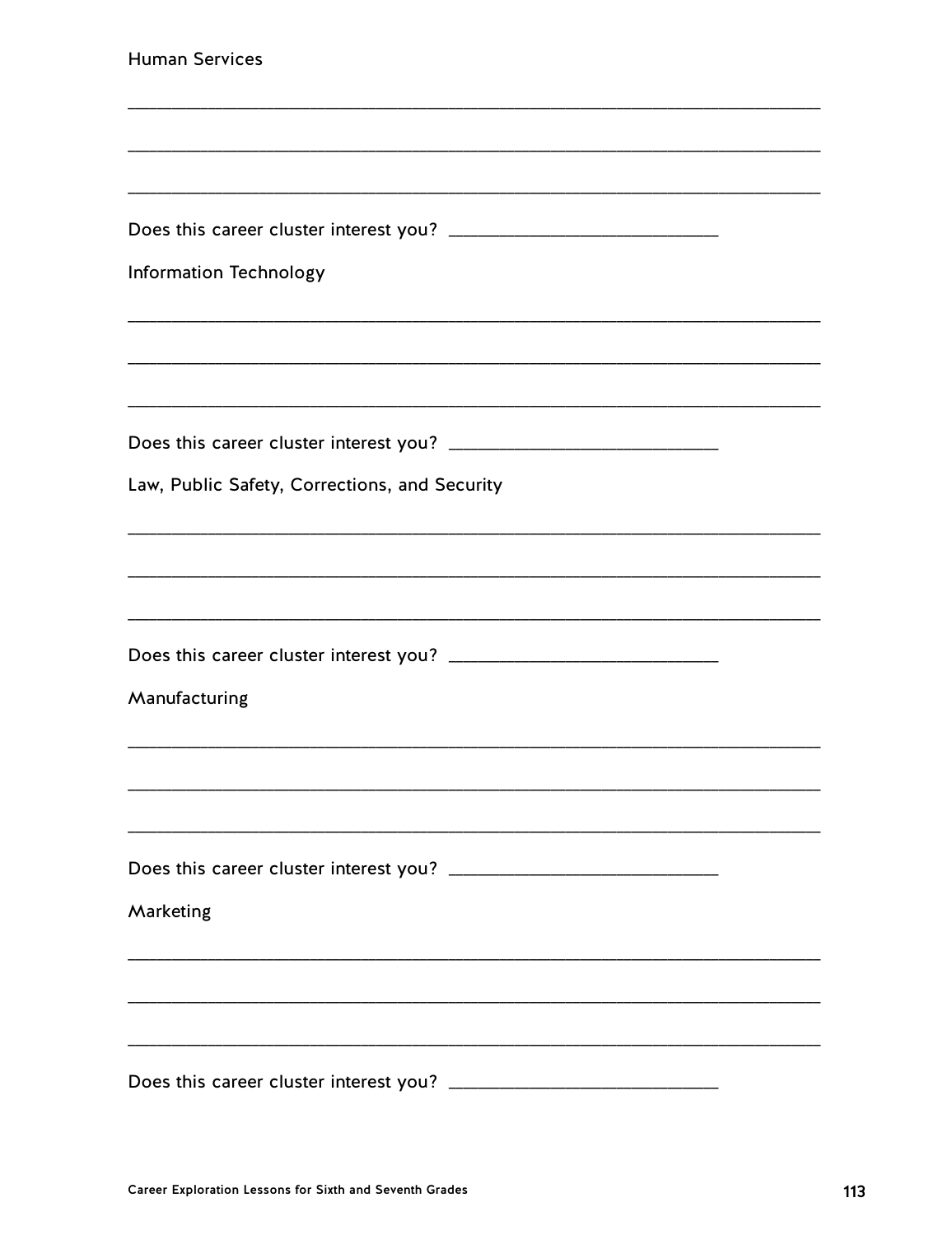Human Services

______________________________________________________________________

______________________________________________________________________

______________________________________________________________________

Does this career cluster interest you? ____________________________

Information Technology

______________________________________________________________________

______________________________________________________________________

______________________________________________________________________

Does this career cluster interest you? ____________________________

Law, Public Safety, Corrections, and Security

______________________________________________________________________

______________________________________________________________________

______________________________________________________________________

Does this career cluster interest you? ____________________________

Manufacturing

______________________________________________________________________

______________________________________________________________________

______________________________________________________________________

Does this career cluster interest you? ____________________________

Marketing

______________________________________________________________________

______________________________________________________________________

______________________________________________________________________

Does this career cluster interest you? ____________________________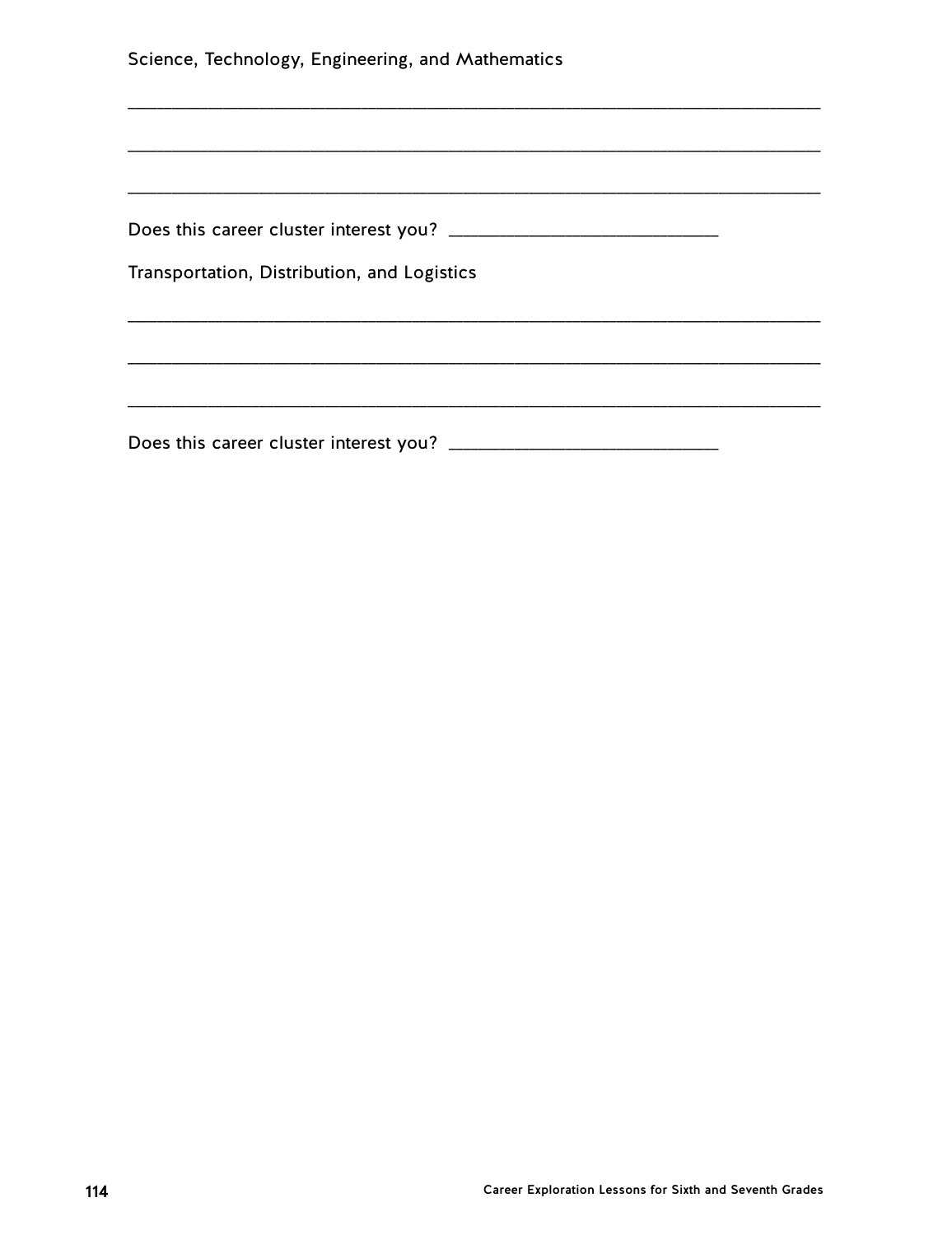Science, Technology, Engineering, and Mathematics

______________________________________________________________________________

______________________________________________________________________________

______________________________________________________________________________

Does this career cluster interest you? ______________________________

Transportation, Distribution, and Logistics

______________________________________________________________________________

______________________________________________________________________________

______________________________________________________________________________

Does this career cluster interest you? ______________________________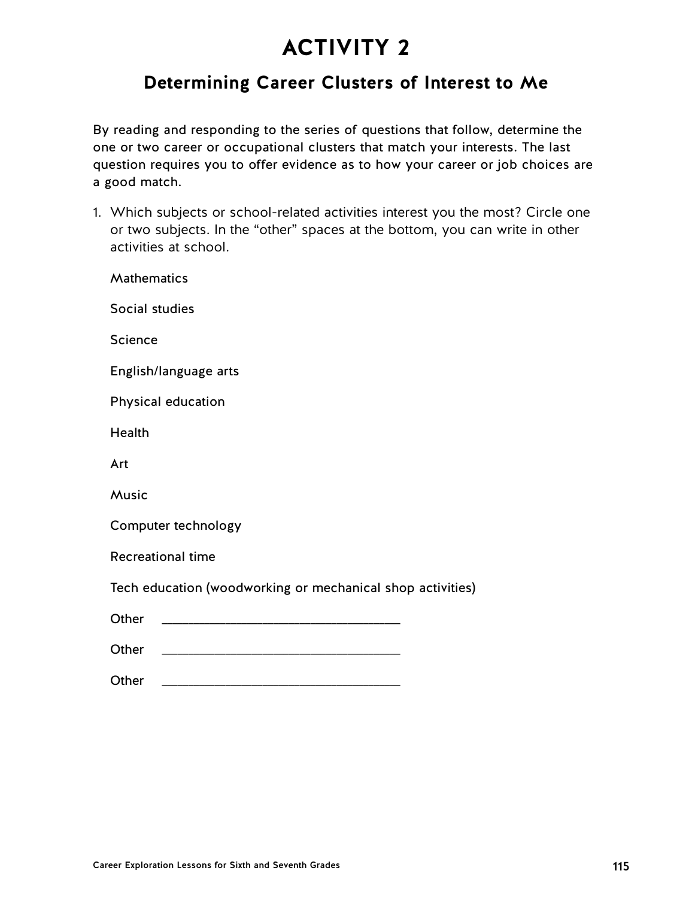# ACTIVITY 2

## Determining Career Clusters of Interest to Me

By reading and responding to the series of questions that follow, determine the one or two career or occupational clusters that match your interests. The last question requires you to offer evidence as to how your career or job choices are a good match.

1. Which subjects or school-related activities interest you the most? Circle one or two subjects. In the "other" spaces at the bottom, you can write in other activities at school.

   Mathematics

   Social studies

   Science

   English/language arts

   Physical education

   Health

   Art

   Music

   Computer technology

   Recreational time

   Tech education (woodworking or mechanical shop activities)

   Other \_\_\_\_\_\_\_\_\_\_\_\_\_\_\_\_\_\_\_\_\_\_\_\_\_\_\_\_\_\_\_\_\_\_

   Other \_\_\_\_\_\_\_\_\_\_\_\_\_\_\_\_\_\_\_\_\_\_\_\_\_\_\_\_\_\_\_\_\_\_

   Other \_\_\_\_\_\_\_\_\_\_\_\_\_\_\_\_\_\_\_\_\_\_\_\_\_\_\_\_\_\_\_\_\_\_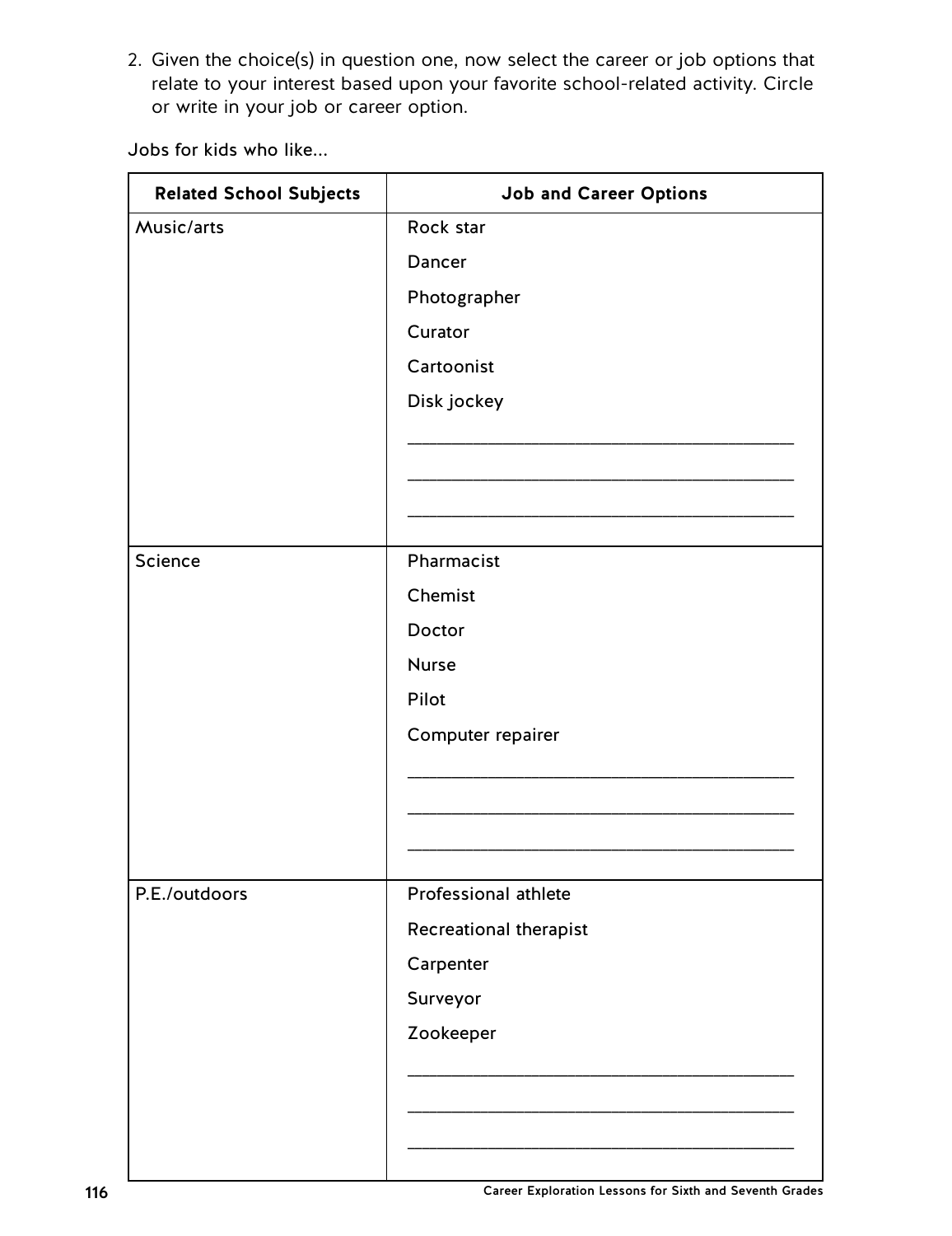2. Given the choice(s) in question one, now select the career or job options that relate to your interest based upon your favorite school-related activity. Circle or write in your job or career option.

Jobs for kids who like...

| Related School Subjects | Job and Career Options |
|---|---|
| Music/arts | Rock star<br>Dancer<br>Photographer<br>Curator<br>Cartoonist<br>Disk jockey<br>________________________<br>________________________<br>________________________ |
| Science | Pharmacist<br>Chemist<br>Doctor<br>Nurse<br>Pilot<br>Computer repairer<br>________________________<br>________________________<br>________________________ |
| P.E./outdoors | Professional athlete<br>Recreational therapist<br>Carpenter<br>Surveyor<br>Zookeeper<br>________________________<br>________________________<br>________________________ |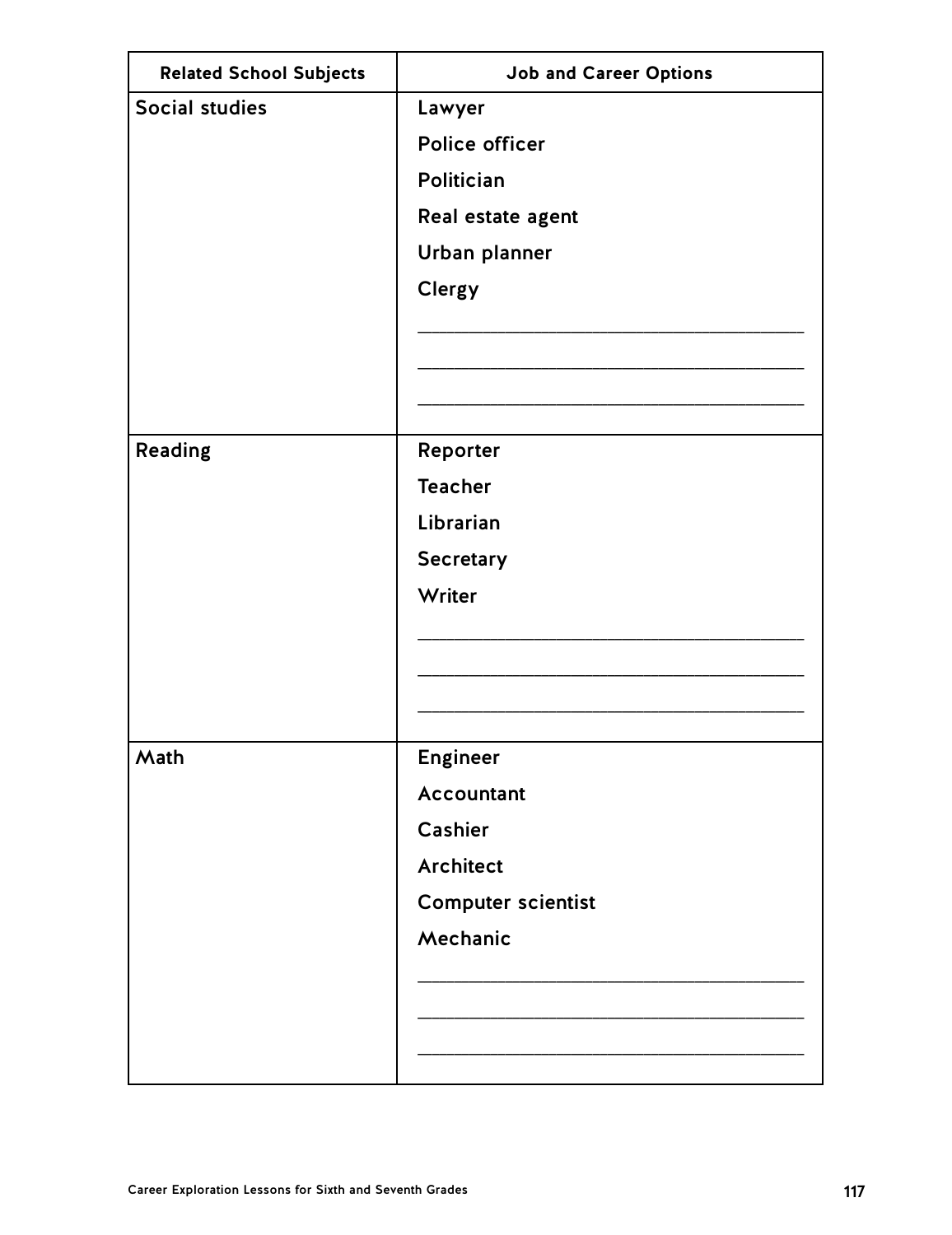| Related School Subjects | Job and Career Options |
| --- | --- |
| Social studies | Lawyer<br>Police officer<br>Politician<br>Real estate agent<br>Urban planner<br>Clergy<br>\_\_\_\_\_\_\_\_\_\_\_\_\_\_\_\_\_\_\_\_\_\_\_\_<br>\_\_\_\_\_\_\_\_\_\_\_\_\_\_\_\_\_\_\_\_\_\_\_\_<br>\_\_\_\_\_\_\_\_\_\_\_\_\_\_\_\_\_\_\_\_\_\_\_\_ |
| Reading | Reporter<br>Teacher<br>Librarian<br>Secretary<br>Writer<br>\_\_\_\_\_\_\_\_\_\_\_\_\_\_\_\_\_\_\_\_\_\_\_\_<br>\_\_\_\_\_\_\_\_\_\_\_\_\_\_\_\_\_\_\_\_\_\_\_\_<br>\_\_\_\_\_\_\_\_\_\_\_\_\_\_\_\_\_\_\_\_\_\_\_\_ |
| Math | Engineer<br>Accountant<br>Cashier<br>Architect<br>Computer scientist<br>Mechanic<br>\_\_\_\_\_\_\_\_\_\_\_\_\_\_\_\_\_\_\_\_\_\_\_\_<br>\_\_\_\_\_\_\_\_\_\_\_\_\_\_\_\_\_\_\_\_\_\_\_\_<br>\_\_\_\_\_\_\_\_\_\_\_\_\_\_\_\_\_\_\_\_\_\_\_\_ |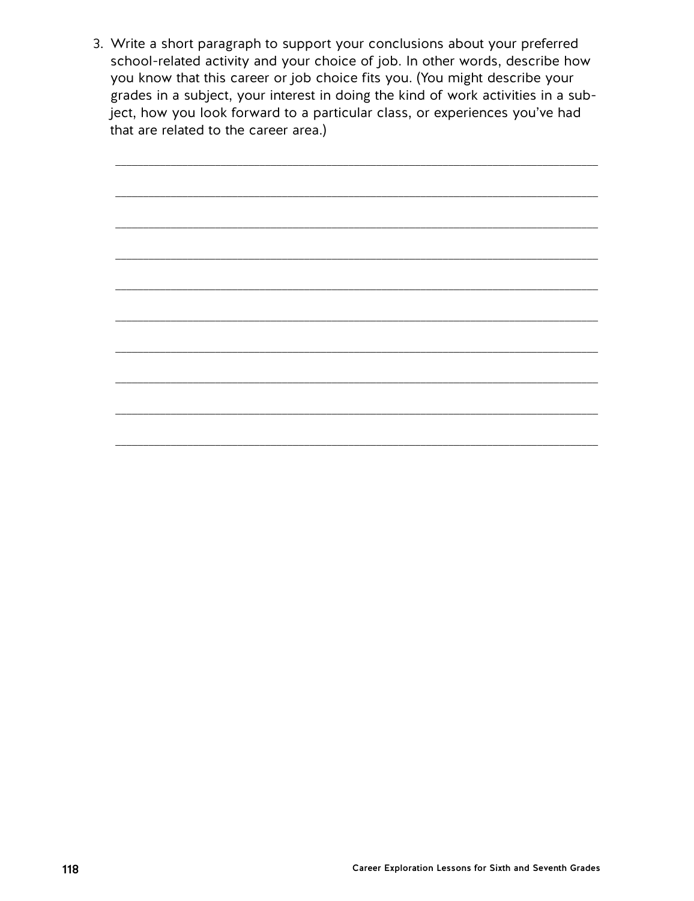3. Write a short paragraph to support your conclusions about your preferred school-related activity and your choice of job. In other words, describe how you know that this career or job choice fits you. (You might describe your grades in a subject, your interest in doing the kind of work activities in a subject, how you look forward to a particular class, or experiences you've had that are related to the career area.)

____________________________________________________________________________

____________________________________________________________________________

____________________________________________________________________________

____________________________________________________________________________

____________________________________________________________________________

____________________________________________________________________________

____________________________________________________________________________

____________________________________________________________________________

____________________________________________________________________________

____________________________________________________________________________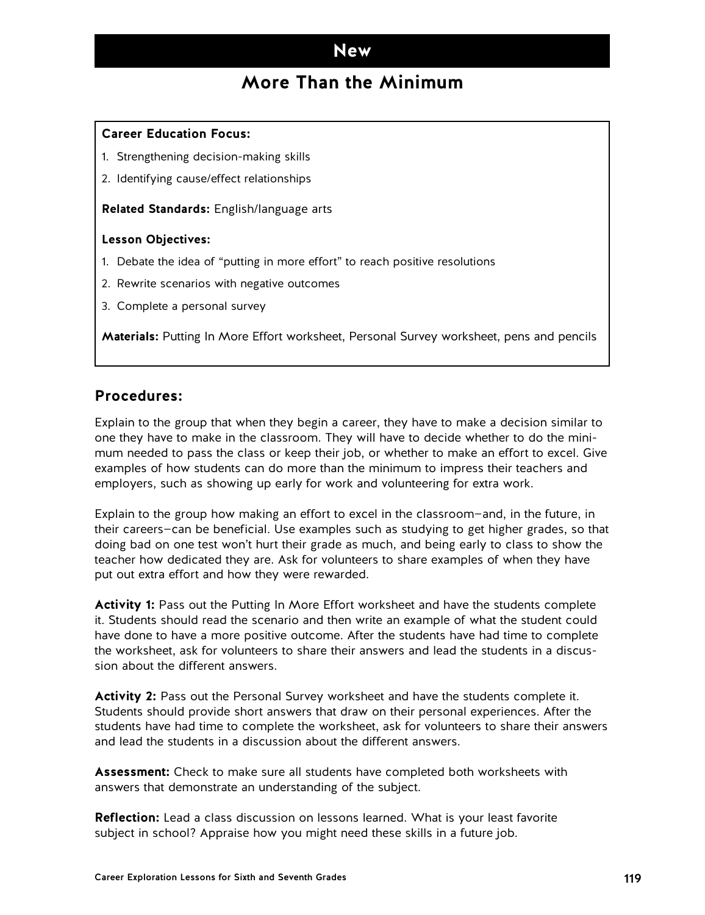# New

## More Than the Minimum

**Career Education Focus:**

1. Strengthening decision-making skills
2. Identifying cause/effect relationships

**Related Standards:** English/language arts

**Lesson Objectives:**

1. Debate the idea of "putting in more effort" to reach positive resolutions
2. Rewrite scenarios with negative outcomes
3. Complete a personal survey

**Materials:** Putting In More Effort worksheet, Personal Survey worksheet, pens and pencils

## Procedures:

Explain to the group that when they begin a career, they have to make a decision similar to one they have to make in the classroom. They will have to decide whether to do the minimum needed to pass the class or keep their job, or whether to make an effort to excel. Give examples of how students can do more than the minimum to impress their teachers and employers, such as showing up early for work and volunteering for extra work.

Explain to the group how making an effort to excel in the classroom—and, in the future, in their careers—can be beneficial. Use examples such as studying to get higher grades, so that doing bad on one test won't hurt their grade as much, and being early to class to show the teacher how dedicated they are. Ask for volunteers to share examples of when they have put out extra effort and how they were rewarded.

**Activity 1:** Pass out the Putting In More Effort worksheet and have the students complete it. Students should read the scenario and then write an example of what the student could have done to have a more positive outcome. After the students have had time to complete the worksheet, ask for volunteers to share their answers and lead the students in a discussion about the different answers.

**Activity 2:** Pass out the Personal Survey worksheet and have the students complete it. Students should provide short answers that draw on their personal experiences. After the students have had time to complete the worksheet, ask for volunteers to share their answers and lead the students in a discussion about the different answers.

**Assessment:** Check to make sure all students have completed both worksheets with answers that demonstrate an understanding of the subject.

**Reflection:** Lead a class discussion on lessons learned. What is your least favorite subject in school? Appraise how you might need these skills in a future job.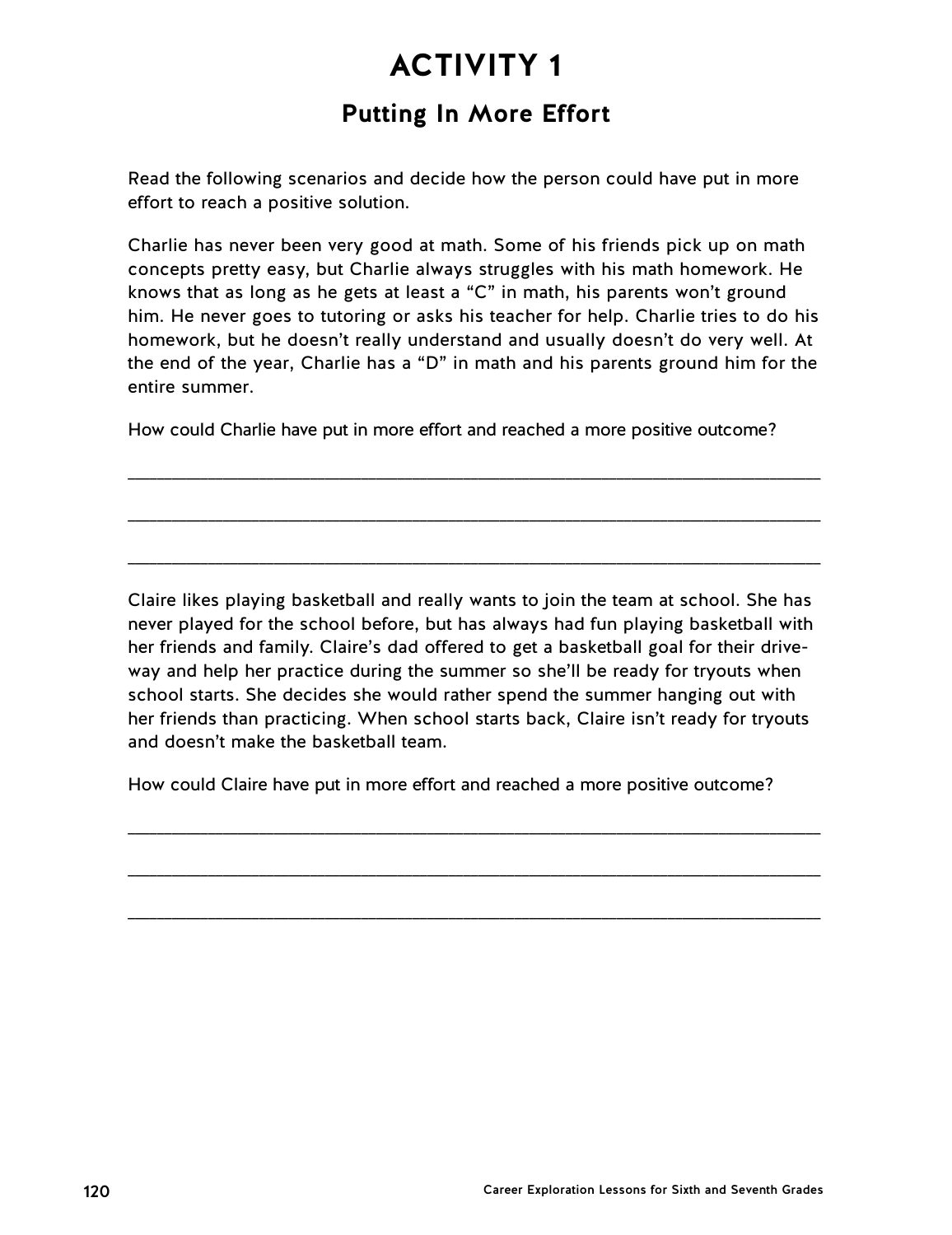# ACTIVITY 1

## Putting In More Effort

Read the following scenarios and decide how the person could have put in more effort to reach a positive solution.

Charlie has never been very good at math. Some of his friends pick up on math concepts pretty easy, but Charlie always struggles with his math homework. He knows that as long as he gets at least a "C" in math, his parents won't ground him. He never goes to tutoring or asks his teacher for help. Charlie tries to do his homework, but he doesn't really understand and usually doesn't do very well. At the end of the year, Charlie has a "D" in math and his parents ground him for the entire summer.

How could Charlie have put in more effort and reached a more positive outcome?

_______________________________________________________________________

_______________________________________________________________________

_______________________________________________________________________

Claire likes playing basketball and really wants to join the team at school. She has never played for the school before, but has always had fun playing basketball with her friends and family. Claire's dad offered to get a basketball goal for their driveway and help her practice during the summer so she'll be ready for tryouts when school starts. She decides she would rather spend the summer hanging out with her friends than practicing. When school starts back, Claire isn't ready for tryouts and doesn't make the basketball team.

How could Claire have put in more effort and reached a more positive outcome?

_______________________________________________________________________

_______________________________________________________________________

_______________________________________________________________________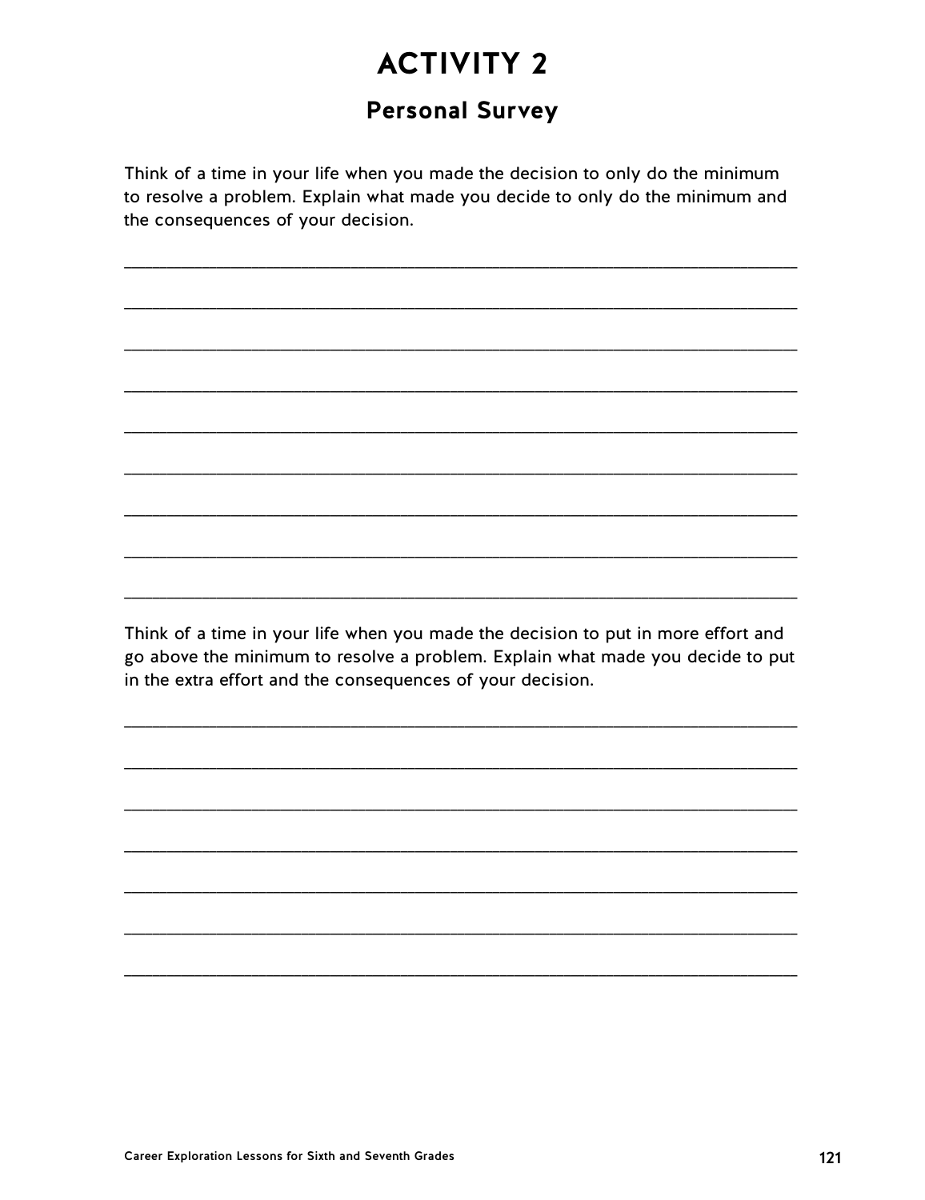# ACTIVITY 2

## Personal Survey

Think of a time in your life when you made the decision to only do the minimum to resolve a problem. Explain what made you decide to only do the minimum and the consequences of your decision.

\_\_\_\_\_\_\_\_\_\_\_\_\_\_\_\_\_\_\_\_\_\_\_\_\_\_\_\_\_\_\_\_\_\_\_\_\_\_\_\_\_\_\_\_\_\_\_\_\_\_\_\_\_\_\_\_\_\_\_\_\_\_\_\_\_\_

\_\_\_\_\_\_\_\_\_\_\_\_\_\_\_\_\_\_\_\_\_\_\_\_\_\_\_\_\_\_\_\_\_\_\_\_\_\_\_\_\_\_\_\_\_\_\_\_\_\_\_\_\_\_\_\_\_\_\_\_\_\_\_\_\_\_

\_\_\_\_\_\_\_\_\_\_\_\_\_\_\_\_\_\_\_\_\_\_\_\_\_\_\_\_\_\_\_\_\_\_\_\_\_\_\_\_\_\_\_\_\_\_\_\_\_\_\_\_\_\_\_\_\_\_\_\_\_\_\_\_\_\_

\_\_\_\_\_\_\_\_\_\_\_\_\_\_\_\_\_\_\_\_\_\_\_\_\_\_\_\_\_\_\_\_\_\_\_\_\_\_\_\_\_\_\_\_\_\_\_\_\_\_\_\_\_\_\_\_\_\_\_\_\_\_\_\_\_\_

\_\_\_\_\_\_\_\_\_\_\_\_\_\_\_\_\_\_\_\_\_\_\_\_\_\_\_\_\_\_\_\_\_\_\_\_\_\_\_\_\_\_\_\_\_\_\_\_\_\_\_\_\_\_\_\_\_\_\_\_\_\_\_\_\_\_

\_\_\_\_\_\_\_\_\_\_\_\_\_\_\_\_\_\_\_\_\_\_\_\_\_\_\_\_\_\_\_\_\_\_\_\_\_\_\_\_\_\_\_\_\_\_\_\_\_\_\_\_\_\_\_\_\_\_\_\_\_\_\_\_\_\_

\_\_\_\_\_\_\_\_\_\_\_\_\_\_\_\_\_\_\_\_\_\_\_\_\_\_\_\_\_\_\_\_\_\_\_\_\_\_\_\_\_\_\_\_\_\_\_\_\_\_\_\_\_\_\_\_\_\_\_\_\_\_\_\_\_\_

\_\_\_\_\_\_\_\_\_\_\_\_\_\_\_\_\_\_\_\_\_\_\_\_\_\_\_\_\_\_\_\_\_\_\_\_\_\_\_\_\_\_\_\_\_\_\_\_\_\_\_\_\_\_\_\_\_\_\_\_\_\_\_\_\_\_

\_\_\_\_\_\_\_\_\_\_\_\_\_\_\_\_\_\_\_\_\_\_\_\_\_\_\_\_\_\_\_\_\_\_\_\_\_\_\_\_\_\_\_\_\_\_\_\_\_\_\_\_\_\_\_\_\_\_\_\_\_\_\_\_\_\_

Think of a time in your life when you made the decision to put in more effort and go above the minimum to resolve a problem. Explain what made you decide to put in the extra effort and the consequences of your decision.

\_\_\_\_\_\_\_\_\_\_\_\_\_\_\_\_\_\_\_\_\_\_\_\_\_\_\_\_\_\_\_\_\_\_\_\_\_\_\_\_\_\_\_\_\_\_\_\_\_\_\_\_\_\_\_\_\_\_\_\_\_\_\_\_\_\_

\_\_\_\_\_\_\_\_\_\_\_\_\_\_\_\_\_\_\_\_\_\_\_\_\_\_\_\_\_\_\_\_\_\_\_\_\_\_\_\_\_\_\_\_\_\_\_\_\_\_\_\_\_\_\_\_\_\_\_\_\_\_\_\_\_\_

\_\_\_\_\_\_\_\_\_\_\_\_\_\_\_\_\_\_\_\_\_\_\_\_\_\_\_\_\_\_\_\_\_\_\_\_\_\_\_\_\_\_\_\_\_\_\_\_\_\_\_\_\_\_\_\_\_\_\_\_\_\_\_\_\_\_

\_\_\_\_\_\_\_\_\_\_\_\_\_\_\_\_\_\_\_\_\_\_\_\_\_\_\_\_\_\_\_\_\_\_\_\_\_\_\_\_\_\_\_\_\_\_\_\_\_\_\_\_\_\_\_\_\_\_\_\_\_\_\_\_\_\_

\_\_\_\_\_\_\_\_\_\_\_\_\_\_\_\_\_\_\_\_\_\_\_\_\_\_\_\_\_\_\_\_\_\_\_\_\_\_\_\_\_\_\_\_\_\_\_\_\_\_\_\_\_\_\_\_\_\_\_\_\_\_\_\_\_\_

\_\_\_\_\_\_\_\_\_\_\_\_\_\_\_\_\_\_\_\_\_\_\_\_\_\_\_\_\_\_\_\_\_\_\_\_\_\_\_\_\_\_\_\_\_\_\_\_\_\_\_\_\_\_\_\_\_\_\_\_\_\_\_\_\_\_

\_\_\_\_\_\_\_\_\_\_\_\_\_\_\_\_\_\_\_\_\_\_\_\_\_\_\_\_\_\_\_\_\_\_\_\_\_\_\_\_\_\_\_\_\_\_\_\_\_\_\_\_\_\_\_\_\_\_\_\_\_\_\_\_\_\_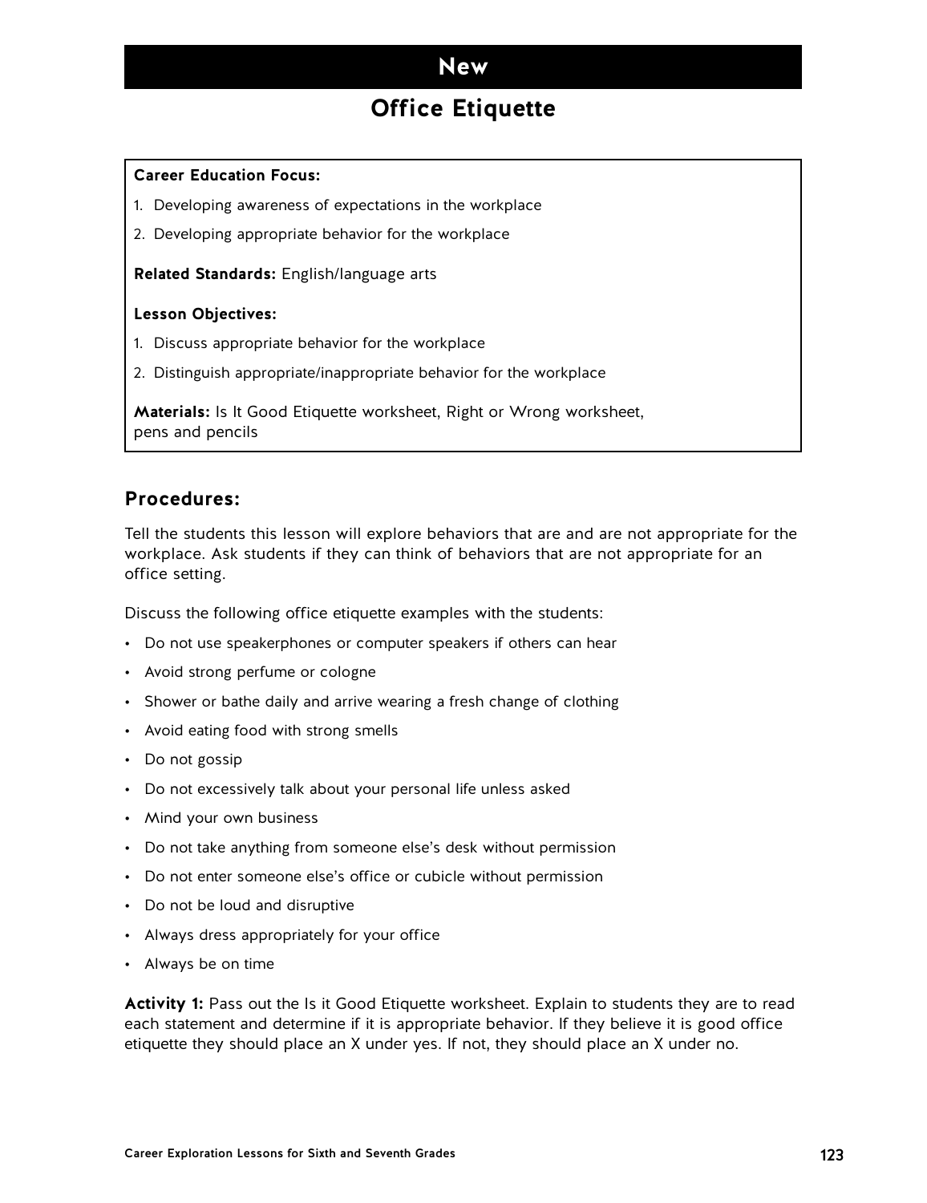# New

## Office Etiquette

**Career Education Focus:**

1. Developing awareness of expectations in the workplace
2. Developing appropriate behavior for the workplace

**Related Standards:** English/language arts

**Lesson Objectives:**

1. Discuss appropriate behavior for the workplace
2. Distinguish appropriate/inappropriate behavior for the workplace

**Materials:** Is It Good Etiquette worksheet, Right or Wrong worksheet, pens and pencils

## Procedures:

Tell the students this lesson will explore behaviors that are and are not appropriate for the workplace. Ask students if they can think of behaviors that are not appropriate for an office setting.

Discuss the following office etiquette examples with the students:

- Do not use speakerphones or computer speakers if others can hear
- Avoid strong perfume or cologne
- Shower or bathe daily and arrive wearing a fresh change of clothing
- Avoid eating food with strong smells
- Do not gossip
- Do not excessively talk about your personal life unless asked
- Mind your own business
- Do not take anything from someone else's desk without permission
- Do not enter someone else's office or cubicle without permission
- Do not be loud and disruptive
- Always dress appropriately for your office
- Always be on time

**Activity 1:** Pass out the Is it Good Etiquette worksheet. Explain to students they are to read each statement and determine if it is appropriate behavior. If they believe it is good office etiquette they should place an X under yes. If not, they should place an X under no.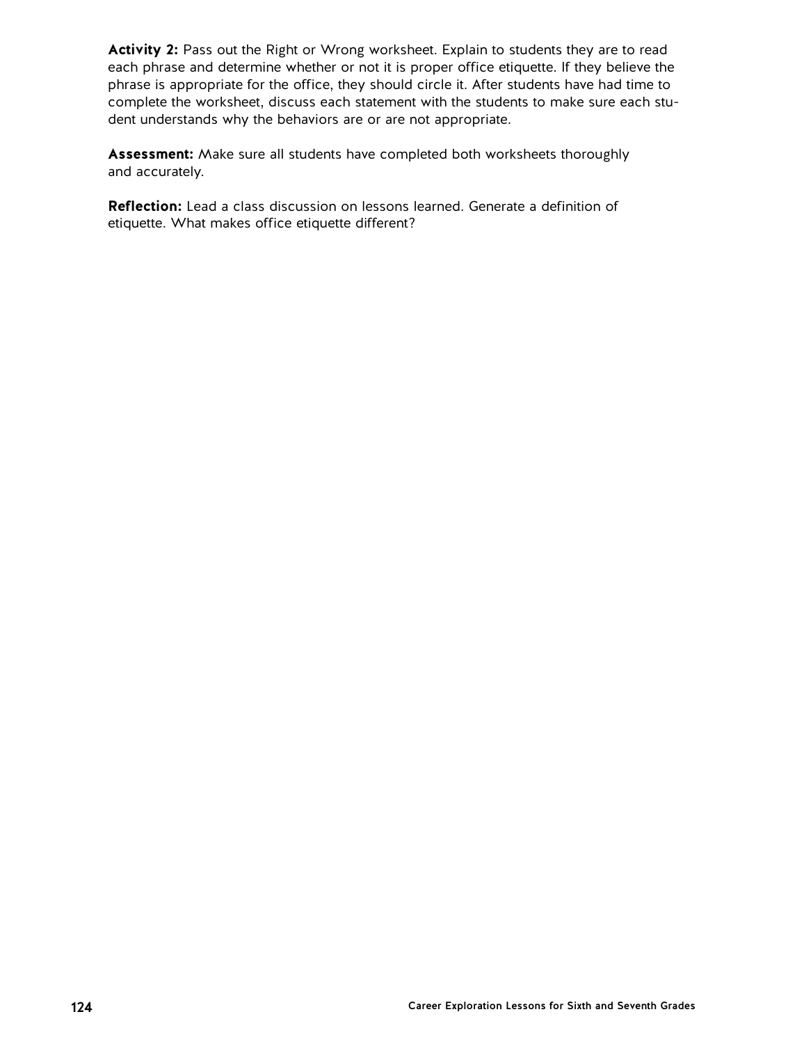**Activity 2:** Pass out the Right or Wrong worksheet. Explain to students they are to read each phrase and determine whether or not it is proper office etiquette. If they believe the phrase is appropriate for the office, they should circle it. After students have had time to complete the worksheet, discuss each statement with the students to make sure each student understands why the behaviors are or are not appropriate.

**Assessment:** Make sure all students have completed both worksheets thoroughly and accurately.

**Reflection:** Lead a class discussion on lessons learned. Generate a definition of etiquette. What makes office etiquette different?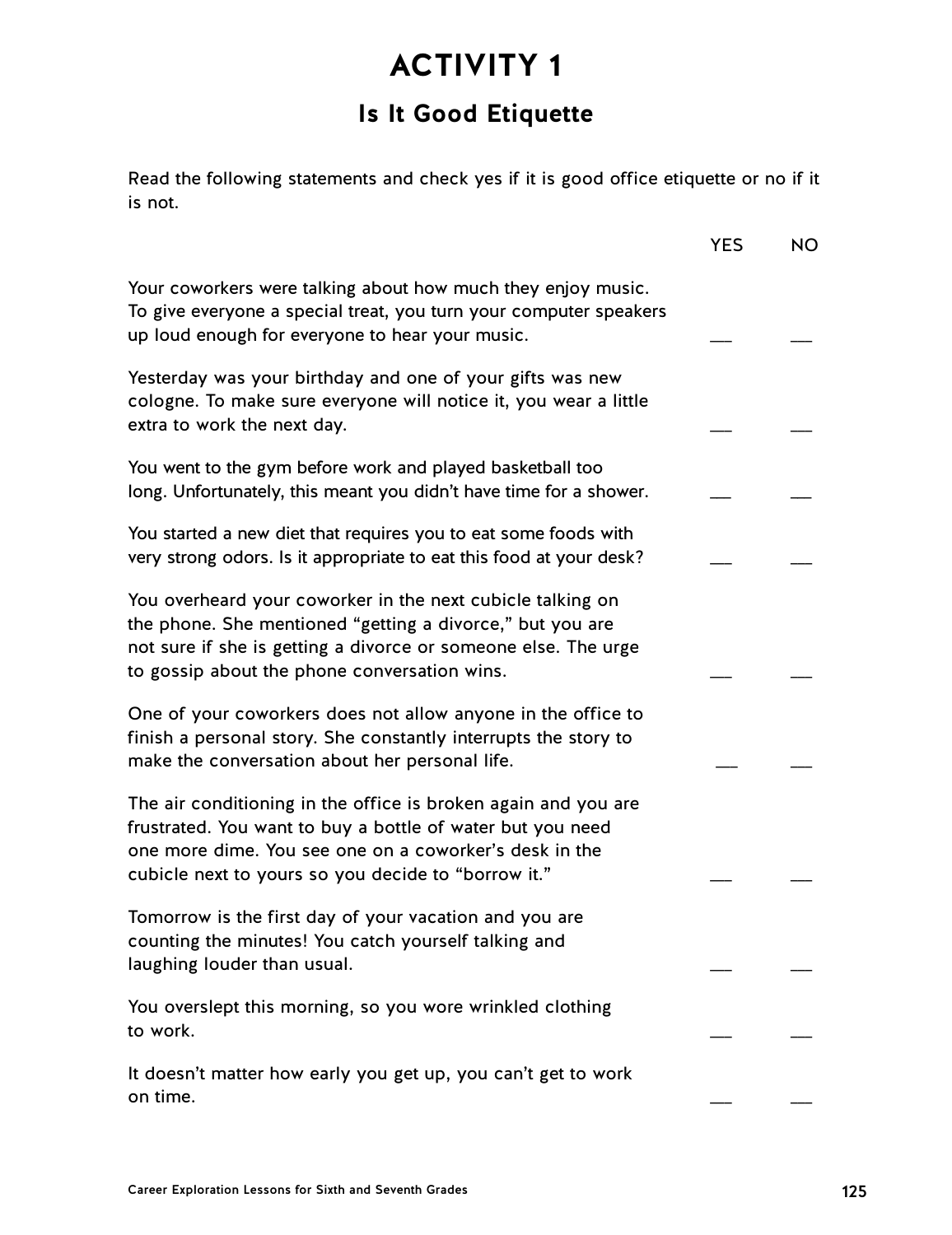# ACTIVITY 1

## Is It Good Etiquette

Read the following statements and check yes if it is good office etiquette or no if it is not.

| | YES | NO |
|---|---|---|
| Your coworkers were talking about how much they enjoy music. To give everyone a special treat, you turn your computer speakers up loud enough for everyone to hear your music. | ___ | ___ |
| Yesterday was your birthday and one of your gifts was new cologne. To make sure everyone will notice it, you wear a little extra to work the next day. | ___ | ___ |
| You went to the gym before work and played basketball too long. Unfortunately, this meant you didn't have time for a shower. | ___ | ___ |
| You started a new diet that requires you to eat some foods with very strong odors. Is it appropriate to eat this food at your desk? | ___ | ___ |
| You overheard your coworker in the next cubicle talking on the phone. She mentioned "getting a divorce," but you are not sure if she is getting a divorce or someone else. The urge to gossip about the phone conversation wins. | ___ | ___ |
| One of your coworkers does not allow anyone in the office to finish a personal story. She constantly interrupts the story to make the conversation about her personal life. | ___ | ___ |
| The air conditioning in the office is broken again and you are frustrated. You want to buy a bottle of water but you need one more dime. You see one on a coworker's desk in the cubicle next to yours so you decide to "borrow it." | ___ | ___ |
| Tomorrow is the first day of your vacation and you are counting the minutes! You catch yourself talking and laughing louder than usual. | ___ | ___ |
| You overslept this morning, so you wore wrinkled clothing to work. | ___ | ___ |
| It doesn't matter how early you get up, you can't get to work on time. | ___ | ___ |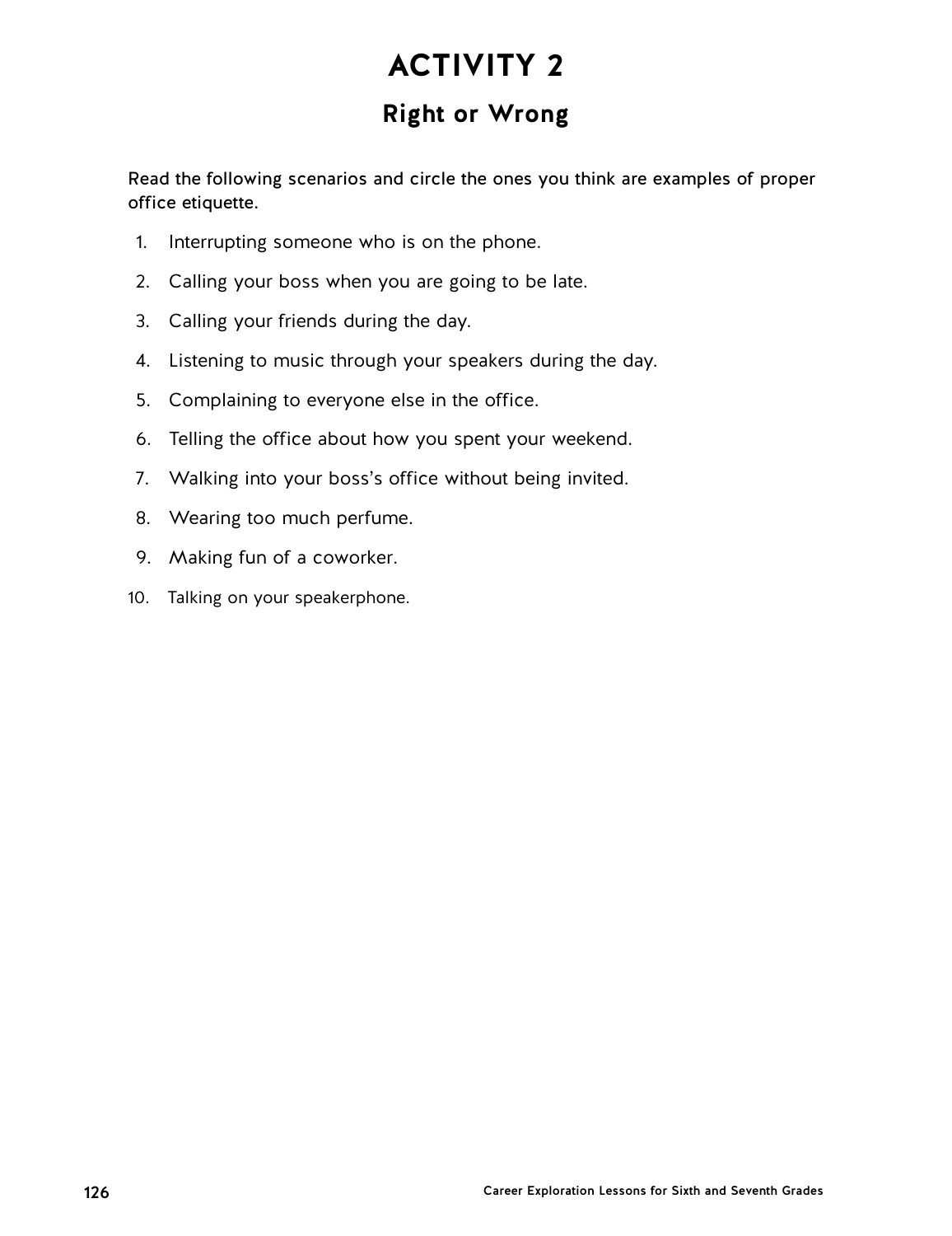# ACTIVITY 2

## Right or Wrong

Read the following scenarios and circle the ones you think are examples of proper office etiquette.

1. Interrupting someone who is on the phone.
2. Calling your boss when you are going to be late.
3. Calling your friends during the day.
4. Listening to music through your speakers during the day.
5. Complaining to everyone else in the office.
6. Telling the office about how you spent your weekend.
7. Walking into your boss's office without being invited.
8. Wearing too much perfume.
9. Making fun of a coworker.
10. Talking on your speakerphone.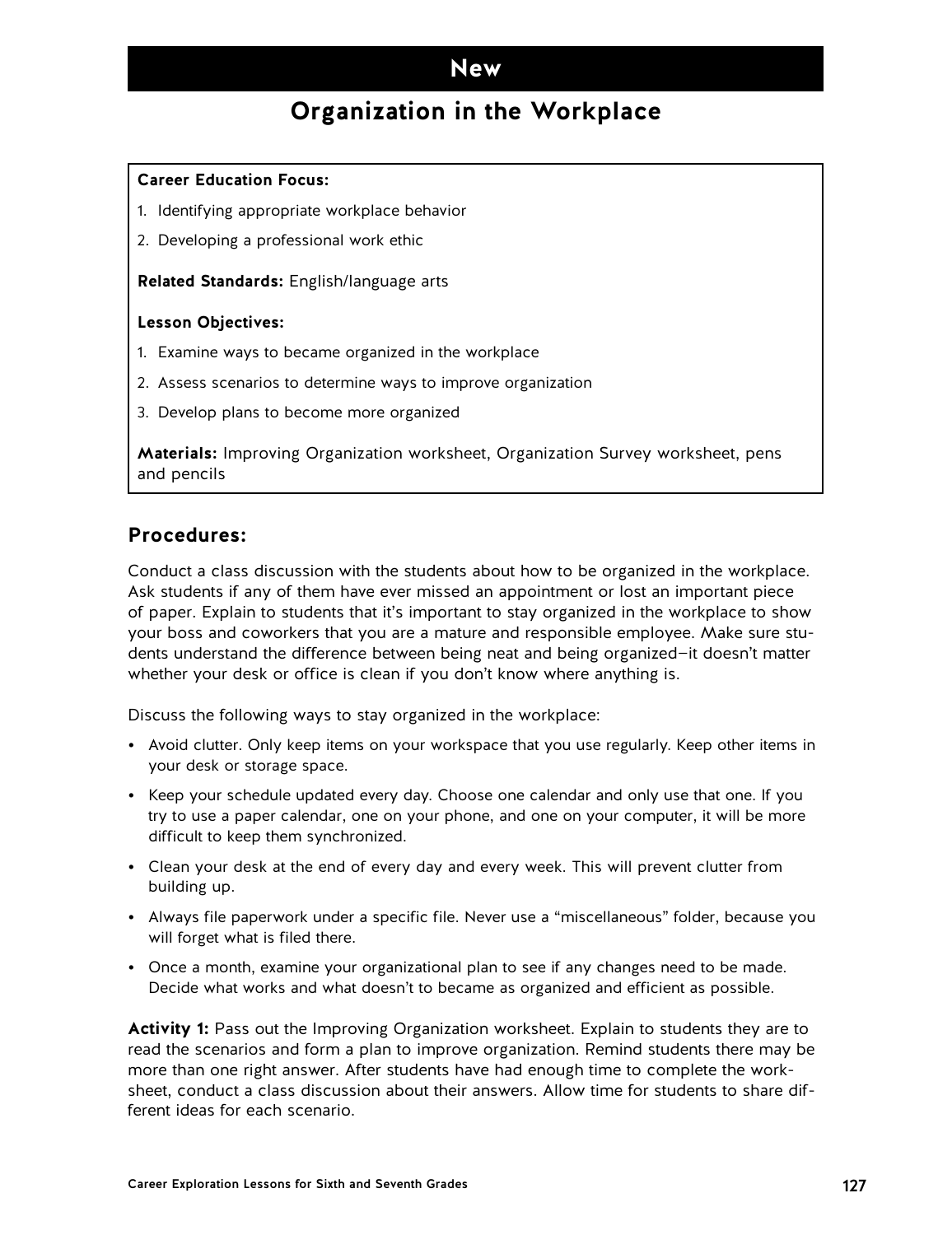# New

# Organization in the Workplace

**Career Education Focus:**

1. Identifying appropriate workplace behavior
2. Developing a professional work ethic

**Related Standards:** English/language arts

**Lesson Objectives:**

1. Examine ways to became organized in the workplace
2. Assess scenarios to determine ways to improve organization
3. Develop plans to become more organized

**Materials:** Improving Organization worksheet, Organization Survey worksheet, pens and pencils

## Procedures:

Conduct a class discussion with the students about how to be organized in the workplace. Ask students if any of them have ever missed an appointment or lost an important piece of paper. Explain to students that it's important to stay organized in the workplace to show your boss and coworkers that you are a mature and responsible employee. Make sure students understand the difference between being neat and being organized—it doesn't matter whether your desk or office is clean if you don't know where anything is.

Discuss the following ways to stay organized in the workplace:

- Avoid clutter. Only keep items on your workspace that you use regularly. Keep other items in your desk or storage space.
- Keep your schedule updated every day. Choose one calendar and only use that one. If you try to use a paper calendar, one on your phone, and one on your computer, it will be more difficult to keep them synchronized.
- Clean your desk at the end of every day and every week. This will prevent clutter from building up.
- Always file paperwork under a specific file. Never use a "miscellaneous" folder, because you will forget what is filed there.
- Once a month, examine your organizational plan to see if any changes need to be made. Decide what works and what doesn't to became as organized and efficient as possible.

**Activity 1:** Pass out the Improving Organization worksheet. Explain to students they are to read the scenarios and form a plan to improve organization. Remind students there may be more than one right answer. After students have had enough time to complete the worksheet, conduct a class discussion about their answers. Allow time for students to share different ideas for each scenario.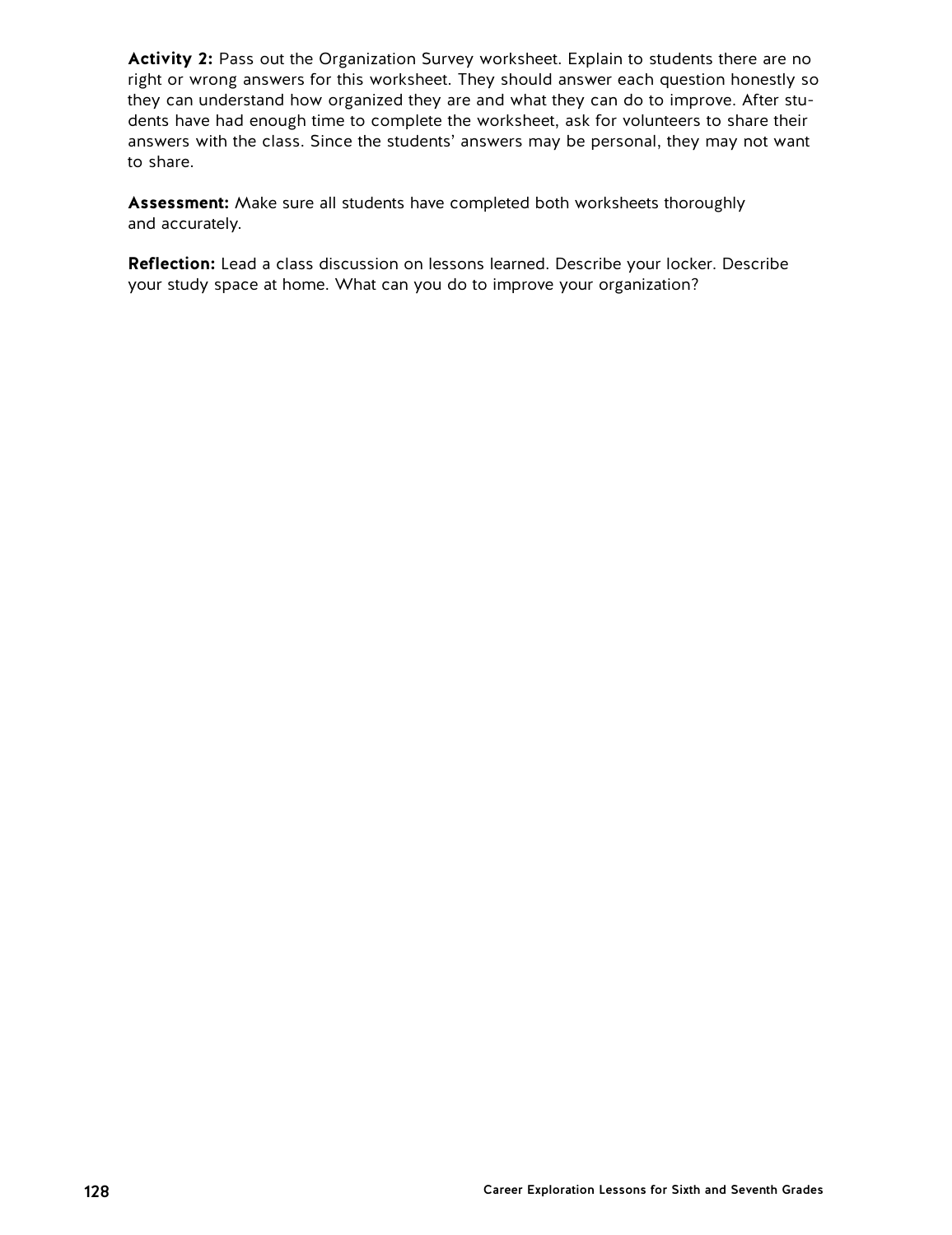**Activity 2:** Pass out the Organization Survey worksheet. Explain to students there are no right or wrong answers for this worksheet. They should answer each question honestly so they can understand how organized they are and what they can do to improve. After students have had enough time to complete the worksheet, ask for volunteers to share their answers with the class. Since the students' answers may be personal, they may not want to share.

**Assessment:** Make sure all students have completed both worksheets thoroughly and accurately.

**Reflection:** Lead a class discussion on lessons learned. Describe your locker. Describe your study space at home. What can you do to improve your organization?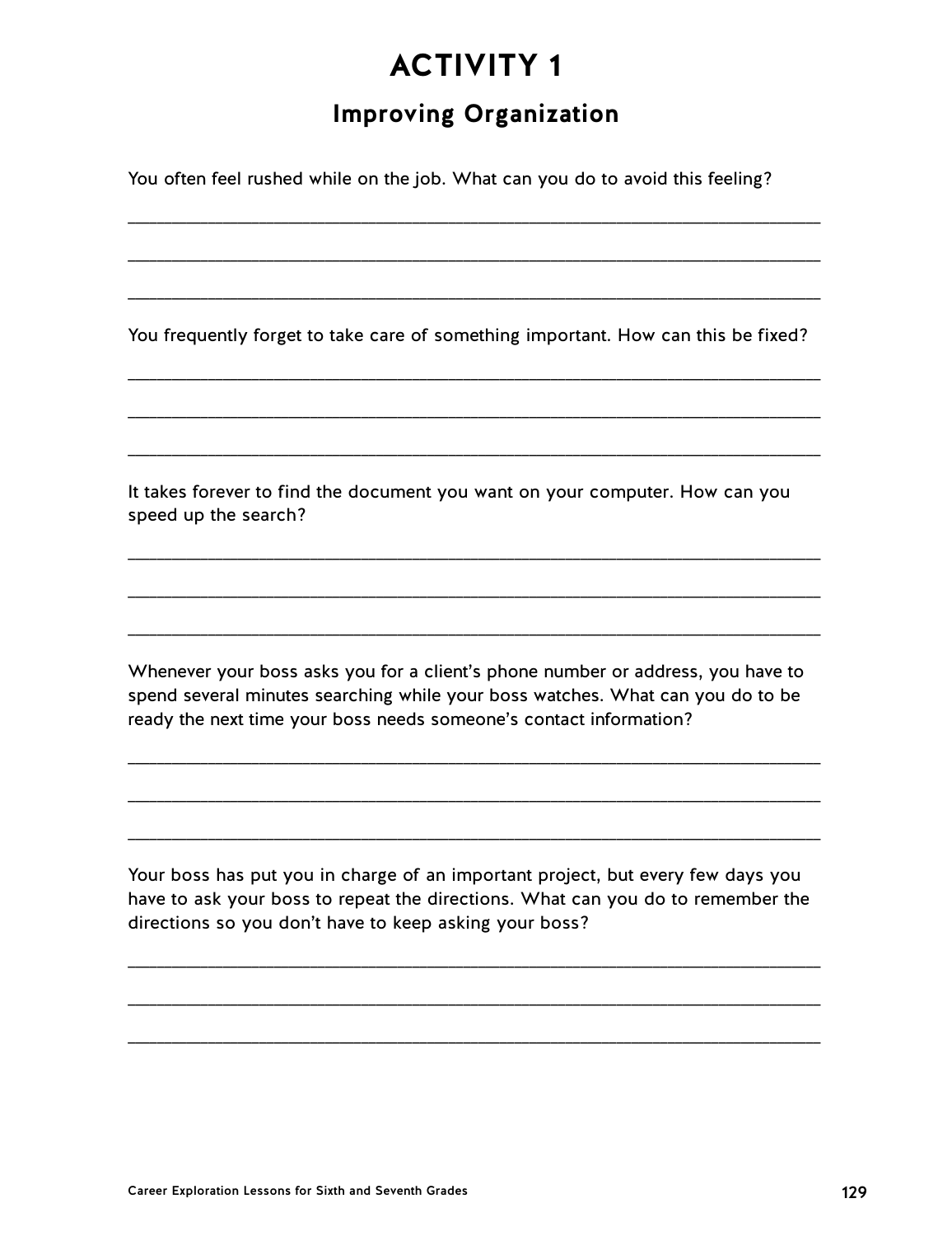# ACTIVITY 1

## Improving Organization

You often feel rushed while on the job. What can you do to avoid this feeling?

______________________________________________________________________

______________________________________________________________________

______________________________________________________________________

You frequently forget to take care of something important. How can this be fixed?

______________________________________________________________________

______________________________________________________________________

______________________________________________________________________

It takes forever to find the document you want on your computer. How can you speed up the search?

______________________________________________________________________

______________________________________________________________________

______________________________________________________________________

Whenever your boss asks you for a client's phone number or address, you have to spend several minutes searching while your boss watches. What can you do to be ready the next time your boss needs someone's contact information?

______________________________________________________________________

______________________________________________________________________

______________________________________________________________________

Your boss has put you in charge of an important project, but every few days you have to ask your boss to repeat the directions. What can you do to remember the directions so you don't have to keep asking your boss?

______________________________________________________________________

______________________________________________________________________

______________________________________________________________________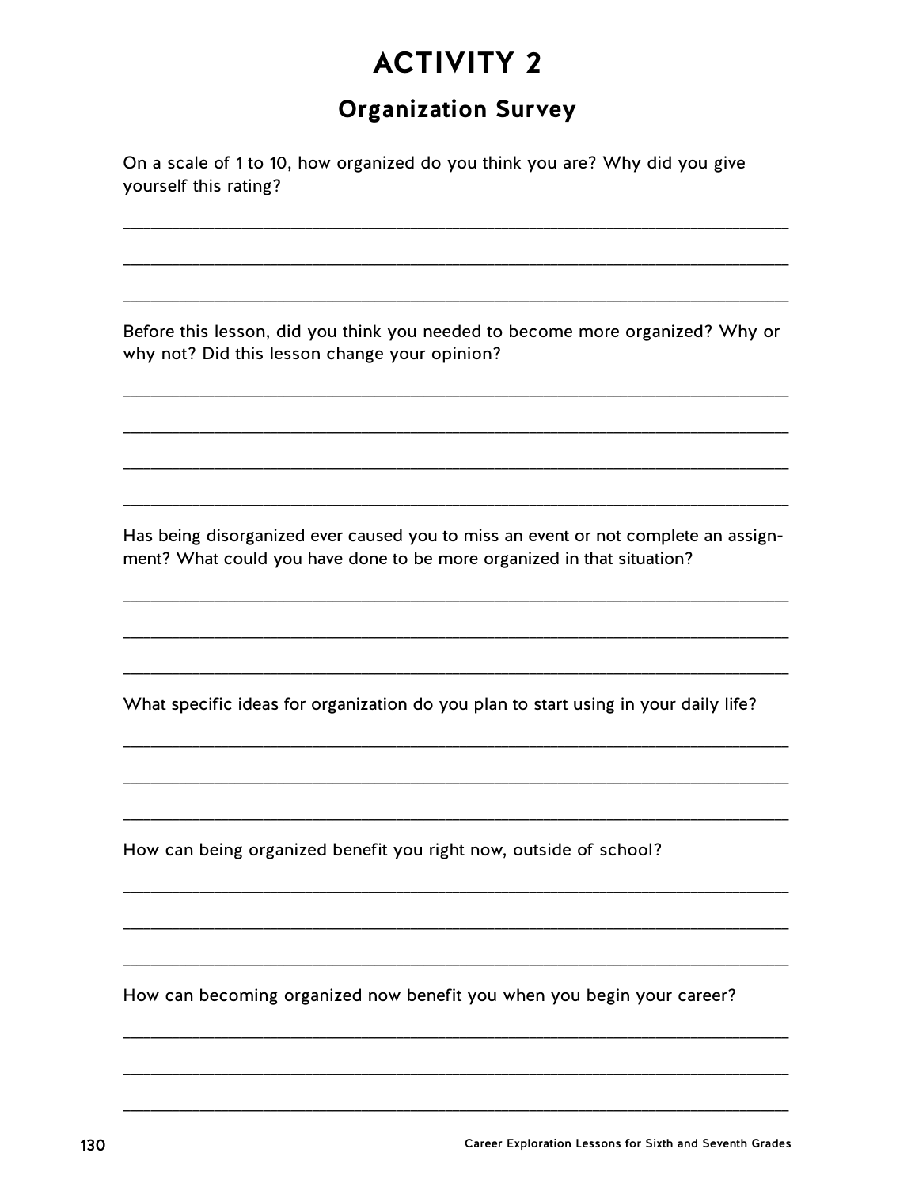# ACTIVITY 2

## Organization Survey

On a scale of 1 to 10, how organized do you think you are? Why did you give yourself this rating?

___

___

___

Before this lesson, did you think you needed to become more organized? Why or why not? Did this lesson change your opinion?

___

___

___

___

Has being disorganized ever caused you to miss an event or not complete an assignment? What could you have done to be more organized in that situation?

___

___

___

What specific ideas for organization do you plan to start using in your daily life?

___

___

___

How can being organized benefit you right now, outside of school?

___

___

___

How can becoming organized now benefit you when you begin your career?

___

___

___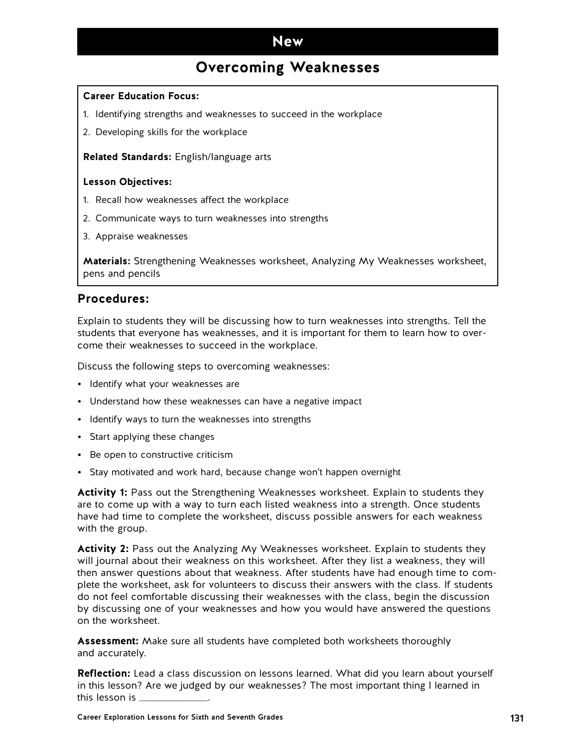## New

# Overcoming Weaknesses

**Career Education Focus:**

1. Identifying strengths and weaknesses to succeed in the workplace
2. Developing skills for the workplace

**Related Standards:** English/language arts

**Lesson Objectives:**

1. Recall how weaknesses affect the workplace
2. Communicate ways to turn weaknesses into strengths
3. Appraise weaknesses

**Materials:** Strengthening Weaknesses worksheet, Analyzing My Weaknesses worksheet, pens and pencils

## Procedures:

Explain to students they will be discussing how to turn weaknesses into strengths. Tell the students that everyone has weaknesses, and it is important for them to learn how to overcome their weaknesses to succeed in the workplace.

Discuss the following steps to overcoming weaknesses:

- Identify what your weaknesses are
- Understand how these weaknesses can have a negative impact
- Identify ways to turn the weaknesses into strengths
- Start applying these changes
- Be open to constructive criticism
- Stay motivated and work hard, because change won't happen overnight

**Activity 1:** Pass out the Strengthening Weaknesses worksheet. Explain to students they are to come up with a way to turn each listed weakness into a strength. Once students have had time to complete the worksheet, discuss possible answers for each weakness with the group.

**Activity 2:** Pass out the Analyzing My Weaknesses worksheet. Explain to students they will journal about their weakness on this worksheet. After they list a weakness, they will then answer questions about that weakness. After students have had enough time to complete the worksheet, ask for volunteers to discuss their answers with the class. If students do not feel comfortable discussing their weaknesses with the class, begin the discussion by discussing one of your weaknesses and how you would have answered the questions on the worksheet.

**Assessment:** Make sure all students have completed both worksheets thoroughly and accurately.

**Reflection:** Lead a class discussion on lessons learned. What did you learn about yourself in this lesson? Are we judged by our weaknesses? The most important thing I learned in this lesson is _____________.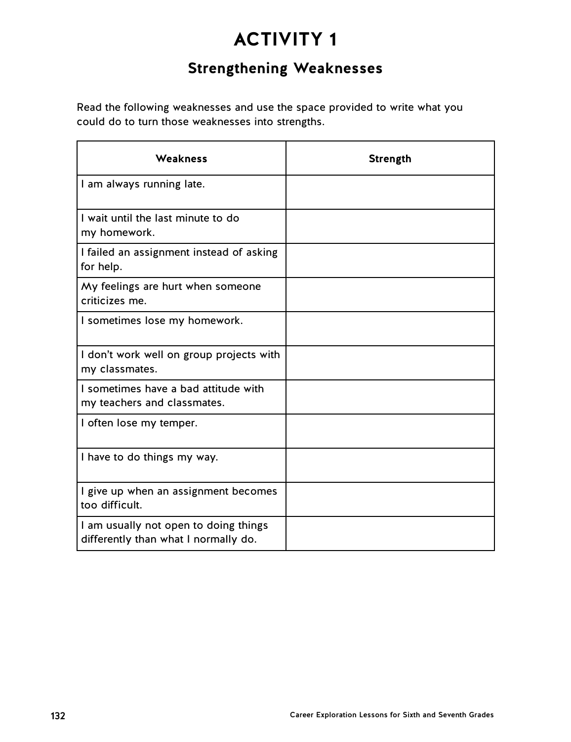# ACTIVITY 1

## Strengthening Weaknesses

Read the following weaknesses and use the space provided to write what you could do to turn those weaknesses into strengths.

| Weakness | Strength |
|---|---|
| I am always running late. | |
| I wait until the last minute to do my homework. | |
| I failed an assignment instead of asking for help. | |
| My feelings are hurt when someone criticizes me. | |
| I sometimes lose my homework. | |
| I don't work well on group projects with my classmates. | |
| I sometimes have a bad attitude with my teachers and classmates. | |
| I often lose my temper. | |
| I have to do things my way. | |
| I give up when an assignment becomes too difficult. | |
| I am usually not open to doing things differently than what I normally do. | |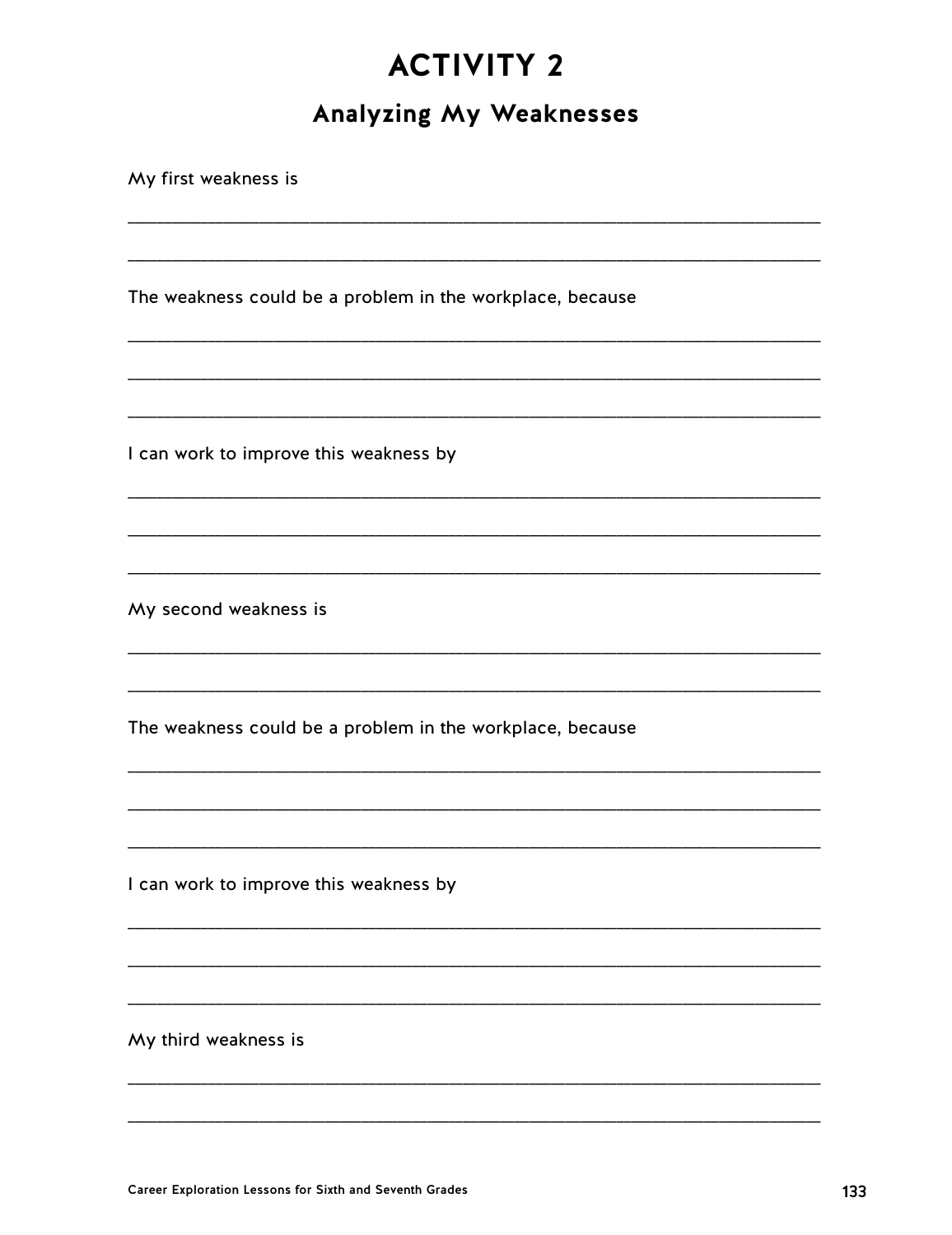# ACTIVITY 2

## Analyzing My Weaknesses

My first weakness is

___________________________________________________________________________

___________________________________________________________________________

The weakness could be a problem in the workplace, because

___________________________________________________________________________

___________________________________________________________________________

___________________________________________________________________________

I can work to improve this weakness by

___________________________________________________________________________

___________________________________________________________________________

___________________________________________________________________________

My second weakness is

___________________________________________________________________________

___________________________________________________________________________

The weakness could be a problem in the workplace, because

___________________________________________________________________________

___________________________________________________________________________

___________________________________________________________________________

I can work to improve this weakness by

___________________________________________________________________________

___________________________________________________________________________

___________________________________________________________________________

My third weakness is

___________________________________________________________________________

___________________________________________________________________________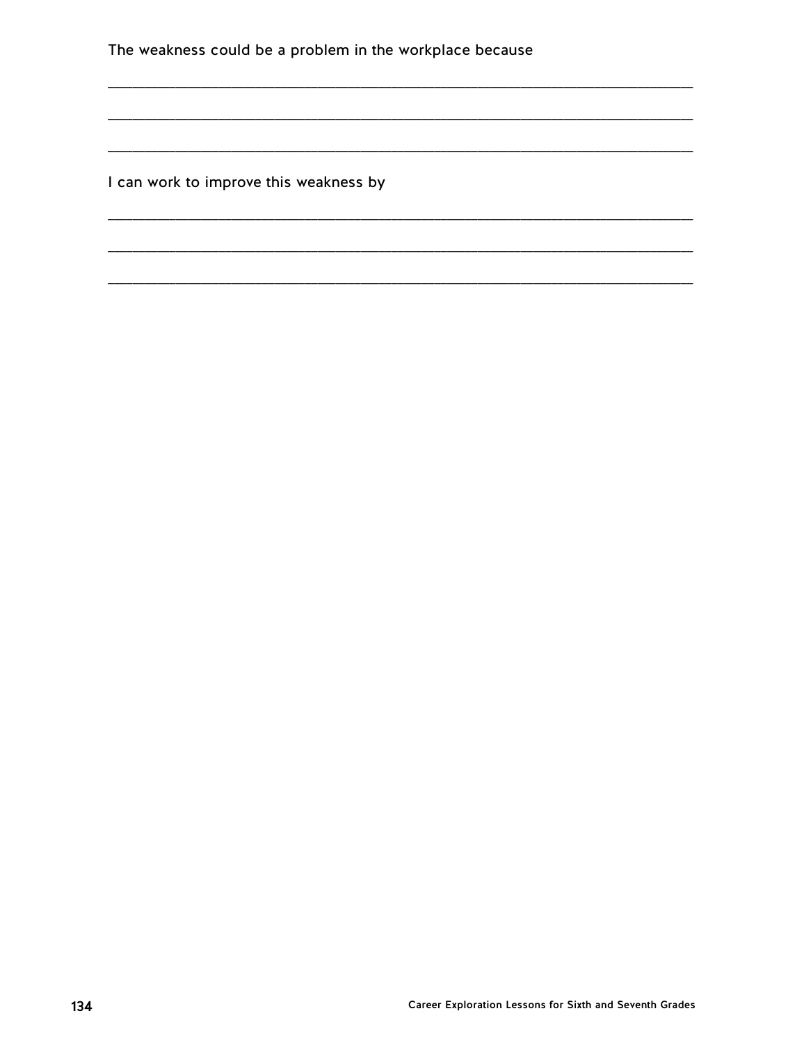The weakness could be a problem in the workplace because

___________________________________________________________________________

___________________________________________________________________________

___________________________________________________________________________

I can work to improve this weakness by

___________________________________________________________________________

___________________________________________________________________________

___________________________________________________________________________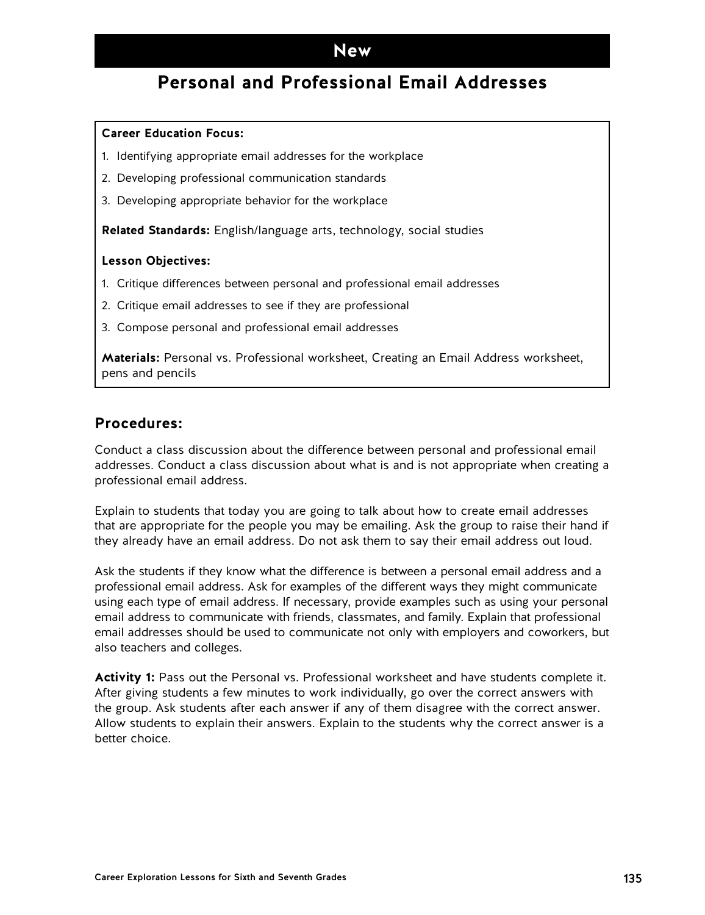**New**

# Personal and Professional Email Addresses

**Career Education Focus:**

1. Identifying appropriate email addresses for the workplace
2. Developing professional communication standards
3. Developing appropriate behavior for the workplace

**Related Standards:** English/language arts, technology, social studies

**Lesson Objectives:**

1. Critique differences between personal and professional email addresses
2. Critique email addresses to see if they are professional
3. Compose personal and professional email addresses

**Materials:** Personal vs. Professional worksheet, Creating an Email Address worksheet, pens and pencils

## Procedures:

Conduct a class discussion about the difference between personal and professional email addresses. Conduct a class discussion about what is and is not appropriate when creating a professional email address.

Explain to students that today you are going to talk about how to create email addresses that are appropriate for the people you may be emailing. Ask the group to raise their hand if they already have an email address. Do not ask them to say their email address out loud.

Ask the students if they know what the difference is between a personal email address and a professional email address. Ask for examples of the different ways they might communicate using each type of email address. If necessary, provide examples such as using your personal email address to communicate with friends, classmates, and family. Explain that professional email addresses should be used to communicate not only with employers and coworkers, but also teachers and colleges.

**Activity 1:** Pass out the Personal vs. Professional worksheet and have students complete it. After giving students a few minutes to work individually, go over the correct answers with the group. Ask students after each answer if any of them disagree with the correct answer. Allow students to explain their answers. Explain to the students why the correct answer is a better choice.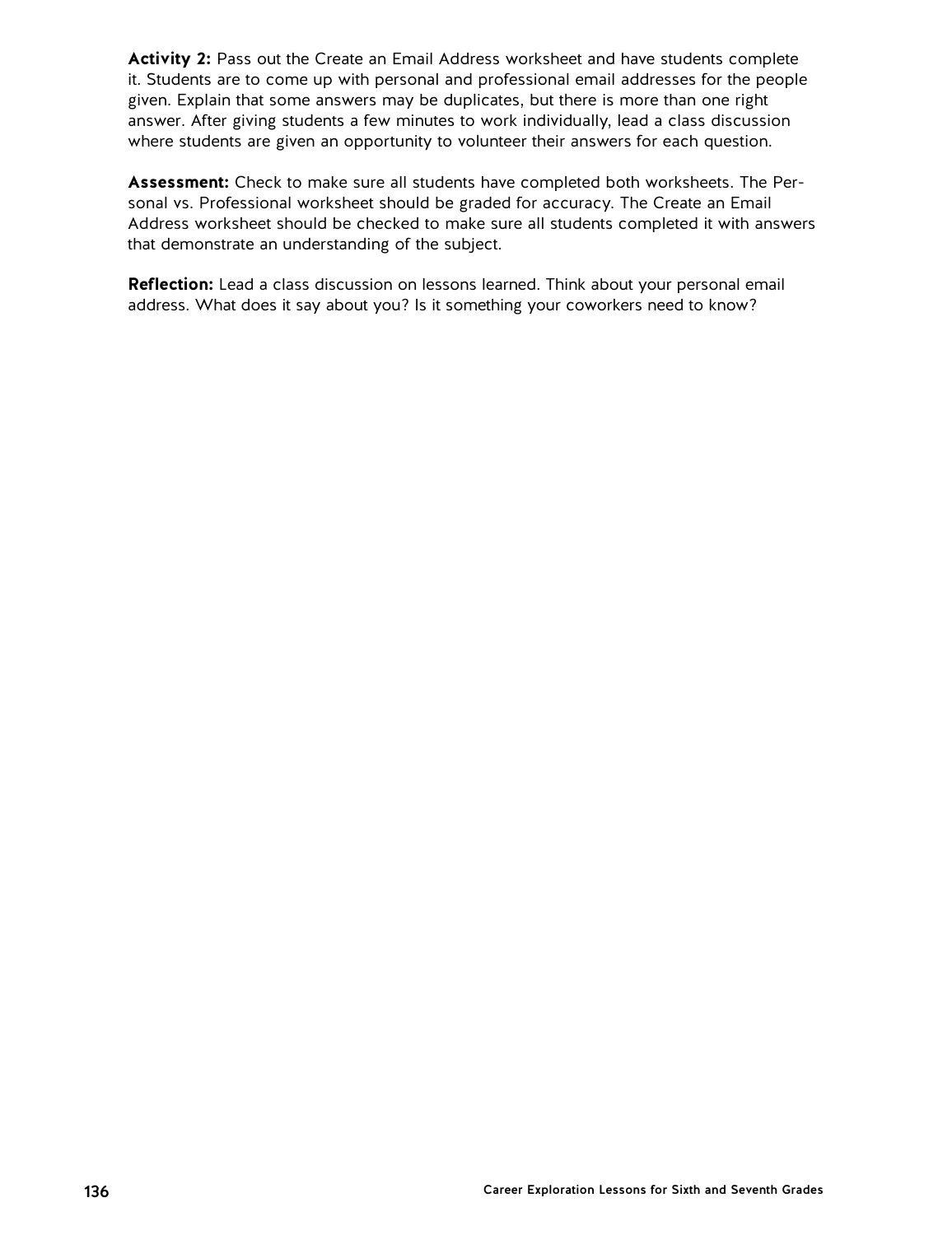**Activity 2:** Pass out the Create an Email Address worksheet and have students complete it. Students are to come up with personal and professional email addresses for the people given. Explain that some answers may be duplicates, but there is more than one right answer. After giving students a few minutes to work individually, lead a class discussion where students are given an opportunity to volunteer their answers for each question.

**Assessment:** Check to make sure all students have completed both worksheets. The Personal vs. Professional worksheet should be graded for accuracy. The Create an Email Address worksheet should be checked to make sure all students completed it with answers that demonstrate an understanding of the subject.

**Reflection:** Lead a class discussion on lessons learned. Think about your personal email address. What does it say about you? Is it something your coworkers need to know?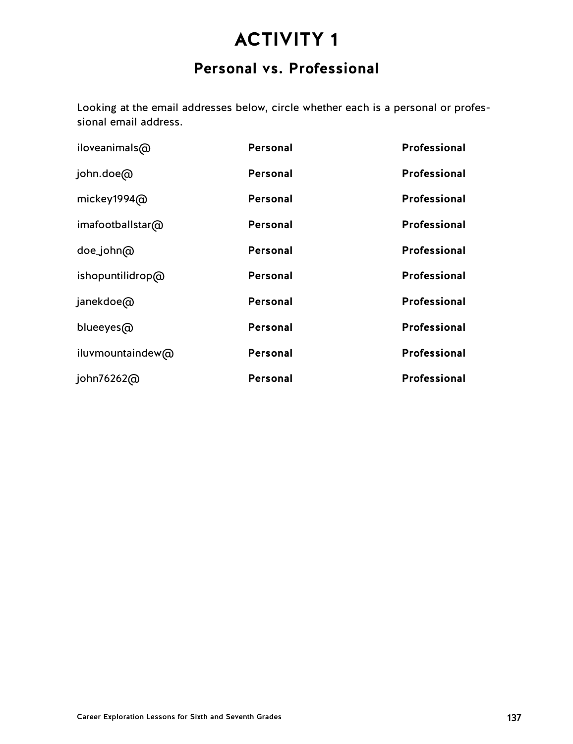# ACTIVITY 1

## Personal vs. Professional

Looking at the email addresses below, circle whether each is a personal or professional email address.

| | | |
|---|---|---|
| iloveanimals@ | **Personal** | **Professional** |
| john.doe@ | **Personal** | **Professional** |
| mickey1994@ | **Personal** | **Professional** |
| imafootballstar@ | **Personal** | **Professional** |
| doe_john@ | **Personal** | **Professional** |
| ishopuntilidrop@ | **Personal** | **Professional** |
| janekdoe@ | **Personal** | **Professional** |
| blueeyes@ | **Personal** | **Professional** |
| iluvmountaindew@ | **Personal** | **Professional** |
| john76262@ | **Personal** | **Professional** |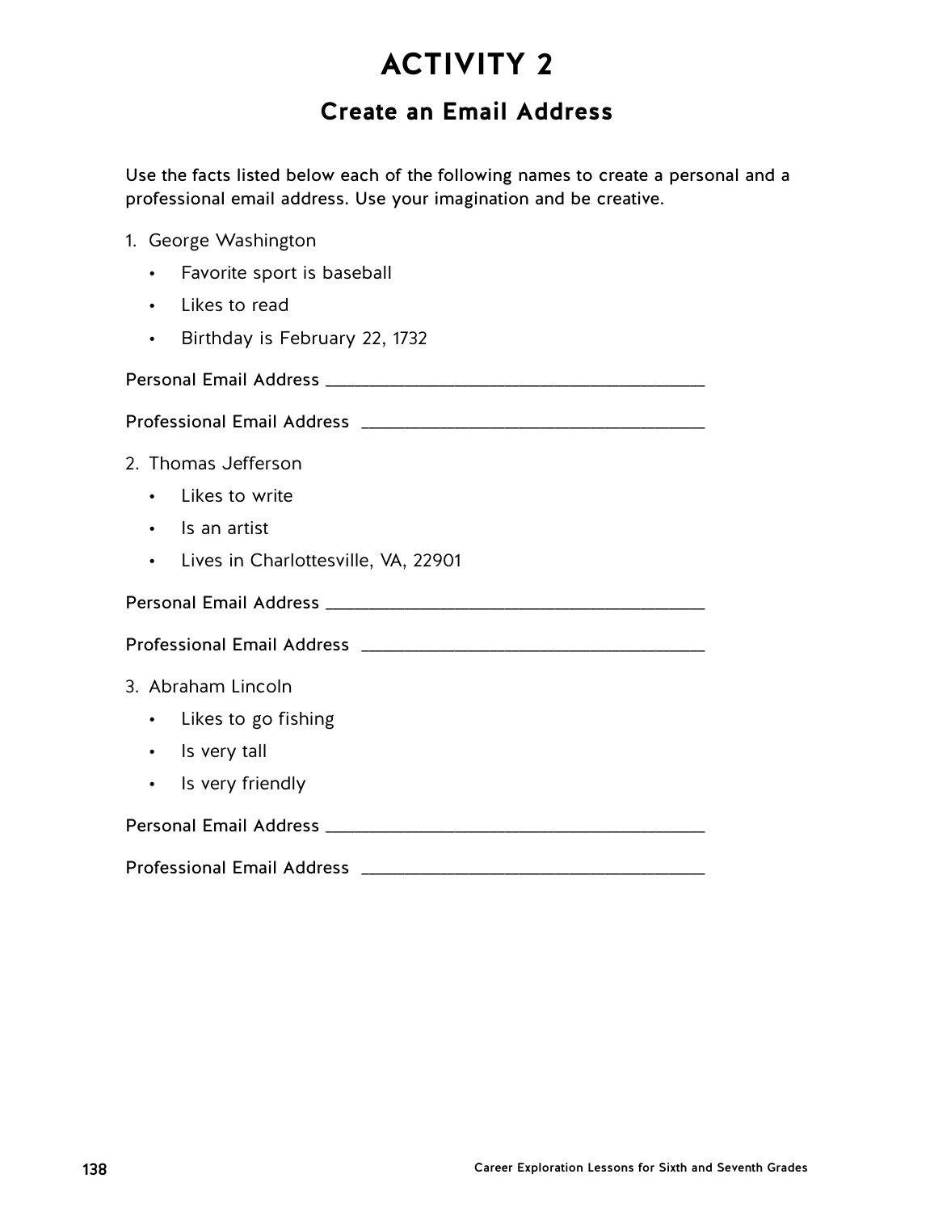# ACTIVITY 2

## Create an Email Address

Use the facts listed below each of the following names to create a personal and a professional email address. Use your imagination and be creative.

1. George Washington
   - Favorite sport is baseball
   - Likes to read
   - Birthday is February 22, 1732

Personal Email Address ________________________________________

Professional Email Address ____________________________________

2. Thomas Jefferson
   - Likes to write
   - Is an artist
   - Lives in Charlottesville, VA, 22901

Personal Email Address ________________________________________

Professional Email Address ____________________________________

3. Abraham Lincoln
   - Likes to go fishing
   - Is very tall
   - Is very friendly

Personal Email Address ________________________________________

Professional Email Address ____________________________________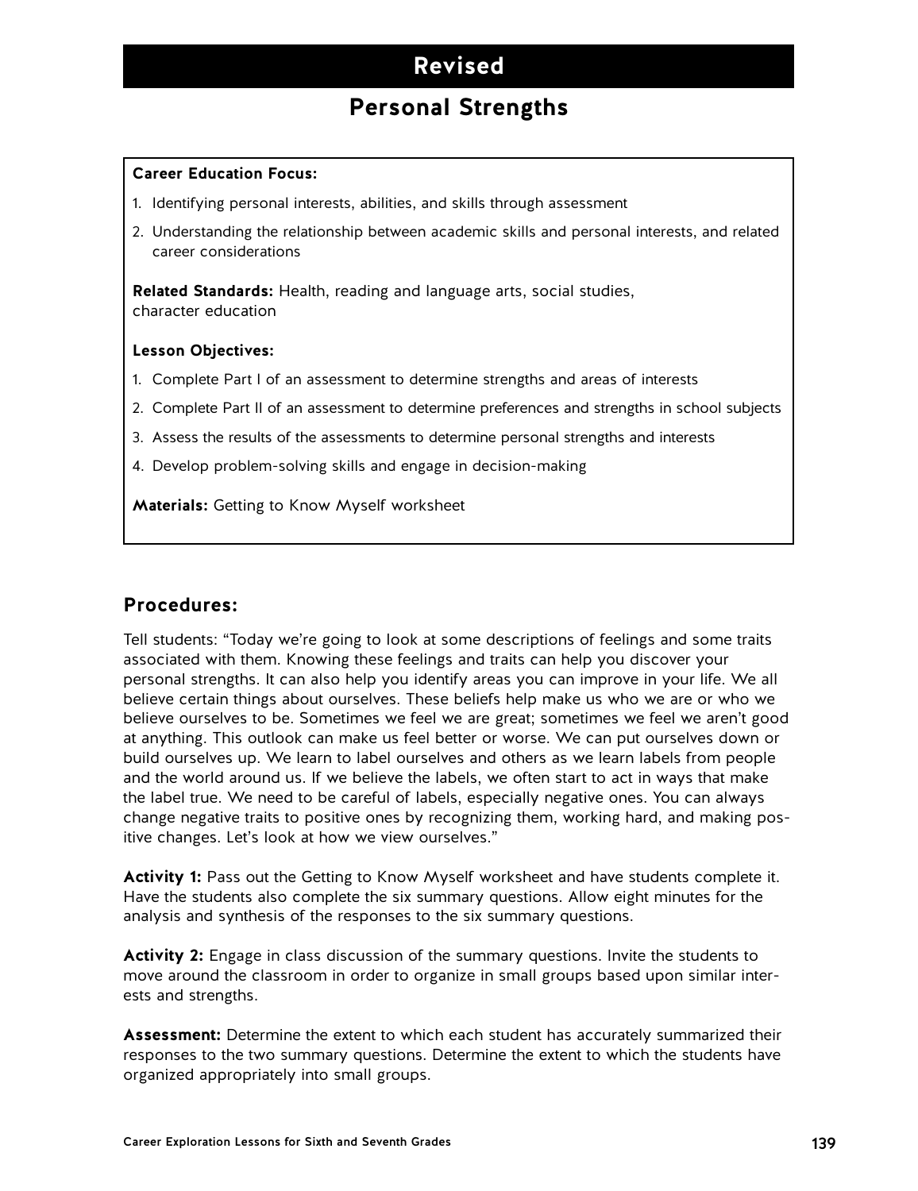# Revised

## Personal Strengths

**Career Education Focus:**

1. Identifying personal interests, abilities, and skills through assessment
2. Understanding the relationship between academic skills and personal interests, and related career considerations

**Related Standards:** Health, reading and language arts, social studies, character education

**Lesson Objectives:**

1. Complete Part I of an assessment to determine strengths and areas of interests
2. Complete Part II of an assessment to determine preferences and strengths in school subjects
3. Assess the results of the assessments to determine personal strengths and interests
4. Develop problem-solving skills and engage in decision-making

**Materials:** Getting to Know Myself worksheet

### Procedures:

Tell students: "Today we're going to look at some descriptions of feelings and some traits associated with them. Knowing these feelings and traits can help you discover your personal strengths. It can also help you identify areas you can improve in your life. We all believe certain things about ourselves. These beliefs help make us who we are or who we believe ourselves to be. Sometimes we feel we are great; sometimes we feel we aren't good at anything. This outlook can make us feel better or worse. We can put ourselves down or build ourselves up. We learn to label ourselves and others as we learn labels from people and the world around us. If we believe the labels, we often start to act in ways that make the label true. We need to be careful of labels, especially negative ones. You can always change negative traits to positive ones by recognizing them, working hard, and making positive changes. Let's look at how we view ourselves."

**Activity 1:** Pass out the Getting to Know Myself worksheet and have students complete it. Have the students also complete the six summary questions. Allow eight minutes for the analysis and synthesis of the responses to the six summary questions.

**Activity 2:** Engage in class discussion of the summary questions. Invite the students to move around the classroom in order to organize in small groups based upon similar interests and strengths.

**Assessment:** Determine the extent to which each student has accurately summarized their responses to the two summary questions. Determine the extent to which the students have organized appropriately into small groups.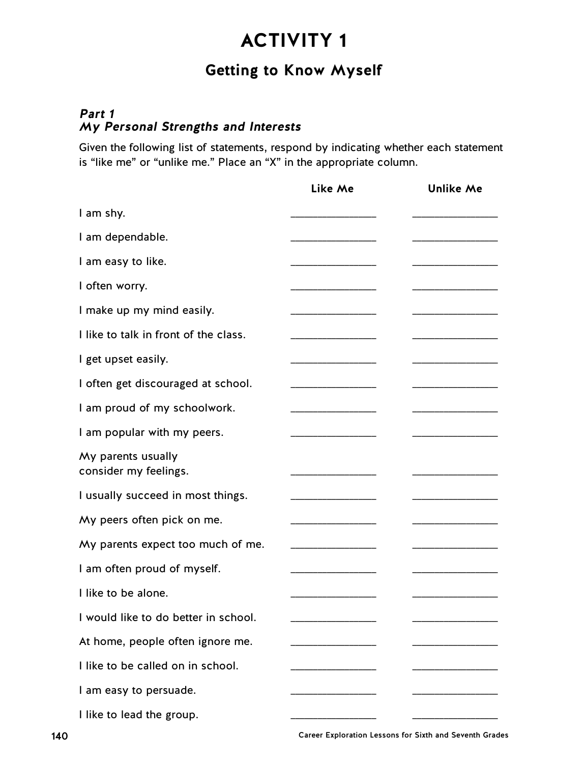# ACTIVITY 1

## Getting to Know Myself

### *Part 1*
### *My Personal Strengths and Interests*

Given the following list of statements, respond by indicating whether each statement is "like me" or "unlike me." Place an "X" in the appropriate column.

| | Like Me | Unlike Me |
|---|---|---|
| I am shy. | _______________ | _______________ |
| I am dependable. | _______________ | _______________ |
| I am easy to like. | _______________ | _______________ |
| I often worry. | _______________ | _______________ |
| I make up my mind easily. | _______________ | _______________ |
| I like to talk in front of the class. | _______________ | _______________ |
| I get upset easily. | _______________ | _______________ |
| I often get discouraged at school. | _______________ | _______________ |
| I am proud of my schoolwork. | _______________ | _______________ |
| I am popular with my peers. | _______________ | _______________ |
| My parents usually consider my feelings. | _______________ | _______________ |
| I usually succeed in most things. | _______________ | _______________ |
| My peers often pick on me. | _______________ | _______________ |
| My parents expect too much of me. | _______________ | _______________ |
| I am often proud of myself. | _______________ | _______________ |
| I like to be alone. | _______________ | _______________ |
| I would like to do better in school. | _______________ | _______________ |
| At home, people often ignore me. | _______________ | _______________ |
| I like to be called on in school. | _______________ | _______________ |
| I am easy to persuade. | _______________ | _______________ |
| I like to lead the group. | _______________ | _______________ |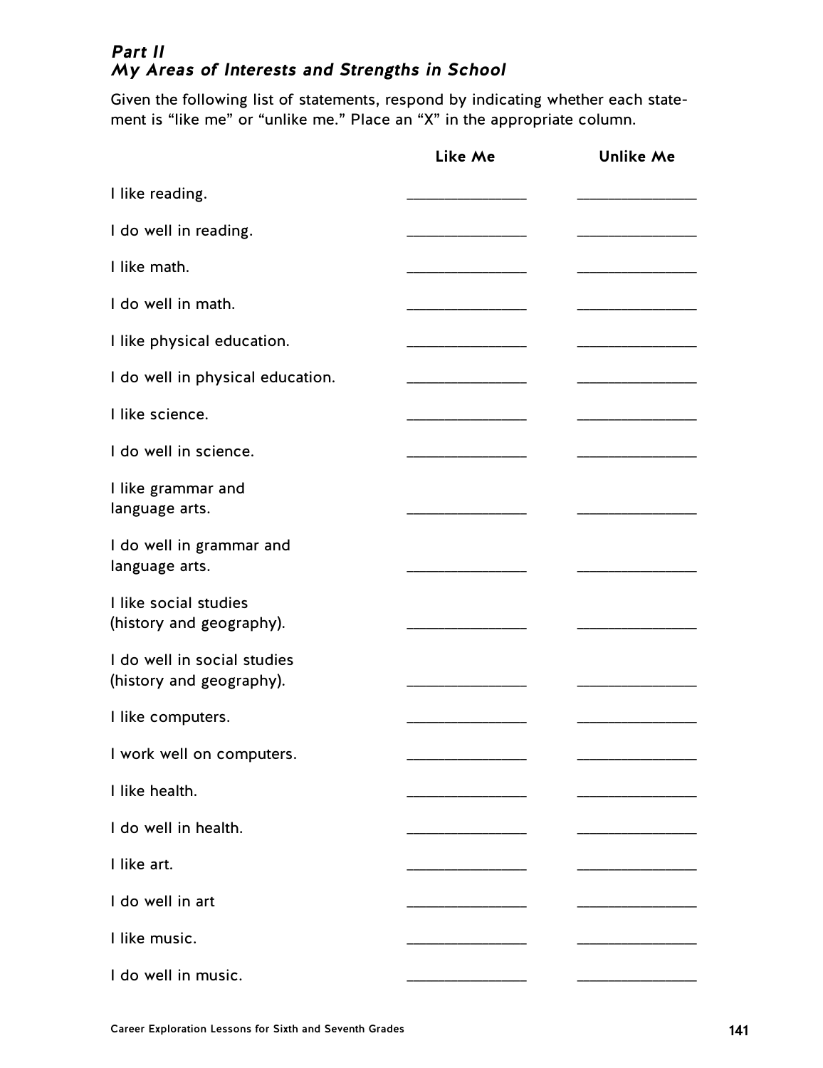### *Part II*
### *My Areas of Interests and Strengths in School*

Given the following list of statements, respond by indicating whether each statement is "like me" or "unlike me." Place an "X" in the appropriate column.

| | Like Me | Unlike Me |
|---|---|---|
| I like reading. | _______________ | _______________ |
| I do well in reading. | _______________ | _______________ |
| I like math. | _______________ | _______________ |
| I do well in math. | _______________ | _______________ |
| I like physical education. | _______________ | _______________ |
| I do well in physical education. | _______________ | _______________ |
| I like science. | _______________ | _______________ |
| I do well in science. | _______________ | _______________ |
| I like grammar and language arts. | _______________ | _______________ |
| I do well in grammar and language arts. | _______________ | _______________ |
| I like social studies (history and geography). | _______________ | _______________ |
| I do well in social studies (history and geography). | _______________ | _______________ |
| I like computers. | _______________ | _______________ |
| I work well on computers. | _______________ | _______________ |
| I like health. | _______________ | _______________ |
| I do well in health. | _______________ | _______________ |
| I like art. | _______________ | _______________ |
| I do well in art | _______________ | _______________ |
| I like music. | _______________ | _______________ |
| I do well in music. | _______________ | _______________ |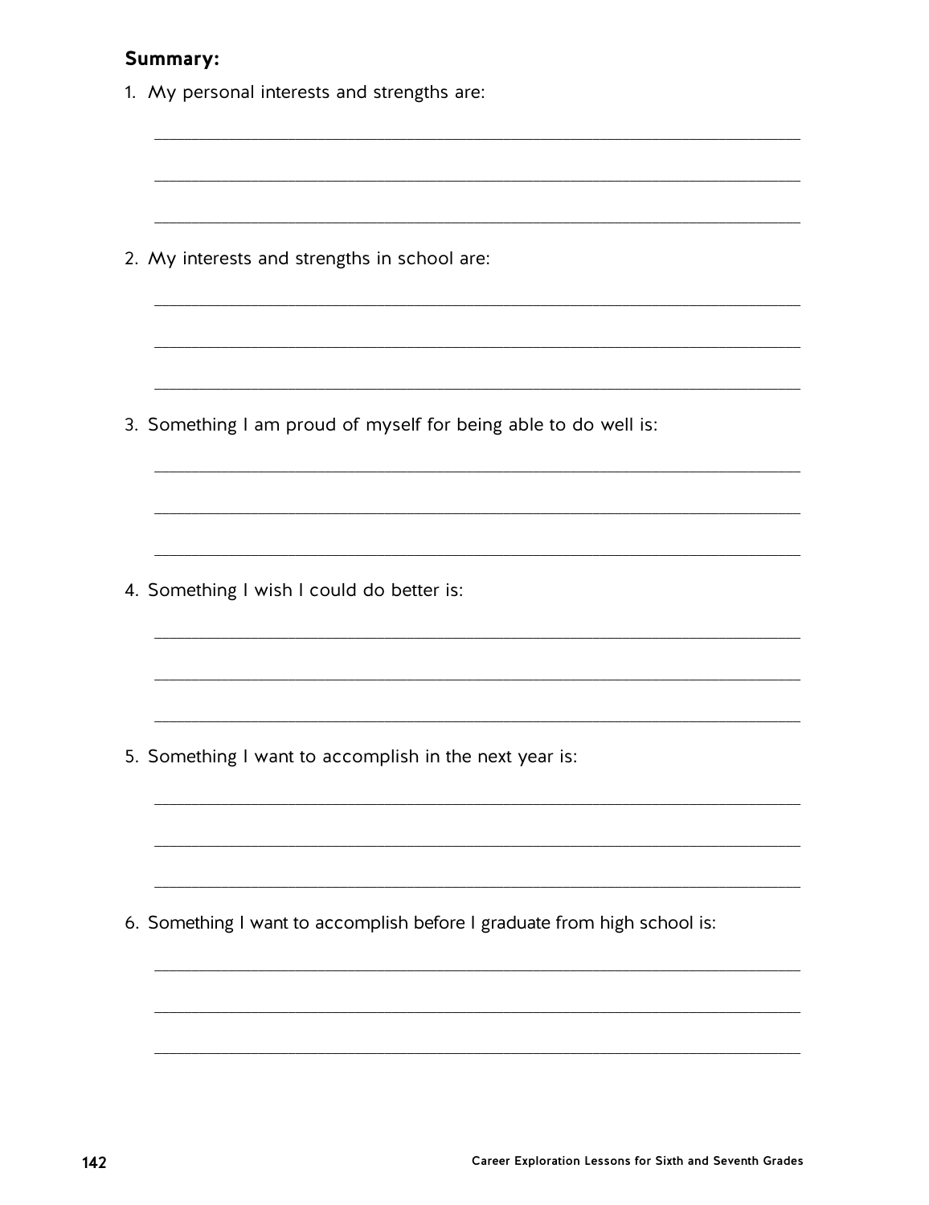**Summary:**

1. My personal interests and strengths are:

______________________________________________________________________

______________________________________________________________________

______________________________________________________________________

2. My interests and strengths in school are:

______________________________________________________________________

______________________________________________________________________

______________________________________________________________________

3. Something I am proud of myself for being able to do well is:

______________________________________________________________________

______________________________________________________________________

______________________________________________________________________

4. Something I wish I could do better is:

______________________________________________________________________

______________________________________________________________________

______________________________________________________________________

5. Something I want to accomplish in the next year is:

______________________________________________________________________

______________________________________________________________________

______________________________________________________________________

6. Something I want to accomplish before I graduate from high school is:

______________________________________________________________________

______________________________________________________________________

______________________________________________________________________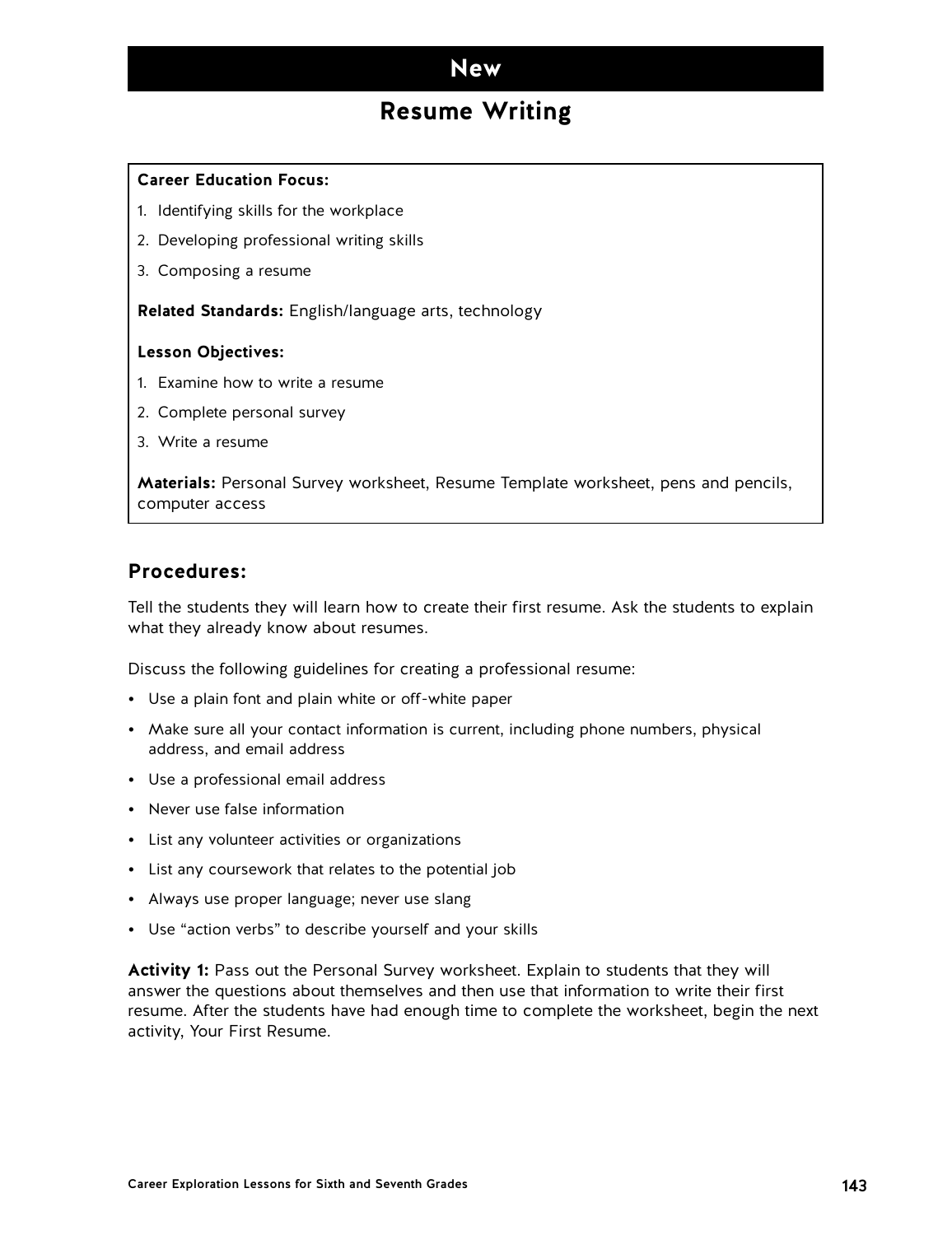# New

## Resume Writing

**Career Education Focus:**

1. Identifying skills for the workplace
2. Developing professional writing skills
3. Composing a resume

**Related Standards:** English/language arts, technology

**Lesson Objectives:**

1. Examine how to write a resume
2. Complete personal survey
3. Write a resume

**Materials:** Personal Survey worksheet, Resume Template worksheet, pens and pencils, computer access

### Procedures:

Tell the students they will learn how to create their first resume. Ask the students to explain what they already know about resumes.

Discuss the following guidelines for creating a professional resume:

- Use a plain font and plain white or off-white paper
- Make sure all your contact information is current, including phone numbers, physical address, and email address
- Use a professional email address
- Never use false information
- List any volunteer activities or organizations
- List any coursework that relates to the potential job
- Always use proper language; never use slang
- Use "action verbs" to describe yourself and your skills

**Activity 1:** Pass out the Personal Survey worksheet. Explain to students that they will answer the questions about themselves and then use that information to write their first resume. After the students have had enough time to complete the worksheet, begin the next activity, Your First Resume.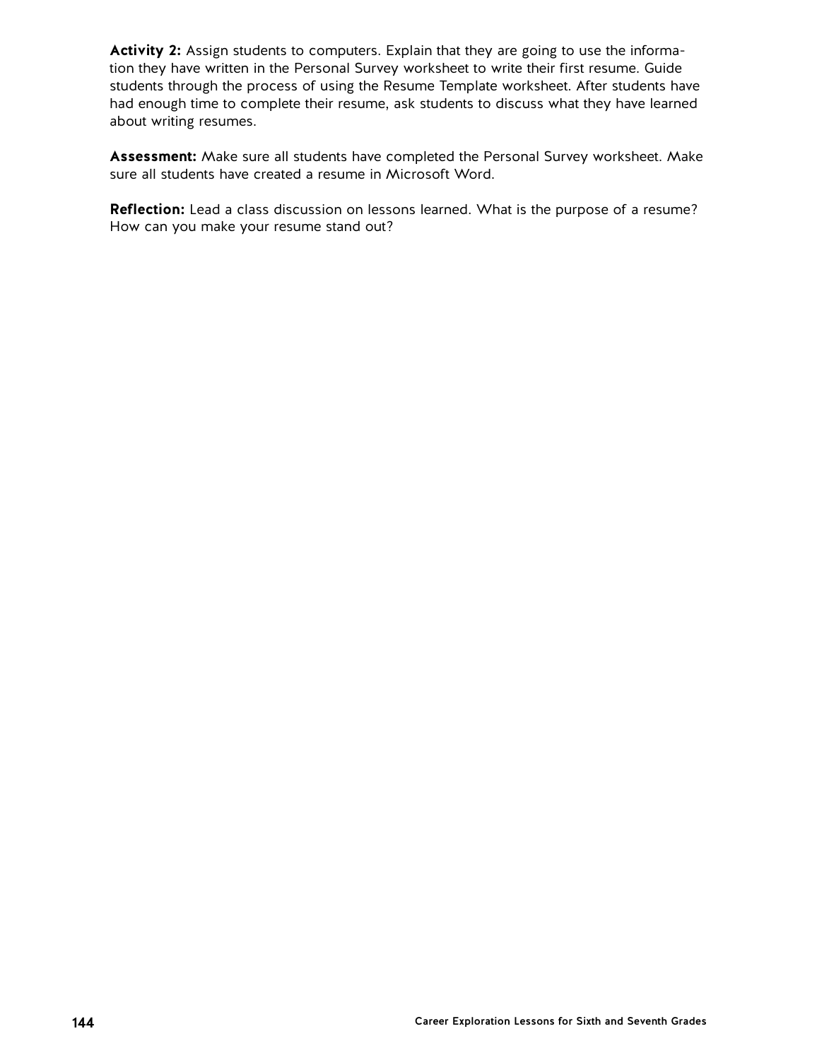**Activity 2:** Assign students to computers. Explain that they are going to use the information they have written in the Personal Survey worksheet to write their first resume. Guide students through the process of using the Resume Template worksheet. After students have had enough time to complete their resume, ask students to discuss what they have learned about writing resumes.

**Assessment:** Make sure all students have completed the Personal Survey worksheet. Make sure all students have created a resume in Microsoft Word.

**Reflection:** Lead a class discussion on lessons learned. What is the purpose of a resume? How can you make your resume stand out?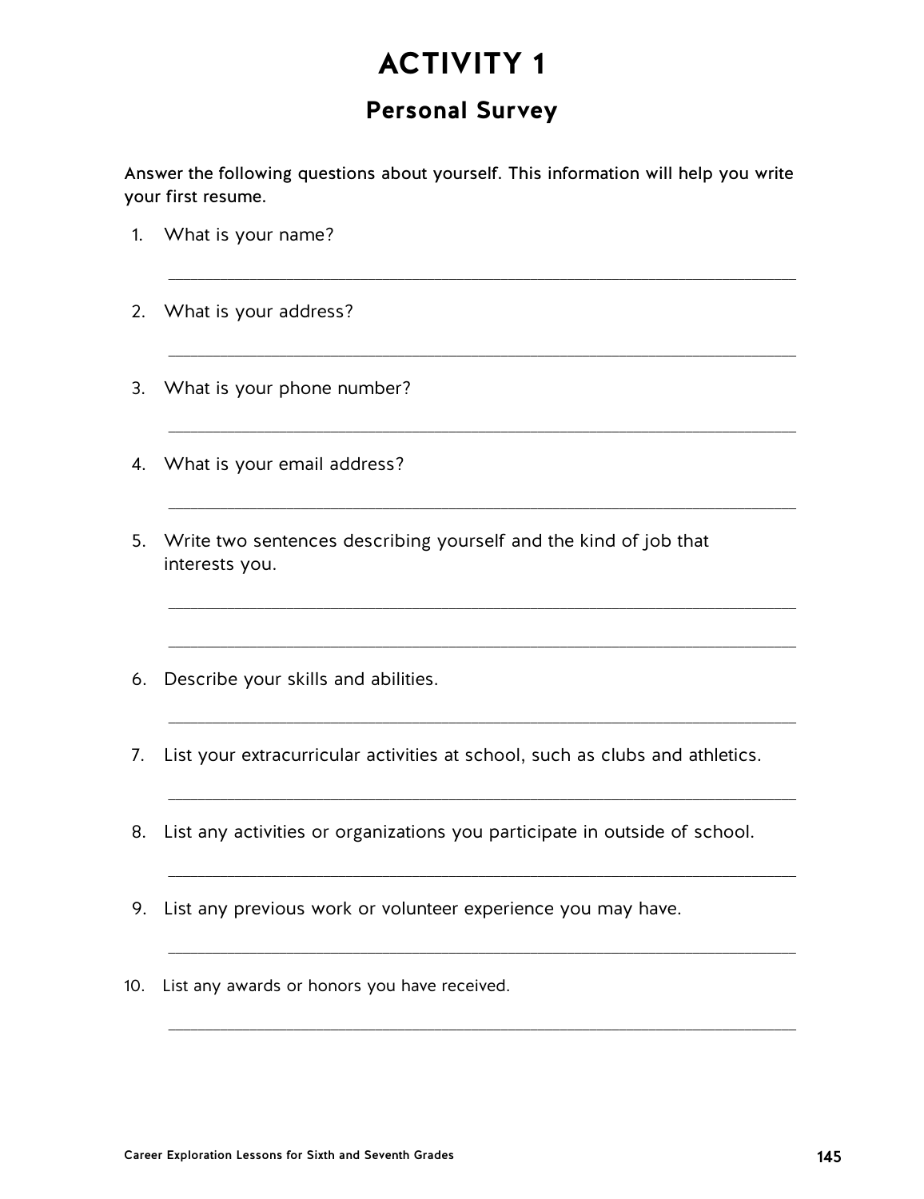# ACTIVITY 1

## Personal Survey

Answer the following questions about yourself. This information will help you write your first resume.

1. What is your name?

   ______________________________________________________________

2. What is your address?

   ______________________________________________________________

3. What is your phone number?

   ______________________________________________________________

4. What is your email address?

   ______________________________________________________________

5. Write two sentences describing yourself and the kind of job that interests you.

   ______________________________________________________________

   ______________________________________________________________

6. Describe your skills and abilities.

   ______________________________________________________________

7. List your extracurricular activities at school, such as clubs and athletics.

   ______________________________________________________________

8. List any activities or organizations you participate in outside of school.

   ______________________________________________________________

9. List any previous work or volunteer experience you may have.

   ______________________________________________________________

10. List any awards or honors you have received.

    ______________________________________________________________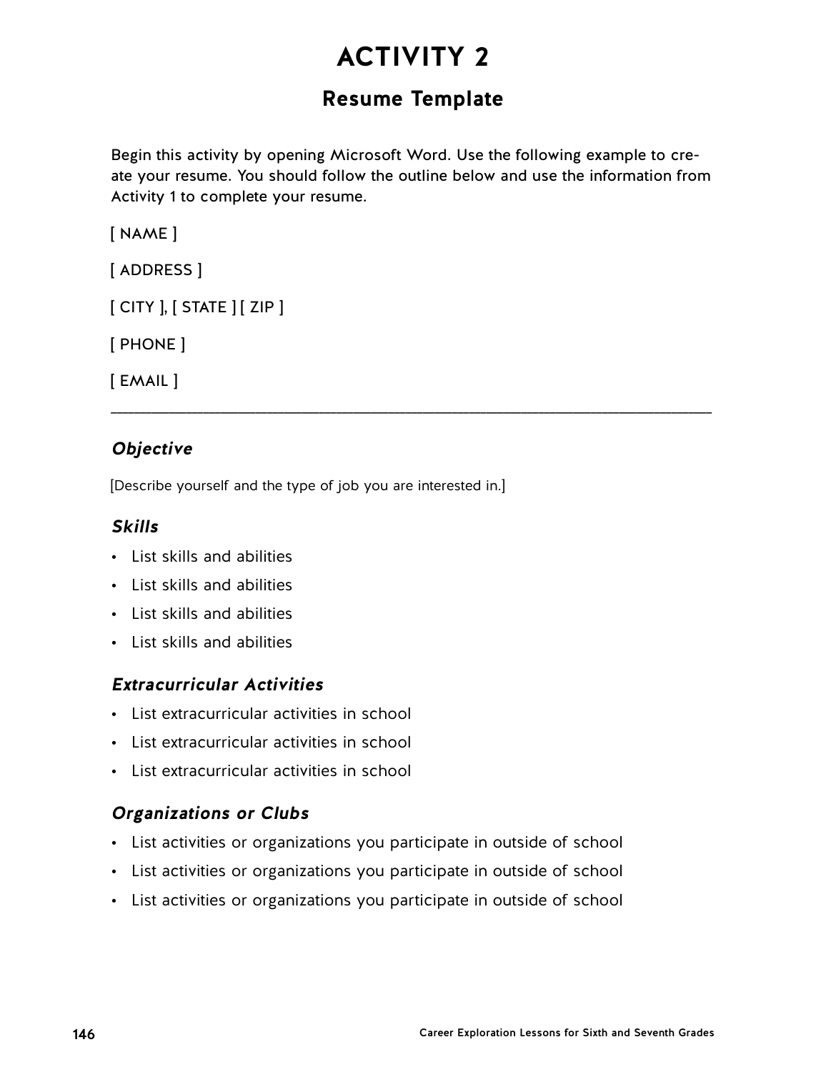# ACTIVITY 2

## Resume Template

Begin this activity by opening Microsoft Word. Use the following example to create your resume. You should follow the outline below and use the information from Activity 1 to complete your resume.

[ NAME ]

[ ADDRESS ]

[ CITY ], [ STATE ] [ ZIP ]

[ PHONE ]

[ EMAIL ]

---

### *Objective*

[Describe yourself and the type of job you are interested in.]

### *Skills*

- List skills and abilities
- List skills and abilities
- List skills and abilities
- List skills and abilities

### *Extracurricular Activities*

- List extracurricular activities in school
- List extracurricular activities in school
- List extracurricular activities in school

### *Organizations or Clubs*

- List activities or organizations you participate in outside of school
- List activities or organizations you participate in outside of school
- List activities or organizations you participate in outside of school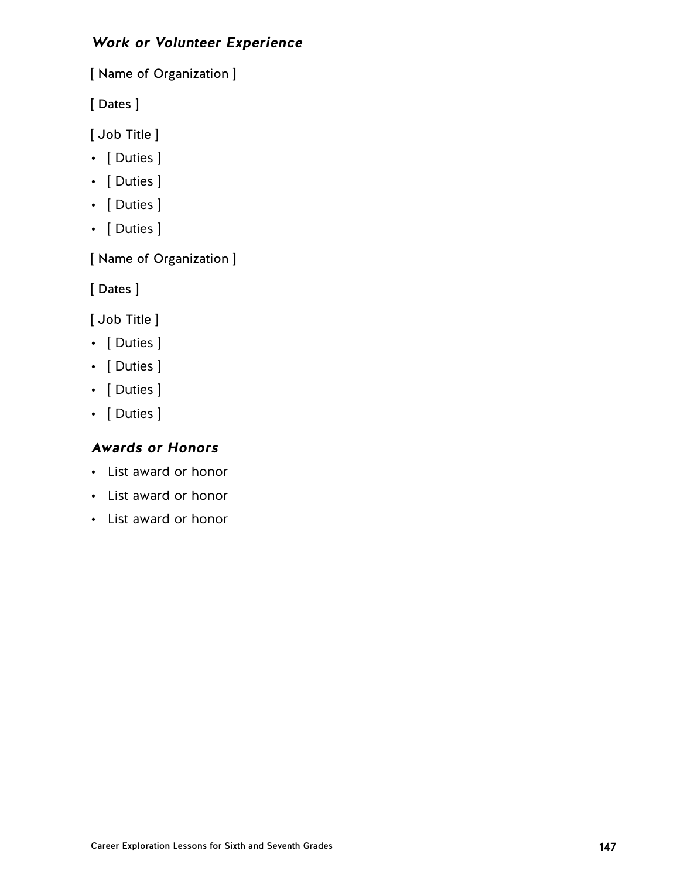### *Work or Volunteer Experience*

[ Name of Organization ]

[ Dates ]

[ Job Title ]

- [ Duties ]
- [ Duties ]
- [ Duties ]
- [ Duties ]

[ Name of Organization ]

[ Dates ]

[ Job Title ]

- [ Duties ]
- [ Duties ]
- [ Duties ]
- [ Duties ]

### *Awards or Honors*

- List award or honor
- List award or honor
- List award or honor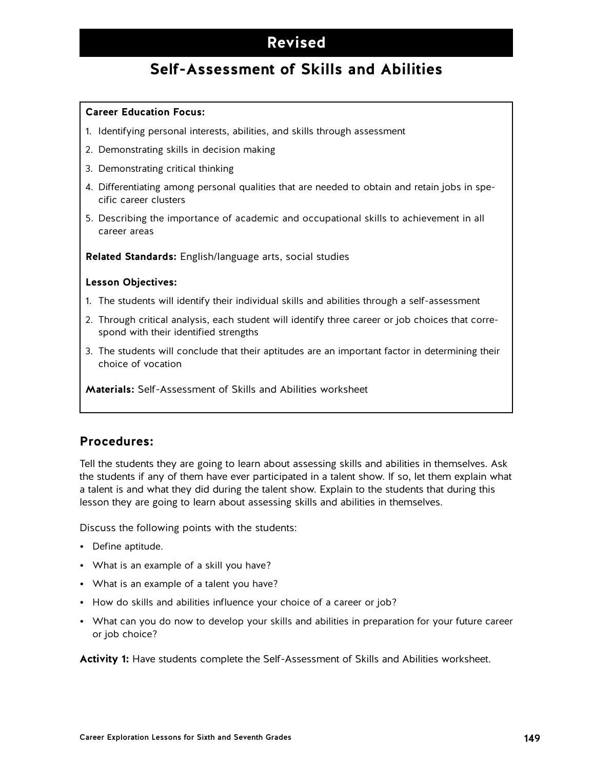# Revised

## Self-Assessment of Skills and Abilities

**Career Education Focus:**

1. Identifying personal interests, abilities, and skills through assessment
2. Demonstrating skills in decision making
3. Demonstrating critical thinking
4. Differentiating among personal qualities that are needed to obtain and retain jobs in specific career clusters
5. Describing the importance of academic and occupational skills to achievement in all career areas

**Related Standards:** English/language arts, social studies

**Lesson Objectives:**

1. The students will identify their individual skills and abilities through a self-assessment
2. Through critical analysis, each student will identify three career or job choices that correspond with their identified strengths
3. The students will conclude that their aptitudes are an important factor in determining their choice of vocation

**Materials:** Self-Assessment of Skills and Abilities worksheet

### Procedures:

Tell the students they are going to learn about assessing skills and abilities in themselves. Ask the students if any of them have ever participated in a talent show. If so, let them explain what a talent is and what they did during the talent show. Explain to the students that during this lesson they are going to learn about assessing skills and abilities in themselves.

Discuss the following points with the students:

- Define aptitude.
- What is an example of a skill you have?
- What is an example of a talent you have?
- How do skills and abilities influence your choice of a career or job?
- What can you do now to develop your skills and abilities in preparation for your future career or job choice?

**Activity 1:** Have students complete the Self-Assessment of Skills and Abilities worksheet.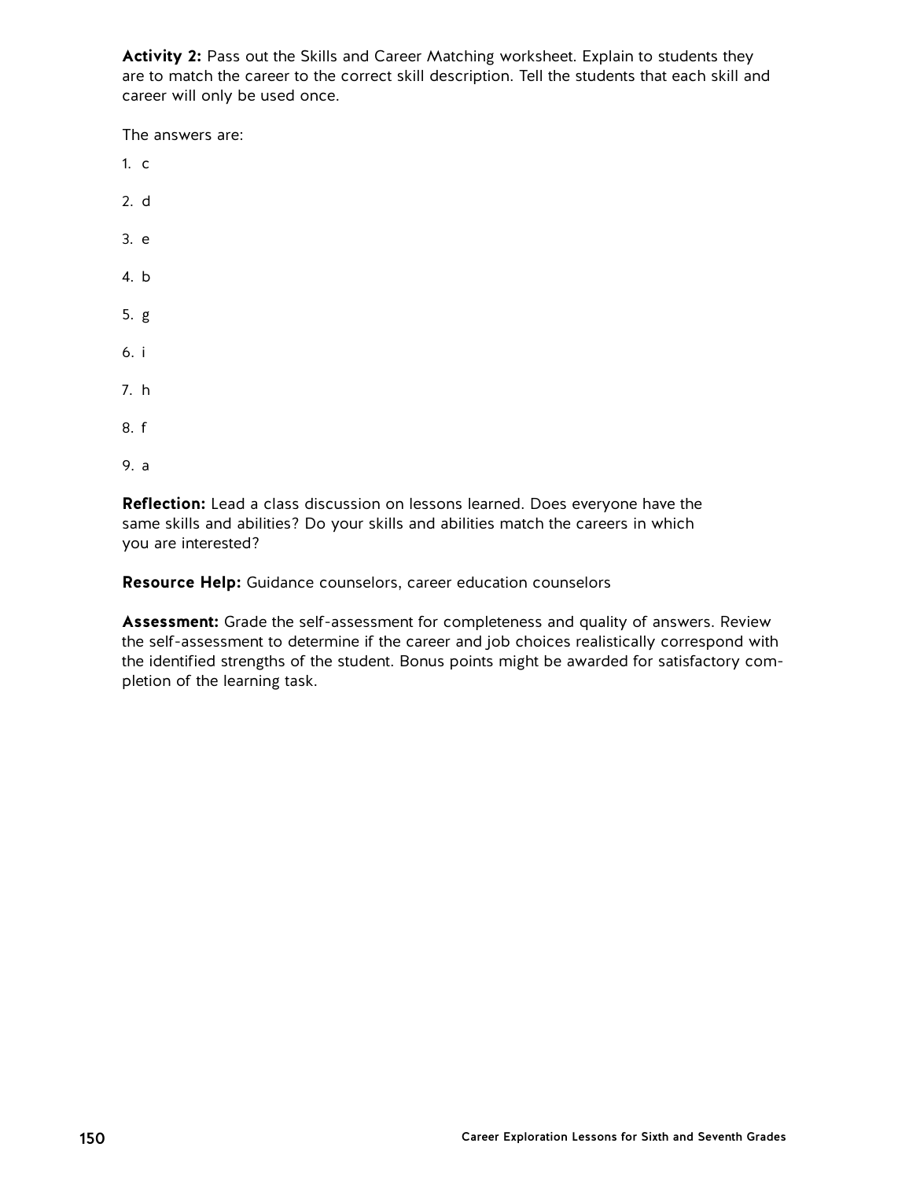**Activity 2:** Pass out the Skills and Career Matching worksheet. Explain to students they are to match the career to the correct skill description. Tell the students that each skill and career will only be used once.

The answers are:

1. c
2. d
3. e
4. b
5. g
6. i
7. h
8. f
9. a

**Reflection:** Lead a class discussion on lessons learned. Does everyone have the same skills and abilities? Do your skills and abilities match the careers in which you are interested?

**Resource Help:** Guidance counselors, career education counselors

**Assessment:** Grade the self-assessment for completeness and quality of answers. Review the self-assessment to determine if the career and job choices realistically correspond with the identified strengths of the student. Bonus points might be awarded for satisfactory completion of the learning task.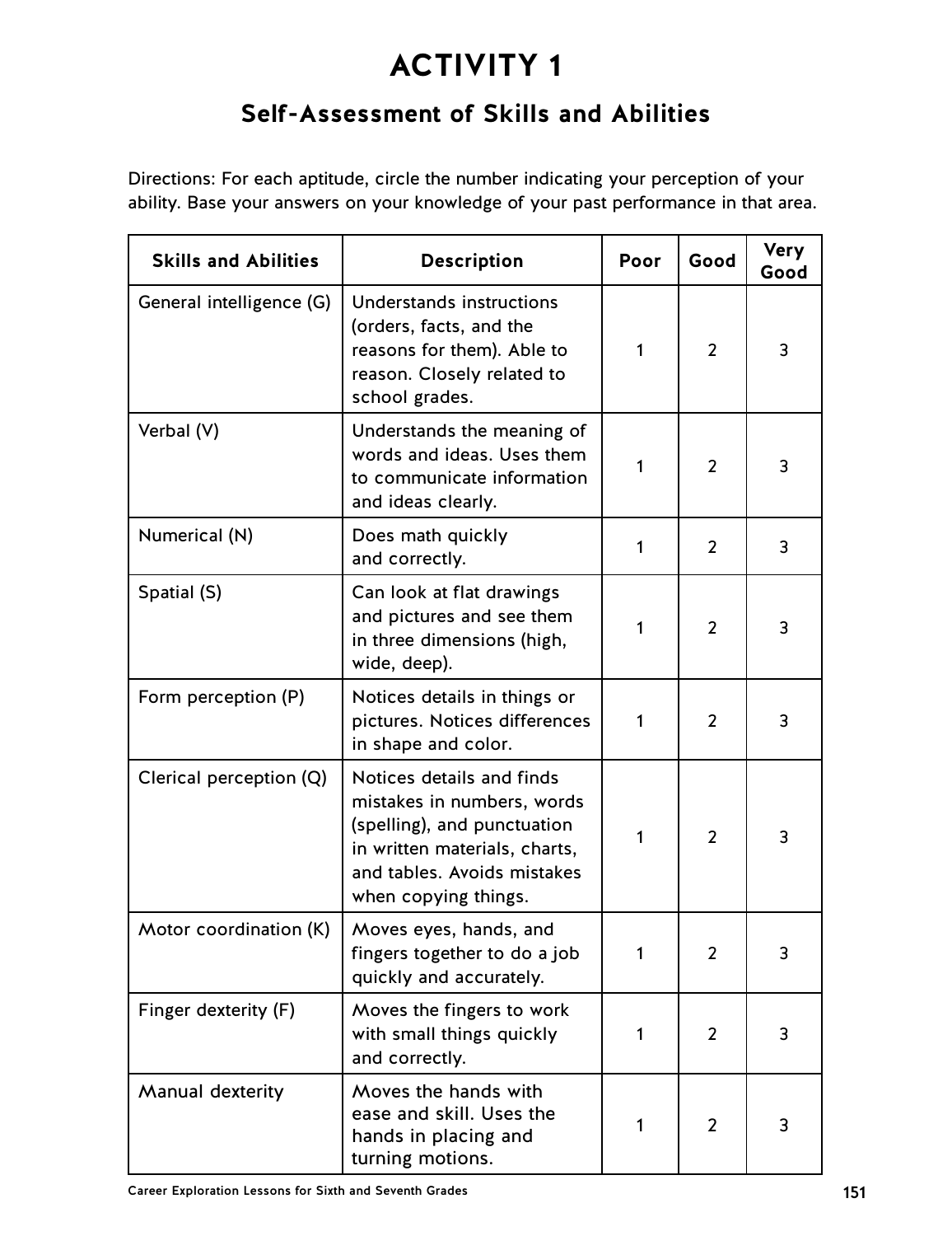# ACTIVITY 1

## Self-Assessment of Skills and Abilities

Directions: For each aptitude, circle the number indicating your perception of your ability. Base your answers on your knowledge of your past performance in that area.

| Skills and Abilities | Description | Poor | Good | Very Good |
|---|---|---|---|---|
| General intelligence (G) | Understands instructions (orders, facts, and the reasons for them). Able to reason. Closely related to school grades. | 1 | 2 | 3 |
| Verbal (V) | Understands the meaning of words and ideas. Uses them to communicate information and ideas clearly. | 1 | 2 | 3 |
| Numerical (N) | Does math quickly and correctly. | 1 | 2 | 3 |
| Spatial (S) | Can look at flat drawings and pictures and see them in three dimensions (high, wide, deep). | 1 | 2 | 3 |
| Form perception (P) | Notices details in things or pictures. Notices differences in shape and color. | 1 | 2 | 3 |
| Clerical perception (Q) | Notices details and finds mistakes in numbers, words (spelling), and punctuation in written materials, charts, and tables. Avoids mistakes when copying things. | 1 | 2 | 3 |
| Motor coordination (K) | Moves eyes, hands, and fingers together to do a job quickly and accurately. | 1 | 2 | 3 |
| Finger dexterity (F) | Moves the fingers to work with small things quickly and correctly. | 1 | 2 | 3 |
| Manual dexterity | Moves the hands with ease and skill. Uses the hands in placing and turning motions. | 1 | 2 | 3 |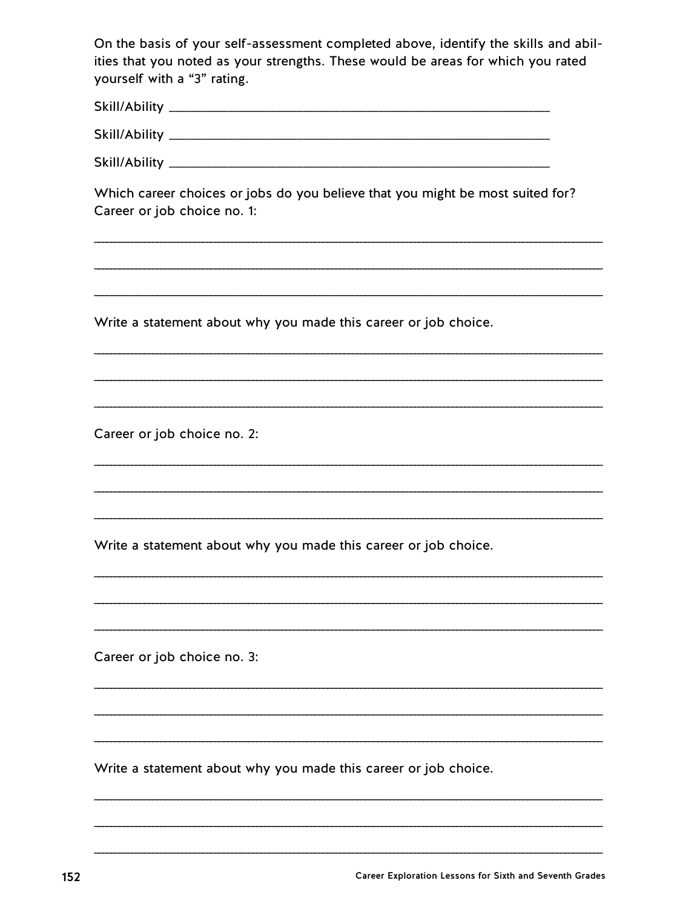On the basis of your self-assessment completed above, identify the skills and abilities that you noted as your strengths. These would be areas for which you rated yourself with a "3" rating.

Skill/Ability ______________________________________________

Skill/Ability ______________________________________________

Skill/Ability ______________________________________________

Which career choices or jobs do you believe that you might be most suited for?
Career or job choice no. 1:

______________________________________________________________

______________________________________________________________

______________________________________________________________

Write a statement about why you made this career or job choice.

______________________________________________________________

______________________________________________________________

______________________________________________________________

Career or job choice no. 2:

______________________________________________________________

______________________________________________________________

______________________________________________________________

Write a statement about why you made this career or job choice.

______________________________________________________________

______________________________________________________________

______________________________________________________________

Career or job choice no. 3:

______________________________________________________________

______________________________________________________________

______________________________________________________________

Write a statement about why you made this career or job choice.

______________________________________________________________

______________________________________________________________

______________________________________________________________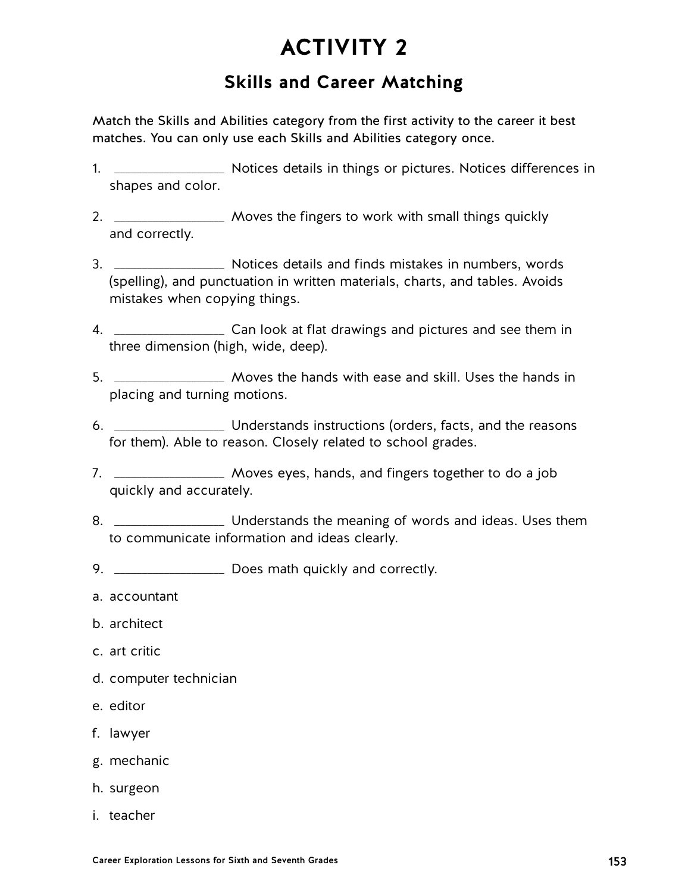# ACTIVITY 2

## Skills and Career Matching

Match the Skills and Abilities category from the first activity to the career it best matches. You can only use each Skills and Abilities category once.

1. _______________ Notices details in things or pictures. Notices differences in shapes and color.
2. _______________ Moves the fingers to work with small things quickly and correctly.
3. _______________ Notices details and finds mistakes in numbers, words (spelling), and punctuation in written materials, charts, and tables. Avoids mistakes when copying things.
4. _______________ Can look at flat drawings and pictures and see them in three dimension (high, wide, deep).
5. _______________ Moves the hands with ease and skill. Uses the hands in placing and turning motions.
6. _______________ Understands instructions (orders, facts, and the reasons for them). Able to reason. Closely related to school grades.
7. _______________ Moves eyes, hands, and fingers together to do a job quickly and accurately.
8. _______________ Understands the meaning of words and ideas. Uses them to communicate information and ideas clearly.
9. _______________ Does math quickly and correctly.

a. accountant

b. architect

c. art critic

d. computer technician

e. editor

f. lawyer

g. mechanic

h. surgeon

i. teacher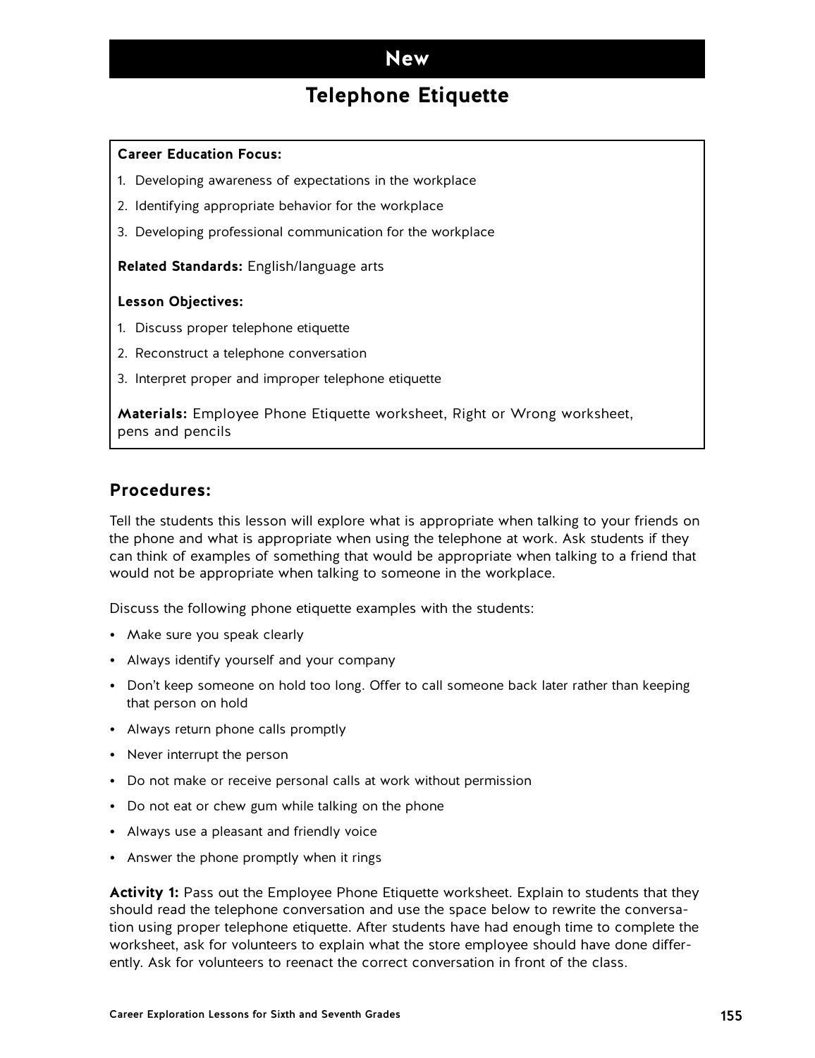# New

## Telephone Etiquette

**Career Education Focus:**

1. Developing awareness of expectations in the workplace
2. Identifying appropriate behavior for the workplace
3. Developing professional communication for the workplace

**Related Standards:** English/language arts

**Lesson Objectives:**

1. Discuss proper telephone etiquette
2. Reconstruct a telephone conversation
3. Interpret proper and improper telephone etiquette

**Materials:** Employee Phone Etiquette worksheet, Right or Wrong worksheet, pens and pencils

### Procedures:

Tell the students this lesson will explore what is appropriate when talking to your friends on the phone and what is appropriate when using the telephone at work. Ask students if they can think of examples of something that would be appropriate when talking to a friend that would not be appropriate when talking to someone in the workplace.

Discuss the following phone etiquette examples with the students:

- Make sure you speak clearly
- Always identify yourself and your company
- Don't keep someone on hold too long. Offer to call someone back later rather than keeping that person on hold
- Always return phone calls promptly
- Never interrupt the person
- Do not make or receive personal calls at work without permission
- Do not eat or chew gum while talking on the phone
- Always use a pleasant and friendly voice
- Answer the phone promptly when it rings

**Activity 1:** Pass out the Employee Phone Etiquette worksheet. Explain to students that they should read the telephone conversation and use the space below to rewrite the conversation using proper telephone etiquette. After students have had enough time to complete the worksheet, ask for volunteers to explain what the store employee should have done differently. Ask for volunteers to reenact the correct conversation in front of the class.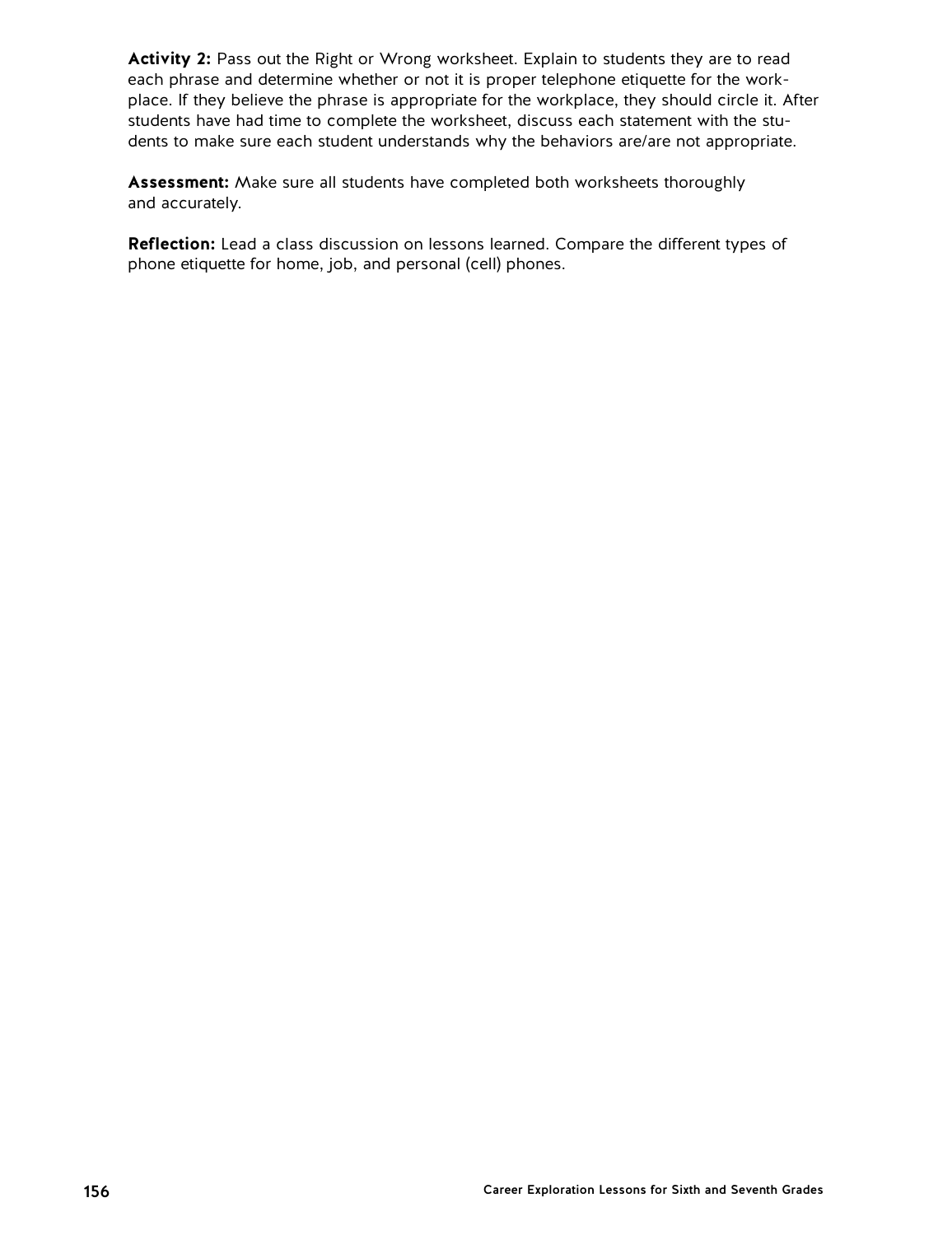**Activity 2:** Pass out the Right or Wrong worksheet. Explain to students they are to read each phrase and determine whether or not it is proper telephone etiquette for the workplace. If they believe the phrase is appropriate for the workplace, they should circle it. After students have had time to complete the worksheet, discuss each statement with the students to make sure each student understands why the behaviors are/are not appropriate.

**Assessment:** Make sure all students have completed both worksheets thoroughly and accurately.

**Reflection:** Lead a class discussion on lessons learned. Compare the different types of phone etiquette for home, job, and personal (cell) phones.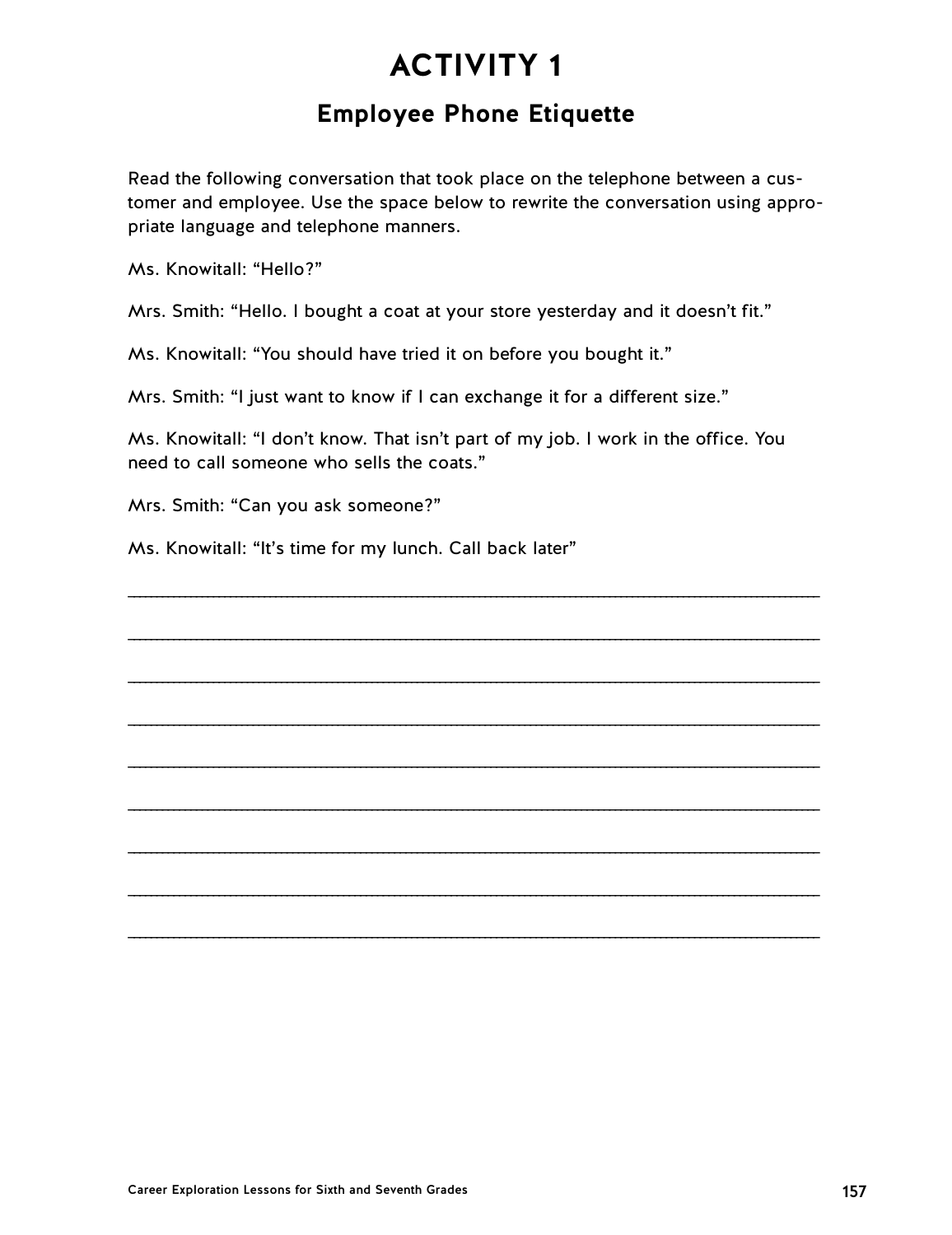# ACTIVITY 1

## Employee Phone Etiquette

Read the following conversation that took place on the telephone between a customer and employee. Use the space below to rewrite the conversation using appropriate language and telephone manners.

Ms. Knowitall: "Hello?"

Mrs. Smith: "Hello. I bought a coat at your store yesterday and it doesn't fit."

Ms. Knowitall: "You should have tried it on before you bought it."

Mrs. Smith: "I just want to know if I can exchange it for a different size."

Ms. Knowitall: "I don't know. That isn't part of my job. I work in the office. You need to call someone who sells the coats."

Mrs. Smith: "Can you ask someone?"

Ms. Knowitall: "It's time for my lunch. Call back later"

\_\_\_\_\_\_\_\_\_\_\_\_\_\_\_\_\_\_\_\_\_\_\_\_\_\_\_\_\_\_\_\_\_\_\_\_\_\_\_\_\_\_\_\_\_\_\_\_\_\_\_\_\_\_\_\_\_\_\_\_

\_\_\_\_\_\_\_\_\_\_\_\_\_\_\_\_\_\_\_\_\_\_\_\_\_\_\_\_\_\_\_\_\_\_\_\_\_\_\_\_\_\_\_\_\_\_\_\_\_\_\_\_\_\_\_\_\_\_\_\_

\_\_\_\_\_\_\_\_\_\_\_\_\_\_\_\_\_\_\_\_\_\_\_\_\_\_\_\_\_\_\_\_\_\_\_\_\_\_\_\_\_\_\_\_\_\_\_\_\_\_\_\_\_\_\_\_\_\_\_\_

\_\_\_\_\_\_\_\_\_\_\_\_\_\_\_\_\_\_\_\_\_\_\_\_\_\_\_\_\_\_\_\_\_\_\_\_\_\_\_\_\_\_\_\_\_\_\_\_\_\_\_\_\_\_\_\_\_\_\_\_

\_\_\_\_\_\_\_\_\_\_\_\_\_\_\_\_\_\_\_\_\_\_\_\_\_\_\_\_\_\_\_\_\_\_\_\_\_\_\_\_\_\_\_\_\_\_\_\_\_\_\_\_\_\_\_\_\_\_\_\_

\_\_\_\_\_\_\_\_\_\_\_\_\_\_\_\_\_\_\_\_\_\_\_\_\_\_\_\_\_\_\_\_\_\_\_\_\_\_\_\_\_\_\_\_\_\_\_\_\_\_\_\_\_\_\_\_\_\_\_\_

\_\_\_\_\_\_\_\_\_\_\_\_\_\_\_\_\_\_\_\_\_\_\_\_\_\_\_\_\_\_\_\_\_\_\_\_\_\_\_\_\_\_\_\_\_\_\_\_\_\_\_\_\_\_\_\_\_\_\_\_

\_\_\_\_\_\_\_\_\_\_\_\_\_\_\_\_\_\_\_\_\_\_\_\_\_\_\_\_\_\_\_\_\_\_\_\_\_\_\_\_\_\_\_\_\_\_\_\_\_\_\_\_\_\_\_\_\_\_\_\_

\_\_\_\_\_\_\_\_\_\_\_\_\_\_\_\_\_\_\_\_\_\_\_\_\_\_\_\_\_\_\_\_\_\_\_\_\_\_\_\_\_\_\_\_\_\_\_\_\_\_\_\_\_\_\_\_\_\_\_\_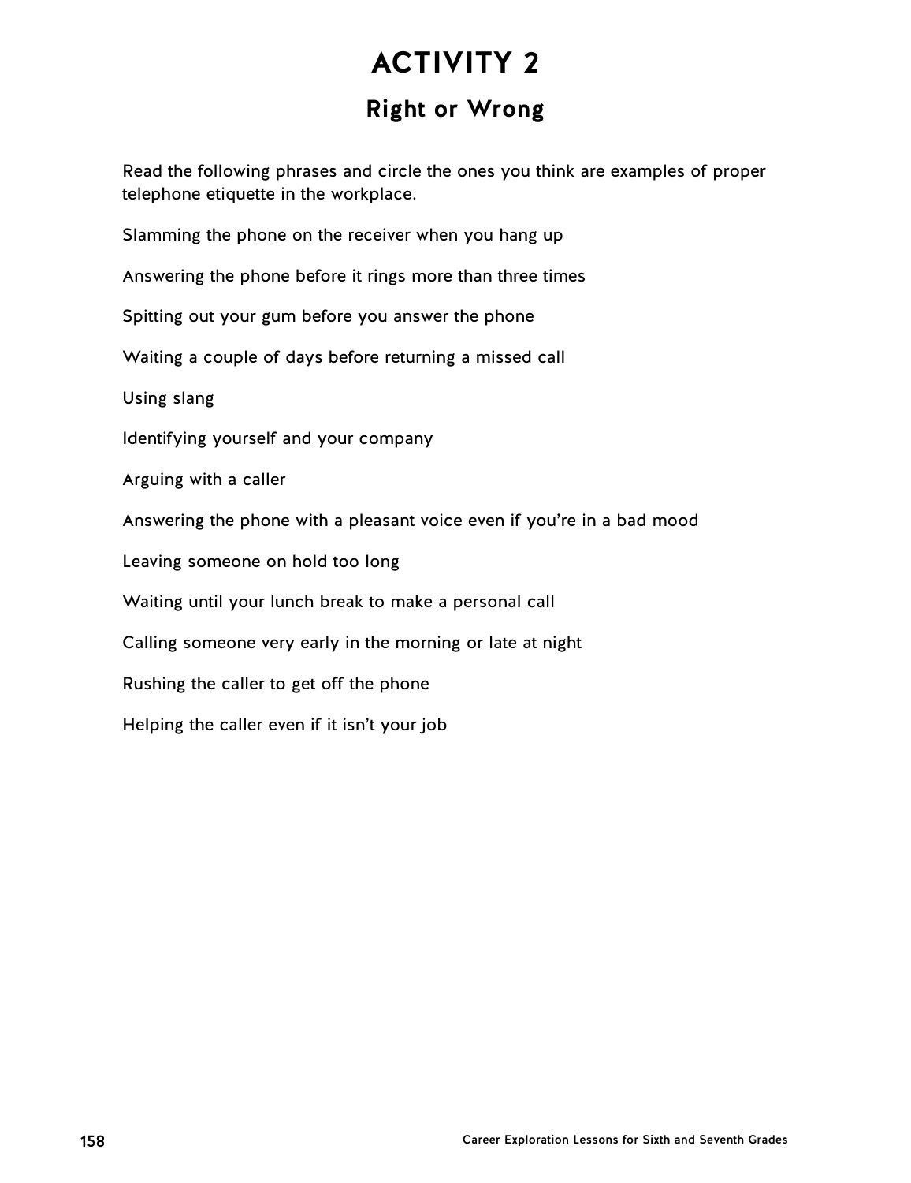# ACTIVITY 2

## Right or Wrong

Read the following phrases and circle the ones you think are examples of proper telephone etiquette in the workplace.

Slamming the phone on the receiver when you hang up

Answering the phone before it rings more than three times

Spitting out your gum before you answer the phone

Waiting a couple of days before returning a missed call

Using slang

Identifying yourself and your company

Arguing with a caller

Answering the phone with a pleasant voice even if you're in a bad mood

Leaving someone on hold too long

Waiting until your lunch break to make a personal call

Calling someone very early in the morning or late at night

Rushing the caller to get off the phone

Helping the caller even if it isn't your job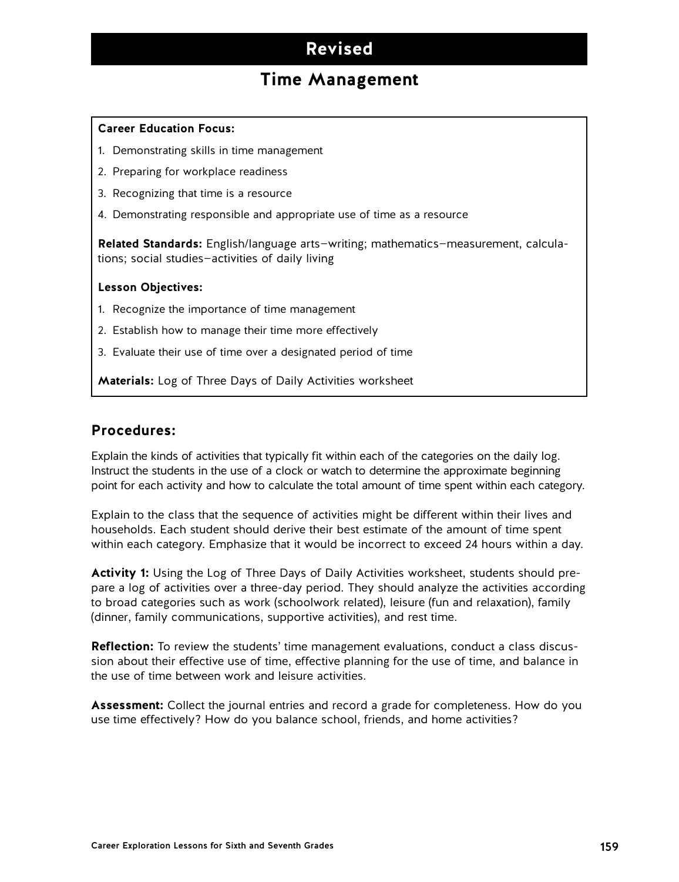# Revised

## Time Management

**Career Education Focus:**

1. Demonstrating skills in time management
2. Preparing for workplace readiness
3. Recognizing that time is a resource
4. Demonstrating responsible and appropriate use of time as a resource

**Related Standards:** English/language arts—writing; mathematics—measurement, calculations; social studies—activities of daily living

**Lesson Objectives:**

1. Recognize the importance of time management
2. Establish how to manage their time more effectively
3. Evaluate their use of time over a designated period of time

**Materials:** Log of Three Days of Daily Activities worksheet

## Procedures:

Explain the kinds of activities that typically fit within each of the categories on the daily log. Instruct the students in the use of a clock or watch to determine the approximate beginning point for each activity and how to calculate the total amount of time spent within each category.

Explain to the class that the sequence of activities might be different within their lives and households. Each student should derive their best estimate of the amount of time spent within each category. Emphasize that it would be incorrect to exceed 24 hours within a day.

**Activity 1:** Using the Log of Three Days of Daily Activities worksheet, students should prepare a log of activities over a three-day period. They should analyze the activities according to broad categories such as work (schoolwork related), leisure (fun and relaxation), family (dinner, family communications, supportive activities), and rest time.

**Reflection:** To review the students' time management evaluations, conduct a class discussion about their effective use of time, effective planning for the use of time, and balance in the use of time between work and leisure activities.

**Assessment:** Collect the journal entries and record a grade for completeness. How do you use time effectively? How do you balance school, friends, and home activities?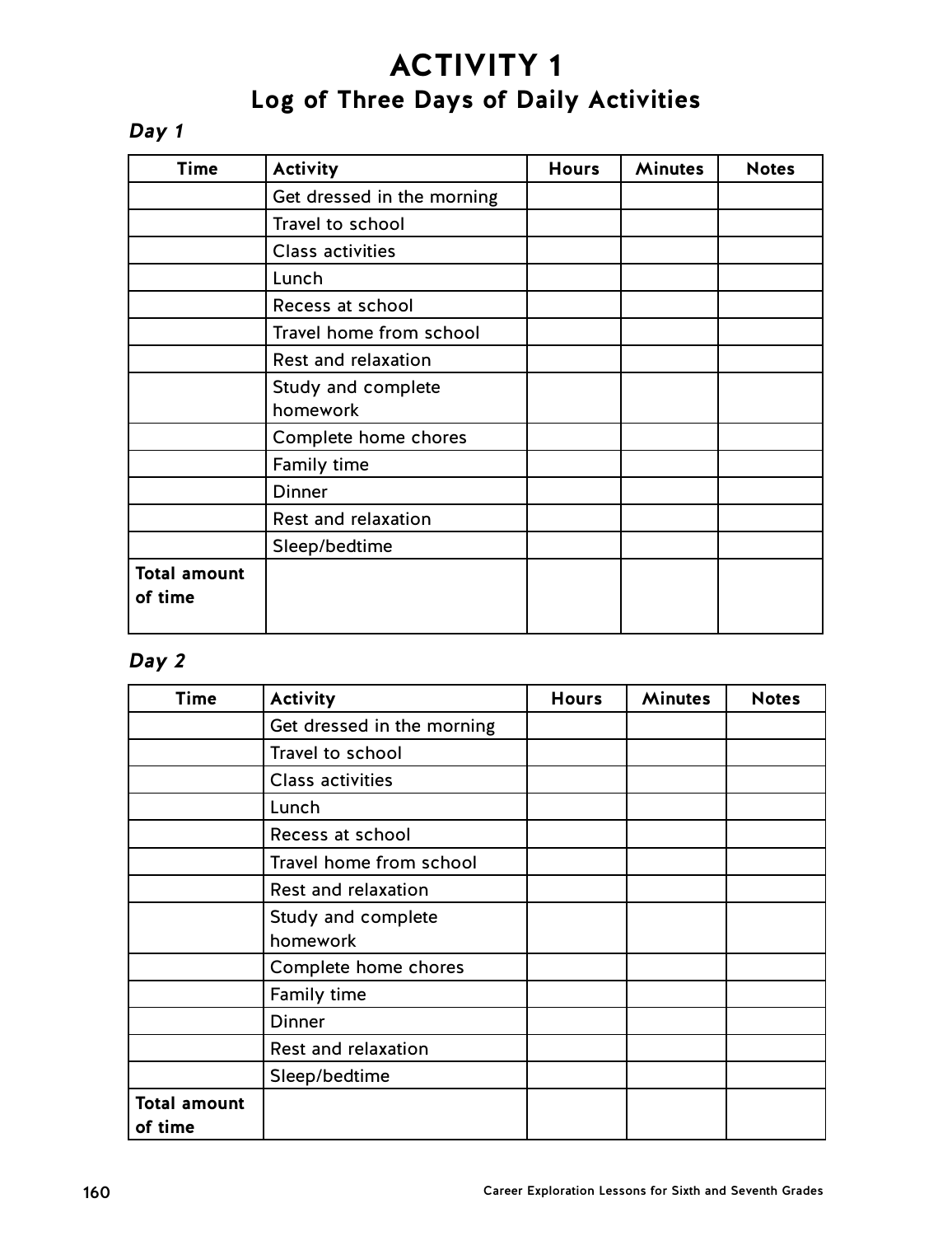# ACTIVITY 1

## Log of Three Days of Daily Activities

### *Day 1*

| Time | Activity | Hours | Minutes | Notes |
|---|---|---|---|---|
| | Get dressed in the morning | | | |
| | Travel to school | | | |
| | Class activities | | | |
| | Lunch | | | |
| | Recess at school | | | |
| | Travel home from school | | | |
| | Rest and relaxation | | | |
| | Study and complete homework | | | |
| | Complete home chores | | | |
| | Family time | | | |
| | Dinner | | | |
| | Rest and relaxation | | | |
| | Sleep/bedtime | | | |
| **Total amount of time** | | | | |

### *Day 2*

| Time | Activity | Hours | Minutes | Notes |
|---|---|---|---|---|
| | Get dressed in the morning | | | |
| | Travel to school | | | |
| | Class activities | | | |
| | Lunch | | | |
| | Recess at school | | | |
| | Travel home from school | | | |
| | Rest and relaxation | | | |
| | Study and complete homework | | | |
| | Complete home chores | | | |
| | Family time | | | |
| | Dinner | | | |
| | Rest and relaxation | | | |
| | Sleep/bedtime | | | |
| **Total amount of time** | | | | |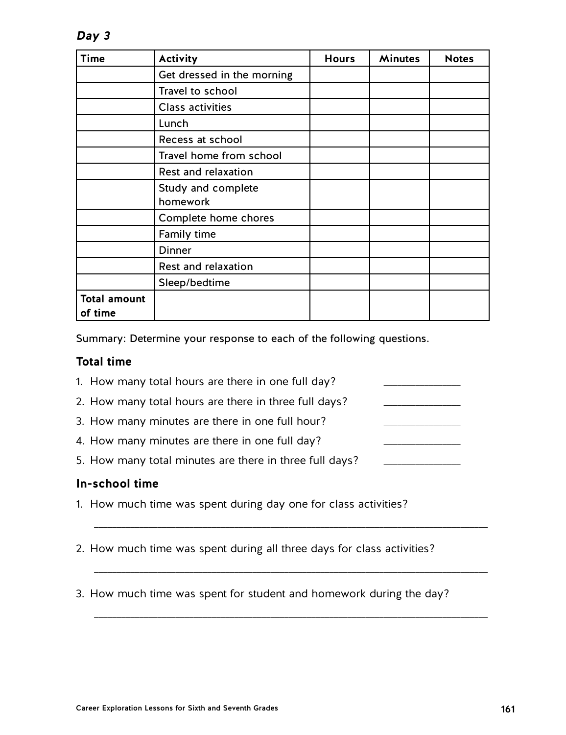*Day 3*

| Time | Activity | Hours | Minutes | Notes |
|---|---|---|---|---|
| | Get dressed in the morning | | | |
| | Travel to school | | | |
| | Class activities | | | |
| | Lunch | | | |
| | Recess at school | | | |
| | Travel home from school | | | |
| | Rest and relaxation | | | |
| | Study and complete homework | | | |
| | Complete home chores | | | |
| | Family time | | | |
| | Dinner | | | |
| | Rest and relaxation | | | |
| | Sleep/bedtime | | | |
| **Total amount of time** | | | | |

Summary: Determine your response to each of the following questions.

### Total time

1. How many total hours are there in one full day? ______________
2. How many total hours are there in three full days? ______________
3. How many minutes are there in one full hour? ______________
4. How many minutes are there in one full day? ______________
5. How many total minutes are there in three full days? ______________

### In-school time

1. How much time was spent during day one for class activities?

   ______________________________________________________________________

2. How much time was spent during all three days for class activities?

   ______________________________________________________________________

3. How much time was spent for student and homework during the day?

   ______________________________________________________________________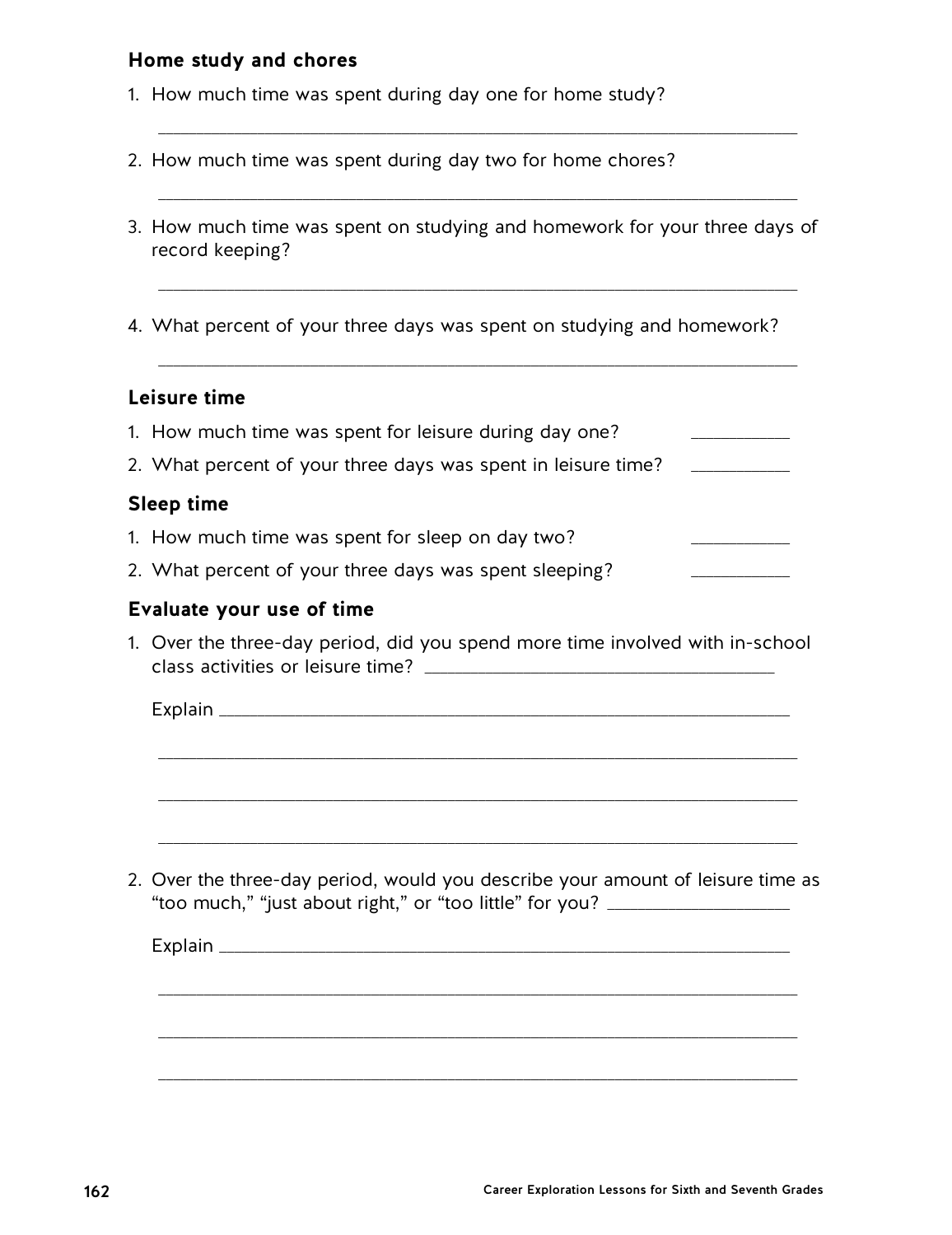**Home study and chores**

1. How much time was spent during day one for home study?

 ______________________________________________________________

2. How much time was spent during day two for home chores?

 ______________________________________________________________

3. How much time was spent on studying and homework for your three days of record keeping?

 ______________________________________________________________

4. What percent of your three days was spent on studying and homework?

 ______________________________________________________________

**Leisure time**

1. How much time was spent for leisure during day one? __________
2. What percent of your three days was spent in leisure time? __________

**Sleep time**

1. How much time was spent for sleep on day two? __________
2. What percent of your three days was spent sleeping? __________

**Evaluate your use of time**

1. Over the three-day period, did you spend more time involved with in-school class activities or leisure time? ______________________________

 Explain ______________________________________________________

 ______________________________________________________________

 ______________________________________________________________

 ______________________________________________________________

2. Over the three-day period, would you describe your amount of leisure time as "too much," "just about right," or "too little" for you? ________________

 Explain ______________________________________________________

 ______________________________________________________________

 ______________________________________________________________

 ______________________________________________________________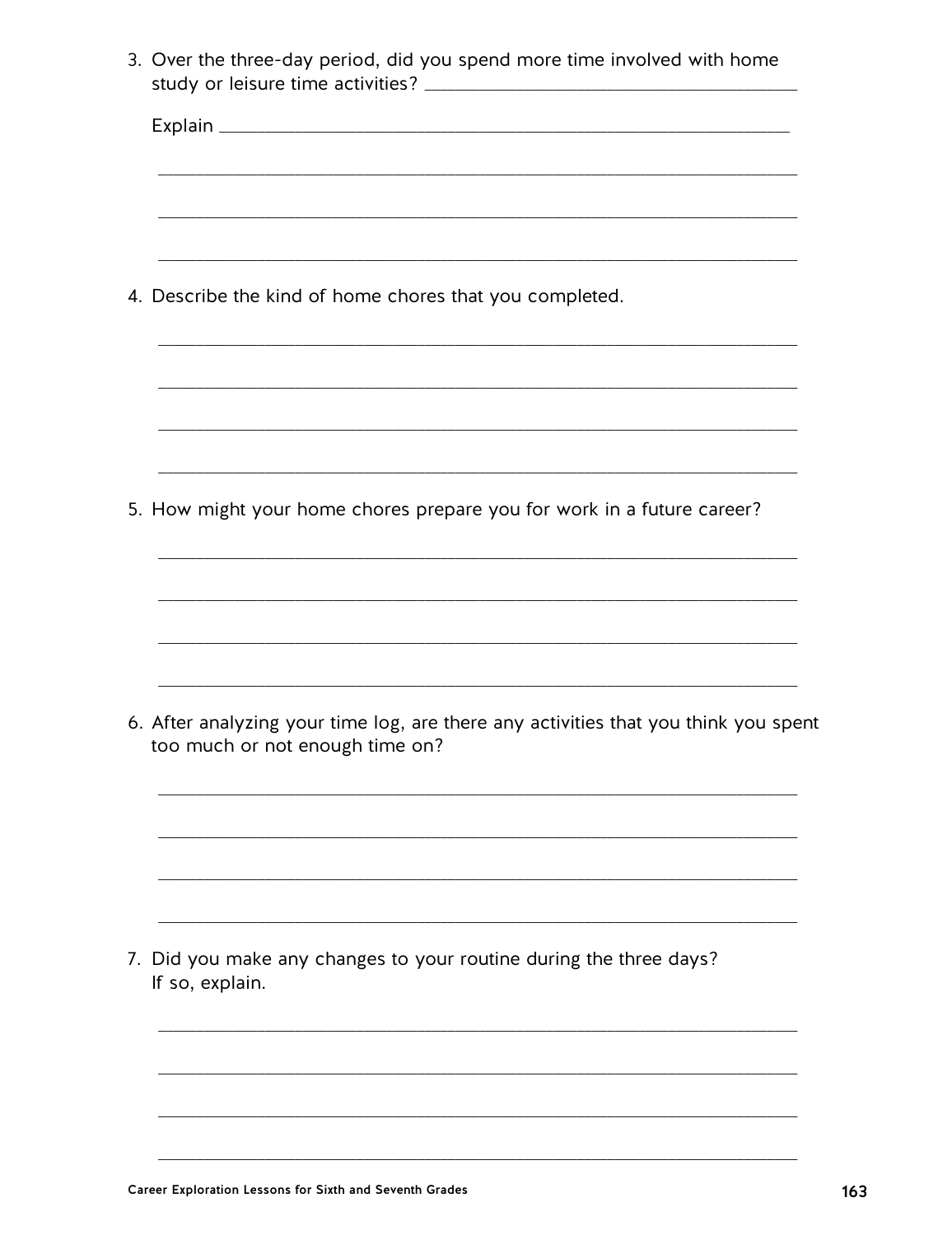3. Over the three-day period, did you spend more time involved with home study or leisure time activities? ______________________________________

   Explain ____________________________________________________________

   ____________________________________________________________________

   ____________________________________________________________________

   ____________________________________________________________________

4. Describe the kind of home chores that you completed.

   ____________________________________________________________________

   ____________________________________________________________________

   ____________________________________________________________________

   ____________________________________________________________________

5. How might your home chores prepare you for work in a future career?

   ____________________________________________________________________

   ____________________________________________________________________

   ____________________________________________________________________

   ____________________________________________________________________

6. After analyzing your time log, are there any activities that you think you spent too much or not enough time on?

   ____________________________________________________________________

   ____________________________________________________________________

   ____________________________________________________________________

   ____________________________________________________________________

7. Did you make any changes to your routine during the three days? If so, explain.

   ____________________________________________________________________

   ____________________________________________________________________

   ____________________________________________________________________

   ____________________________________________________________________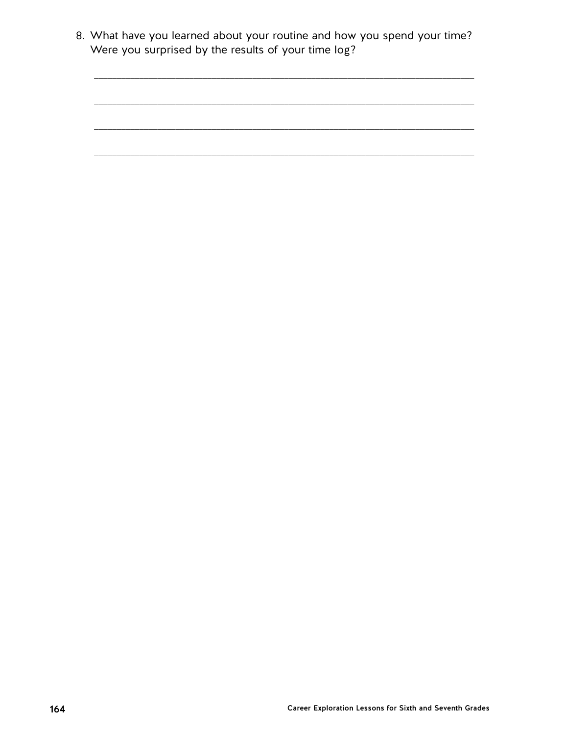8. What have you learned about your routine and how you spend your time? Were you surprised by the results of your time log?

_______________________________________________________________________

_______________________________________________________________________

_______________________________________________________________________

_______________________________________________________________________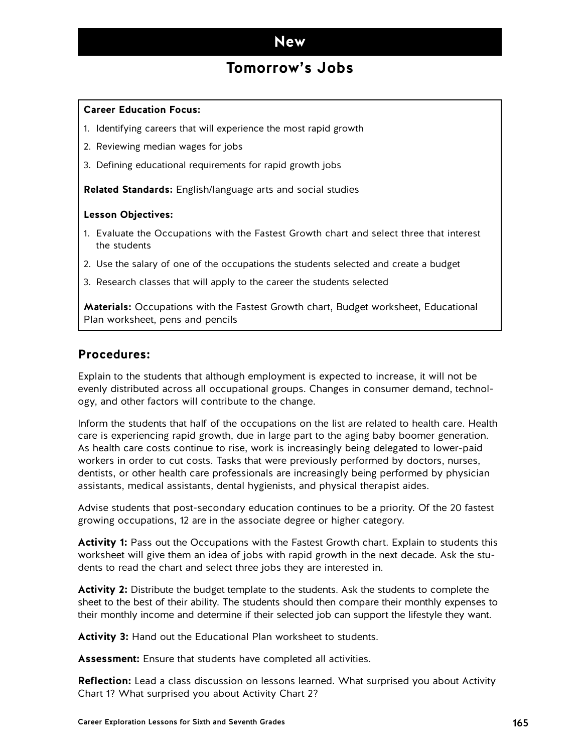# New

## Tomorrow's Jobs

**Career Education Focus:**

1. Identifying careers that will experience the most rapid growth
2. Reviewing median wages for jobs
3. Defining educational requirements for rapid growth jobs

**Related Standards:** English/language arts and social studies

**Lesson Objectives:**

1. Evaluate the Occupations with the Fastest Growth chart and select three that interest the students
2. Use the salary of one of the occupations the students selected and create a budget
3. Research classes that will apply to the career the students selected

**Materials:** Occupations with the Fastest Growth chart, Budget worksheet, Educational Plan worksheet, pens and pencils

### Procedures:

Explain to the students that although employment is expected to increase, it will not be evenly distributed across all occupational groups. Changes in consumer demand, technology, and other factors will contribute to the change.

Inform the students that half of the occupations on the list are related to health care. Health care is experiencing rapid growth, due in large part to the aging baby boomer generation. As health care costs continue to rise, work is increasingly being delegated to lower-paid workers in order to cut costs. Tasks that were previously performed by doctors, nurses, dentists, or other health care professionals are increasingly being performed by physician assistants, medical assistants, dental hygienists, and physical therapist aides.

Advise students that post-secondary education continues to be a priority. Of the 20 fastest growing occupations, 12 are in the associate degree or higher category.

**Activity 1:** Pass out the Occupations with the Fastest Growth chart. Explain to students this worksheet will give them an idea of jobs with rapid growth in the next decade. Ask the students to read the chart and select three jobs they are interested in.

**Activity 2:** Distribute the budget template to the students. Ask the students to complete the sheet to the best of their ability. The students should then compare their monthly expenses to their monthly income and determine if their selected job can support the lifestyle they want.

**Activity 3:** Hand out the Educational Plan worksheet to students.

**Assessment:** Ensure that students have completed all activities.

**Reflection:** Lead a class discussion on lessons learned. What surprised you about Activity Chart 1? What surprised you about Activity Chart 2?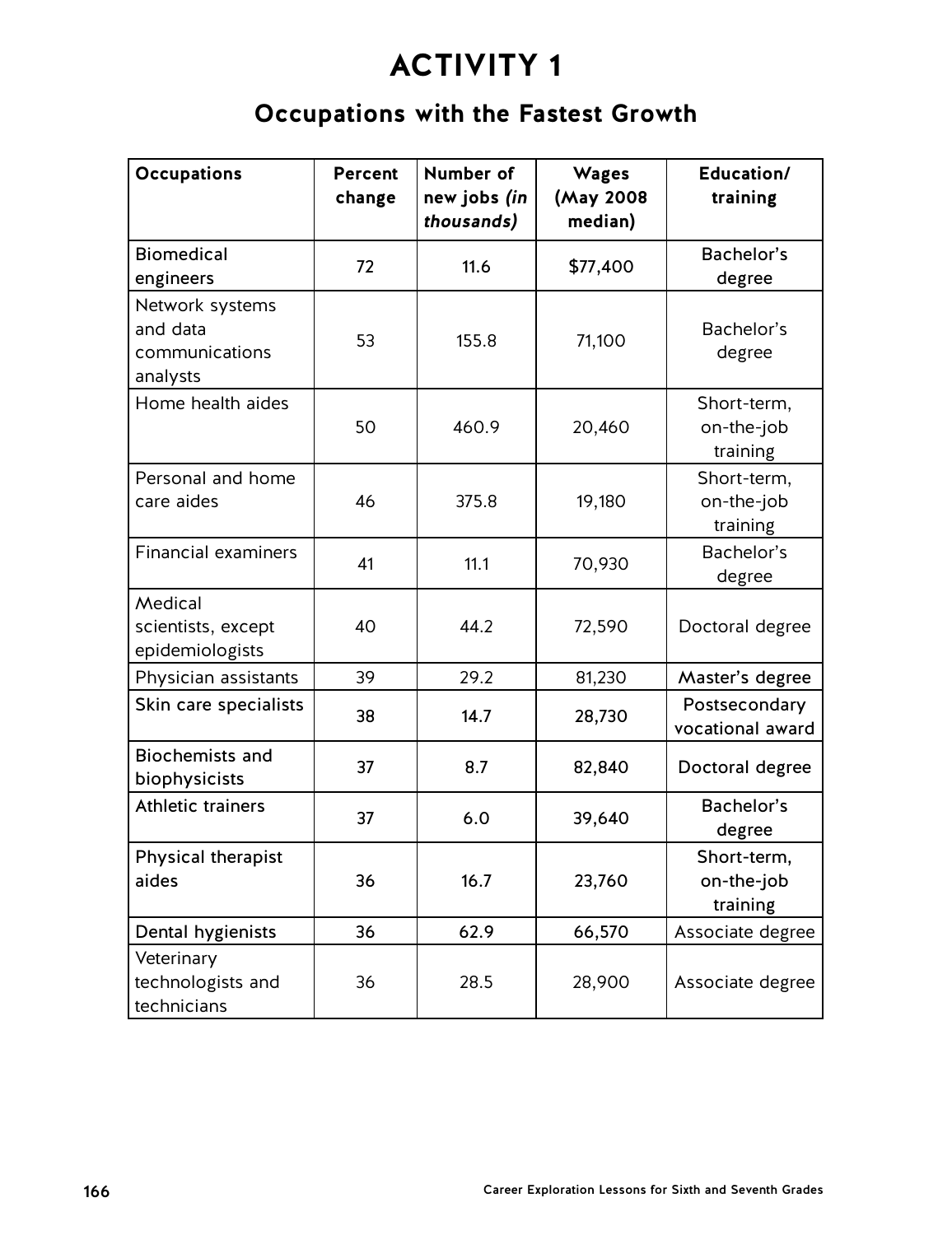# ACTIVITY 1

## Occupations with the Fastest Growth

| Occupations | Percent change | Number of new jobs *(in thousands)* | Wages (May 2008 median) | Education/ training |
|---|---|---|---|---|
| Biomedical engineers | 72 | 11.6 | $77,400 | Bachelor's degree |
| Network systems and data communications analysts | 53 | 155.8 | 71,100 | Bachelor's degree |
| Home health aides | 50 | 460.9 | 20,460 | Short-term, on-the-job training |
| Personal and home care aides | 46 | 375.8 | 19,180 | Short-term, on-the-job training |
| Financial examiners | 41 | 11.1 | 70,930 | Bachelor's degree |
| Medical scientists, except epidemiologists | 40 | 44.2 | 72,590 | Doctoral degree |
| Physician assistants | 39 | 29.2 | 81,230 | Master's degree |
| Skin care specialists | 38 | 14.7 | 28,730 | Postsecondary vocational award |
| Biochemists and biophysicists | 37 | 8.7 | 82,840 | Doctoral degree |
| Athletic trainers | 37 | 6.0 | 39,640 | Bachelor's degree |
| Physical therapist aides | 36 | 16.7 | 23,760 | Short-term, on-the-job training |
| Dental hygienists | 36 | 62.9 | 66,570 | Associate degree |
| Veterinary technologists and technicians | 36 | 28.5 | 28,900 | Associate degree |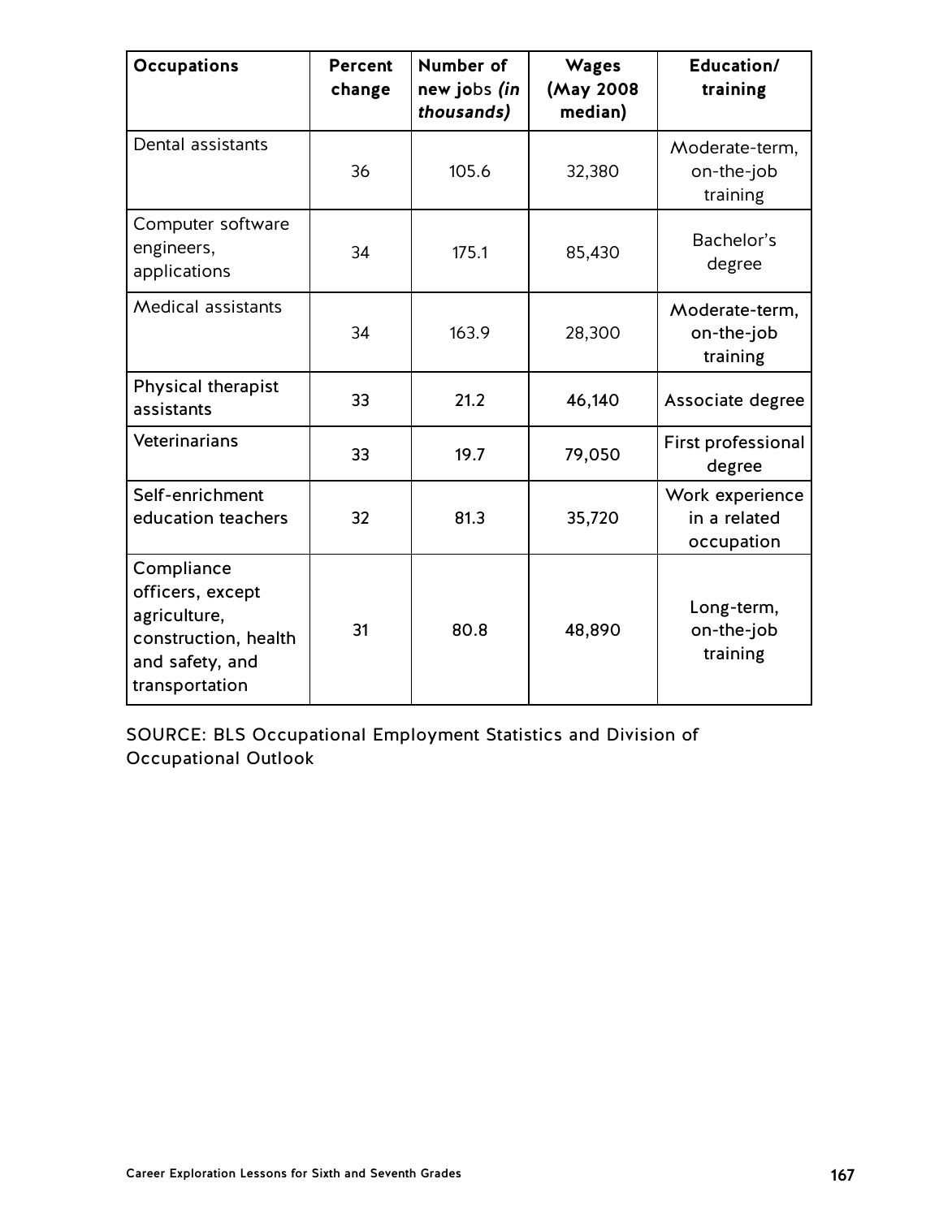| **Occupations** | **Percent change** | **Number of new jobs *(in thousands)*** | **Wages (May 2008 median)** | **Education/ training** |
|---|---|---|---|---|
| Dental assistants | 36 | 105.6 | 32,380 | Moderate-term, on-the-job training |
| Computer software engineers, applications | 34 | 175.1 | 85,430 | Bachelor's degree |
| Medical assistants | 34 | 163.9 | 28,300 | Moderate-term, on-the-job training |
| Physical therapist assistants | 33 | 21.2 | 46,140 | Associate degree |
| Veterinarians | 33 | 19.7 | 79,050 | First professional degree |
| Self-enrichment education teachers | 32 | 81.3 | 35,720 | Work experience in a related occupation |
| Compliance officers, except agriculture, construction, health and safety, and transportation | 31 | 80.8 | 48,890 | Long-term, on-the-job training |

SOURCE: BLS Occupational Employment Statistics and Division of Occupational Outlook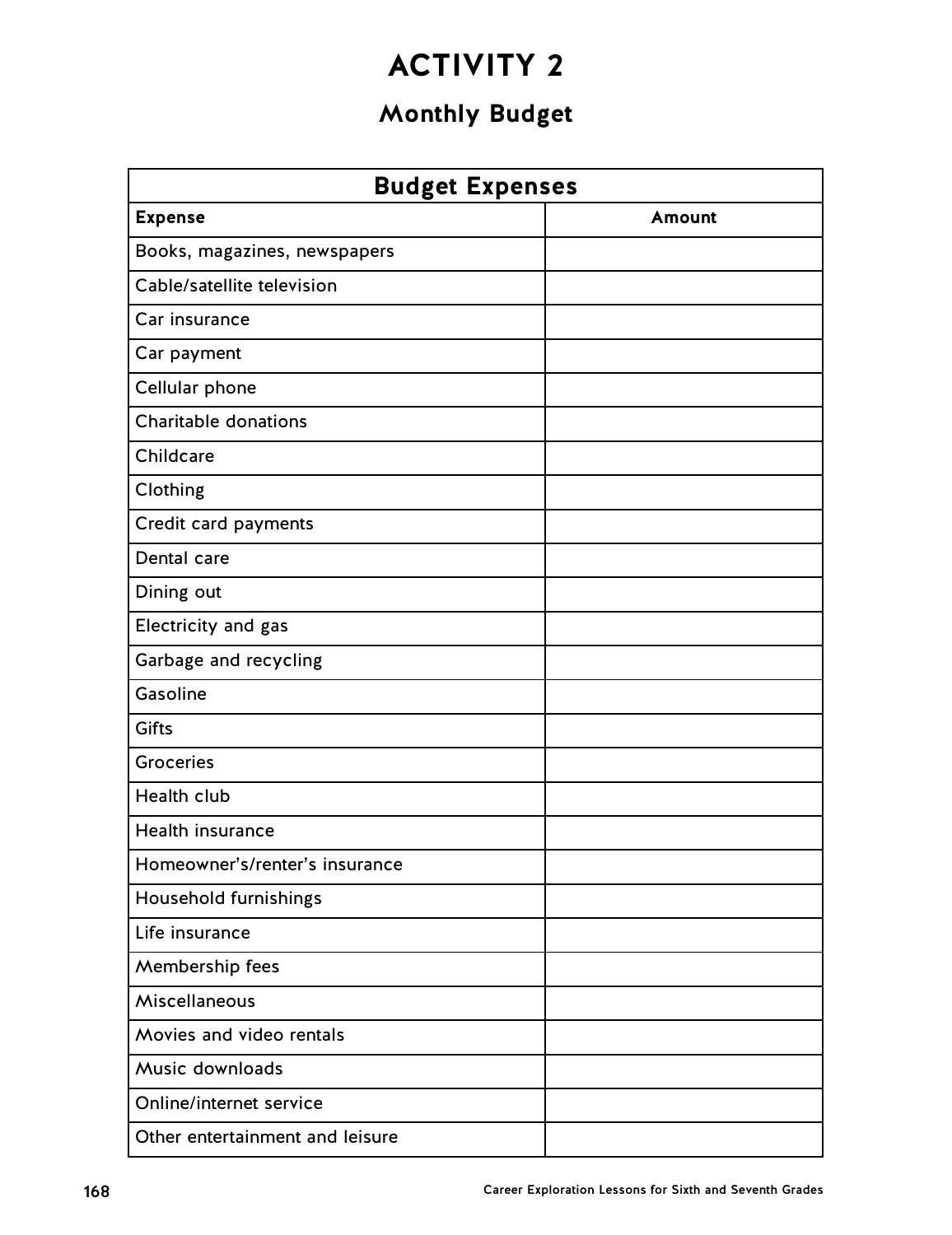# ACTIVITY 2

## Monthly Budget

| Budget Expenses | |
|---|---|
| **Expense** | **Amount** |
| Books, magazines, newspapers | |
| Cable/satellite television | |
| Car insurance | |
| Car payment | |
| Cellular phone | |
| Charitable donations | |
| Childcare | |
| Clothing | |
| Credit card payments | |
| Dental care | |
| Dining out | |
| Electricity and gas | |
| Garbage and recycling | |
| Gasoline | |
| Gifts | |
| Groceries | |
| Health club | |
| Health insurance | |
| Homeowner's/renter's insurance | |
| Household furnishings | |
| Life insurance | |
| Membership fees | |
| Miscellaneous | |
| Movies and video rentals | |
| Music downloads | |
| Online/internet service | |
| Other entertainment and leisure | |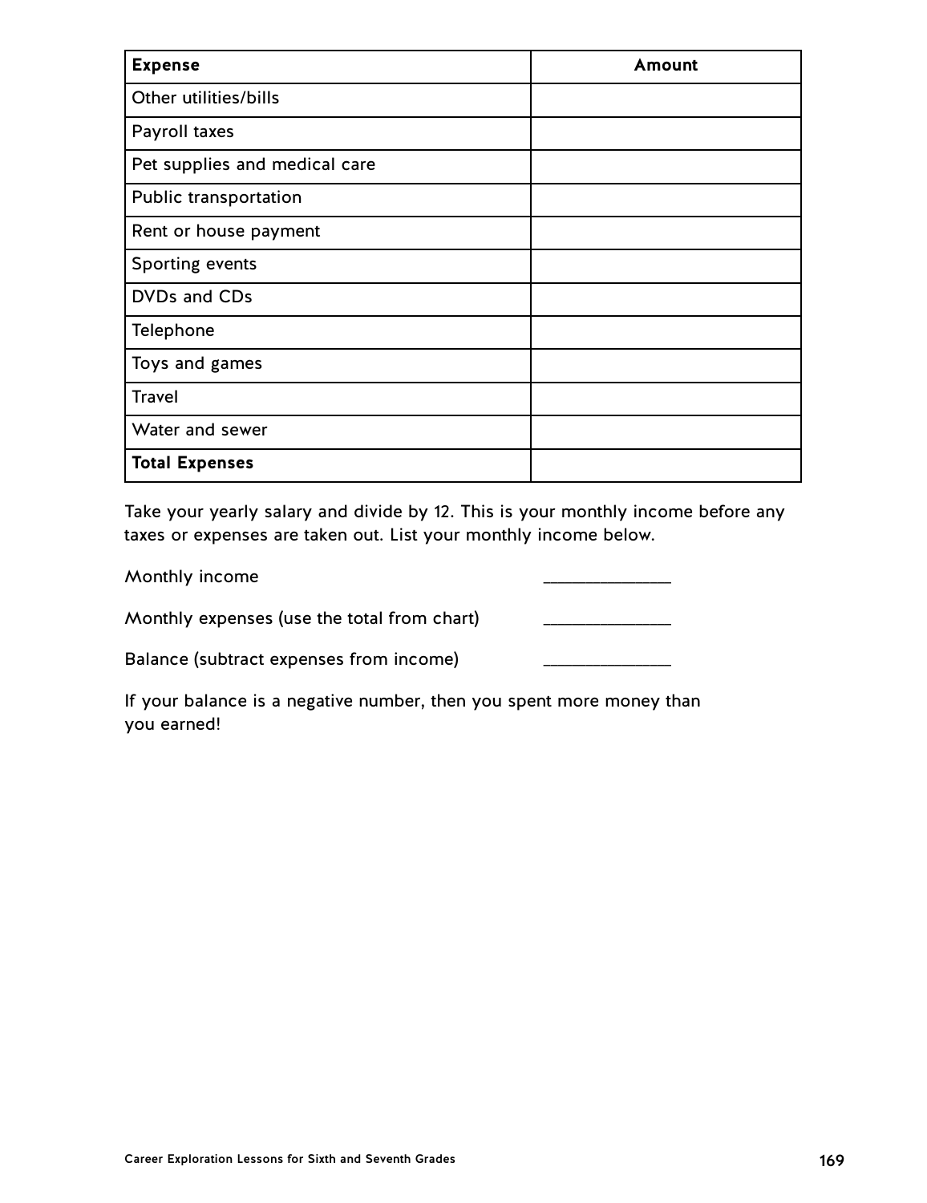| **Expense** | **Amount** |
| --- | --- |
| Other utilities/bills | |
| Payroll taxes | |
| Pet supplies and medical care | |
| Public transportation | |
| Rent or house payment | |
| Sporting events | |
| DVDs and CDs | |
| Telephone | |
| Toys and games | |
| Travel | |
| Water and sewer | |
| **Total Expenses** | |

Take your yearly salary and divide by 12. This is your monthly income before any taxes or expenses are taken out. List your monthly income below.

Monthly income ______________

Monthly expenses (use the total from chart) ______________

Balance (subtract expenses from income) ______________

If your balance is a negative number, then you spent more money than you earned!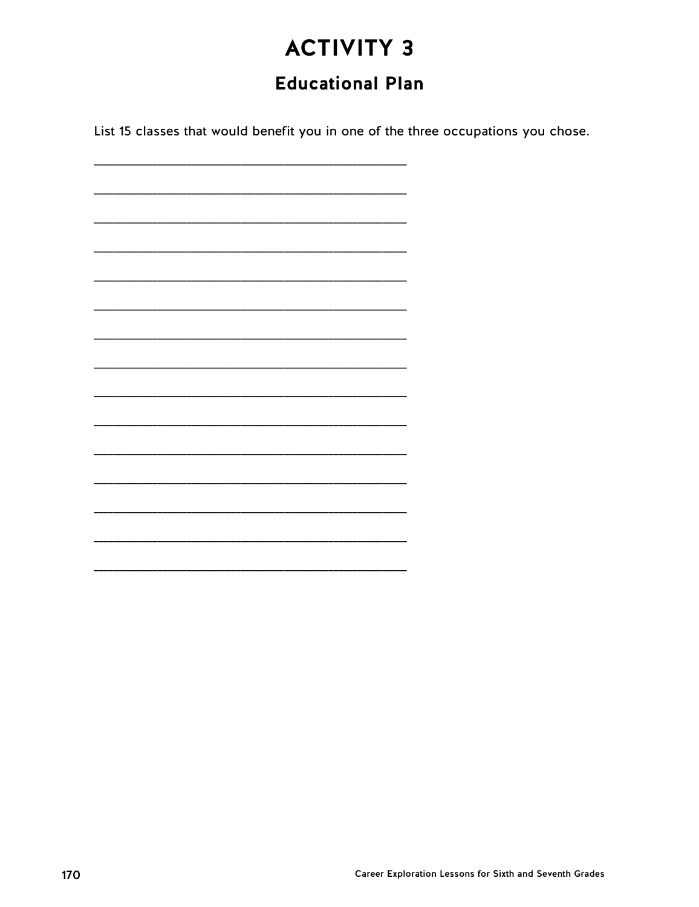# ACTIVITY 3

## Educational Plan

List 15 classes that would benefit you in one of the three occupations you chose.

_______________________________________________

_______________________________________________

_______________________________________________

_______________________________________________

_______________________________________________

_______________________________________________

_______________________________________________

_______________________________________________

_______________________________________________

_______________________________________________

_______________________________________________

_______________________________________________

_______________________________________________

_______________________________________________

_______________________________________________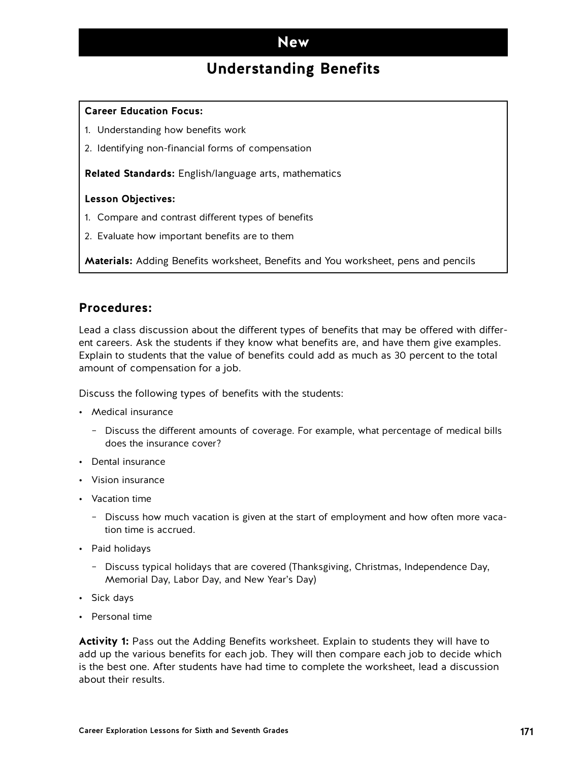# New

## Understanding Benefits

**Career Education Focus:**

1. Understanding how benefits work
2. Identifying non-financial forms of compensation

**Related Standards:** English/language arts, mathematics

**Lesson Objectives:**

1. Compare and contrast different types of benefits
2. Evaluate how important benefits are to them

**Materials:** Adding Benefits worksheet, Benefits and You worksheet, pens and pencils

## Procedures:

Lead a class discussion about the different types of benefits that may be offered with different careers. Ask the students if they know what benefits are, and have them give examples. Explain to students that the value of benefits could add as much as 30 percent to the total amount of compensation for a job.

Discuss the following types of benefits with the students:

- Medical insurance
  - Discuss the different amounts of coverage. For example, what percentage of medical bills does the insurance cover?
- Dental insurance
- Vision insurance
- Vacation time
  - Discuss how much vacation is given at the start of employment and how often more vacation time is accrued.
- Paid holidays
  - Discuss typical holidays that are covered (Thanksgiving, Christmas, Independence Day, Memorial Day, Labor Day, and New Year's Day)
- Sick days
- Personal time

**Activity 1:** Pass out the Adding Benefits worksheet. Explain to students they will have to add up the various benefits for each job. They will then compare each job to decide which is the best one. After students have had time to complete the worksheet, lead a discussion about their results.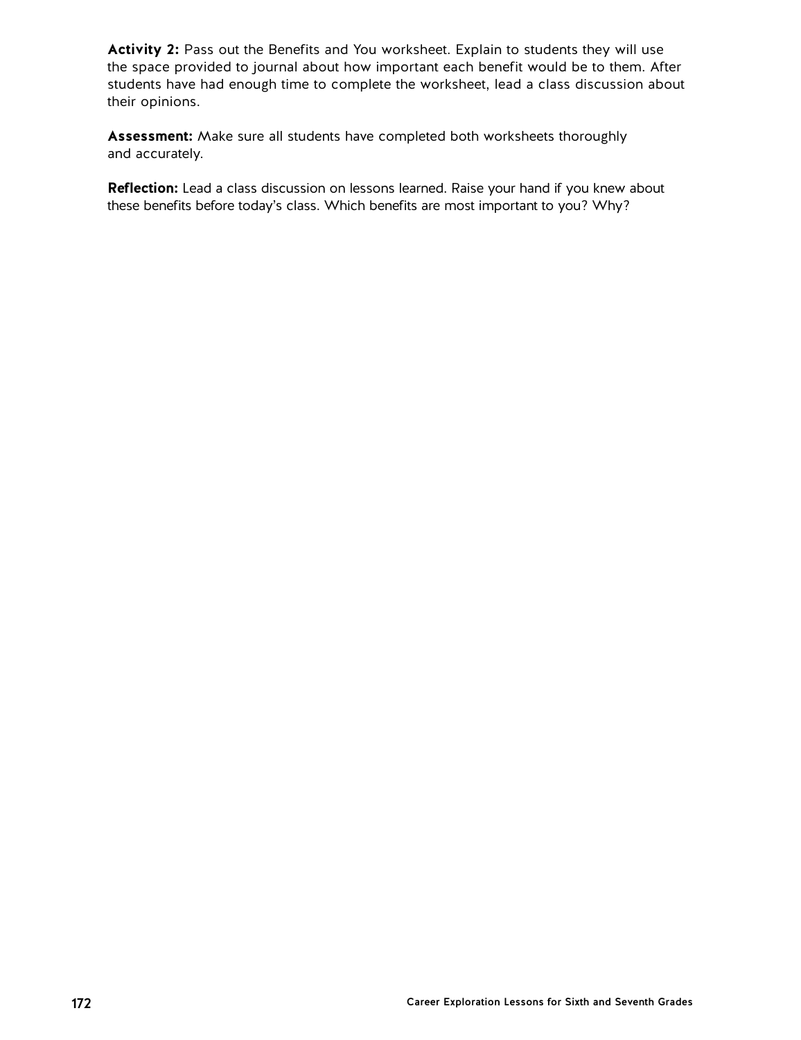**Activity 2:** Pass out the Benefits and You worksheet. Explain to students they will use the space provided to journal about how important each benefit would be to them. After students have had enough time to complete the worksheet, lead a class discussion about their opinions.

**Assessment:** Make sure all students have completed both worksheets thoroughly and accurately.

**Reflection:** Lead a class discussion on lessons learned. Raise your hand if you knew about these benefits before today's class. Which benefits are most important to you? Why?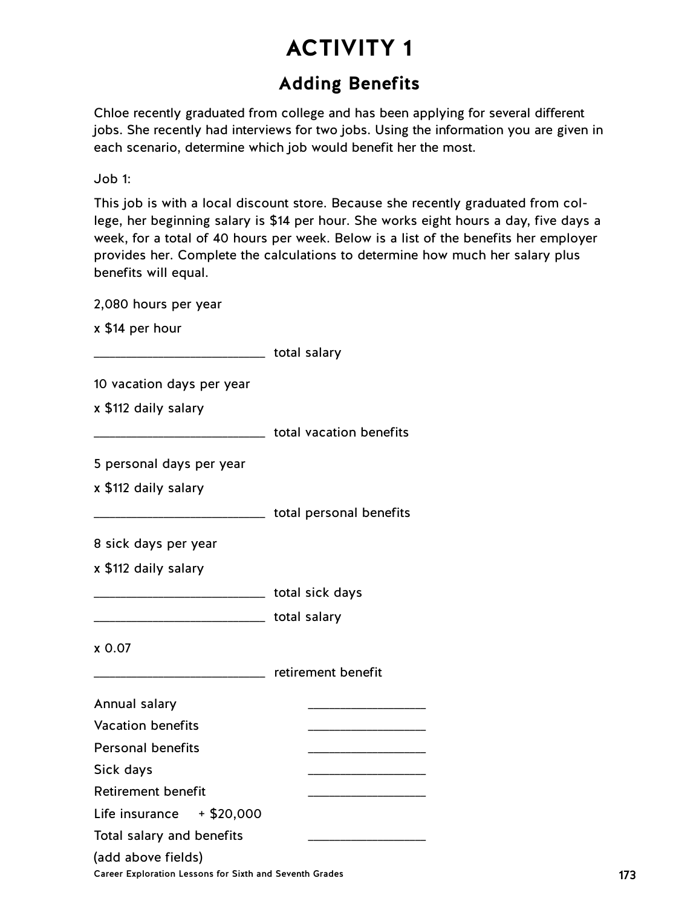# ACTIVITY 1

## Adding Benefits

Chloe recently graduated from college and has been applying for several different jobs. She recently had interviews for two jobs. Using the information you are given in each scenario, determine which job would benefit her the most.

Job 1:

This job is with a local discount store. Because she recently graduated from college, her beginning salary is $14 per hour. She works eight hours a day, five days a week, for a total of 40 hours per week. Below is a list of the benefits her employer provides her. Complete the calculations to determine how much her salary plus benefits will equal.

2,080 hours per year

x $14 per hour

________________________ total salary

10 vacation days per year

x $112 daily salary

________________________ total vacation benefits

5 personal days per year

x $112 daily salary

________________________ total personal benefits

8 sick days per year

x $112 daily salary

________________________ total sick days

________________________ total salary

x 0.07

________________________ retirement benefit

| | |
|---|---|
| Annual salary | ________________ |
| Vacation benefits | ________________ |
| Personal benefits | ________________ |
| Sick days | ________________ |
| Retirement benefit | ________________ |
| Life insurance + $20,000 | |
| Total salary and benefits (add above fields) | ________________ |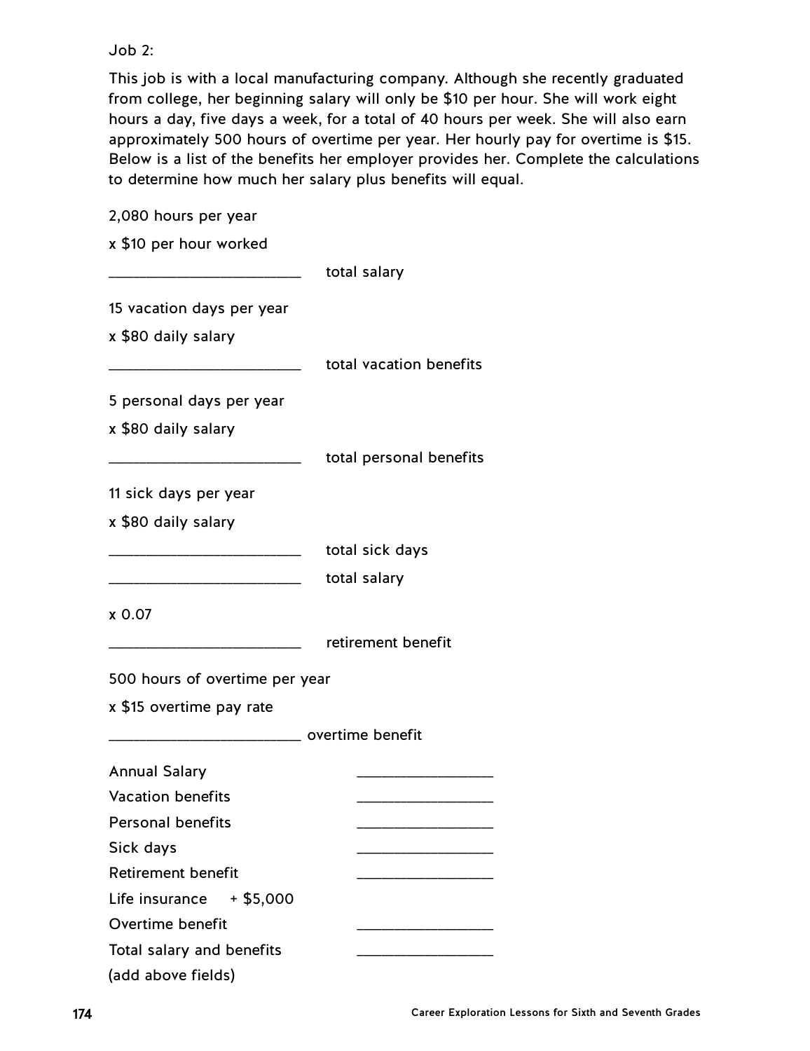Job 2:

This job is with a local manufacturing company. Although she recently graduated from college, her beginning salary will only be $10 per hour. She will work eight hours a day, five days a week, for a total of 40 hours per week. She will also earn approximately 500 hours of overtime per year. Her hourly pay for overtime is $15. Below is a list of the benefits her employer provides her. Complete the calculations to determine how much her salary plus benefits will equal.

2,080 hours per year

x $10 per hour worked

_______________________ total salary

15 vacation days per year

x $80 daily salary

_______________________ total vacation benefits

5 personal days per year

x $80 daily salary

_______________________ total personal benefits

11 sick days per year

x $80 daily salary

_______________________ total sick days

_______________________ total salary

x 0.07

_______________________ retirement benefit

500 hours of overtime per year

x $15 overtime pay rate

_______________________ overtime benefit

| | |
|---|---|
| Annual Salary | _______________ |
| Vacation benefits | _______________ |
| Personal benefits | _______________ |
| Sick days | _______________ |
| Retirement benefit | _______________ |
| Life insurance + $5,000 | |
| Overtime benefit | _______________ |
| Total salary and benefits (add above fields) | _______________ |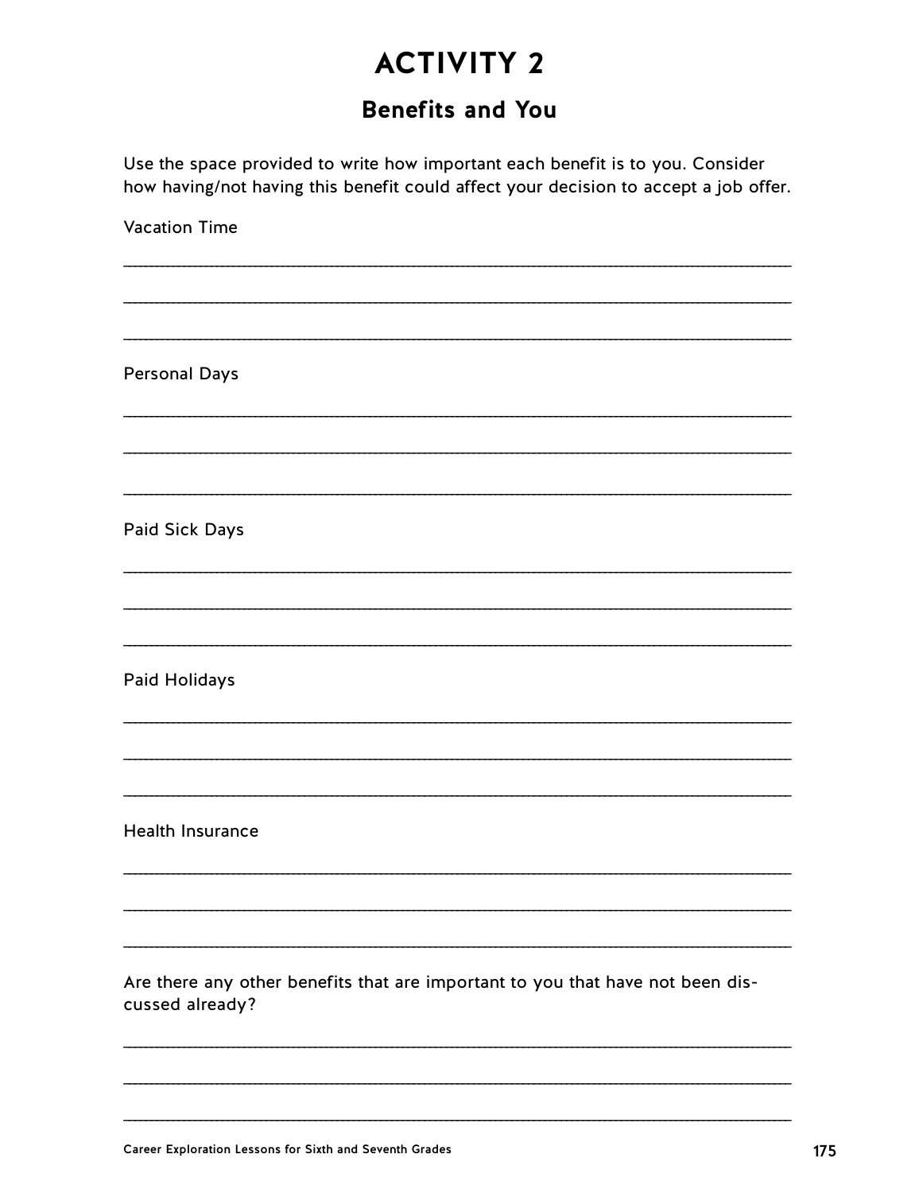# ACTIVITY 2

## Benefits and You

Use the space provided to write how important each benefit is to you. Consider how having/not having this benefit could affect your decision to accept a job offer.

Vacation Time

______________________________________________________________________________

______________________________________________________________________________

______________________________________________________________________________

Personal Days

______________________________________________________________________________

______________________________________________________________________________

______________________________________________________________________________

Paid Sick Days

______________________________________________________________________________

______________________________________________________________________________

______________________________________________________________________________

Paid Holidays

______________________________________________________________________________

______________________________________________________________________________

______________________________________________________________________________

Health Insurance

______________________________________________________________________________

______________________________________________________________________________

______________________________________________________________________________

Are there any other benefits that are important to you that have not been discussed already?

______________________________________________________________________________

______________________________________________________________________________

______________________________________________________________________________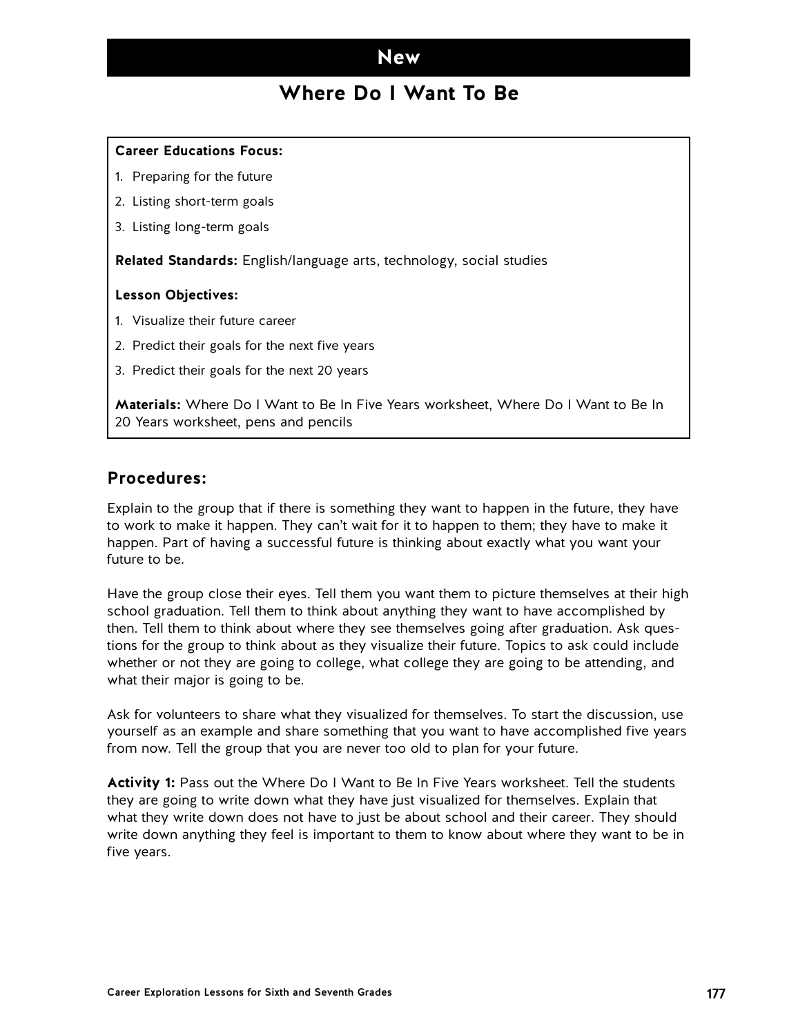## New

# Where Do I Want To Be

**Career Educations Focus:**

1. Preparing for the future
2. Listing short-term goals
3. Listing long-term goals

**Related Standards:** English/language arts, technology, social studies

**Lesson Objectives:**

1. Visualize their future career
2. Predict their goals for the next five years
3. Predict their goals for the next 20 years

**Materials:** Where Do I Want to Be In Five Years worksheet, Where Do I Want to Be In 20 Years worksheet, pens and pencils

## Procedures:

Explain to the group that if there is something they want to happen in the future, they have to work to make it happen. They can't wait for it to happen to them; they have to make it happen. Part of having a successful future is thinking about exactly what you want your future to be.

Have the group close their eyes. Tell them you want them to picture themselves at their high school graduation. Tell them to think about anything they want to have accomplished by then. Tell them to think about where they see themselves going after graduation. Ask questions for the group to think about as they visualize their future. Topics to ask could include whether or not they are going to college, what college they are going to be attending, and what their major is going to be.

Ask for volunteers to share what they visualized for themselves. To start the discussion, use yourself as an example and share something that you want to have accomplished five years from now. Tell the group that you are never too old to plan for your future.

**Activity 1:** Pass out the Where Do I Want to Be In Five Years worksheet. Tell the students they are going to write down what they have just visualized for themselves. Explain that what they write down does not have to just be about school and their career. They should write down anything they feel is important to them to know about where they want to be in five years.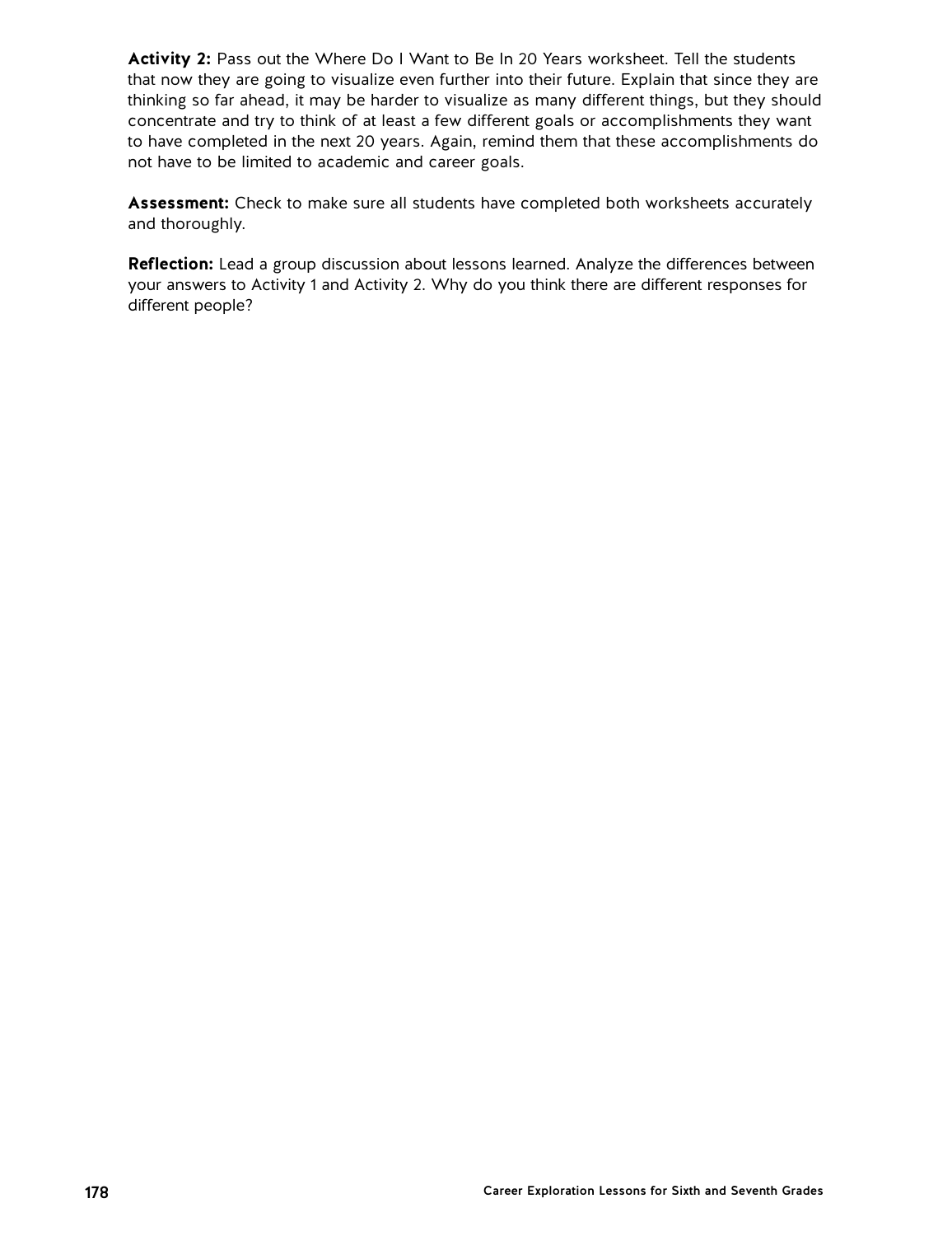**Activity 2:** Pass out the Where Do I Want to Be In 20 Years worksheet. Tell the students that now they are going to visualize even further into their future. Explain that since they are thinking so far ahead, it may be harder to visualize as many different things, but they should concentrate and try to think of at least a few different goals or accomplishments they want to have completed in the next 20 years. Again, remind them that these accomplishments do not have to be limited to academic and career goals.

**Assessment:** Check to make sure all students have completed both worksheets accurately and thoroughly.

**Reflection:** Lead a group discussion about lessons learned. Analyze the differences between your answers to Activity 1 and Activity 2. Why do you think there are different responses for different people?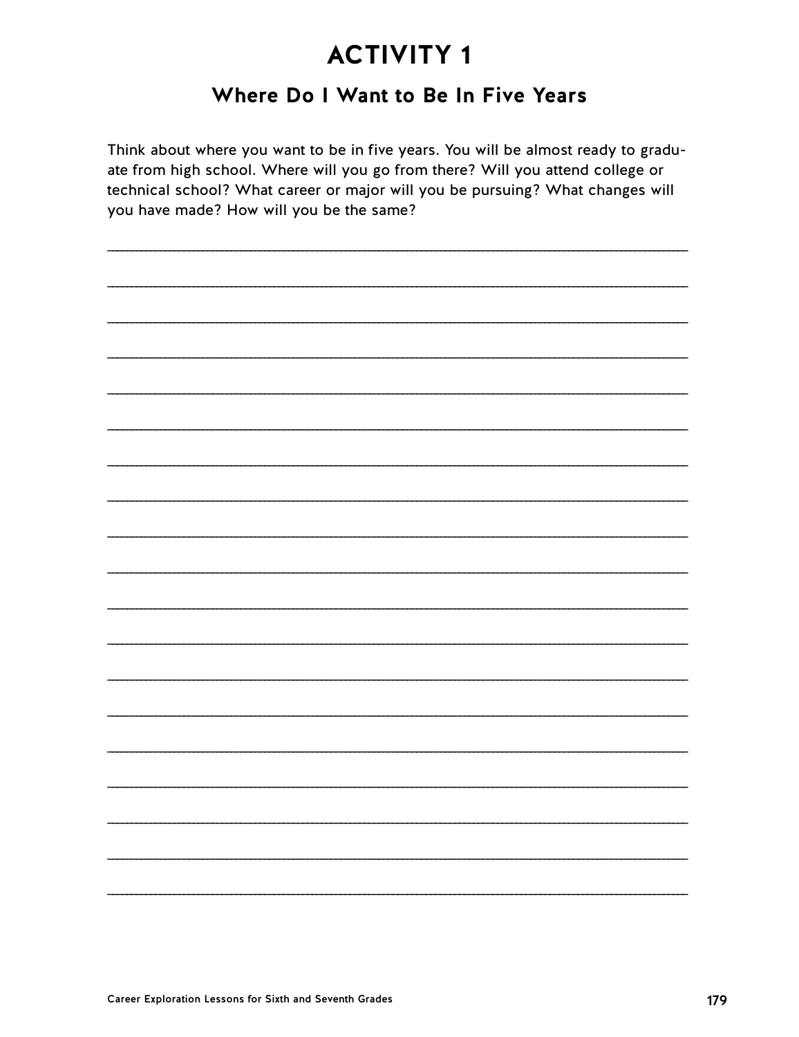# ACTIVITY 1

## Where Do I Want to Be In Five Years

Think about where you want to be in five years. You will be almost ready to graduate from high school. Where will you go from there? Will you attend college or technical school? What career or major will you be pursuing? What changes will you have made? How will you be the same?

\_\_\_\_\_\_\_\_\_\_\_\_\_\_\_\_\_\_\_\_\_\_\_\_\_\_\_\_\_\_\_\_\_\_\_\_\_\_\_\_\_\_\_\_\_\_\_\_\_\_\_\_\_\_\_\_\_\_\_\_\_\_\_\_\_\_\_\_\_\_\_\_

\_\_\_\_\_\_\_\_\_\_\_\_\_\_\_\_\_\_\_\_\_\_\_\_\_\_\_\_\_\_\_\_\_\_\_\_\_\_\_\_\_\_\_\_\_\_\_\_\_\_\_\_\_\_\_\_\_\_\_\_\_\_\_\_\_\_\_\_\_\_\_\_

\_\_\_\_\_\_\_\_\_\_\_\_\_\_\_\_\_\_\_\_\_\_\_\_\_\_\_\_\_\_\_\_\_\_\_\_\_\_\_\_\_\_\_\_\_\_\_\_\_\_\_\_\_\_\_\_\_\_\_\_\_\_\_\_\_\_\_\_\_\_\_\_

\_\_\_\_\_\_\_\_\_\_\_\_\_\_\_\_\_\_\_\_\_\_\_\_\_\_\_\_\_\_\_\_\_\_\_\_\_\_\_\_\_\_\_\_\_\_\_\_\_\_\_\_\_\_\_\_\_\_\_\_\_\_\_\_\_\_\_\_\_\_\_\_

\_\_\_\_\_\_\_\_\_\_\_\_\_\_\_\_\_\_\_\_\_\_\_\_\_\_\_\_\_\_\_\_\_\_\_\_\_\_\_\_\_\_\_\_\_\_\_\_\_\_\_\_\_\_\_\_\_\_\_\_\_\_\_\_\_\_\_\_\_\_\_\_

\_\_\_\_\_\_\_\_\_\_\_\_\_\_\_\_\_\_\_\_\_\_\_\_\_\_\_\_\_\_\_\_\_\_\_\_\_\_\_\_\_\_\_\_\_\_\_\_\_\_\_\_\_\_\_\_\_\_\_\_\_\_\_\_\_\_\_\_\_\_\_\_

\_\_\_\_\_\_\_\_\_\_\_\_\_\_\_\_\_\_\_\_\_\_\_\_\_\_\_\_\_\_\_\_\_\_\_\_\_\_\_\_\_\_\_\_\_\_\_\_\_\_\_\_\_\_\_\_\_\_\_\_\_\_\_\_\_\_\_\_\_\_\_\_

\_\_\_\_\_\_\_\_\_\_\_\_\_\_\_\_\_\_\_\_\_\_\_\_\_\_\_\_\_\_\_\_\_\_\_\_\_\_\_\_\_\_\_\_\_\_\_\_\_\_\_\_\_\_\_\_\_\_\_\_\_\_\_\_\_\_\_\_\_\_\_\_

\_\_\_\_\_\_\_\_\_\_\_\_\_\_\_\_\_\_\_\_\_\_\_\_\_\_\_\_\_\_\_\_\_\_\_\_\_\_\_\_\_\_\_\_\_\_\_\_\_\_\_\_\_\_\_\_\_\_\_\_\_\_\_\_\_\_\_\_\_\_\_\_

\_\_\_\_\_\_\_\_\_\_\_\_\_\_\_\_\_\_\_\_\_\_\_\_\_\_\_\_\_\_\_\_\_\_\_\_\_\_\_\_\_\_\_\_\_\_\_\_\_\_\_\_\_\_\_\_\_\_\_\_\_\_\_\_\_\_\_\_\_\_\_\_

\_\_\_\_\_\_\_\_\_\_\_\_\_\_\_\_\_\_\_\_\_\_\_\_\_\_\_\_\_\_\_\_\_\_\_\_\_\_\_\_\_\_\_\_\_\_\_\_\_\_\_\_\_\_\_\_\_\_\_\_\_\_\_\_\_\_\_\_\_\_\_\_

\_\_\_\_\_\_\_\_\_\_\_\_\_\_\_\_\_\_\_\_\_\_\_\_\_\_\_\_\_\_\_\_\_\_\_\_\_\_\_\_\_\_\_\_\_\_\_\_\_\_\_\_\_\_\_\_\_\_\_\_\_\_\_\_\_\_\_\_\_\_\_\_

\_\_\_\_\_\_\_\_\_\_\_\_\_\_\_\_\_\_\_\_\_\_\_\_\_\_\_\_\_\_\_\_\_\_\_\_\_\_\_\_\_\_\_\_\_\_\_\_\_\_\_\_\_\_\_\_\_\_\_\_\_\_\_\_\_\_\_\_\_\_\_\_

\_\_\_\_\_\_\_\_\_\_\_\_\_\_\_\_\_\_\_\_\_\_\_\_\_\_\_\_\_\_\_\_\_\_\_\_\_\_\_\_\_\_\_\_\_\_\_\_\_\_\_\_\_\_\_\_\_\_\_\_\_\_\_\_\_\_\_\_\_\_\_\_

\_\_\_\_\_\_\_\_\_\_\_\_\_\_\_\_\_\_\_\_\_\_\_\_\_\_\_\_\_\_\_\_\_\_\_\_\_\_\_\_\_\_\_\_\_\_\_\_\_\_\_\_\_\_\_\_\_\_\_\_\_\_\_\_\_\_\_\_\_\_\_\_

\_\_\_\_\_\_\_\_\_\_\_\_\_\_\_\_\_\_\_\_\_\_\_\_\_\_\_\_\_\_\_\_\_\_\_\_\_\_\_\_\_\_\_\_\_\_\_\_\_\_\_\_\_\_\_\_\_\_\_\_\_\_\_\_\_\_\_\_\_\_\_\_

\_\_\_\_\_\_\_\_\_\_\_\_\_\_\_\_\_\_\_\_\_\_\_\_\_\_\_\_\_\_\_\_\_\_\_\_\_\_\_\_\_\_\_\_\_\_\_\_\_\_\_\_\_\_\_\_\_\_\_\_\_\_\_\_\_\_\_\_\_\_\_\_

\_\_\_\_\_\_\_\_\_\_\_\_\_\_\_\_\_\_\_\_\_\_\_\_\_\_\_\_\_\_\_\_\_\_\_\_\_\_\_\_\_\_\_\_\_\_\_\_\_\_\_\_\_\_\_\_\_\_\_\_\_\_\_\_\_\_\_\_\_\_\_\_

\_\_\_\_\_\_\_\_\_\_\_\_\_\_\_\_\_\_\_\_\_\_\_\_\_\_\_\_\_\_\_\_\_\_\_\_\_\_\_\_\_\_\_\_\_\_\_\_\_\_\_\_\_\_\_\_\_\_\_\_\_\_\_\_\_\_\_\_\_\_\_\_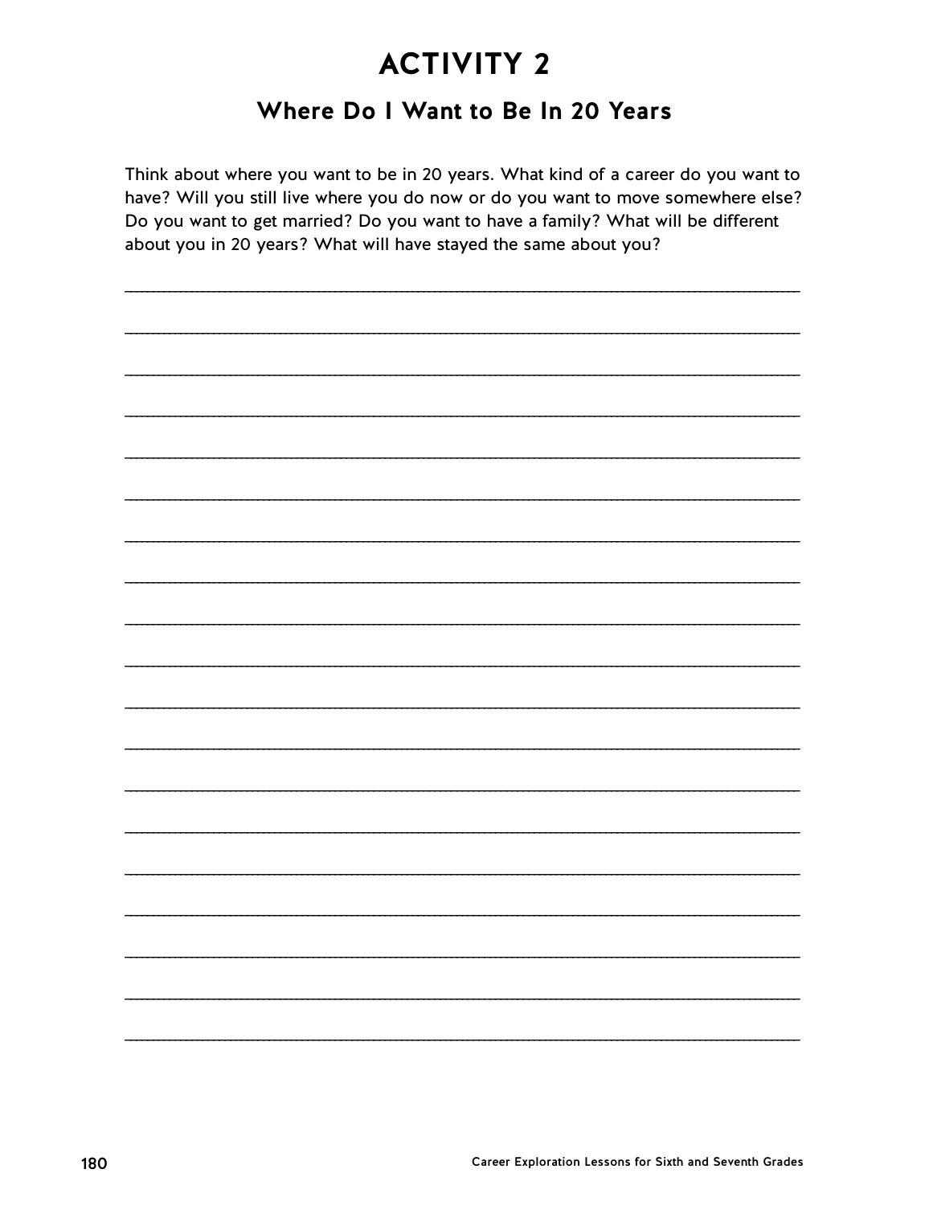# ACTIVITY 2

## Where Do I Want to Be In 20 Years

Think about where you want to be in 20 years. What kind of a career do you want to have? Will you still live where you do now or do you want to move somewhere else? Do you want to get married? Do you want to have a family? What will be different about you in 20 years? What will have stayed the same about you?

\_\_\_\_\_\_\_\_\_\_\_\_\_\_\_\_\_\_\_\_\_\_\_\_\_\_\_\_\_\_\_\_\_\_\_\_\_\_\_\_\_\_\_\_\_\_\_\_\_\_\_\_\_\_\_\_\_\_\_\_\_\_\_\_\_\_\_\_\_\_\_\_

\_\_\_\_\_\_\_\_\_\_\_\_\_\_\_\_\_\_\_\_\_\_\_\_\_\_\_\_\_\_\_\_\_\_\_\_\_\_\_\_\_\_\_\_\_\_\_\_\_\_\_\_\_\_\_\_\_\_\_\_\_\_\_\_\_\_\_\_\_\_\_\_

\_\_\_\_\_\_\_\_\_\_\_\_\_\_\_\_\_\_\_\_\_\_\_\_\_\_\_\_\_\_\_\_\_\_\_\_\_\_\_\_\_\_\_\_\_\_\_\_\_\_\_\_\_\_\_\_\_\_\_\_\_\_\_\_\_\_\_\_\_\_\_\_

\_\_\_\_\_\_\_\_\_\_\_\_\_\_\_\_\_\_\_\_\_\_\_\_\_\_\_\_\_\_\_\_\_\_\_\_\_\_\_\_\_\_\_\_\_\_\_\_\_\_\_\_\_\_\_\_\_\_\_\_\_\_\_\_\_\_\_\_\_\_\_\_

\_\_\_\_\_\_\_\_\_\_\_\_\_\_\_\_\_\_\_\_\_\_\_\_\_\_\_\_\_\_\_\_\_\_\_\_\_\_\_\_\_\_\_\_\_\_\_\_\_\_\_\_\_\_\_\_\_\_\_\_\_\_\_\_\_\_\_\_\_\_\_\_

\_\_\_\_\_\_\_\_\_\_\_\_\_\_\_\_\_\_\_\_\_\_\_\_\_\_\_\_\_\_\_\_\_\_\_\_\_\_\_\_\_\_\_\_\_\_\_\_\_\_\_\_\_\_\_\_\_\_\_\_\_\_\_\_\_\_\_\_\_\_\_\_

\_\_\_\_\_\_\_\_\_\_\_\_\_\_\_\_\_\_\_\_\_\_\_\_\_\_\_\_\_\_\_\_\_\_\_\_\_\_\_\_\_\_\_\_\_\_\_\_\_\_\_\_\_\_\_\_\_\_\_\_\_\_\_\_\_\_\_\_\_\_\_\_

\_\_\_\_\_\_\_\_\_\_\_\_\_\_\_\_\_\_\_\_\_\_\_\_\_\_\_\_\_\_\_\_\_\_\_\_\_\_\_\_\_\_\_\_\_\_\_\_\_\_\_\_\_\_\_\_\_\_\_\_\_\_\_\_\_\_\_\_\_\_\_\_

\_\_\_\_\_\_\_\_\_\_\_\_\_\_\_\_\_\_\_\_\_\_\_\_\_\_\_\_\_\_\_\_\_\_\_\_\_\_\_\_\_\_\_\_\_\_\_\_\_\_\_\_\_\_\_\_\_\_\_\_\_\_\_\_\_\_\_\_\_\_\_\_

\_\_\_\_\_\_\_\_\_\_\_\_\_\_\_\_\_\_\_\_\_\_\_\_\_\_\_\_\_\_\_\_\_\_\_\_\_\_\_\_\_\_\_\_\_\_\_\_\_\_\_\_\_\_\_\_\_\_\_\_\_\_\_\_\_\_\_\_\_\_\_\_

\_\_\_\_\_\_\_\_\_\_\_\_\_\_\_\_\_\_\_\_\_\_\_\_\_\_\_\_\_\_\_\_\_\_\_\_\_\_\_\_\_\_\_\_\_\_\_\_\_\_\_\_\_\_\_\_\_\_\_\_\_\_\_\_\_\_\_\_\_\_\_\_

\_\_\_\_\_\_\_\_\_\_\_\_\_\_\_\_\_\_\_\_\_\_\_\_\_\_\_\_\_\_\_\_\_\_\_\_\_\_\_\_\_\_\_\_\_\_\_\_\_\_\_\_\_\_\_\_\_\_\_\_\_\_\_\_\_\_\_\_\_\_\_\_

\_\_\_\_\_\_\_\_\_\_\_\_\_\_\_\_\_\_\_\_\_\_\_\_\_\_\_\_\_\_\_\_\_\_\_\_\_\_\_\_\_\_\_\_\_\_\_\_\_\_\_\_\_\_\_\_\_\_\_\_\_\_\_\_\_\_\_\_\_\_\_\_

\_\_\_\_\_\_\_\_\_\_\_\_\_\_\_\_\_\_\_\_\_\_\_\_\_\_\_\_\_\_\_\_\_\_\_\_\_\_\_\_\_\_\_\_\_\_\_\_\_\_\_\_\_\_\_\_\_\_\_\_\_\_\_\_\_\_\_\_\_\_\_\_

\_\_\_\_\_\_\_\_\_\_\_\_\_\_\_\_\_\_\_\_\_\_\_\_\_\_\_\_\_\_\_\_\_\_\_\_\_\_\_\_\_\_\_\_\_\_\_\_\_\_\_\_\_\_\_\_\_\_\_\_\_\_\_\_\_\_\_\_\_\_\_\_

\_\_\_\_\_\_\_\_\_\_\_\_\_\_\_\_\_\_\_\_\_\_\_\_\_\_\_\_\_\_\_\_\_\_\_\_\_\_\_\_\_\_\_\_\_\_\_\_\_\_\_\_\_\_\_\_\_\_\_\_\_\_\_\_\_\_\_\_\_\_\_\_

\_\_\_\_\_\_\_\_\_\_\_\_\_\_\_\_\_\_\_\_\_\_\_\_\_\_\_\_\_\_\_\_\_\_\_\_\_\_\_\_\_\_\_\_\_\_\_\_\_\_\_\_\_\_\_\_\_\_\_\_\_\_\_\_\_\_\_\_\_\_\_\_

\_\_\_\_\_\_\_\_\_\_\_\_\_\_\_\_\_\_\_\_\_\_\_\_\_\_\_\_\_\_\_\_\_\_\_\_\_\_\_\_\_\_\_\_\_\_\_\_\_\_\_\_\_\_\_\_\_\_\_\_\_\_\_\_\_\_\_\_\_\_\_\_

\_\_\_\_\_\_\_\_\_\_\_\_\_\_\_\_\_\_\_\_\_\_\_\_\_\_\_\_\_\_\_\_\_\_\_\_\_\_\_\_\_\_\_\_\_\_\_\_\_\_\_\_\_\_\_\_\_\_\_\_\_\_\_\_\_\_\_\_\_\_\_\_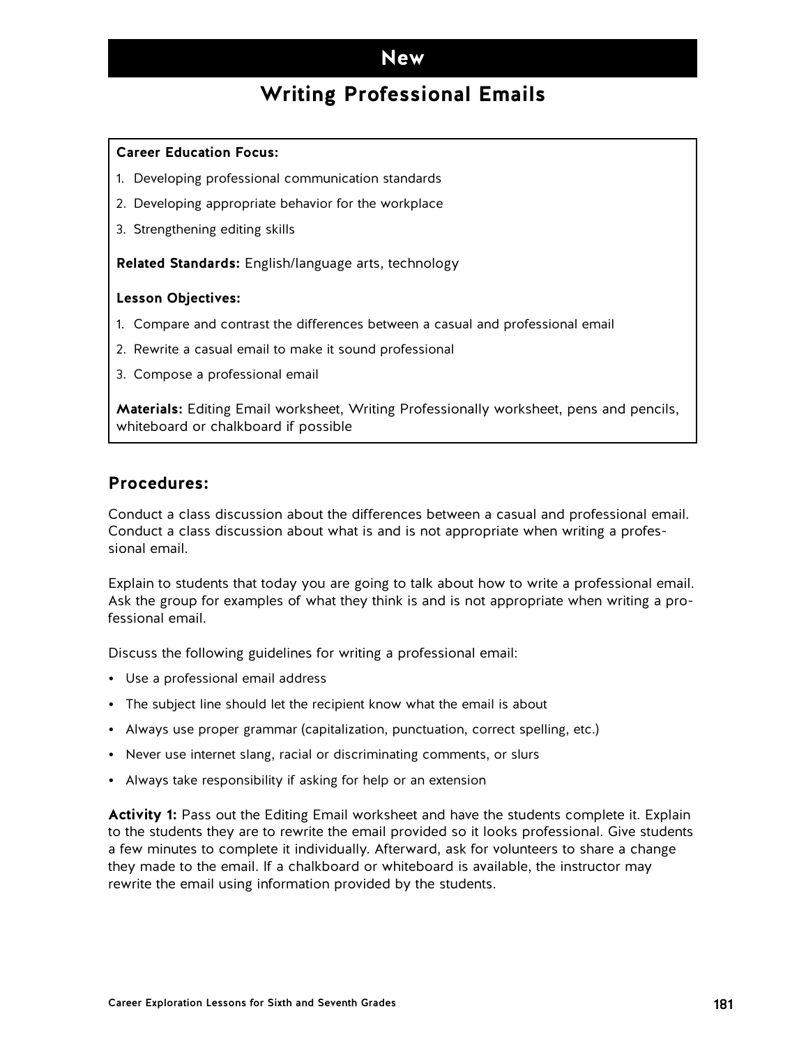# New

## Writing Professional Emails

**Career Education Focus:**

1. Developing professional communication standards
2. Developing appropriate behavior for the workplace
3. Strengthening editing skills

**Related Standards:** English/language arts, technology

**Lesson Objectives:**

1. Compare and contrast the differences between a casual and professional email
2. Rewrite a casual email to make it sound professional
3. Compose a professional email

**Materials:** Editing Email worksheet, Writing Professionally worksheet, pens and pencils, whiteboard or chalkboard if possible

### Procedures:

Conduct a class discussion about the differences between a casual and professional email. Conduct a class discussion about what is and is not appropriate when writing a professional email.

Explain to students that today you are going to talk about how to write a professional email. Ask the group for examples of what they think is and is not appropriate when writing a professional email.

Discuss the following guidelines for writing a professional email:

- Use a professional email address
- The subject line should let the recipient know what the email is about
- Always use proper grammar (capitalization, punctuation, correct spelling, etc.)
- Never use internet slang, racial or discriminating comments, or slurs
- Always take responsibility if asking for help or an extension

**Activity 1:** Pass out the Editing Email worksheet and have the students complete it. Explain to the students they are to rewrite the email provided so it looks professional. Give students a few minutes to complete it individually. Afterward, ask for volunteers to share a change they made to the email. If a chalkboard or whiteboard is available, the instructor may rewrite the email using information provided by the students.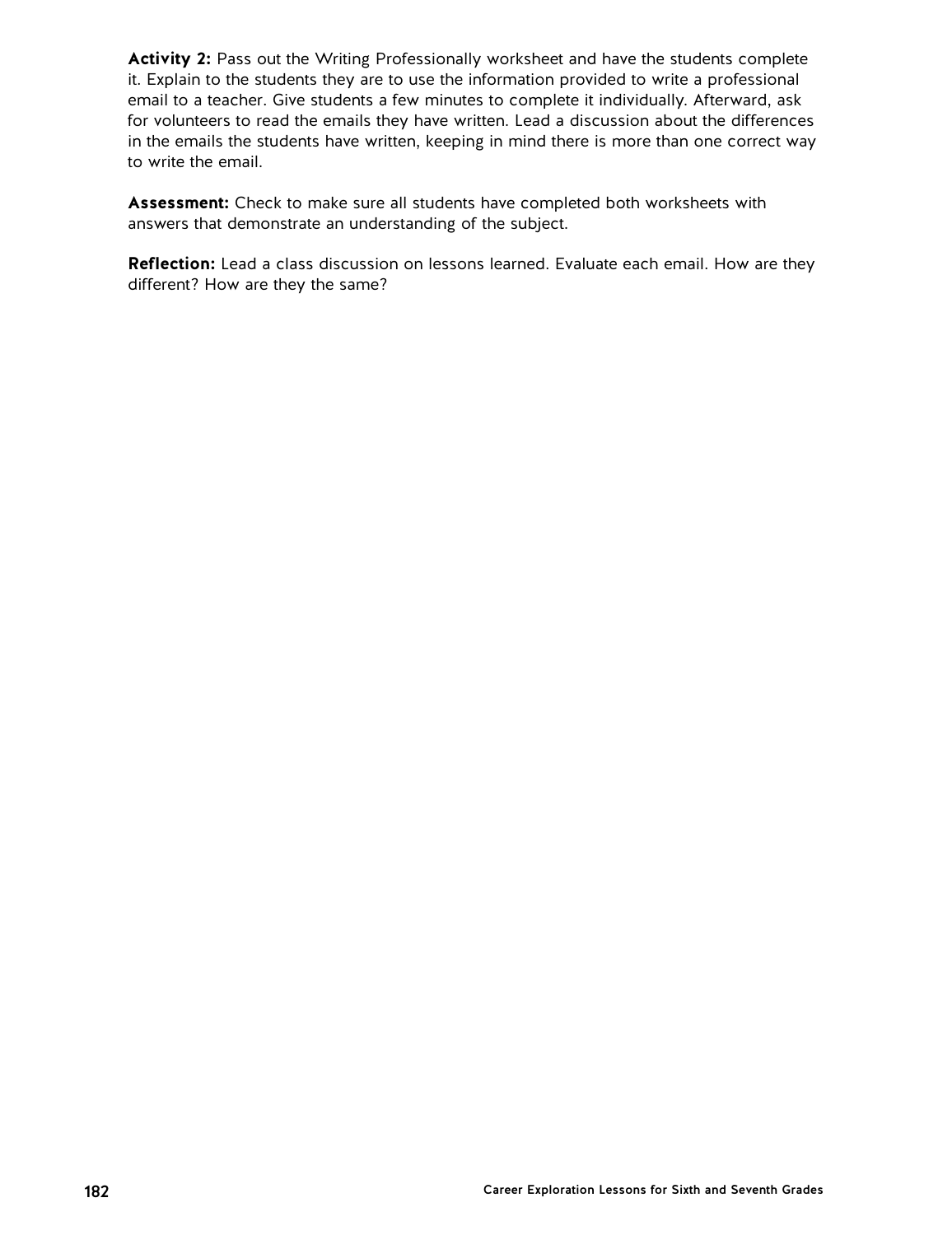**Activity 2:** Pass out the Writing Professionally worksheet and have the students complete it. Explain to the students they are to use the information provided to write a professional email to a teacher. Give students a few minutes to complete it individually. Afterward, ask for volunteers to read the emails they have written. Lead a discussion about the differences in the emails the students have written, keeping in mind there is more than one correct way to write the email.

**Assessment:** Check to make sure all students have completed both worksheets with answers that demonstrate an understanding of the subject.

**Reflection:** Lead a class discussion on lessons learned. Evaluate each email. How are they different? How are they the same?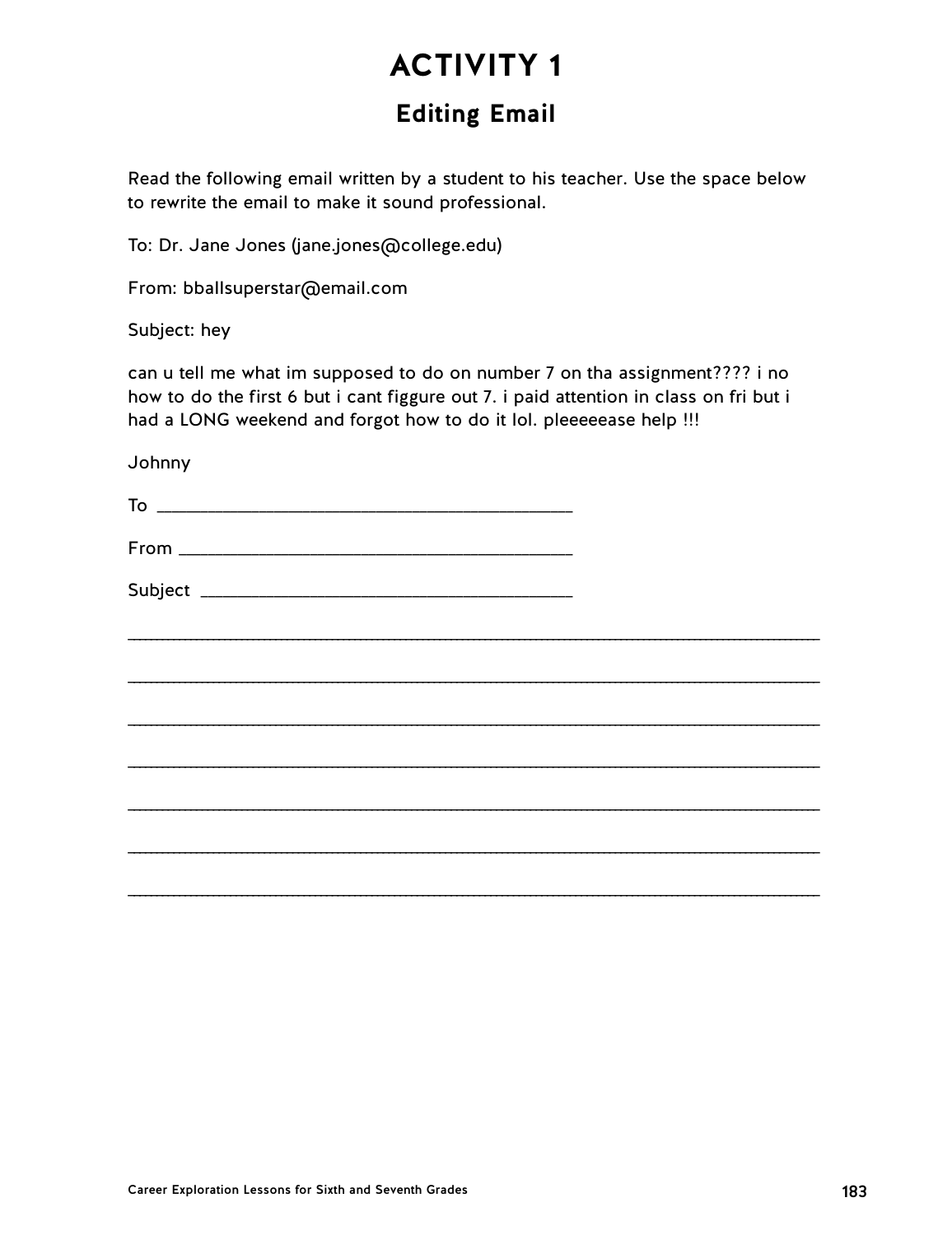# ACTIVITY 1

## Editing Email

Read the following email written by a student to his teacher. Use the space below to rewrite the email to make it sound professional.

To: Dr. Jane Jones (jane.jones@college.edu)

From: bballsuperstar@email.com

Subject: hey

can u tell me what im supposed to do on number 7 on tha assignment???? i no how to do the first 6 but i cant figgure out 7. i paid attention in class on fri but i had a LONG weekend and forgot how to do it lol. pleeeeease help !!!

Johnny

To ___________________________________________

From ___________________________________________

Subject ___________________________________________

___________________________________________________________________________

___________________________________________________________________________

___________________________________________________________________________

___________________________________________________________________________

___________________________________________________________________________

___________________________________________________________________________

___________________________________________________________________________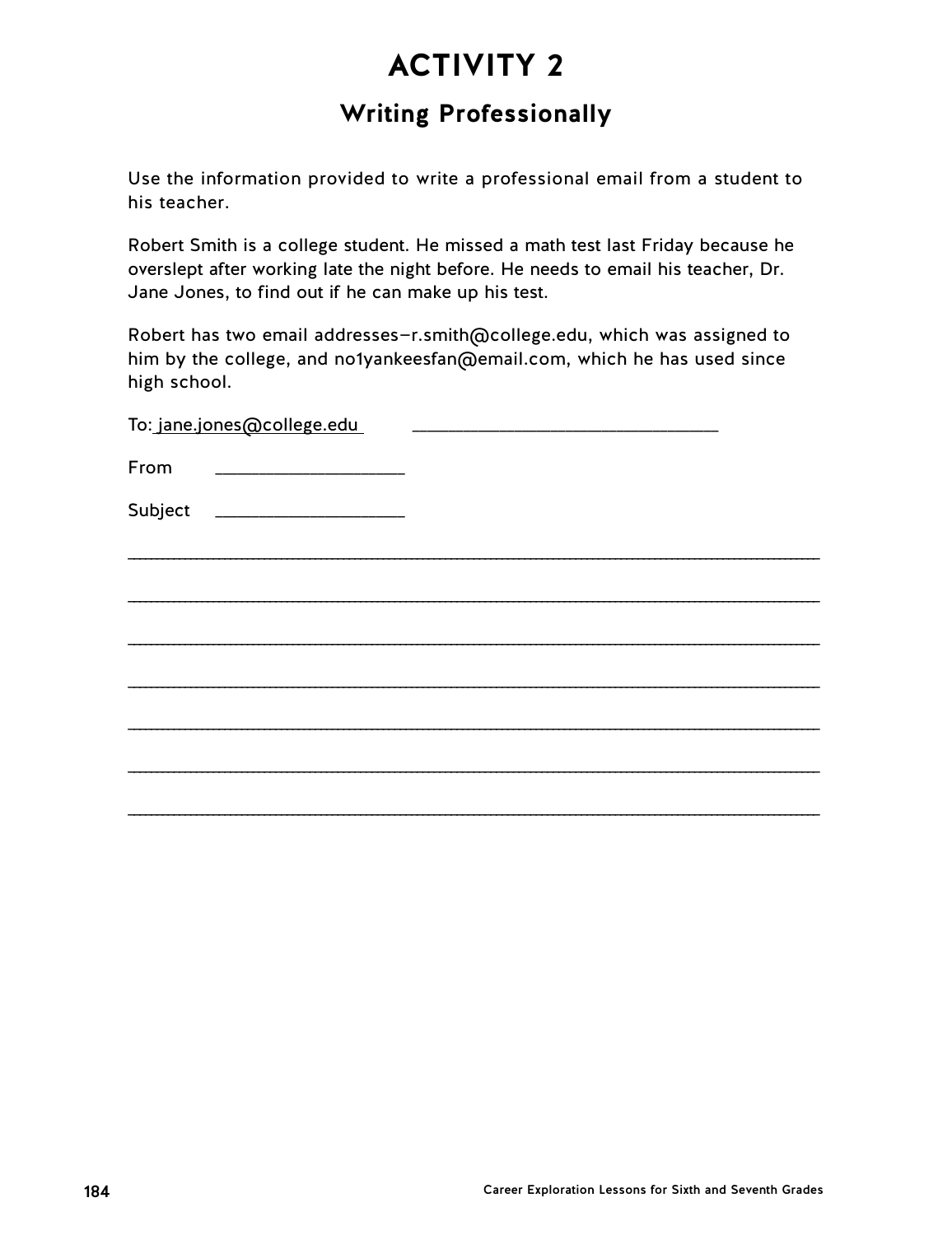# ACTIVITY 2

## Writing Professionally

Use the information provided to write a professional email from a student to his teacher.

Robert Smith is a college student. He missed a math test last Friday because he overslept after working late the night before. He needs to email his teacher, Dr. Jane Jones, to find out if he can make up his test.

Robert has two email addresses—r.smith@college.edu, which was assigned to him by the college, and no1yankeesfan@email.com, which he has used since high school.

To: jane.jones@college.edu ______________________________

From ___________________

Subject ___________________

______________________________________________________________________

______________________________________________________________________

______________________________________________________________________

______________________________________________________________________

______________________________________________________________________

______________________________________________________________________

______________________________________________________________________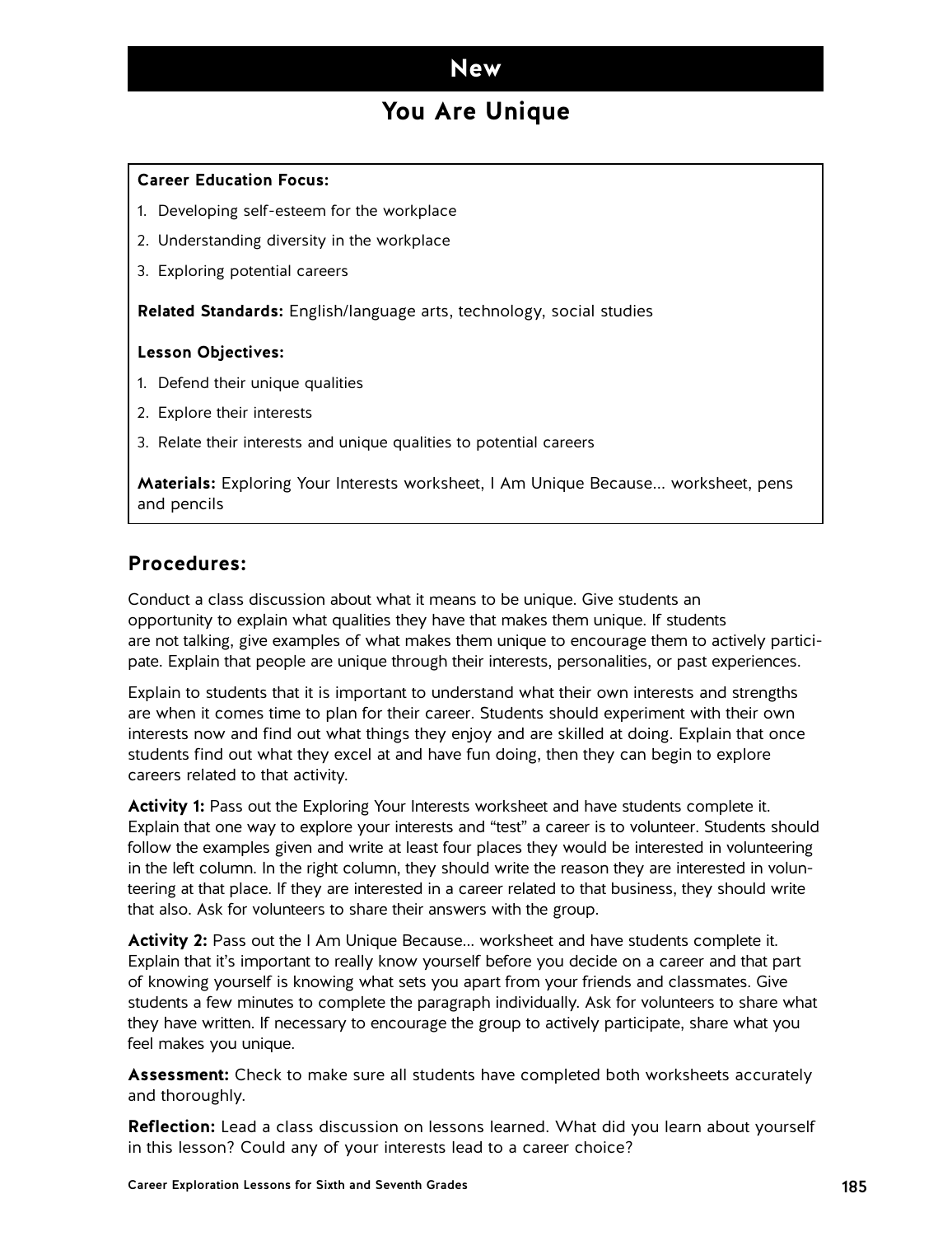# New

## You Are Unique

**Career Education Focus:**

1. Developing self-esteem for the workplace
2. Understanding diversity in the workplace
3. Exploring potential careers

**Related Standards:** English/language arts, technology, social studies

**Lesson Objectives:**

1. Defend their unique qualities
2. Explore their interests
3. Relate their interests and unique qualities to potential careers

**Materials:** Exploring Your Interests worksheet, I Am Unique Because... worksheet, pens and pencils

## Procedures:

Conduct a class discussion about what it means to be unique. Give students an opportunity to explain what qualities they have that makes them unique. If students are not talking, give examples of what makes them unique to encourage them to actively participate. Explain that people are unique through their interests, personalities, or past experiences.

Explain to students that it is important to understand what their own interests and strengths are when it comes time to plan for their career. Students should experiment with their own interests now and find out what things they enjoy and are skilled at doing. Explain that once students find out what they excel at and have fun doing, then they can begin to explore careers related to that activity.

**Activity 1:** Pass out the Exploring Your Interests worksheet and have students complete it. Explain that one way to explore your interests and "test" a career is to volunteer. Students should follow the examples given and write at least four places they would be interested in volunteering in the left column. In the right column, they should write the reason they are interested in volunteering at that place. If they are interested in a career related to that business, they should write that also. Ask for volunteers to share their answers with the group.

**Activity 2:** Pass out the I Am Unique Because... worksheet and have students complete it. Explain that it's important to really know yourself before you decide on a career and that part of knowing yourself is knowing what sets you apart from your friends and classmates. Give students a few minutes to complete the paragraph individually. Ask for volunteers to share what they have written. If necessary to encourage the group to actively participate, share what you feel makes you unique.

**Assessment:** Check to make sure all students have completed both worksheets accurately and thoroughly.

**Reflection:** Lead a class discussion on lessons learned. What did you learn about yourself in this lesson? Could any of your interests lead to a career choice?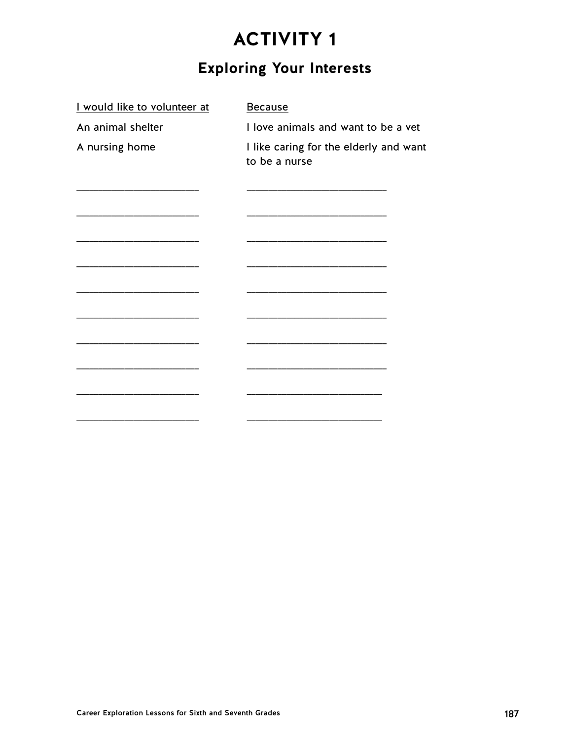# ACTIVITY 1

## Exploring Your Interests

| I would like to volunteer at | Because |
|---|---|
| An animal shelter | I love animals and want to be a vet |
| A nursing home | I like caring for the elderly and want to be a nurse |
| ______________________ | ________________________ |
| ______________________ | ________________________ |
| ______________________ | ________________________ |
| ______________________ | ________________________ |
| ______________________ | ________________________ |
| ______________________ | ________________________ |
| ______________________ | ________________________ |
| ______________________ | ________________________ |
| ______________________ | ________________________ |
| ______________________ | ________________________ |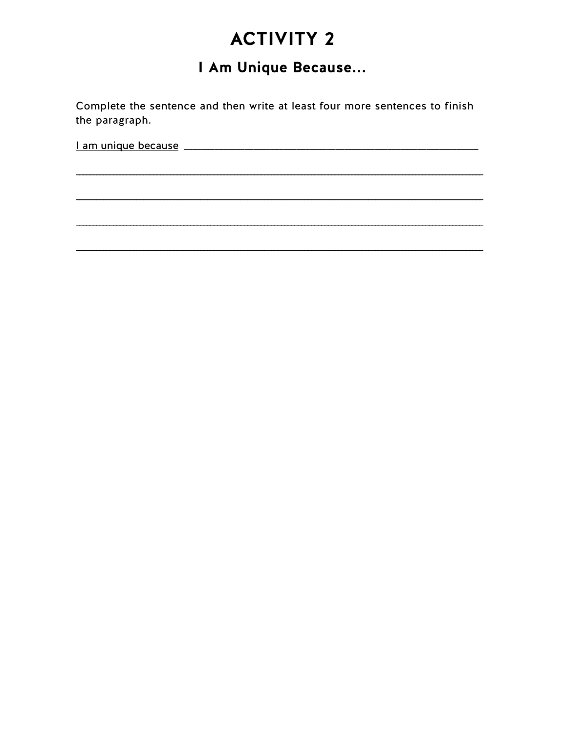# ACTIVITY 2

## I Am Unique Because...

Complete the sentence and then write at least four more sentences to finish the paragraph.

I am unique because ____________________________________________________

______________________________________________________________________________

______________________________________________________________________________

______________________________________________________________________________

______________________________________________________________________________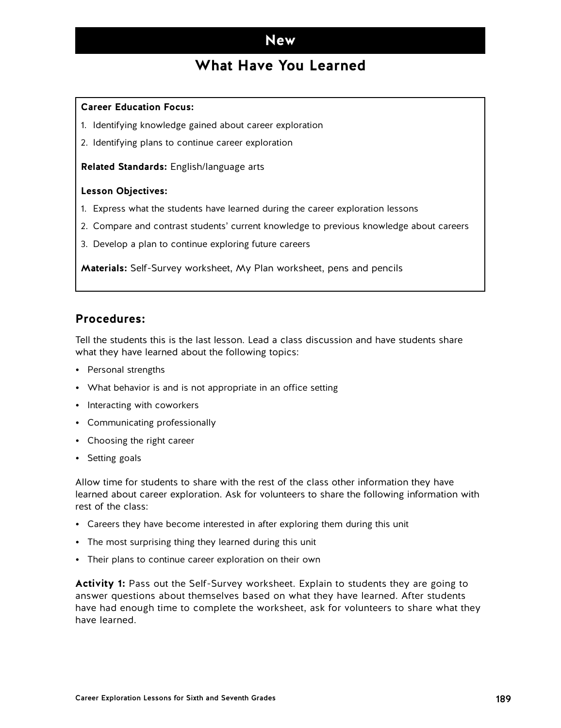# New

## What Have You Learned

**Career Education Focus:**

1. Identifying knowledge gained about career exploration
2. Identifying plans to continue career exploration

**Related Standards:** English/language arts

**Lesson Objectives:**

1. Express what the students have learned during the career exploration lessons
2. Compare and contrast students' current knowledge to previous knowledge about careers
3. Develop a plan to continue exploring future careers

**Materials:** Self-Survey worksheet, My Plan worksheet, pens and pencils

## Procedures:

Tell the students this is the last lesson. Lead a class discussion and have students share what they have learned about the following topics:

- Personal strengths
- What behavior is and is not appropriate in an office setting
- Interacting with coworkers
- Communicating professionally
- Choosing the right career
- Setting goals

Allow time for students to share with the rest of the class other information they have learned about career exploration. Ask for volunteers to share the following information with rest of the class:

- Careers they have become interested in after exploring them during this unit
- The most surprising thing they learned during this unit
- Their plans to continue career exploration on their own

**Activity 1:** Pass out the Self-Survey worksheet. Explain to students they are going to answer questions about themselves based on what they have learned. After students have had enough time to complete the worksheet, ask for volunteers to share what they have learned.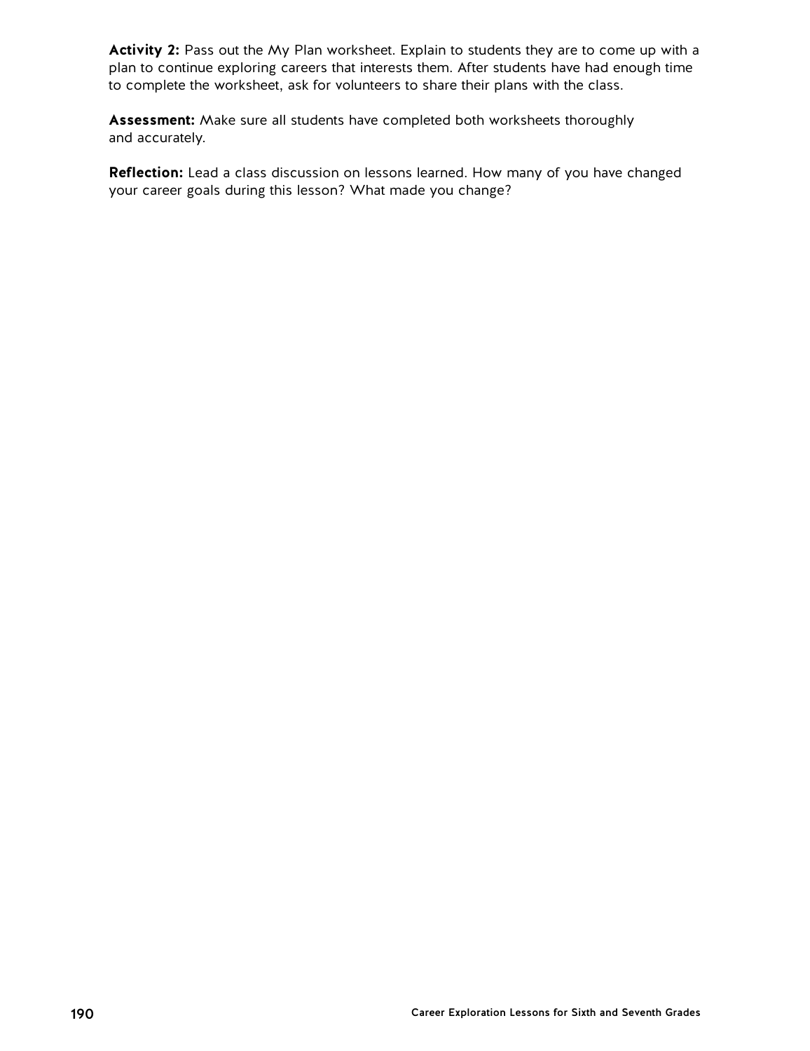**Activity 2:** Pass out the My Plan worksheet. Explain to students they are to come up with a plan to continue exploring careers that interests them. After students have had enough time to complete the worksheet, ask for volunteers to share their plans with the class.

**Assessment:** Make sure all students have completed both worksheets thoroughly and accurately.

**Reflection:** Lead a class discussion on lessons learned. How many of you have changed your career goals during this lesson? What made you change?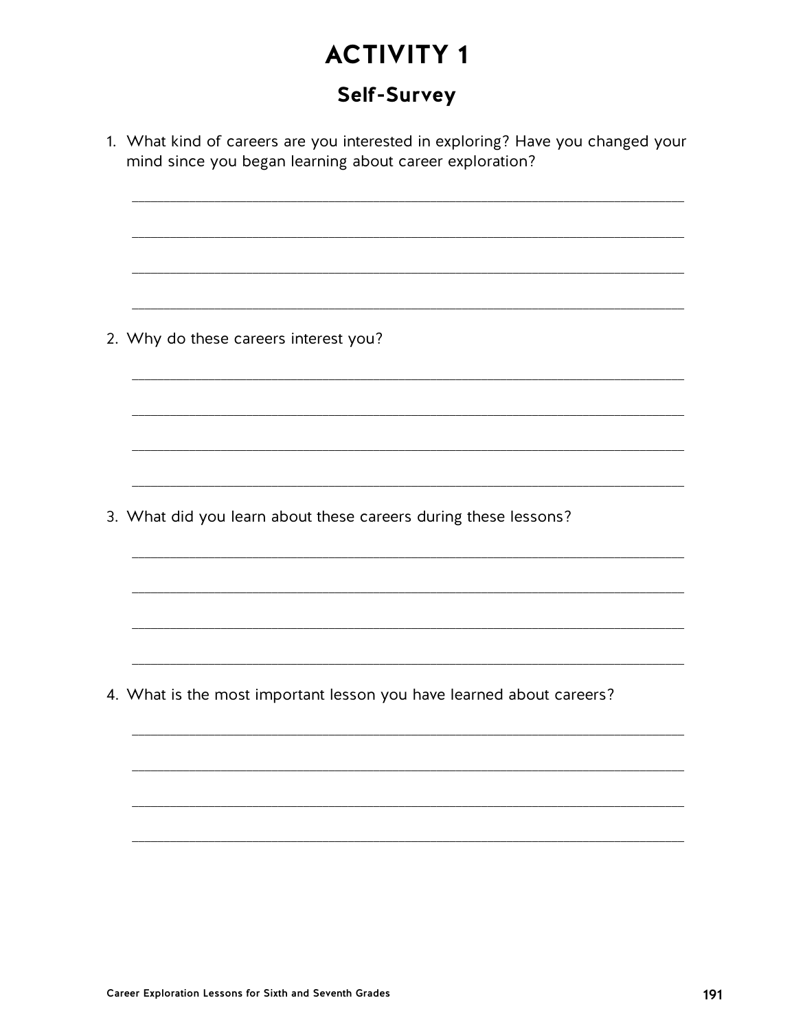# ACTIVITY 1

## Self-Survey

1. What kind of careers are you interested in exploring? Have you changed your mind since you began learning about career exploration?

______________________________________________________________________

______________________________________________________________________

______________________________________________________________________

______________________________________________________________________

2. Why do these careers interest you?

______________________________________________________________________

______________________________________________________________________

______________________________________________________________________

______________________________________________________________________

3. What did you learn about these careers during these lessons?

______________________________________________________________________

______________________________________________________________________

______________________________________________________________________

______________________________________________________________________

4. What is the most important lesson you have learned about careers?

______________________________________________________________________

______________________________________________________________________

______________________________________________________________________

______________________________________________________________________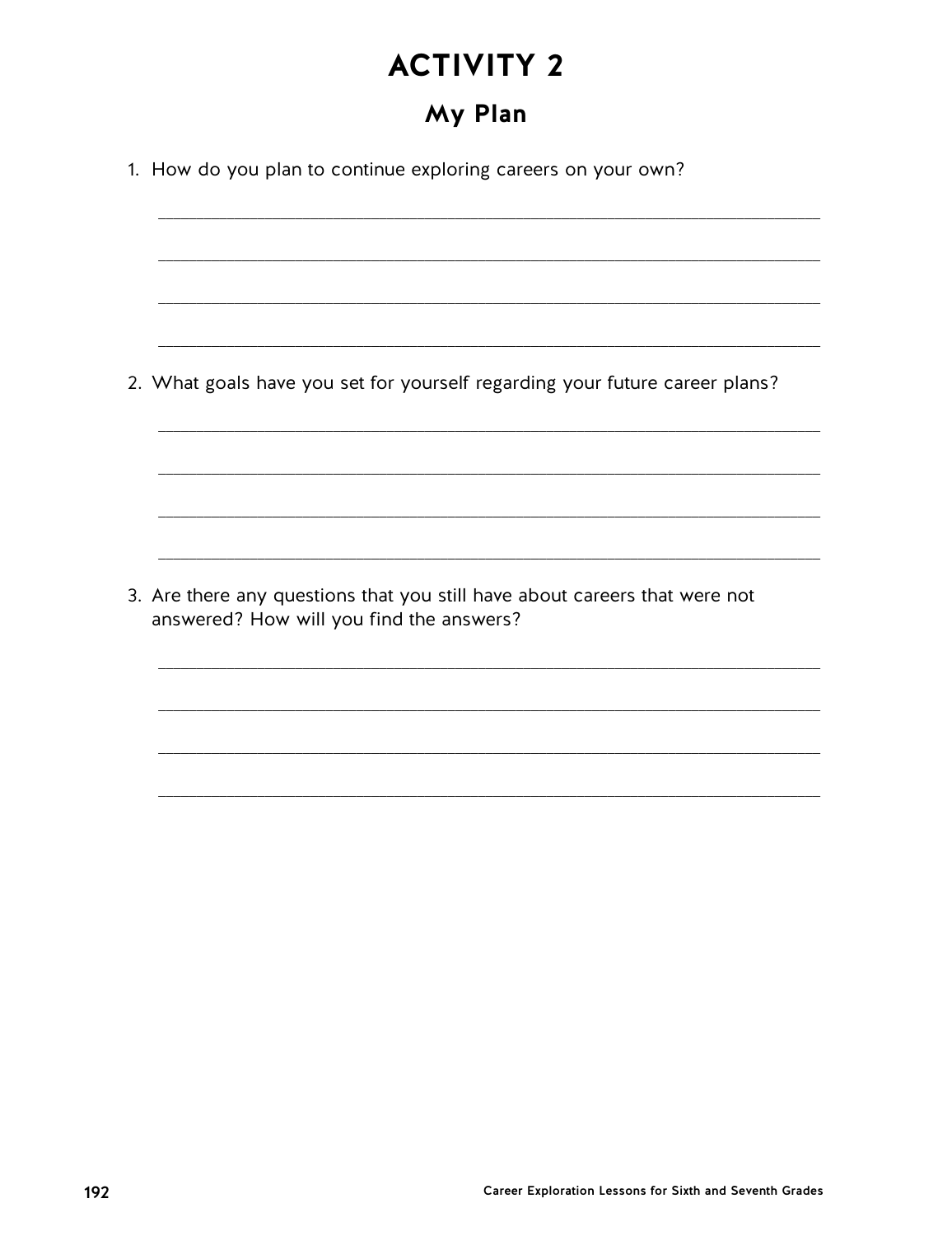# ACTIVITY 2

## My Plan

1. How do you plan to continue exploring careers on your own?

_______________________________________________________________

_______________________________________________________________

_______________________________________________________________

_______________________________________________________________

2. What goals have you set for yourself regarding your future career plans?

_______________________________________________________________

_______________________________________________________________

_______________________________________________________________

_______________________________________________________________

3. Are there any questions that you still have about careers that were not answered? How will you find the answers?

_______________________________________________________________

_______________________________________________________________

_______________________________________________________________

_______________________________________________________________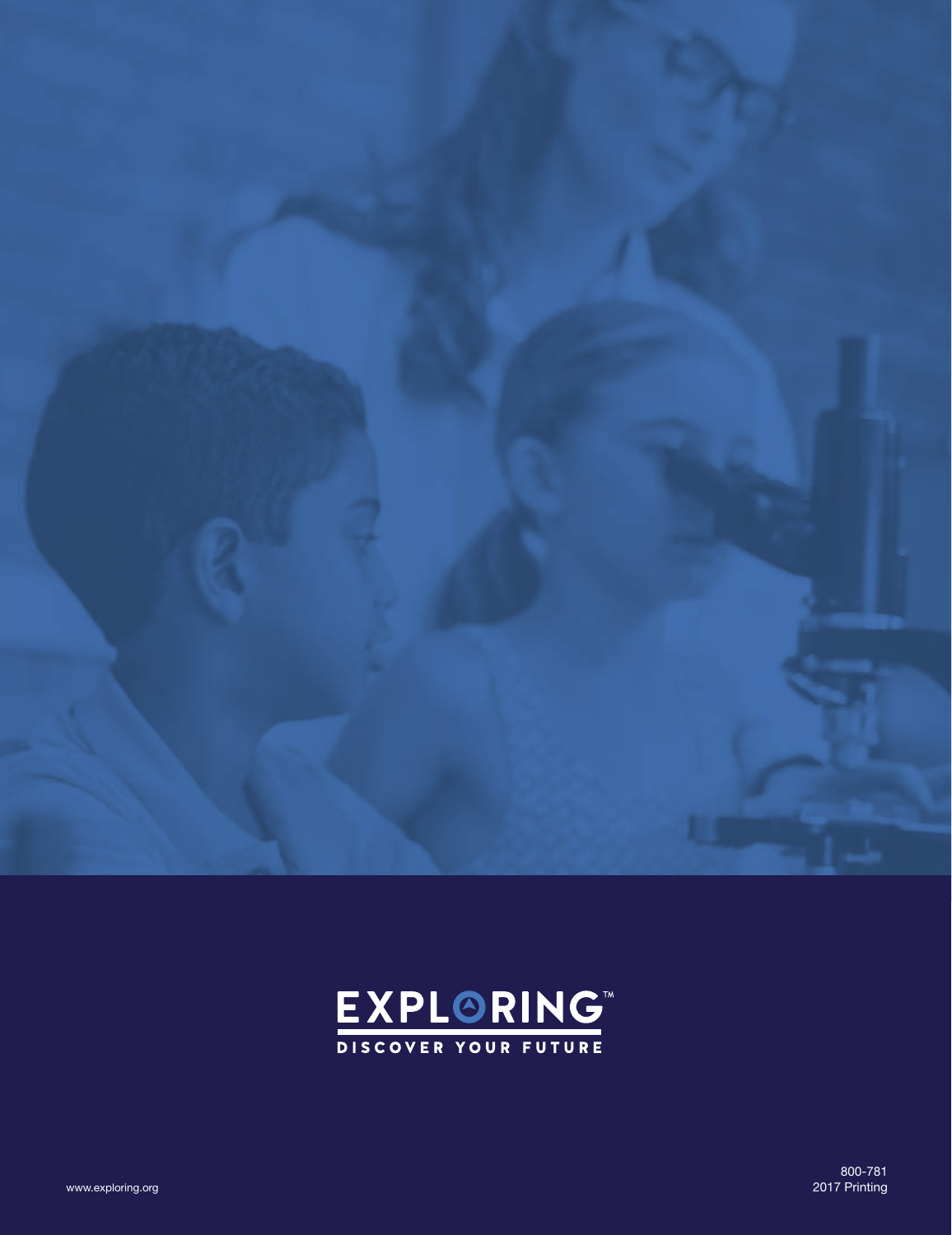EXPLORING™

DISCOVER YOUR FUTURE

www.exploring.org

800-781
2017 Printing